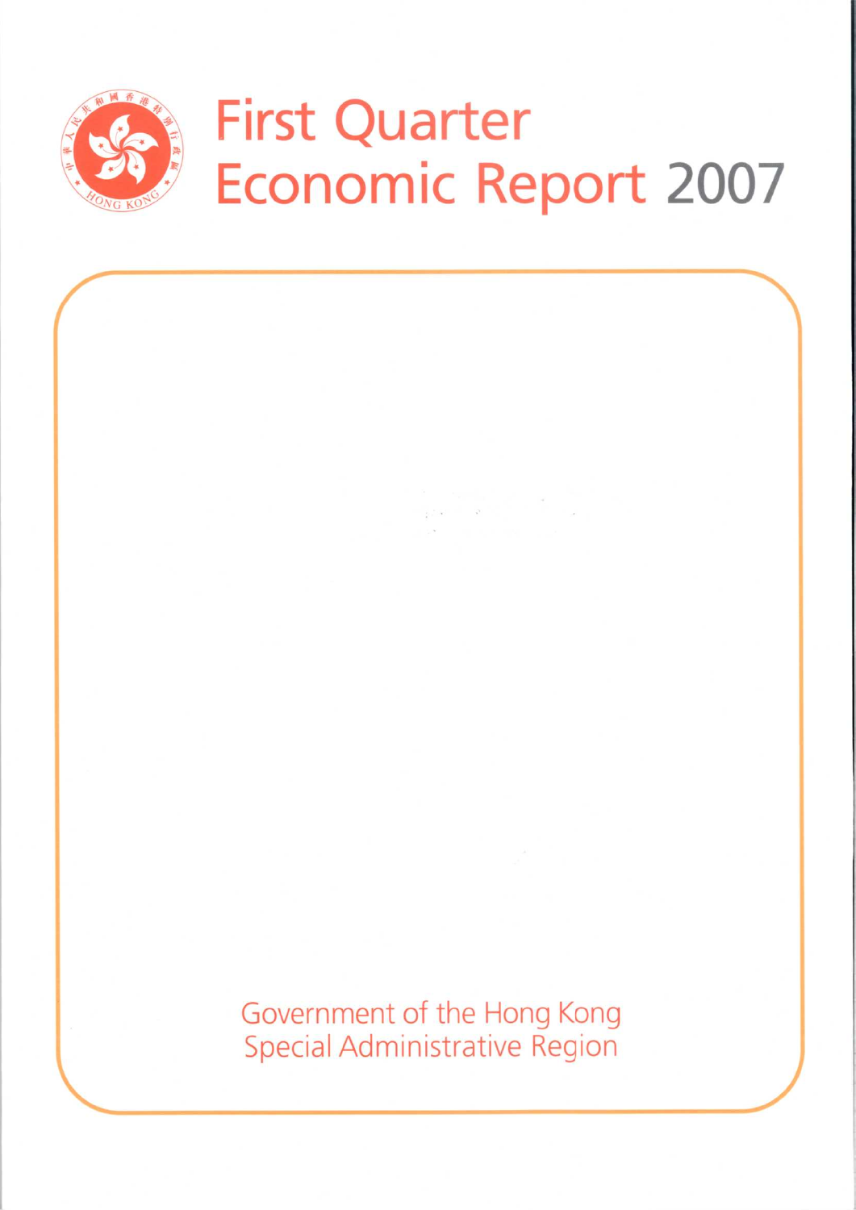# First Quarter Economic Report 2007

Government of the Hong Kong Special Administrative Region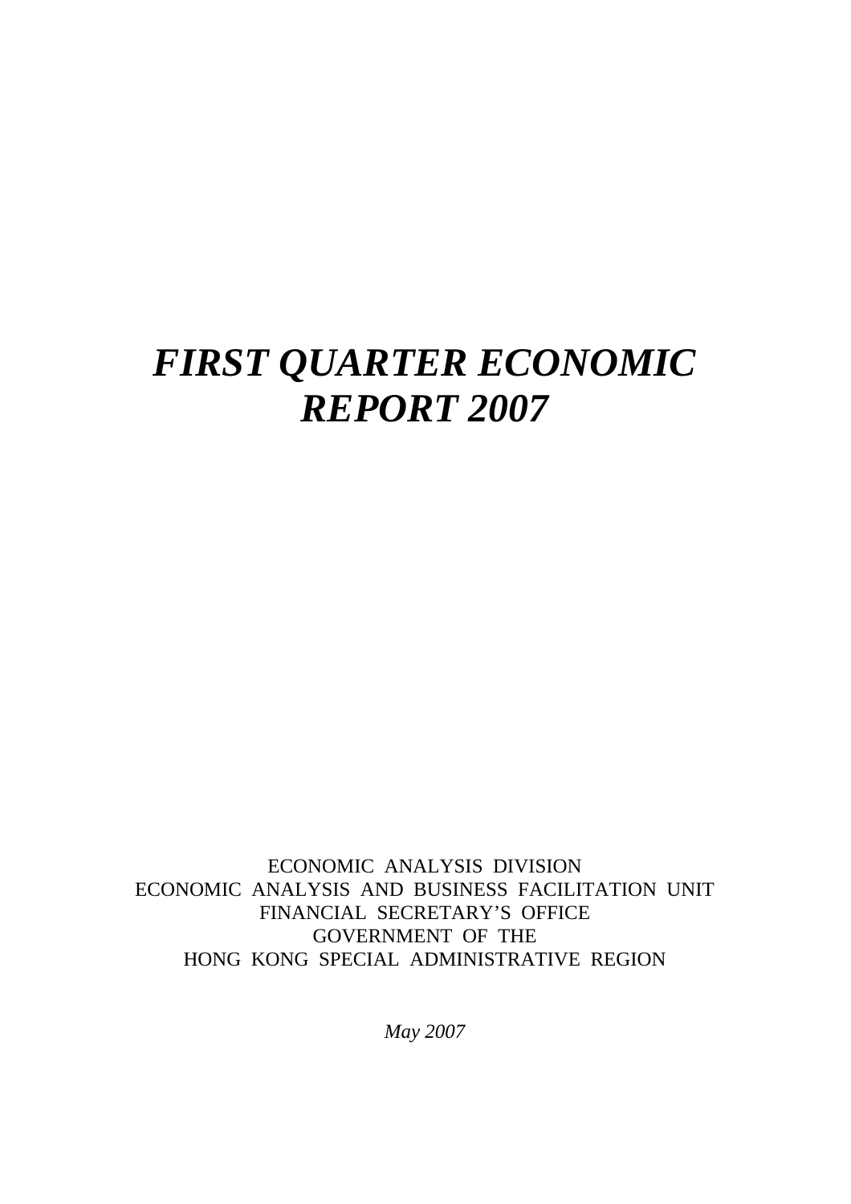# *FIRST QUARTER ECONOMIC REPORT 2007*

ECONOMIC ANALYSIS DIVISION
ECONOMIC ANALYSIS AND BUSINESS FACILITATION UNIT
FINANCIAL SECRETARY'S OFFICE
GOVERNMENT OF THE
HONG KONG SPECIAL ADMINISTRATIVE REGION

*May 2007*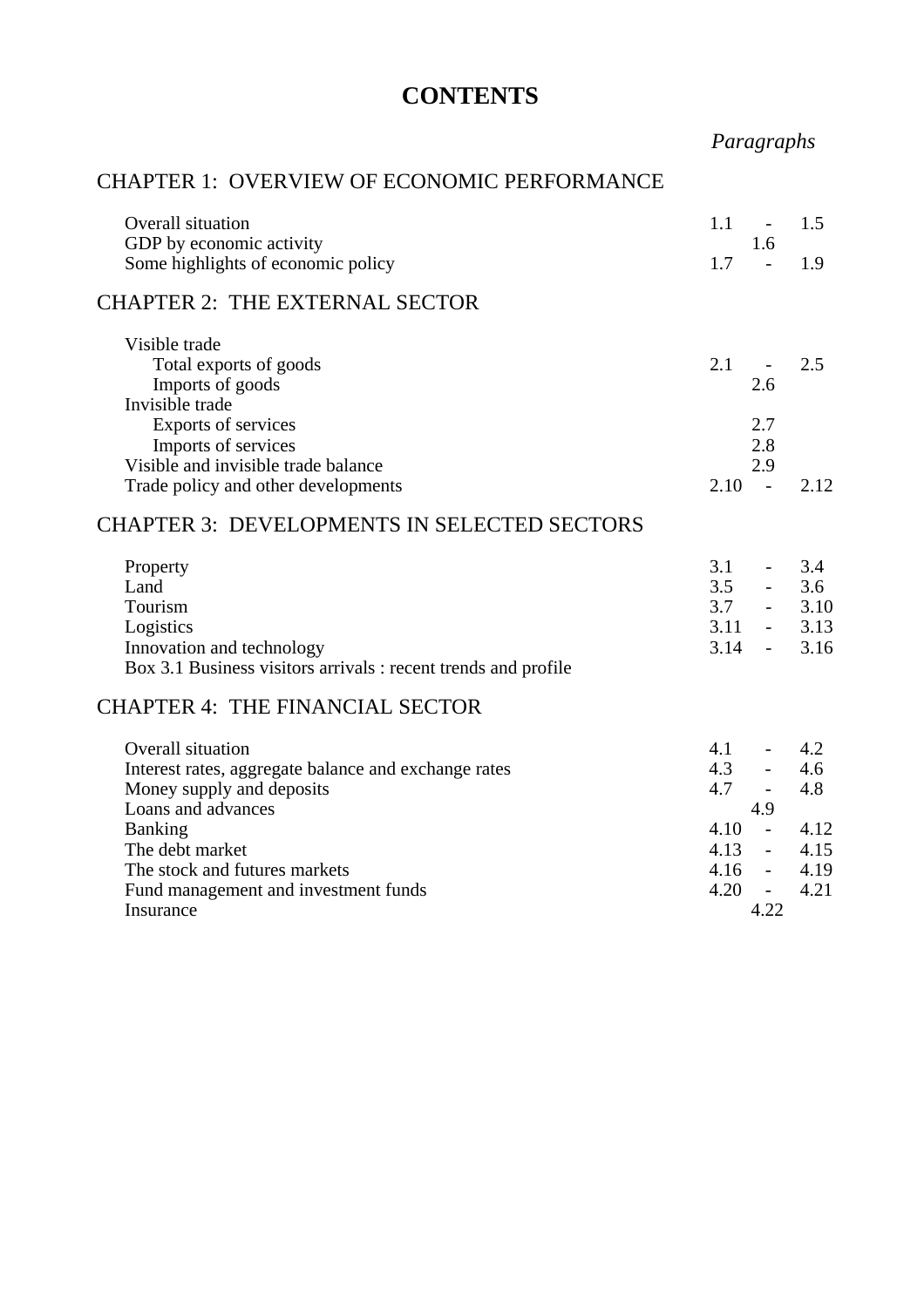# CONTENTS

| | *Paragraphs* |
|---|---|
| **CHAPTER 1: OVERVIEW OF ECONOMIC PERFORMANCE** | |
| Overall situation | 1.1 - 1.5 |
| GDP by economic activity | 1.6 |
| Some highlights of economic policy | 1.7 - 1.9 |
| **CHAPTER 2: THE EXTERNAL SECTOR** | |
| Visible trade | |
| Total exports of goods | 2.1 - 2.5 |
| Imports of goods | 2.6 |
| Invisible trade | |
| Exports of services | 2.7 |
| Imports of services | 2.8 |
| Visible and invisible trade balance | 2.9 |
| Trade policy and other developments | 2.10 - 2.12 |
| **CHAPTER 3: DEVELOPMENTS IN SELECTED SECTORS** | |
| Property | 3.1 - 3.4 |
| Land | 3.5 - 3.6 |
| Tourism | 3.7 - 3.10 |
| Logistics | 3.11 - 3.13 |
| Innovation and technology | 3.14 - 3.16 |
| Box 3.1 Business visitors arrivals : recent trends and profile | |
| **CHAPTER 4: THE FINANCIAL SECTOR** | |
| Overall situation | 4.1 - 4.2 |
| Interest rates, aggregate balance and exchange rates | 4.3 - 4.6 |
| Money supply and deposits | 4.7 - 4.8 |
| Loans and advances | 4.9 |
| Banking | 4.10 - 4.12 |
| The debt market | 4.13 - 4.15 |
| The stock and futures markets | 4.16 - 4.19 |
| Fund management and investment funds | 4.20 - 4.21 |
| Insurance | 4.22 |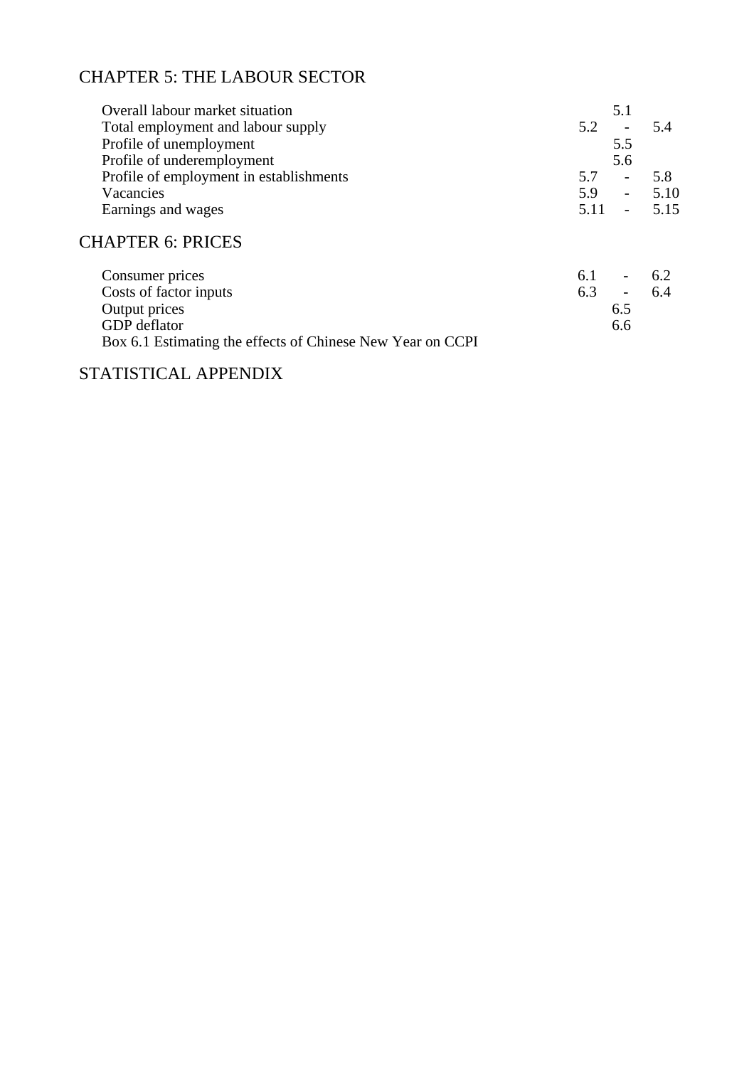## CHAPTER 5: THE LABOUR SECTOR

| | |
|---|---|
| Overall labour market situation | 5.1 |
| Total employment and labour supply | 5.2 - 5.4 |
| Profile of unemployment | 5.5 |
| Profile of underemployment | 5.6 |
| Profile of employment in establishments | 5.7 - 5.8 |
| Vacancies | 5.9 - 5.10 |
| Earnings and wages | 5.11 - 5.15 |

## CHAPTER 6: PRICES

| | |
|---|---|
| Consumer prices | 6.1 - 6.2 |
| Costs of factor inputs | 6.3 - 6.4 |
| Output prices | 6.5 |
| GDP deflator | 6.6 |
| Box 6.1 Estimating the effects of Chinese New Year on CCPI | |

## STATISTICAL APPENDIX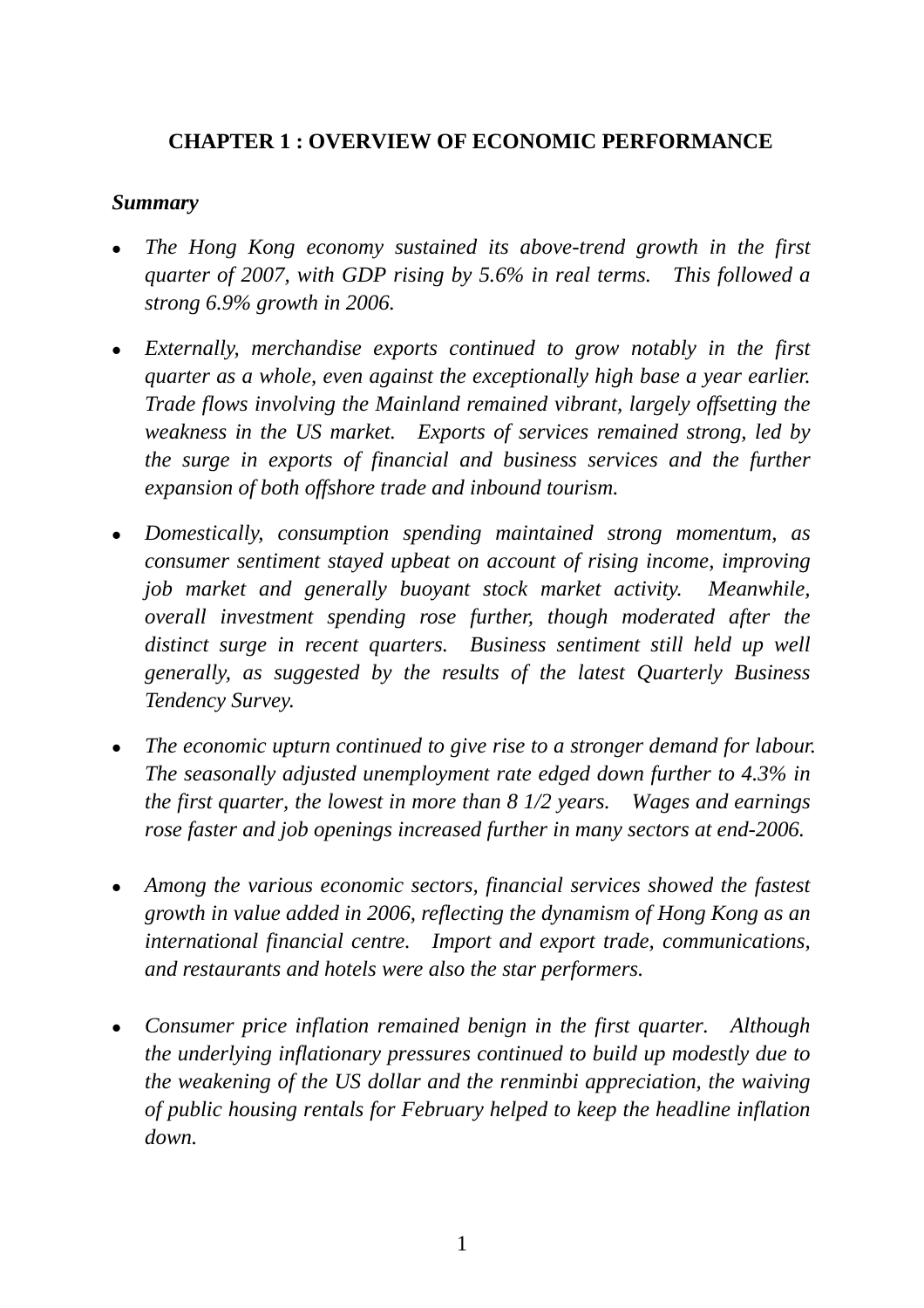# CHAPTER 1 : OVERVIEW OF ECONOMIC PERFORMANCE

***Summary***

- *The Hong Kong economy sustained its above-trend growth in the first quarter of 2007, with GDP rising by 5.6% in real terms. This followed a strong 6.9% growth in 2006.*

- *Externally, merchandise exports continued to grow notably in the first quarter as a whole, even against the exceptionally high base a year earlier. Trade flows involving the Mainland remained vibrant, largely offsetting the weakness in the US market. Exports of services remained strong, led by the surge in exports of financial and business services and the further expansion of both offshore trade and inbound tourism.*

- *Domestically, consumption spending maintained strong momentum, as consumer sentiment stayed upbeat on account of rising income, improving job market and generally buoyant stock market activity. Meanwhile, overall investment spending rose further, though moderated after the distinct surge in recent quarters. Business sentiment still held up well generally, as suggested by the results of the latest Quarterly Business Tendency Survey.*

- *The economic upturn continued to give rise to a stronger demand for labour. The seasonally adjusted unemployment rate edged down further to 4.3% in the first quarter, the lowest in more than 8 1/2 years. Wages and earnings rose faster and job openings increased further in many sectors at end-2006.*

- *Among the various economic sectors, financial services showed the fastest growth in value added in 2006, reflecting the dynamism of Hong Kong as an international financial centre. Import and export trade, communications, and restaurants and hotels were also the star performers.*

- *Consumer price inflation remained benign in the first quarter. Although the underlying inflationary pressures continued to build up modestly due to the weakening of the US dollar and the renminbi appreciation, the waiving of public housing rentals for February helped to keep the headline inflation down.*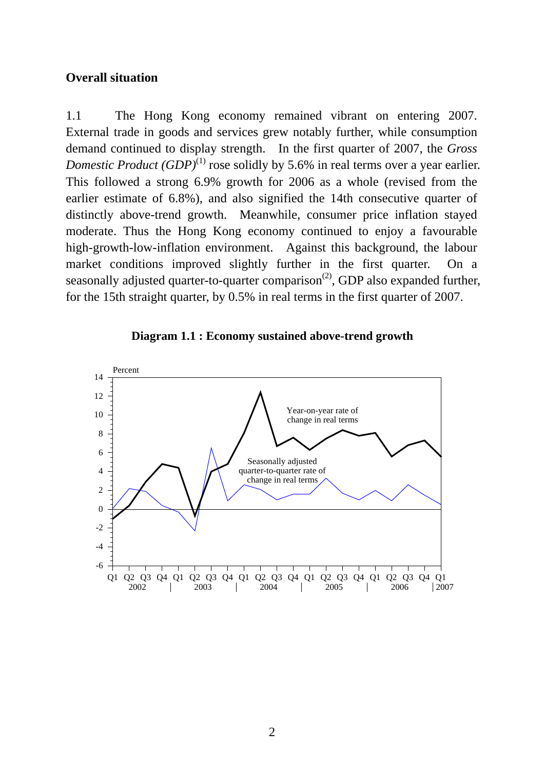## Overall situation

1.1 The Hong Kong economy remained vibrant on entering 2007. External trade in goods and services grew notably further, while consumption demand continued to display strength. In the first quarter of 2007, the *Gross Domestic Product (GDP)*[(1)] rose solidly by 5.6% in real terms over a year earlier. This followed a strong 6.9% growth for 2006 as a whole (revised from the earlier estimate of 6.8%), and also signified the 14th consecutive quarter of distinctly above-trend growth. Meanwhile, consumer price inflation stayed moderate. Thus the Hong Kong economy continued to enjoy a favourable high-growth-low-inflation environment. Against this background, the labour market conditions improved slightly further in the first quarter. On a seasonally adjusted quarter-to-quarter comparison[(2)], GDP also expanded further, for the 15th straight quarter, by 0.5% in real terms in the first quarter of 2007.

**Diagram 1.1 : Economy sustained above-trend growth**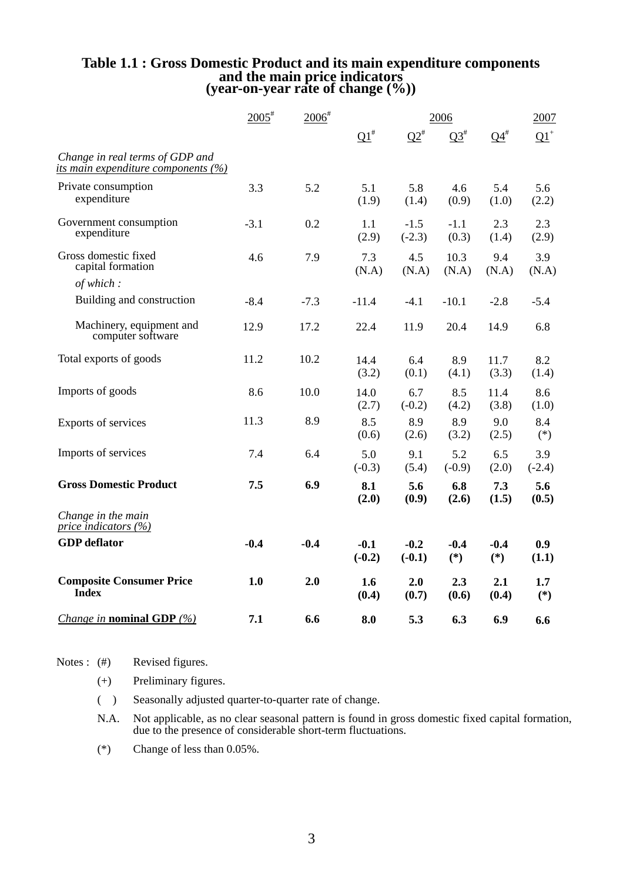# Table 1.1 : Gross Domestic Product and its main expenditure components and the main price indicators (year-on-year rate of change (%))

| | 2005# | 2006# | 2006 | | | | 2007 |
|---|---|---|---|---|---|---|---|
| | | | Q1# | Q2# | Q3# | Q4# | Q1+ |
| *Change in real terms of GDP and its main expenditure components (%)* | | | | | | | |
| Private consumption expenditure | 3.3 | 5.2 | 5.1 (1.9) | 5.8 (1.4) | 4.6 (0.9) | 5.4 (1.0) | 5.6 (2.2) |
| Government consumption expenditure | -3.1 | 0.2 | 1.1 (2.9) | -1.5 (-2.3) | -1.1 (0.3) | 2.3 (1.4) | 2.3 (2.9) |
| Gross domestic fixed capital formation | 4.6 | 7.9 | 7.3 (N.A) | 4.5 (N.A) | 10.3 (N.A) | 9.4 (N.A) | 3.9 (N.A) |
| *of which :* | | | | | | | |
| Building and construction | -8.4 | -7.3 | -11.4 | -4.1 | -10.1 | -2.8 | -5.4 |
| Machinery, equipment and computer software | 12.9 | 17.2 | 22.4 | 11.9 | 20.4 | 14.9 | 6.8 |
| Total exports of goods | 11.2 | 10.2 | 14.4 (3.2) | 6.4 (0.1) | 8.9 (4.1) | 11.7 (3.3) | 8.2 (1.4) |
| Imports of goods | 8.6 | 10.0 | 14.0 (2.7) | 6.7 (-0.2) | 8.5 (4.2) | 11.4 (3.8) | 8.6 (1.0) |
| Exports of services | 11.3 | 8.9 | 8.5 (0.6) | 8.9 (2.6) | 8.9 (3.2) | 9.0 (2.5) | 8.4 (*) |
| Imports of services | 7.4 | 6.4 | 5.0 (-0.3) | 9.1 (5.4) | 5.2 (-0.9) | 6.5 (2.0) | 3.9 (-2.4) |
| **Gross Domestic Product** | **7.5** | **6.9** | **8.1 (2.0)** | **5.6 (0.9)** | **6.8 (2.6)** | **7.3 (1.5)** | **5.6 (0.5)** |
| *Change in the main price indicators (%)* | | | | | | | |
| **GDP deflator** | **-0.4** | **-0.4** | **-0.1 (-0.2)** | **-0.2 (-0.1)** | **-0.4 (*)** | **-0.4 (*)** | **0.9 (1.1)** |
| **Composite Consumer Price Index** | **1.0** | **2.0** | **1.6 (0.4)** | **2.0 (0.7)** | **2.3 (0.6)** | **2.1 (0.4)** | **1.7 (*)** |
| *Change in* **nominal GDP** *(%)* | **7.1** | **6.6** | **8.0** | **5.3** | **6.3** | **6.9** | **6.6** |

Notes :
- (#) Revised figures.
- (+) Preliminary figures.
- ( ) Seasonally adjusted quarter-to-quarter rate of change.
- N.A. Not applicable, as no clear seasonal pattern is found in gross domestic fixed capital formation, due to the presence of considerable short-term fluctuations.
- (*) Change of less than 0.05%.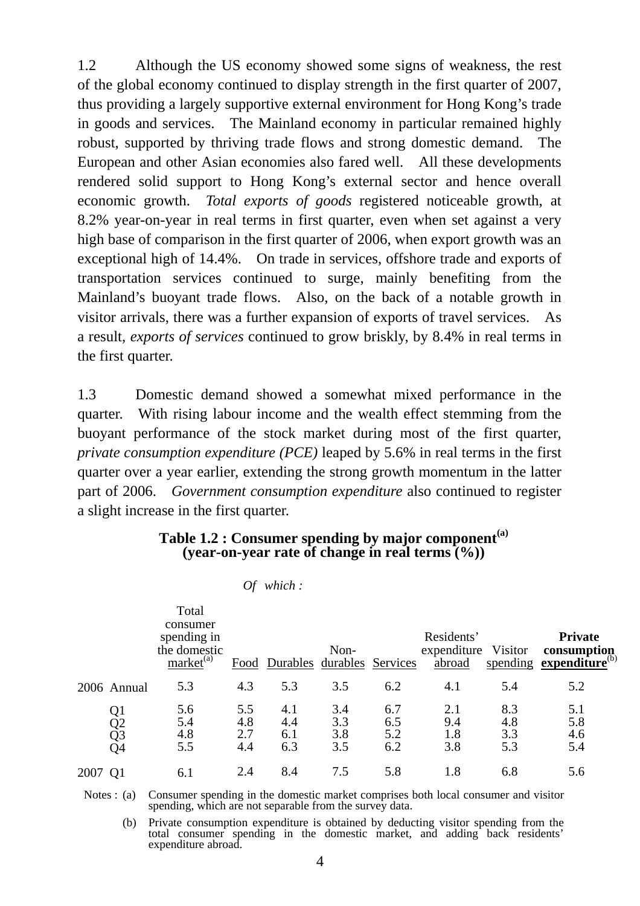1.2 Although the US economy showed some signs of weakness, the rest of the global economy continued to display strength in the first quarter of 2007, thus providing a largely supportive external environment for Hong Kong's trade in goods and services. The Mainland economy in particular remained highly robust, supported by thriving trade flows and strong domestic demand. The European and other Asian economies also fared well. All these developments rendered solid support to Hong Kong's external sector and hence overall economic growth. *Total exports of goods* registered noticeable growth, at 8.2% year-on-year in real terms in first quarter, even when set against a very high base of comparison in the first quarter of 2006, when export growth was an exceptional high of 14.4%. On trade in services, offshore trade and exports of transportation services continued to surge, mainly benefiting from the Mainland's buoyant trade flows. Also, on the back of a notable growth in visitor arrivals, there was a further expansion of exports of travel services. As a result, *exports of services* continued to grow briskly, by 8.4% in real terms in the first quarter.

1.3 Domestic demand showed a somewhat mixed performance in the quarter. With rising labour income and the wealth effect stemming from the buoyant performance of the stock market during most of the first quarter, *private consumption expenditure (PCE)* leaped by 5.6% in real terms in the first quarter over a year earlier, extending the strong growth momentum in the latter part of 2006. *Government consumption expenditure* also continued to register a slight increase in the first quarter.

**Table 1.2 : Consumer spending by major component[(a)]**
**(year-on-year rate of change in real terms (%))**

| | Total consumer spending in the domestic market[(a)] | *Of which :* Food | Durables | Non-durables | Services | Residents' expenditure abroad | Visitor spending | **Private consumption expenditure**[(b)] |
|---|---|---|---|---|---|---|---|---|
| 2006 Annual | 5.3 | 4.3 | 5.3 | 3.5 | 6.2 | 4.1 | 5.4 | 5.2 |
| Q1 | 5.6 | 5.5 | 4.1 | 3.4 | 6.7 | 2.1 | 8.3 | 5.1 |
| Q2 | 5.4 | 4.8 | 4.4 | 3.3 | 6.5 | 9.4 | 4.8 | 5.8 |
| Q3 | 4.8 | 2.7 | 6.1 | 3.8 | 5.2 | 1.8 | 3.3 | 4.6 |
| Q4 | 5.5 | 4.4 | 6.3 | 3.5 | 6.2 | 3.8 | 5.3 | 5.4 |
| 2007 Q1 | 6.1 | 2.4 | 8.4 | 7.5 | 5.8 | 1.8 | 6.8 | 5.6 |

Notes : (a) Consumer spending in the domestic market comprises both local consumer and visitor spending, which are not separable from the survey data.

(b) Private consumption expenditure is obtained by deducting visitor spending from the total consumer spending in the domestic market, and adding back residents' expenditure abroad.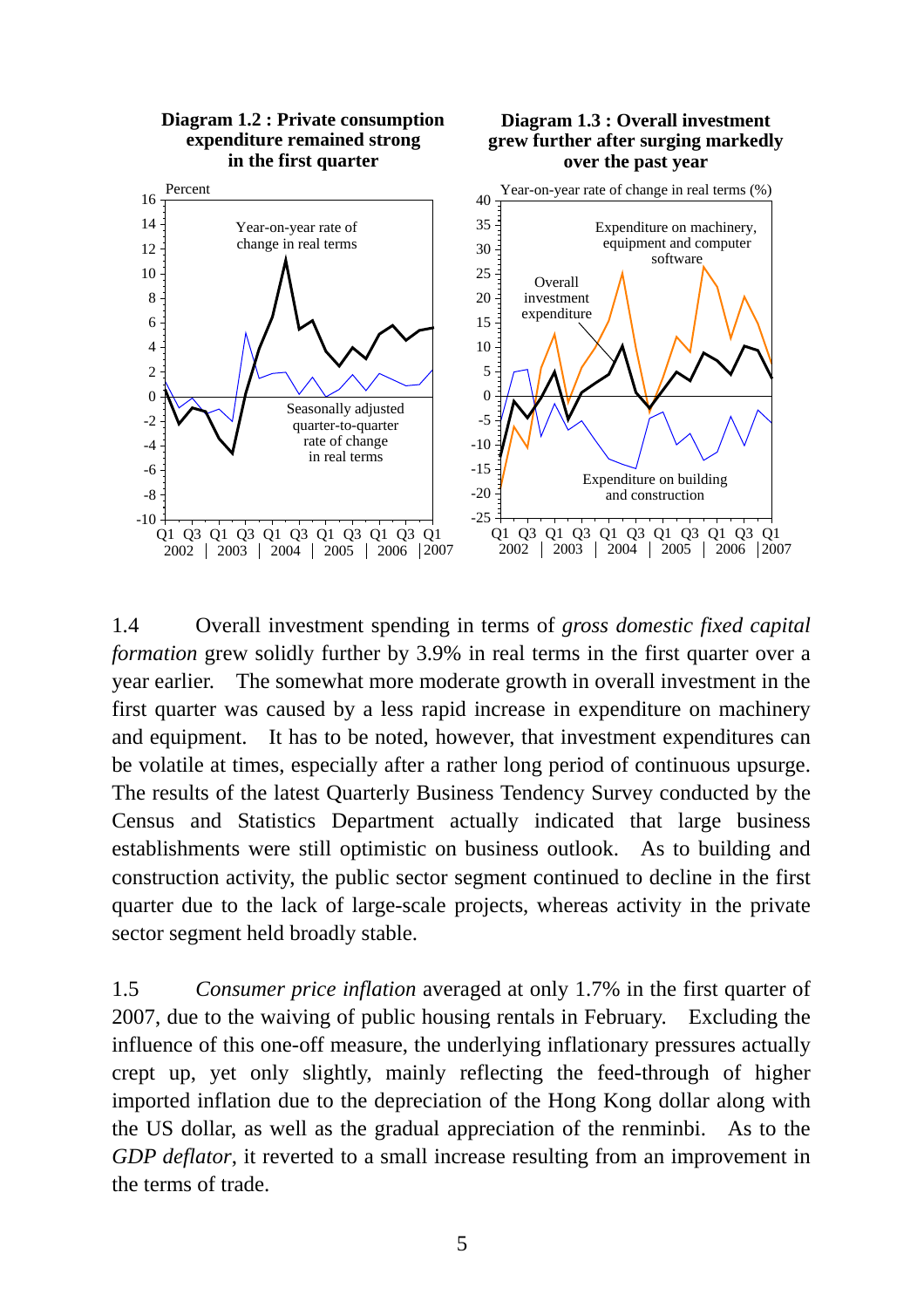**Diagram 1.2 : Private consumption expenditure remained strong in the first quarter**

**Diagram 1.3 : Overall investment grew further after surging markedly over the past year**

1.4 Overall investment spending in terms of *gross domestic fixed capital formation* grew solidly further by 3.9% in real terms in the first quarter over a year earlier. The somewhat more moderate growth in overall investment in the first quarter was caused by a less rapid increase in expenditure on machinery and equipment. It has to be noted, however, that investment expenditures can be volatile at times, especially after a rather long period of continuous upsurge. The results of the latest Quarterly Business Tendency Survey conducted by the Census and Statistics Department actually indicated that large business establishments were still optimistic on business outlook. As to building and construction activity, the public sector segment continued to decline in the first quarter due to the lack of large-scale projects, whereas activity in the private sector segment held broadly stable.

1.5 *Consumer price inflation* averaged at only 1.7% in the first quarter of 2007, due to the waiving of public housing rentals in February. Excluding the influence of this one-off measure, the underlying inflationary pressures actually crept up, yet only slightly, mainly reflecting the feed-through of higher imported inflation due to the depreciation of the Hong Kong dollar along with the US dollar, as well as the gradual appreciation of the renminbi. As to the *GDP deflator*, it reverted to a small increase resulting from an improvement in the terms of trade.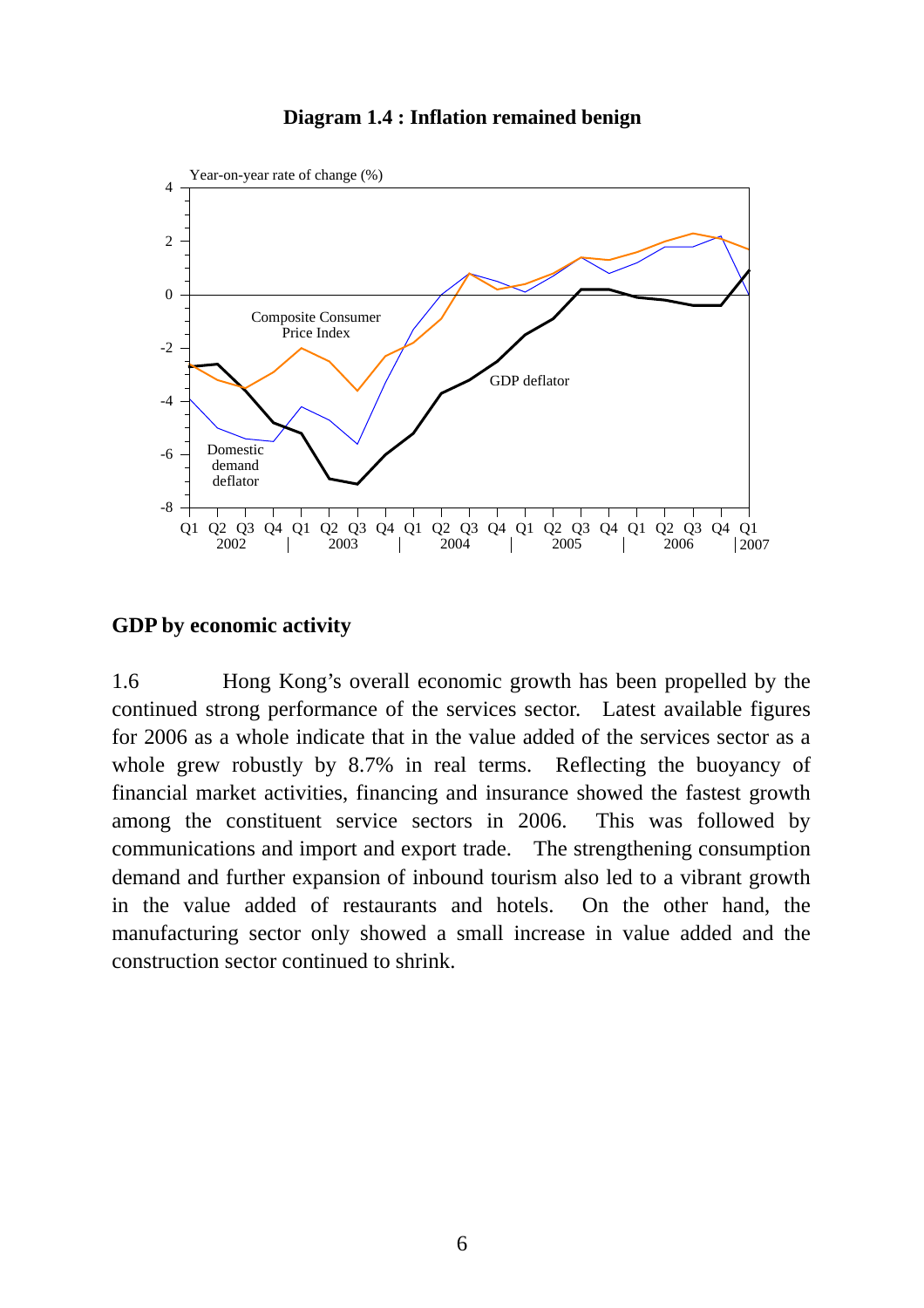**Diagram 1.4 : Inflation remained benign**

## GDP by economic activity

1.6 Hong Kong's overall economic growth has been propelled by the continued strong performance of the services sector. Latest available figures for 2006 as a whole indicate that in the value added of the services sector as a whole grew robustly by 8.7% in real terms. Reflecting the buoyancy of financial market activities, financing and insurance showed the fastest growth among the constituent service sectors in 2006. This was followed by communications and import and export trade. The strengthening consumption demand and further expansion of inbound tourism also led to a vibrant growth in the value added of restaurants and hotels. On the other hand, the manufacturing sector only showed a small increase in value added and the construction sector continued to shrink.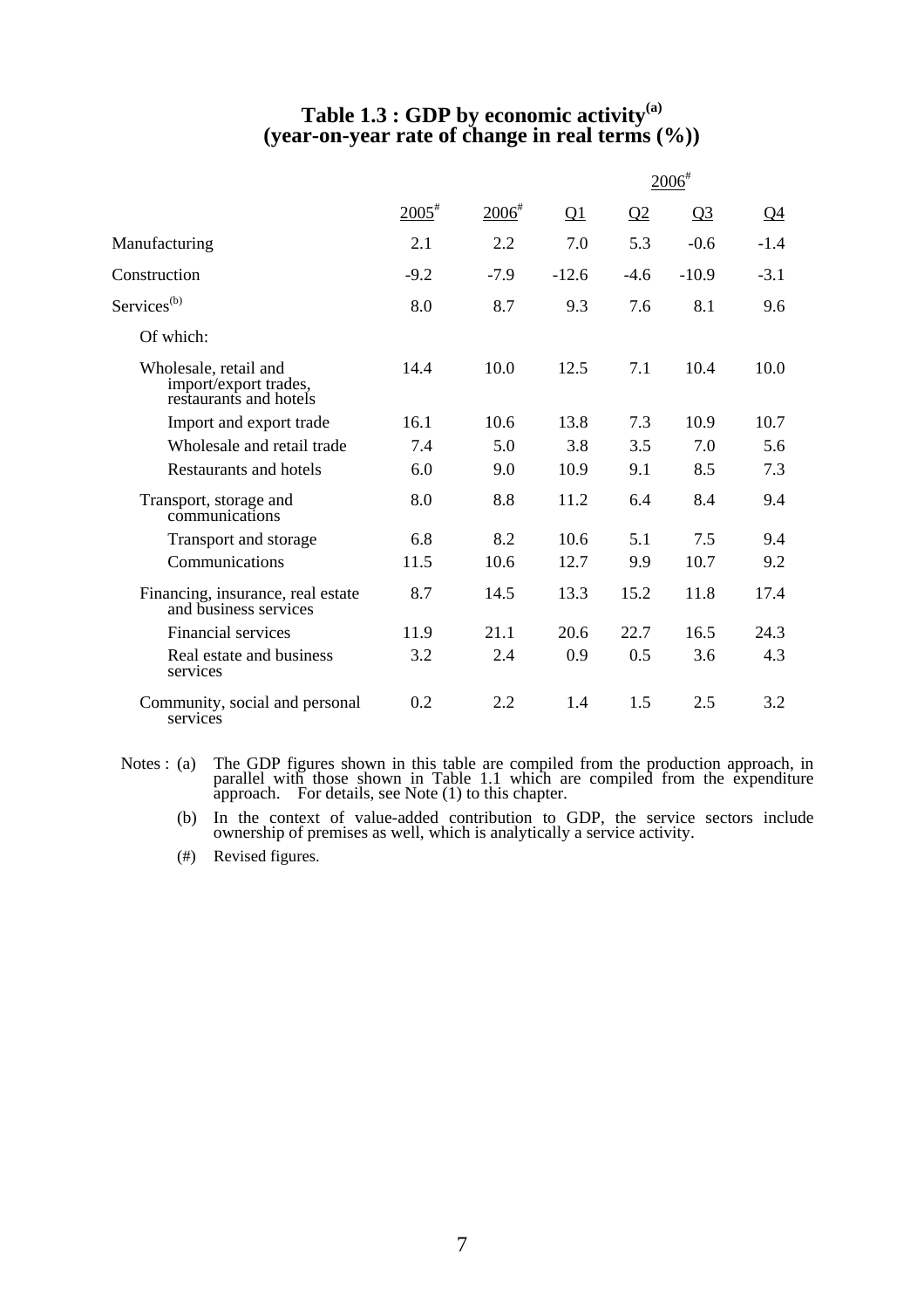# Table 1.3 : GDP by economic activity[(a)] (year-on-year rate of change in real terms (%))

| | 2005# | 2006# | 2006# Q1 | Q2 | Q3 | Q4 |
|---|---|---|---|---|---|---|
| Manufacturing | 2.1 | 2.2 | 7.0 | 5.3 | -0.6 | -1.4 |
| Construction | -9.2 | -7.9 | -12.6 | -4.6 | -10.9 | -3.1 |
| Services[(b)] | 8.0 | 8.7 | 9.3 | 7.6 | 8.1 | 9.6 |
| Of which: | | | | | | |
| Wholesale, retail and import/export trades, restaurants and hotels | 14.4 | 10.0 | 12.5 | 7.1 | 10.4 | 10.0 |
| Import and export trade | 16.1 | 10.6 | 13.8 | 7.3 | 10.9 | 10.7 |
| Wholesale and retail trade | 7.4 | 5.0 | 3.8 | 3.5 | 7.0 | 5.6 |
| Restaurants and hotels | 6.0 | 9.0 | 10.9 | 9.1 | 8.5 | 7.3 |
| Transport, storage and communications | 8.0 | 8.8 | 11.2 | 6.4 | 8.4 | 9.4 |
| Transport and storage | 6.8 | 8.2 | 10.6 | 5.1 | 7.5 | 9.4 |
| Communications | 11.5 | 10.6 | 12.7 | 9.9 | 10.7 | 9.2 |
| Financing, insurance, real estate and business services | 8.7 | 14.5 | 13.3 | 15.2 | 11.8 | 17.4 |
| Financial services | 11.9 | 21.1 | 20.6 | 22.7 | 16.5 | 24.3 |
| Real estate and business services | 3.2 | 2.4 | 0.9 | 0.5 | 3.6 | 4.3 |
| Community, social and personal services | 0.2 | 2.2 | 1.4 | 1.5 | 2.5 | 3.2 |

Notes : (a) The GDP figures shown in this table are compiled from the production approach, in parallel with those shown in Table 1.1 which are compiled from the expenditure approach. For details, see Note (1) to this chapter.

(b) In the context of value-added contribution to GDP, the service sectors include ownership of premises as well, which is analytically a service activity.

(#) Revised figures.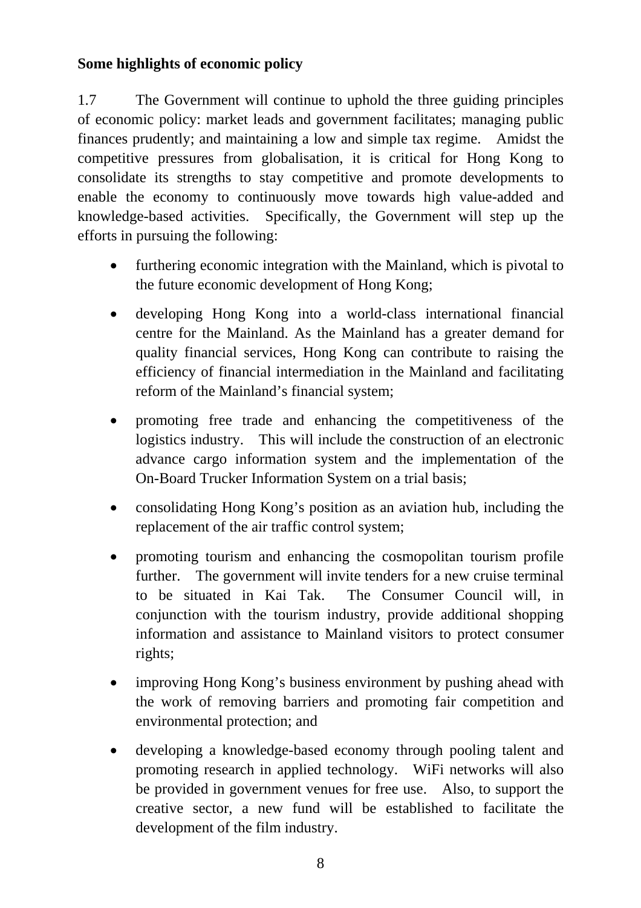**Some highlights of economic policy**

1.7 The Government will continue to uphold the three guiding principles of economic policy: market leads and government facilitates; managing public finances prudently; and maintaining a low and simple tax regime. Amidst the competitive pressures from globalisation, it is critical for Hong Kong to consolidate its strengths to stay competitive and promote developments to enable the economy to continuously move towards high value-added and knowledge-based activities. Specifically, the Government will step up the efforts in pursuing the following:

- furthering economic integration with the Mainland, which is pivotal to the future economic development of Hong Kong;
- developing Hong Kong into a world-class international financial centre for the Mainland. As the Mainland has a greater demand for quality financial services, Hong Kong can contribute to raising the efficiency of financial intermediation in the Mainland and facilitating reform of the Mainland's financial system;
- promoting free trade and enhancing the competitiveness of the logistics industry. This will include the construction of an electronic advance cargo information system and the implementation of the On-Board Trucker Information System on a trial basis;
- consolidating Hong Kong's position as an aviation hub, including the replacement of the air traffic control system;
- promoting tourism and enhancing the cosmopolitan tourism profile further. The government will invite tenders for a new cruise terminal to be situated in Kai Tak. The Consumer Council will, in conjunction with the tourism industry, provide additional shopping information and assistance to Mainland visitors to protect consumer rights;
- improving Hong Kong's business environment by pushing ahead with the work of removing barriers and promoting fair competition and environmental protection; and
- developing a knowledge-based economy through pooling talent and promoting research in applied technology. WiFi networks will also be provided in government venues for free use. Also, to support the creative sector, a new fund will be established to facilitate the development of the film industry.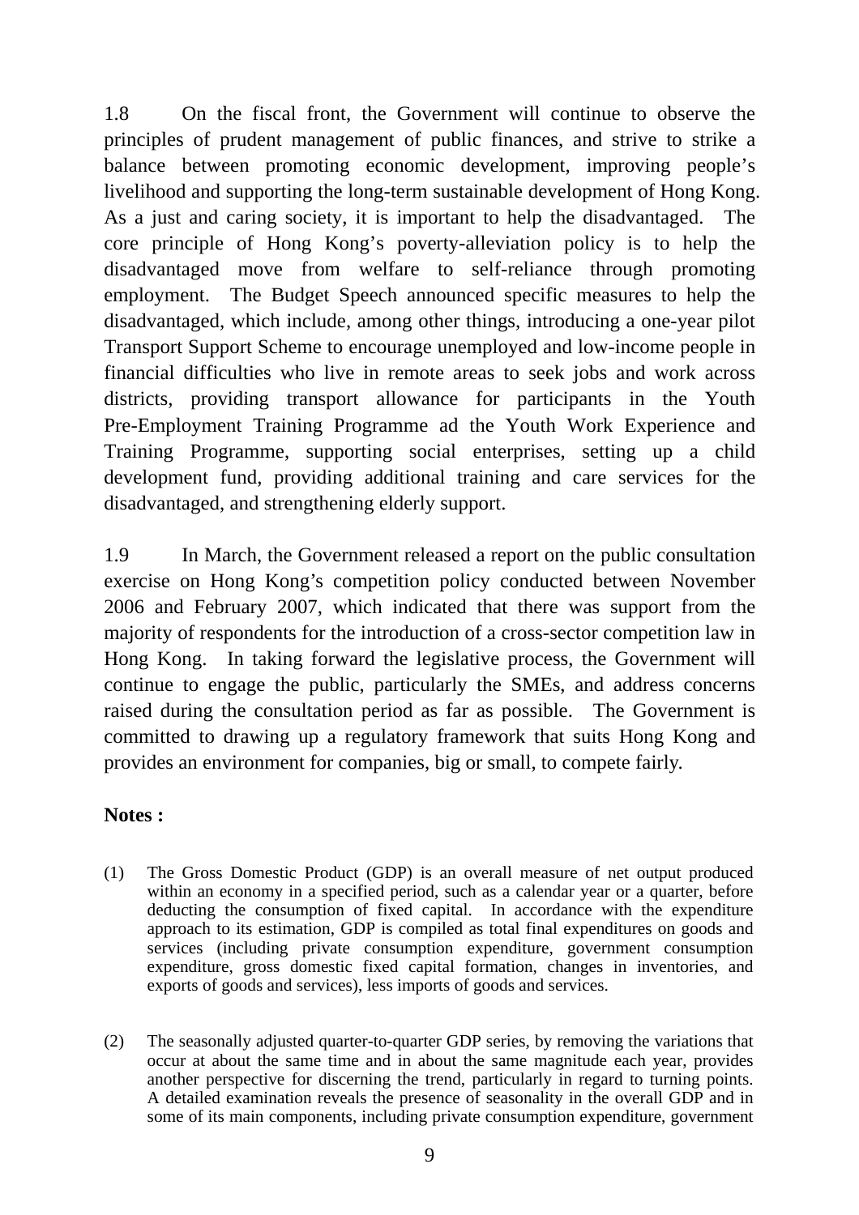1.8 On the fiscal front, the Government will continue to observe the principles of prudent management of public finances, and strive to strike a balance between promoting economic development, improving people's livelihood and supporting the long-term sustainable development of Hong Kong. As a just and caring society, it is important to help the disadvantaged. The core principle of Hong Kong's poverty-alleviation policy is to help the disadvantaged move from welfare to self-reliance through promoting employment. The Budget Speech announced specific measures to help the disadvantaged, which include, among other things, introducing a one-year pilot Transport Support Scheme to encourage unemployed and low-income people in financial difficulties who live in remote areas to seek jobs and work across districts, providing transport allowance for participants in the Youth Pre-Employment Training Programme ad the Youth Work Experience and Training Programme, supporting social enterprises, setting up a child development fund, providing additional training and care services for the disadvantaged, and strengthening elderly support.

1.9 In March, the Government released a report on the public consultation exercise on Hong Kong's competition policy conducted between November 2006 and February 2007, which indicated that there was support from the majority of respondents for the introduction of a cross-sector competition law in Hong Kong. In taking forward the legislative process, the Government will continue to engage the public, particularly the SMEs, and address concerns raised during the consultation period as far as possible. The Government is committed to drawing up a regulatory framework that suits Hong Kong and provides an environment for companies, big or small, to compete fairly.

**Notes :**

(1) The Gross Domestic Product (GDP) is an overall measure of net output produced within an economy in a specified period, such as a calendar year or a quarter, before deducting the consumption of fixed capital. In accordance with the expenditure approach to its estimation, GDP is compiled as total final expenditures on goods and services (including private consumption expenditure, government consumption expenditure, gross domestic fixed capital formation, changes in inventories, and exports of goods and services), less imports of goods and services.

(2) The seasonally adjusted quarter-to-quarter GDP series, by removing the variations that occur at about the same time and in about the same magnitude each year, provides another perspective for discerning the trend, particularly in regard to turning points. A detailed examination reveals the presence of seasonality in the overall GDP and in some of its main components, including private consumption expenditure, government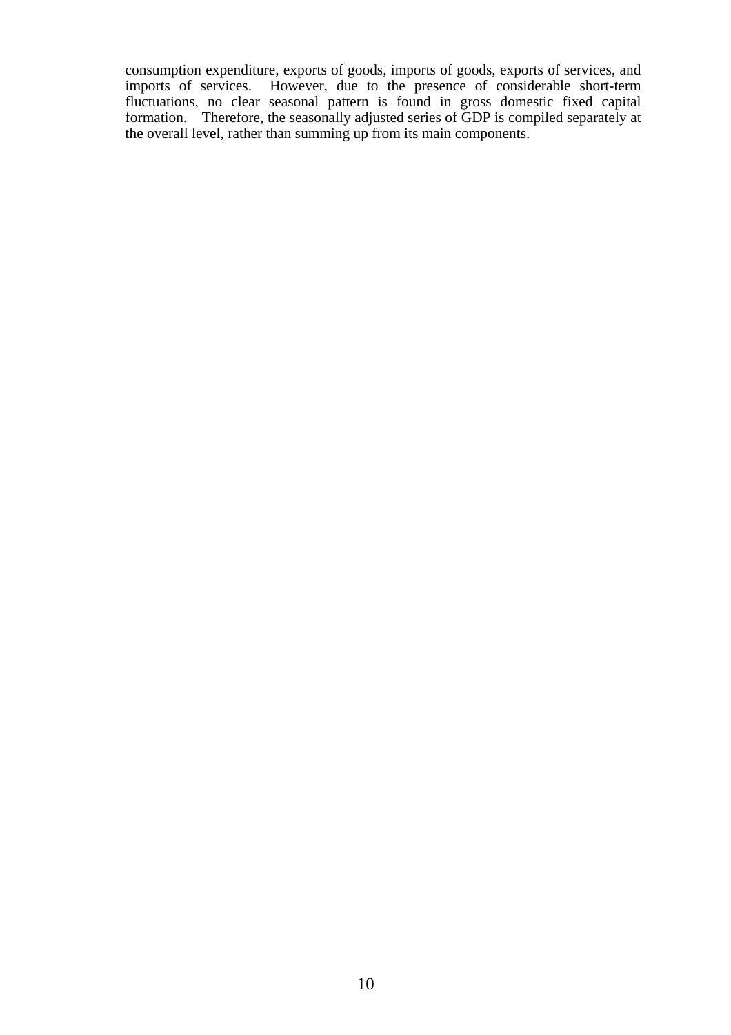consumption expenditure, exports of goods, imports of goods, exports of services, and imports of services. However, due to the presence of considerable short-term fluctuations, no clear seasonal pattern is found in gross domestic fixed capital formation. Therefore, the seasonally adjusted series of GDP is compiled separately at the overall level, rather than summing up from its main components.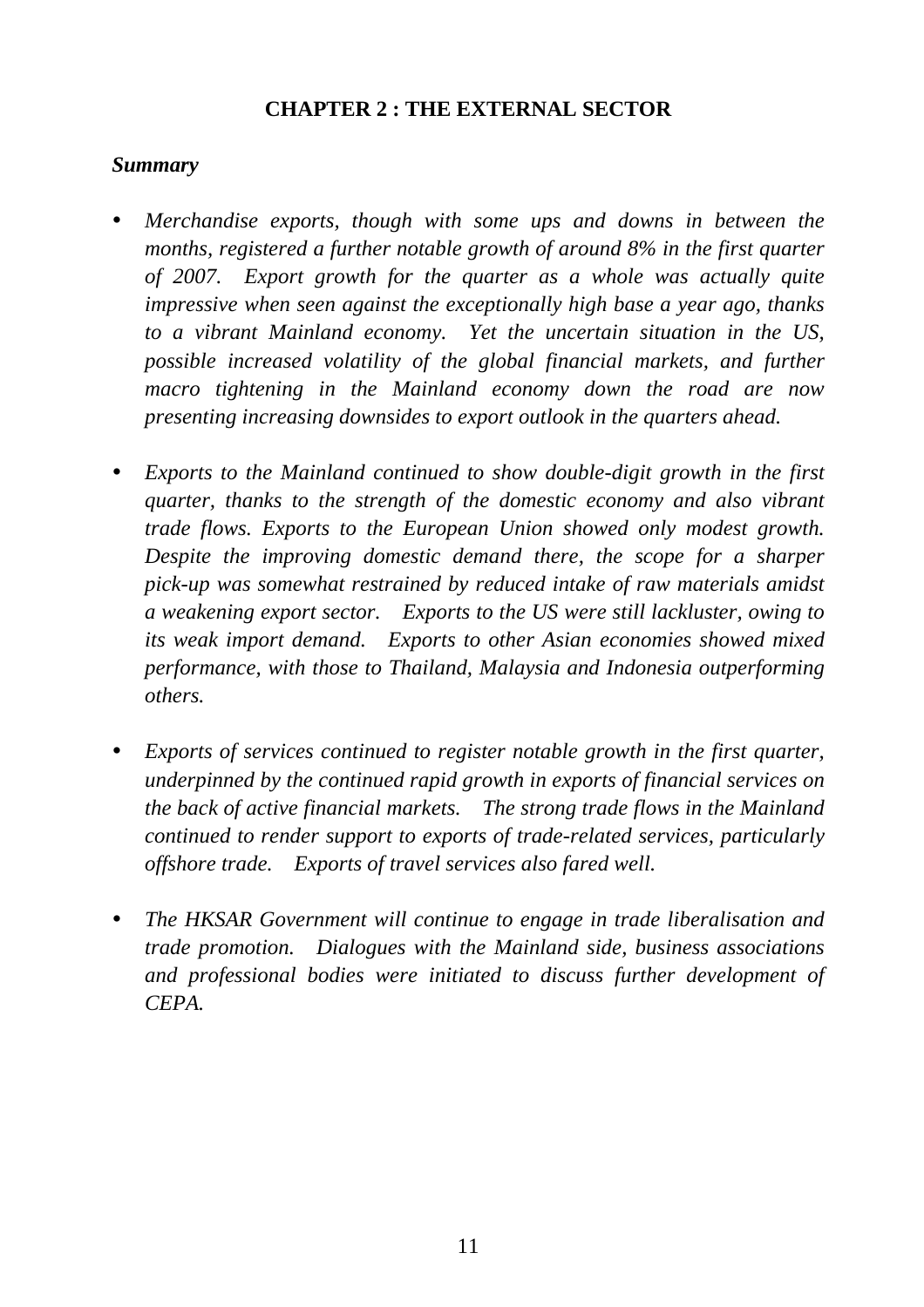# CHAPTER 2 : THE EXTERNAL SECTOR

***Summary***

- *Merchandise exports, though with some ups and downs in between the months, registered a further notable growth of around 8% in the first quarter of 2007. Export growth for the quarter as a whole was actually quite impressive when seen against the exceptionally high base a year ago, thanks to a vibrant Mainland economy. Yet the uncertain situation in the US, possible increased volatility of the global financial markets, and further macro tightening in the Mainland economy down the road are now presenting increasing downsides to export outlook in the quarters ahead.*

- *Exports to the Mainland continued to show double-digit growth in the first quarter, thanks to the strength of the domestic economy and also vibrant trade flows. Exports to the European Union showed only modest growth. Despite the improving domestic demand there, the scope for a sharper pick-up was somewhat restrained by reduced intake of raw materials amidst a weakening export sector. Exports to the US were still lackluster, owing to its weak import demand. Exports to other Asian economies showed mixed performance, with those to Thailand, Malaysia and Indonesia outperforming others.*

- *Exports of services continued to register notable growth in the first quarter, underpinned by the continued rapid growth in exports of financial services on the back of active financial markets. The strong trade flows in the Mainland continued to render support to exports of trade-related services, particularly offshore trade. Exports of travel services also fared well.*

- *The HKSAR Government will continue to engage in trade liberalisation and trade promotion. Dialogues with the Mainland side, business associations and professional bodies were initiated to discuss further development of CEPA.*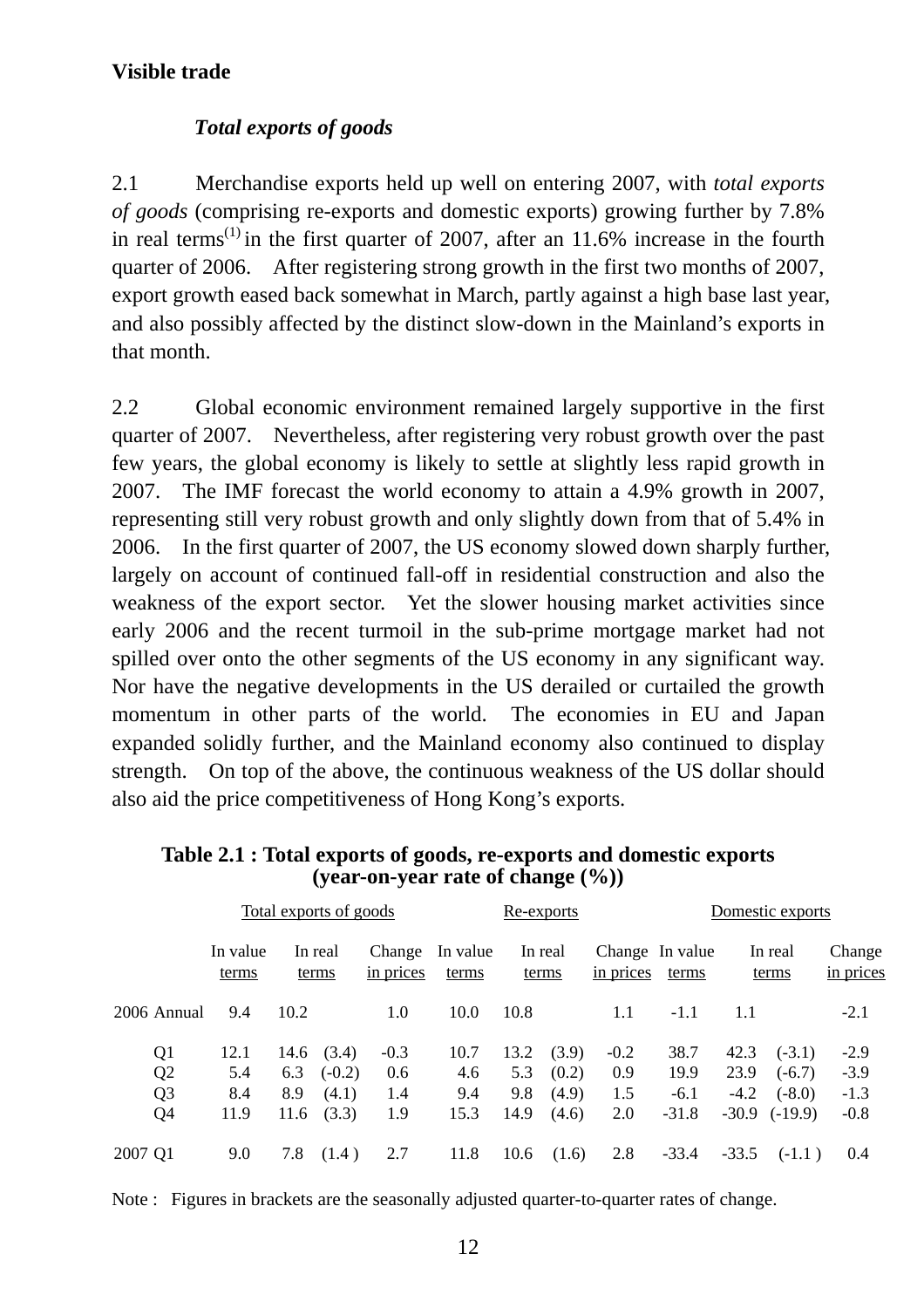## Visible trade

### *Total exports of goods*

2.1 Merchandise exports held up well on entering 2007, with *total exports of goods* (comprising re-exports and domestic exports) growing further by 7.8% in real terms(1) in the first quarter of 2007, after an 11.6% increase in the fourth quarter of 2006. After registering strong growth in the first two months of 2007, export growth eased back somewhat in March, partly against a high base last year, and also possibly affected by the distinct slow-down in the Mainland's exports in that month.

2.2 Global economic environment remained largely supportive in the first quarter of 2007. Nevertheless, after registering very robust growth over the past few years, the global economy is likely to settle at slightly less rapid growth in 2007. The IMF forecast the world economy to attain a 4.9% growth in 2007, representing still very robust growth and only slightly down from that of 5.4% in 2006. In the first quarter of 2007, the US economy slowed down sharply further, largely on account of continued fall-off in residential construction and also the weakness of the export sector. Yet the slower housing market activities since early 2006 and the recent turmoil in the sub-prime mortgage market had not spilled over onto the other segments of the US economy in any significant way. Nor have the negative developments in the US derailed or curtailed the growth momentum in other parts of the world. The economies in EU and Japan expanded solidly further, and the Mainland economy also continued to display strength. On top of the above, the continuous weakness of the US dollar should also aid the price competitiveness of Hong Kong's exports.

**Table 2.1 : Total exports of goods, re-exports and domestic exports (year-on-year rate of change (%))**

| | | Total exports of goods | | | | Re-exports | | | | Domestic exports | | | |
|---|---|---|---|---|---|---|---|---|---|---|---|---|---|
| | | In value terms | In real terms | | Change in prices | In value terms | In real terms | | Change in prices | In value terms | In real terms | | Change in prices |
| 2006 | Annual | 9.4 | 10.2 | | 1.0 | 10.0 | 10.8 | | 1.1 | -1.1 | 1.1 | | -2.1 |
| | Q1 | 12.1 | 14.6 | (3.4) | -0.3 | 10.7 | 13.2 | (3.9) | -0.2 | 38.7 | 42.3 | (-3.1) | -2.9 |
| | Q2 | 5.4 | 6.3 | (-0.2) | 0.6 | 4.6 | 5.3 | (0.2) | 0.9 | 19.9 | 23.9 | (-6.7) | -3.9 |
| | Q3 | 8.4 | 8.9 | (4.1) | 1.4 | 9.4 | 9.8 | (4.9) | 1.5 | -6.1 | -4.2 | (-8.0) | -1.3 |
| | Q4 | 11.9 | 11.6 | (3.3) | 1.9 | 15.3 | 14.9 | (4.6) | 2.0 | -31.8 | -30.9 | (-19.9) | -0.8 |
| 2007 | Q1 | 9.0 | 7.8 | (1.4 ) | 2.7 | 11.8 | 10.6 | (1.6) | 2.8 | -33.4 | -33.5 | (-1.1 ) | 0.4 |

Note : Figures in brackets are the seasonally adjusted quarter-to-quarter rates of change.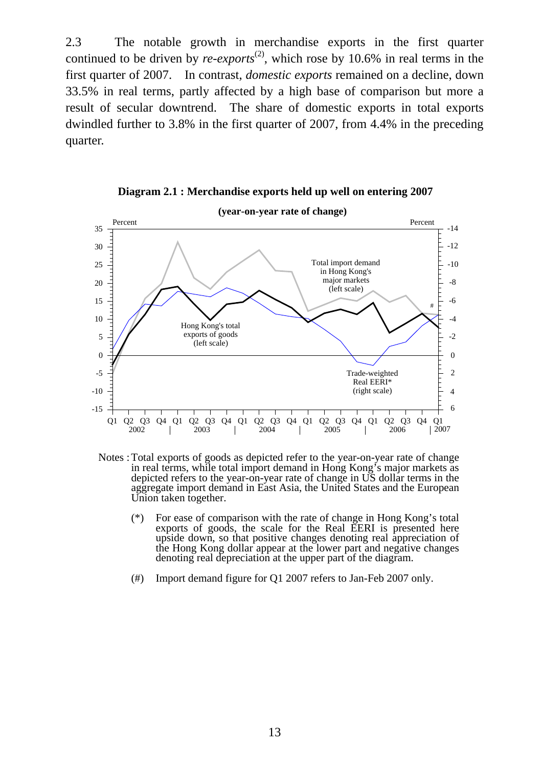2.3 The notable growth in merchandise exports in the first quarter continued to be driven by *re-exports*[(2)], which rose by 10.6% in real terms in the first quarter of 2007. In contrast, *domestic exports* remained on a decline, down 33.5% in real terms, partly affected by a high base of comparison but more a result of secular downtrend. The share of domestic exports in total exports dwindled further to 3.8% in the first quarter of 2007, from 4.4% in the preceding quarter.

**Diagram 2.1 : Merchandise exports held up well on entering 2007**

**(year-on-year rate of change)**

Notes : Total exports of goods as depicted refer to the year-on-year rate of change in real terms, while total import demand in Hong Kong's major markets as depicted refers to the year-on-year rate of change in US dollar terms in the aggregate import demand in East Asia, the United States and the European Union taken together.

(*) For ease of comparison with the rate of change in Hong Kong's total exports of goods, the scale for the Real EERI is presented here upside down, so that positive changes denoting real appreciation of the Hong Kong dollar appear at the lower part and negative changes denoting real depreciation at the upper part of the diagram.

(#) Import demand figure for Q1 2007 refers to Jan-Feb 2007 only.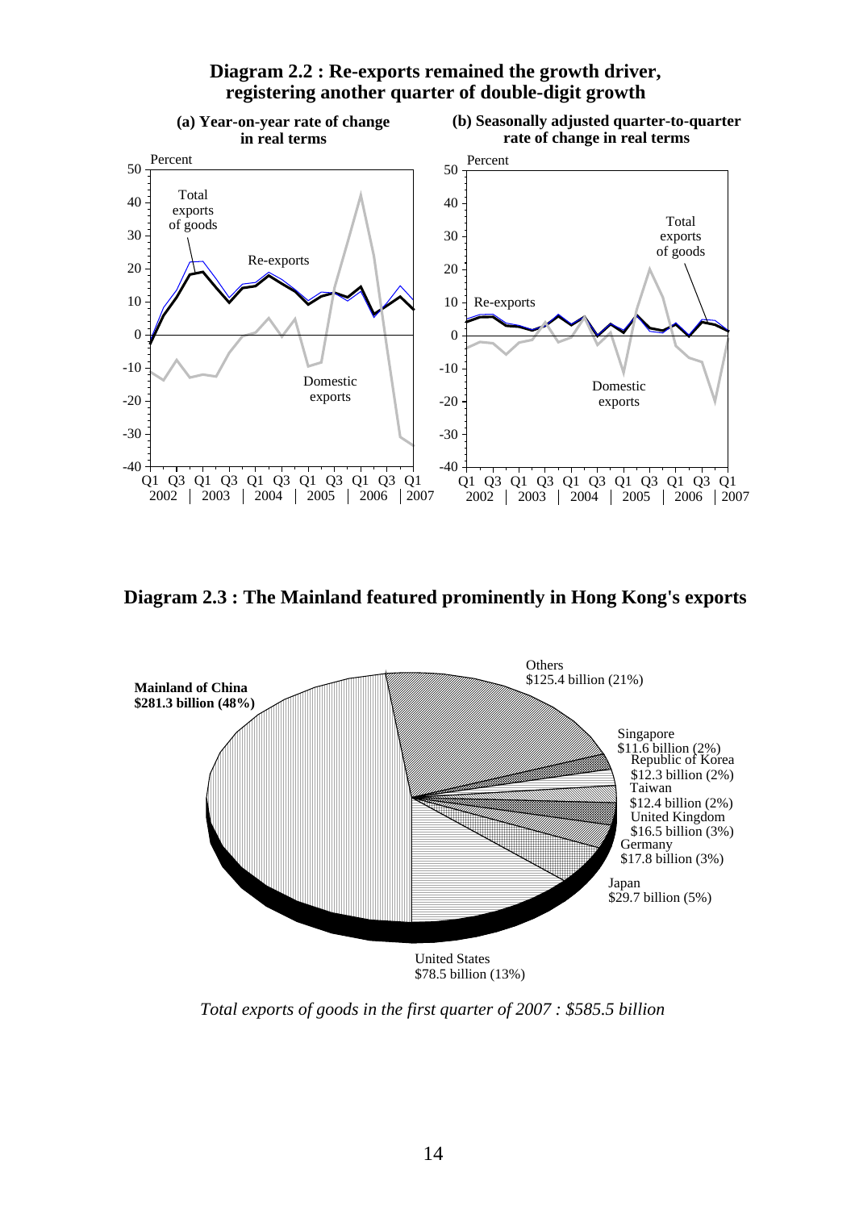**Diagram 2.2 : Re-exports remained the growth driver, registering another quarter of double-digit growth**

**(a) Year-on-year rate of change in real terms**

**(b) Seasonally adjusted quarter-to-quarter rate of change in real terms**

**Diagram 2.3 : The Mainland featured prominently in Hong Kong's exports**

**Mainland of China $281.3 billion (48%)**

Others $125.4 billion (21%)

Singapore $11.6 billion (2%)

Republic of Korea $12.3 billion (2%)

Taiwan $12.4 billion (2%)

United Kingdom $16.5 billion (3%)

Germany $17.8 billion (3%)

Japan $29.7 billion (5%)

United States $78.5 billion (13%)

*Total exports of goods in the first quarter of 2007 : $585.5 billion*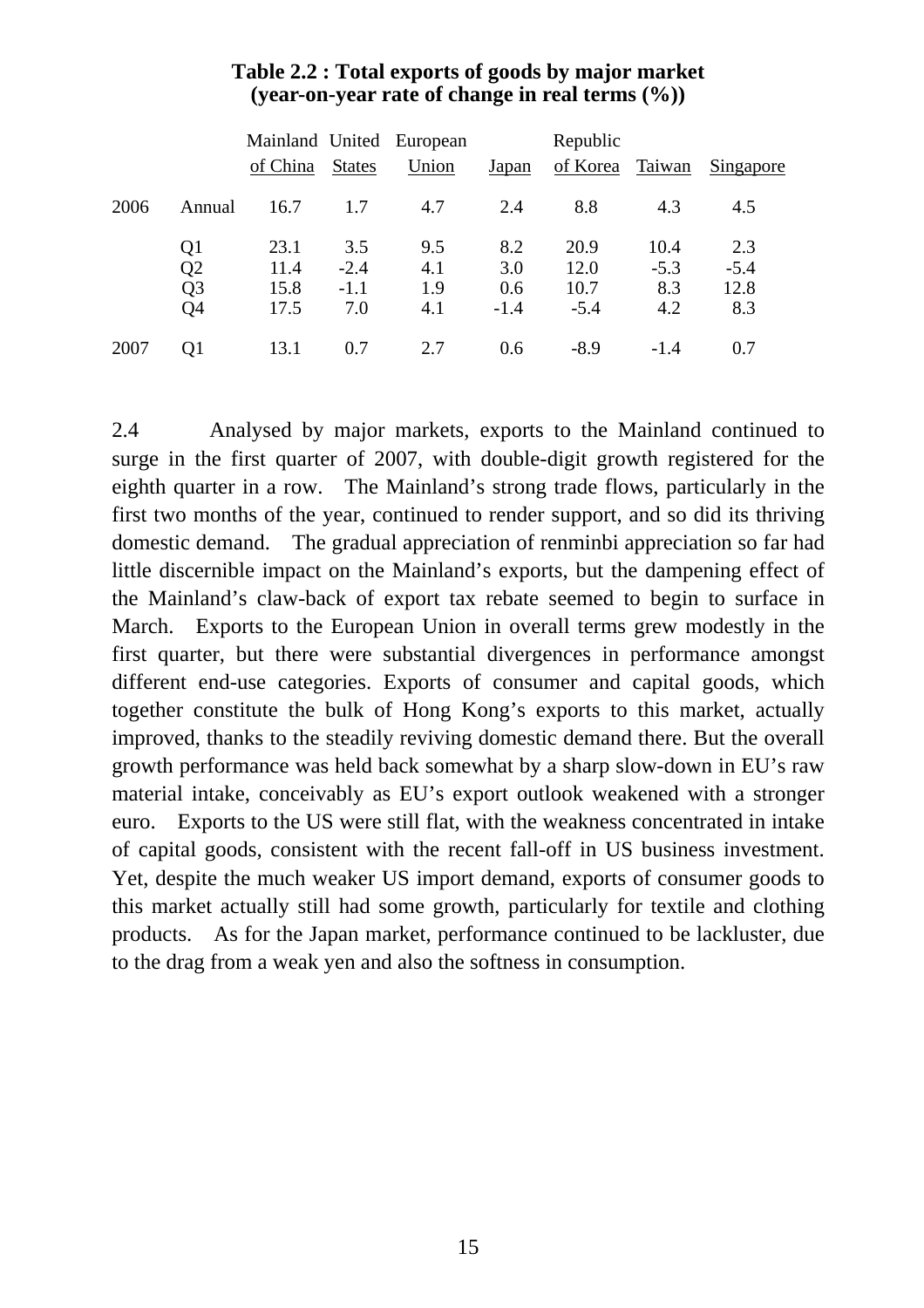**Table 2.2 : Total exports of goods by major market (year-on-year rate of change in real terms (%))**

| | | Mainland of China | United States | European Union | Japan | Republic of Korea | Taiwan | Singapore |
|---|---|---|---|---|---|---|---|---|
| 2006 | Annual | 16.7 | 1.7 | 4.7 | 2.4 | 8.8 | 4.3 | 4.5 |
| | Q1 | 23.1 | 3.5 | 9.5 | 8.2 | 20.9 | 10.4 | 2.3 |
| | Q2 | 11.4 | -2.4 | 4.1 | 3.0 | 12.0 | -5.3 | -5.4 |
| | Q3 | 15.8 | -1.1 | 1.9 | 0.6 | 10.7 | 8.3 | 12.8 |
| | Q4 | 17.5 | 7.0 | 4.1 | -1.4 | -5.4 | 4.2 | 8.3 |
| 2007 | Q1 | 13.1 | 0.7 | 2.7 | 0.6 | -8.9 | -1.4 | 0.7 |

2.4 Analysed by major markets, exports to the Mainland continued to surge in the first quarter of 2007, with double-digit growth registered for the eighth quarter in a row. The Mainland's strong trade flows, particularly in the first two months of the year, continued to render support, and so did its thriving domestic demand. The gradual appreciation of renminbi appreciation so far had little discernible impact on the Mainland's exports, but the dampening effect of the Mainland's claw-back of export tax rebate seemed to begin to surface in March. Exports to the European Union in overall terms grew modestly in the first quarter, but there were substantial divergences in performance amongst different end-use categories. Exports of consumer and capital goods, which together constitute the bulk of Hong Kong's exports to this market, actually improved, thanks to the steadily reviving domestic demand there. But the overall growth performance was held back somewhat by a sharp slow-down in EU's raw material intake, conceivably as EU's export outlook weakened with a stronger euro. Exports to the US were still flat, with the weakness concentrated in intake of capital goods, consistent with the recent fall-off in US business investment. Yet, despite the much weaker US import demand, exports of consumer goods to this market actually still had some growth, particularly for textile and clothing products. As for the Japan market, performance continued to be lackluster, due to the drag from a weak yen and also the softness in consumption.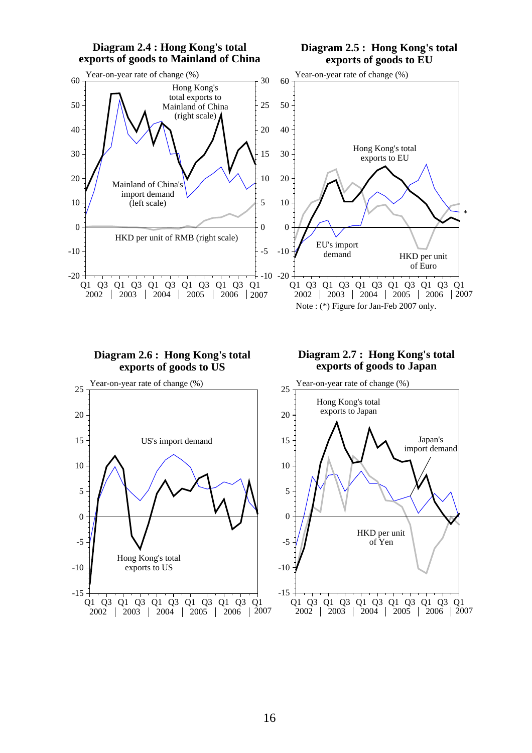**Diagram 2.4 : Hong Kong's total exports of goods to Mainland of China**

**Diagram 2.5 : Hong Kong's total exports of goods to EU**

Note : (*) Figure for Jan-Feb 2007 only.

**Diagram 2.6 : Hong Kong's total exports of goods to US**

**Diagram 2.7 : Hong Kong's total exports of goods to Japan**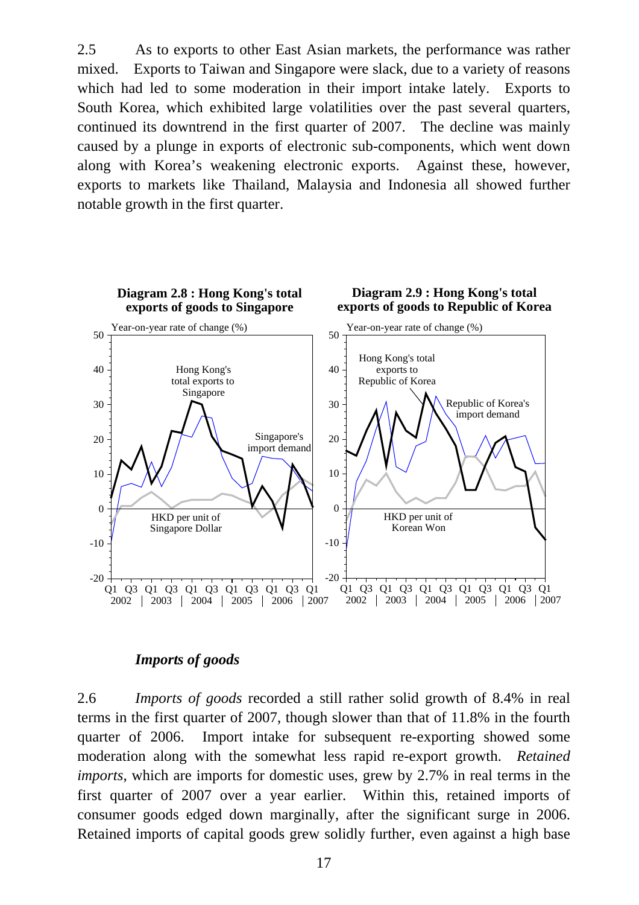2.5 As to exports to other East Asian markets, the performance was rather mixed. Exports to Taiwan and Singapore were slack, due to a variety of reasons which had led to some moderation in their import intake lately. Exports to South Korea, which exhibited large volatilities over the past several quarters, continued its downtrend in the first quarter of 2007. The decline was mainly caused by a plunge in exports of electronic sub-components, which went down along with Korea's weakening electronic exports. Against these, however, exports to markets like Thailand, Malaysia and Indonesia all showed further notable growth in the first quarter.

**Diagram 2.8 : Hong Kong's total exports of goods to Singapore**

**Diagram 2.9 : Hong Kong's total exports of goods to Republic of Korea**

### *Imports of goods*

2.6 *Imports of goods* recorded a still rather solid growth of 8.4% in real terms in the first quarter of 2007, though slower than that of 11.8% in the fourth quarter of 2006. Import intake for subsequent re-exporting showed some moderation along with the somewhat less rapid re-export growth. *Retained imports*, which are imports for domestic uses, grew by 2.7% in real terms in the first quarter of 2007 over a year earlier. Within this, retained imports of consumer goods edged down marginally, after the significant surge in 2006. Retained imports of capital goods grew solidly further, even against a high base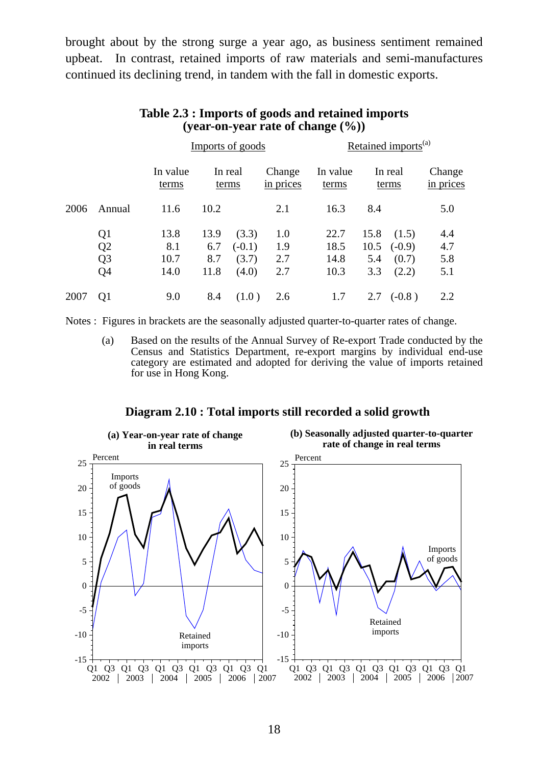brought about by the strong surge a year ago, as business sentiment remained upbeat. In contrast, retained imports of raw materials and semi-manufactures continued its declining trend, in tandem with the fall in domestic exports.

**Table 2.3 : Imports of goods and retained imports (year-on-year rate of change (%))**

| | | Imports of goods | | | | Retained imports[(a)] | | | |
|---|---|---|---|---|---|---|---|---|---|
| | | In value terms | In real terms | | Change in prices | In value terms | In real terms | | Change in prices |
| 2006 | Annual | 11.6 | 10.2 | | 2.1 | 16.3 | 8.4 | | 5.0 |
| | Q1 | 13.8 | 13.9 | (3.3) | 1.0 | 22.7 | 15.8 | (1.5) | 4.4 |
| | Q2 | 8.1 | 6.7 | (-0.1) | 1.9 | 18.5 | 10.5 | (-0.9) | 4.7 |
| | Q3 | 10.7 | 8.7 | (3.7) | 2.7 | 14.8 | 5.4 | (0.7) | 5.8 |
| | Q4 | 14.0 | 11.8 | (4.0) | 2.7 | 10.3 | 3.3 | (2.2) | 5.1 |
| 2007 | Q1 | 9.0 | 8.4 | (1.0 ) | 2.6 | 1.7 | 2.7 | (-0.8 ) | 2.2 |

Notes : Figures in brackets are the seasonally adjusted quarter-to-quarter rates of change.

(a) Based on the results of the Annual Survey of Re-export Trade conducted by the Census and Statistics Department, re-export margins by individual end-use category are estimated and adopted for deriving the value of imports retained for use in Hong Kong.

**Diagram 2.10 : Total imports still recorded a solid growth**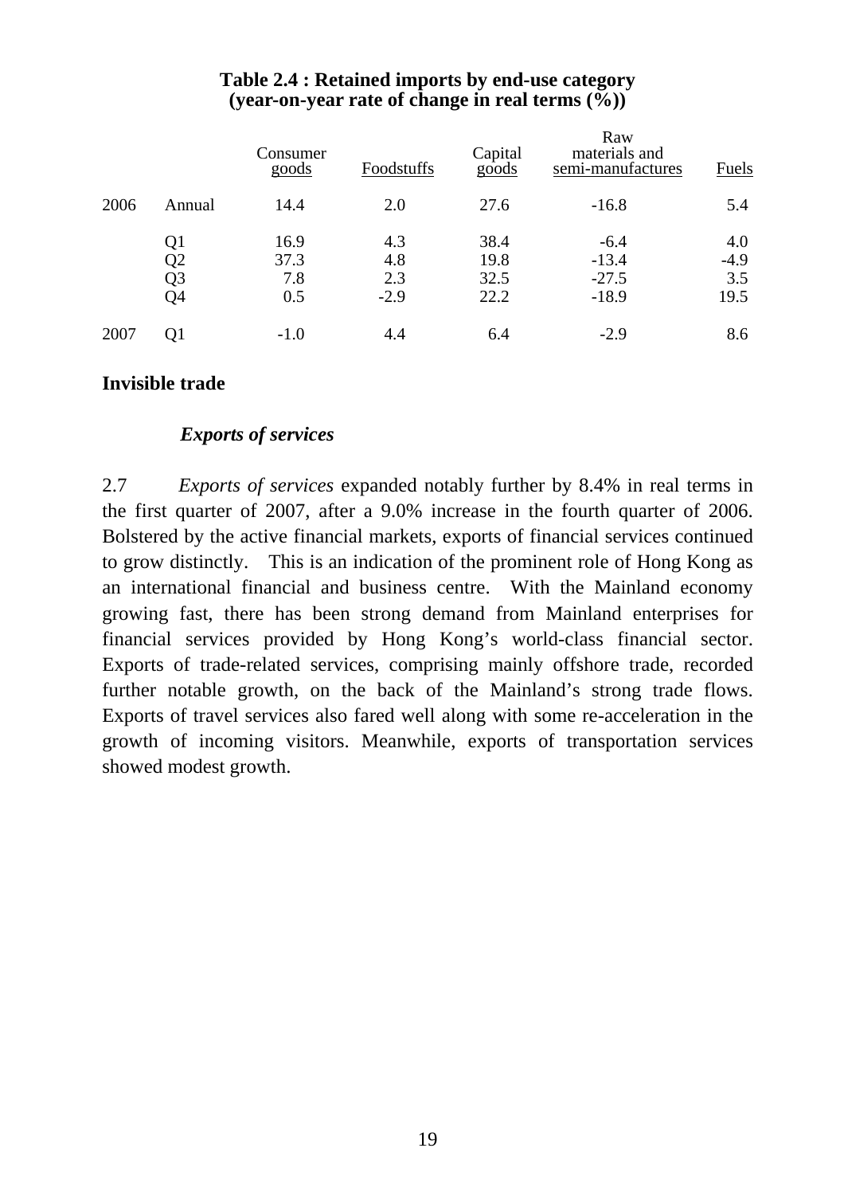**Table 2.4 : Retained imports by end-use category (year-on-year rate of change in real terms (%))**

| | | Consumer goods | Foodstuffs | Capital goods | Raw materials and semi-manufactures | Fuels |
|---|---|---|---|---|---|---|
| 2006 | Annual | 14.4 | 2.0 | 27.6 | -16.8 | 5.4 |
| | Q1 | 16.9 | 4.3 | 38.4 | -6.4 | 4.0 |
| | Q2 | 37.3 | 4.8 | 19.8 | -13.4 | -4.9 |
| | Q3 | 7.8 | 2.3 | 32.5 | -27.5 | 3.5 |
| | Q4 | 0.5 | -2.9 | 22.2 | -18.9 | 19.5 |
| 2007 | Q1 | -1.0 | 4.4 | 6.4 | -2.9 | 8.6 |

## Invisible trade

### *Exports of services*

2.7 *Exports of services* expanded notably further by 8.4% in real terms in the first quarter of 2007, after a 9.0% increase in the fourth quarter of 2006. Bolstered by the active financial markets, exports of financial services continued to grow distinctly. This is an indication of the prominent role of Hong Kong as an international financial and business centre. With the Mainland economy growing fast, there has been strong demand from Mainland enterprises for financial services provided by Hong Kong's world-class financial sector. Exports of trade-related services, comprising mainly offshore trade, recorded further notable growth, on the back of the Mainland's strong trade flows. Exports of travel services also fared well along with some re-acceleration in the growth of incoming visitors. Meanwhile, exports of transportation services showed modest growth.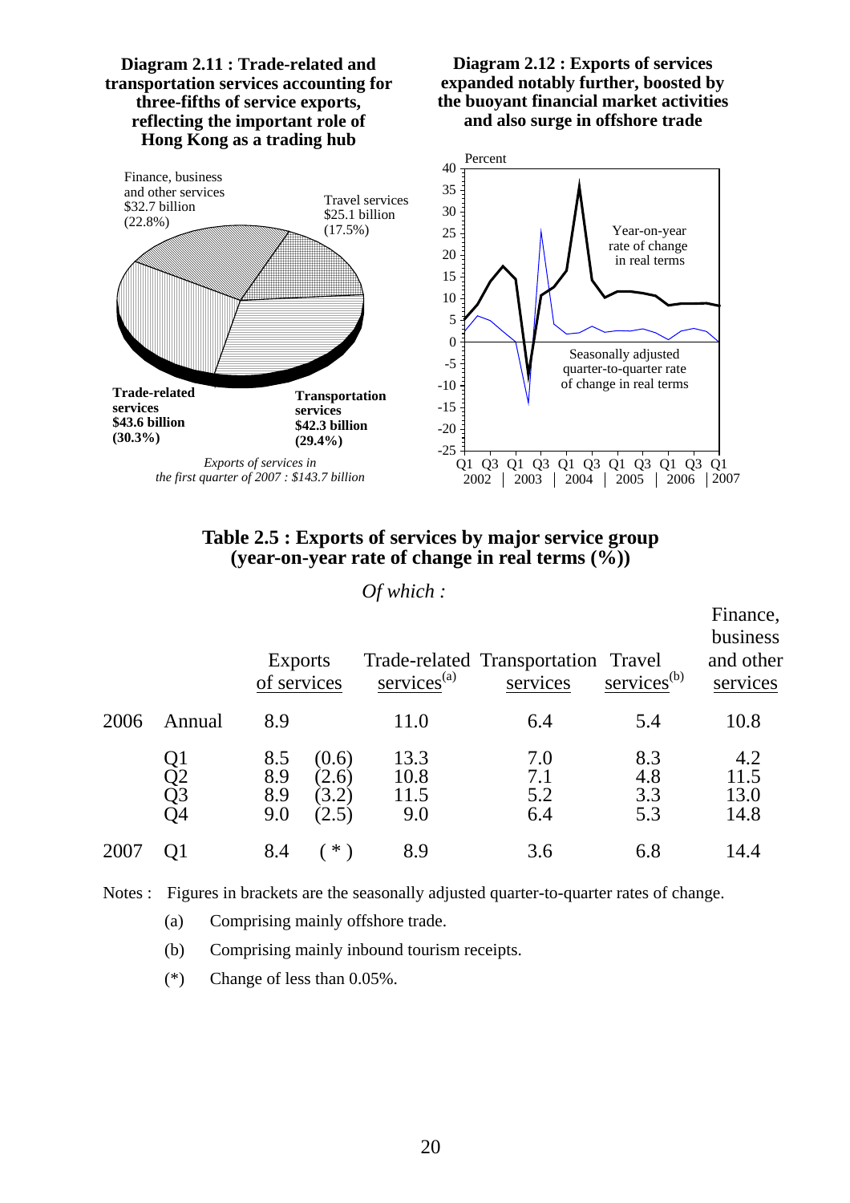**Diagram 2.11 : Trade-related and transportation services accounting for three-fifths of service exports, reflecting the important role of Hong Kong as a trading hub**

Finance, business and other services $32.7 billion (22.8%)

Travel services $25.1 billion (17.5%)

**Trade-related services $43.6 billion (30.3%)**

**Transportation services $42.3 billion (29.4%)**

*Exports of services in the first quarter of 2007 : $143.7 billion*

**Diagram 2.12 : Exports of services expanded notably further, boosted by the buoyant financial market activities and also surge in offshore trade**

Percent

Year-on-year rate of change in real terms

Seasonally adjusted quarter-to-quarter rate of change in real terms

Q1 Q3 Q1 Q3 Q1 Q3 Q1 Q3 Q1 Q3 Q1
2002 | 2003 | 2004 | 2005 | 2006 | 2007

## Table 2.5 : Exports of services by major service group (year-on-year rate of change in real terms (%))

*Of which :*

| | | Exports of services | | Trade-related services[(a)] | Transportation services | Travel services[(b)] | Finance, business and other services |
|---|---|---|---|---|---|---|---|
| 2006 | Annual | 8.9 | | 11.0 | 6.4 | 5.4 | 10.8 |
| | Q1 | 8.5 | (0.6) | 13.3 | 7.0 | 8.3 | 4.2 |
| | Q2 | 8.9 | (2.6) | 10.8 | 7.1 | 4.8 | 11.5 |
| | Q3 | 8.9 | (3.2) | 11.5 | 5.2 | 3.3 | 13.0 |
| | Q4 | 9.0 | (2.5) | 9.0 | 6.4 | 5.3 | 14.8 |
| 2007 | Q1 | 8.4 | ( * ) | 8.9 | 3.6 | 6.8 | 14.4 |

Notes : Figures in brackets are the seasonally adjusted quarter-to-quarter rates of change.

(a) Comprising mainly offshore trade.

(b) Comprising mainly inbound tourism receipts.

(*) Change of less than 0.05%.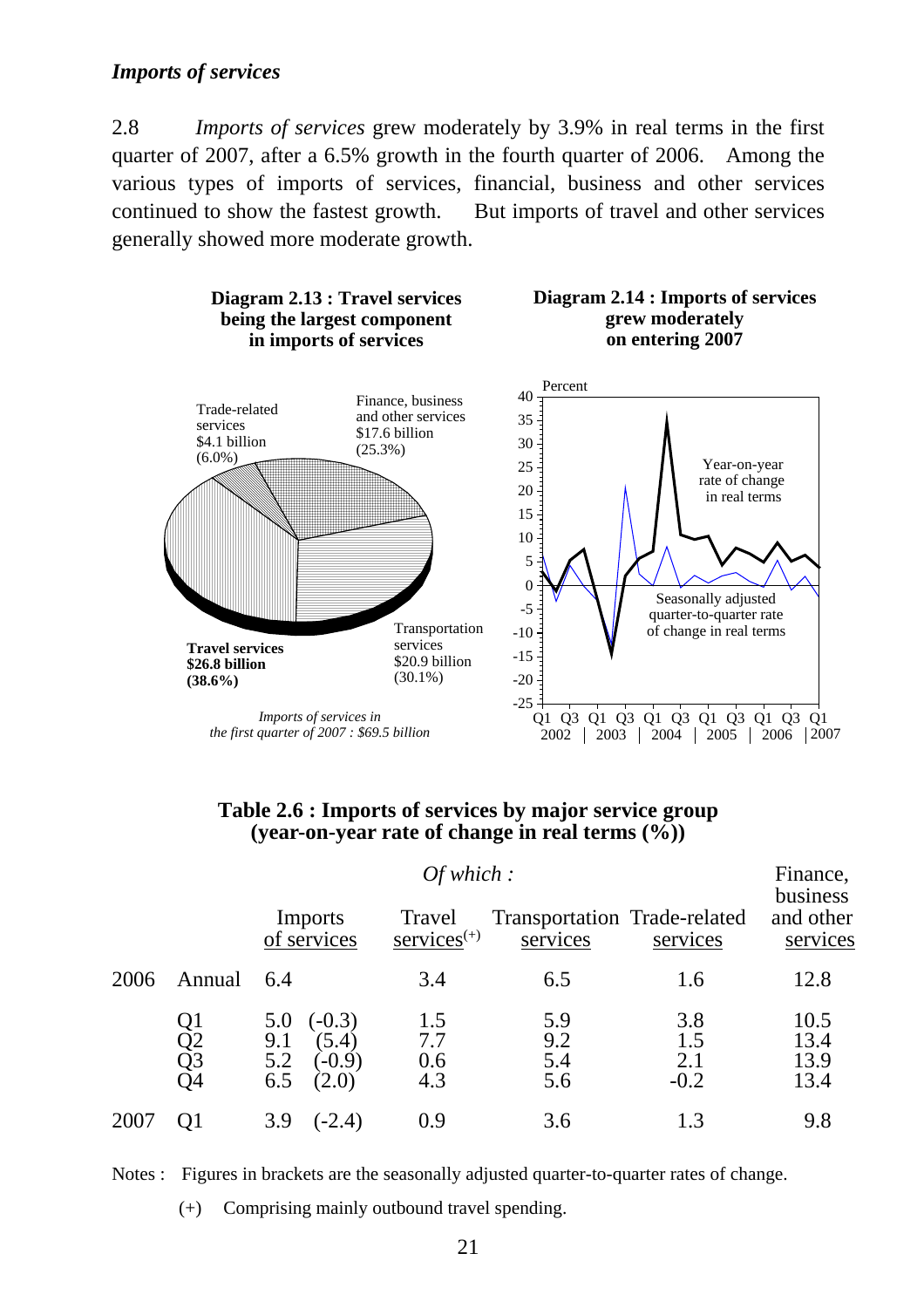### *Imports of services*

2.8 *Imports of services* grew moderately by 3.9% in real terms in the first quarter of 2007, after a 6.5% growth in the fourth quarter of 2006. Among the various types of imports of services, financial, business and other services continued to show the fastest growth. But imports of travel and other services generally showed more moderate growth.

**Diagram 2.13 : Travel services being the largest component in imports of services**

Trade-related services $4.1 billion (6.0%)

Finance, business and other services $17.6 billion (25.3%)

Transportation services $20.9 billion (30.1%)

**Travel services $26.8 billion (38.6%)**

*Imports of services in the first quarter of 2007 : $69.5 billion*

**Diagram 2.14 : Imports of services grew moderately on entering 2007**

Percent

Year-on-year rate of change in real terms

Seasonally adjusted quarter-to-quarter rate of change in real terms

Q1 Q3 Q1 Q3 Q1 Q3 Q1 Q3 Q1 Q3 Q1
2002 | 2003 | 2004 | 2005 | 2006 | 2007

**Table 2.6 : Imports of services by major service group (year-on-year rate of change in real terms (%))**

| | | Imports of services | *Of which :* Travel services(+) | Transportation services | Trade-related services | Finance, business and other services |
|---|---|---|---|---|---|---|
| 2006 | Annual | 6.4 | 3.4 | 6.5 | 1.6 | 12.8 |
| | Q1 | 5.0 (-0.3) | 1.5 | 5.9 | 3.8 | 10.5 |
| | Q2 | 9.1 (5.4) | 7.7 | 9.2 | 1.5 | 13.4 |
| | Q3 | 5.2 (-0.9) | 0.6 | 5.4 | 2.1 | 13.9 |
| | Q4 | 6.5 (2.0) | 4.3 | 5.6 | -0.2 | 13.4 |
| 2007 | Q1 | 3.9 (-2.4) | 0.9 | 3.6 | 1.3 | 9.8 |

Notes : Figures in brackets are the seasonally adjusted quarter-to-quarter rates of change.

(+) Comprising mainly outbound travel spending.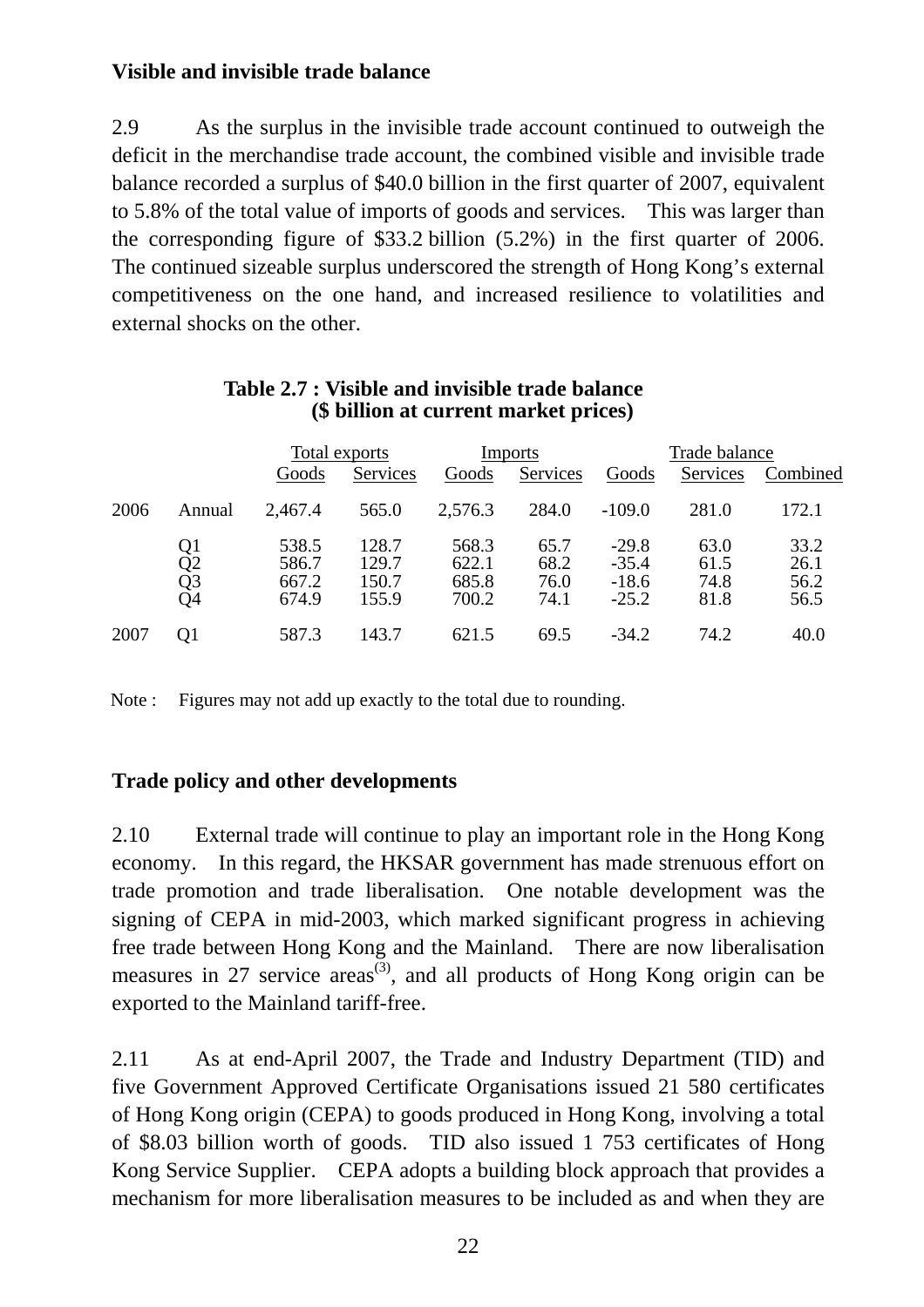### Visible and invisible trade balance

2.9 As the surplus in the invisible trade account continued to outweigh the deficit in the merchandise trade account, the combined visible and invisible trade balance recorded a surplus of $40.0 billion in the first quarter of 2007, equivalent to 5.8% of the total value of imports of goods and services. This was larger than the corresponding figure of $33.2 billion (5.2%) in the first quarter of 2006. The continued sizeable surplus underscored the strength of Hong Kong's external competitiveness on the one hand, and increased resilience to volatilities and external shocks on the other.

**Table 2.7 : Visible and invisible trade balance**
**($ billion at current market prices)**

| | | Total exports | | Imports | | Trade balance | | |
|---|---|---|---|---|---|---|---|---|
| | | Goods | Services | Goods | Services | Goods | Services | Combined |
| 2006 | Annual | 2,467.4 | 565.0 | 2,576.3 | 284.0 | -109.0 | 281.0 | 172.1 |
| | Q1 | 538.5 | 128.7 | 568.3 | 65.7 | -29.8 | 63.0 | 33.2 |
| | Q2 | 586.7 | 129.7 | 622.1 | 68.2 | -35.4 | 61.5 | 26.1 |
| | Q3 | 667.2 | 150.7 | 685.8 | 76.0 | -18.6 | 74.8 | 56.2 |
| | Q4 | 674.9 | 155.9 | 700.2 | 74.1 | -25.2 | 81.8 | 56.5 |
| 2007 | Q1 | 587.3 | 143.7 | 621.5 | 69.5 | -34.2 | 74.2 | 40.0 |

Note : Figures may not add up exactly to the total due to rounding.

### Trade policy and other developments

2.10 External trade will continue to play an important role in the Hong Kong economy. In this regard, the HKSAR government has made strenuous effort on trade promotion and trade liberalisation. One notable development was the signing of CEPA in mid-2003, which marked significant progress in achieving free trade between Hong Kong and the Mainland. There are now liberalisation measures in 27 service areas[(3)], and all products of Hong Kong origin can be exported to the Mainland tariff-free.

2.11 As at end-April 2007, the Trade and Industry Department (TID) and five Government Approved Certificate Organisations issued 21 580 certificates of Hong Kong origin (CEPA) to goods produced in Hong Kong, involving a total of $8.03 billion worth of goods. TID also issued 1 753 certificates of Hong Kong Service Supplier. CEPA adopts a building block approach that provides a mechanism for more liberalisation measures to be included as and when they are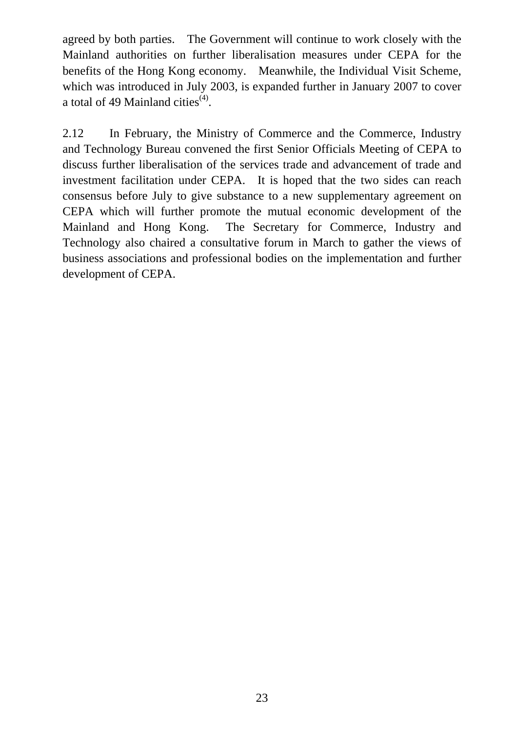agreed by both parties. The Government will continue to work closely with the Mainland authorities on further liberalisation measures under CEPA for the benefits of the Hong Kong economy. Meanwhile, the Individual Visit Scheme, which was introduced in July 2003, is expanded further in January 2007 to cover a total of 49 Mainland cities[(4)].

2.12 In February, the Ministry of Commerce and the Commerce, Industry and Technology Bureau convened the first Senior Officials Meeting of CEPA to discuss further liberalisation of the services trade and advancement of trade and investment facilitation under CEPA. It is hoped that the two sides can reach consensus before July to give substance to a new supplementary agreement on CEPA which will further promote the mutual economic development of the Mainland and Hong Kong. The Secretary for Commerce, Industry and Technology also chaired a consultative forum in March to gather the views of business associations and professional bodies on the implementation and further development of CEPA.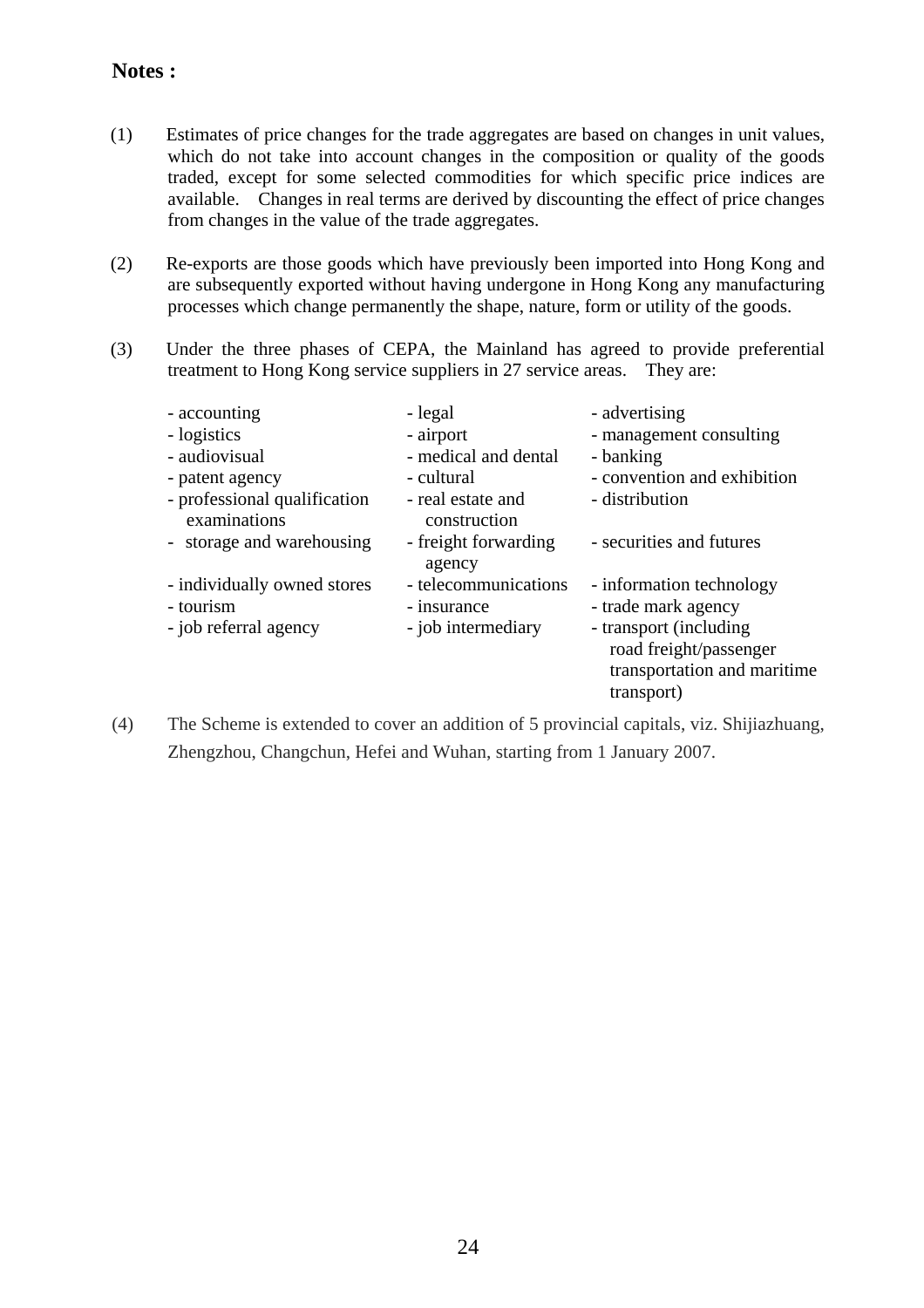**Notes :**

(1) Estimates of price changes for the trade aggregates are based on changes in unit values, which do not take into account changes in the composition or quality of the goods traded, except for some selected commodities for which specific price indices are available. Changes in real terms are derived by discounting the effect of price changes from changes in the value of the trade aggregates.

(2) Re-exports are those goods which have previously been imported into Hong Kong and are subsequently exported without having undergone in Hong Kong any manufacturing processes which change permanently the shape, nature, form or utility of the goods.

(3) Under the three phases of CEPA, the Mainland has agreed to provide preferential treatment to Hong Kong service suppliers in 27 service areas. They are:

- accounting
- legal
- advertising
- logistics
- airport
- management consulting
- audiovisual
- medical and dental
- banking
- patent agency
- cultural
- convention and exhibition
- professional qualification examinations
- real estate and construction
- distribution
- storage and warehousing
- freight forwarding agency
- securities and futures
- individually owned stores
- telecommunications
- information technology
- tourism
- insurance
- trade mark agency
- job referral agency
- job intermediary
- transport (including road freight/passenger transportation and maritime transport)

(4) The Scheme is extended to cover an addition of 5 provincial capitals, viz. Shijiazhuang, Zhengzhou, Changchun, Hefei and Wuhan, starting from 1 January 2007.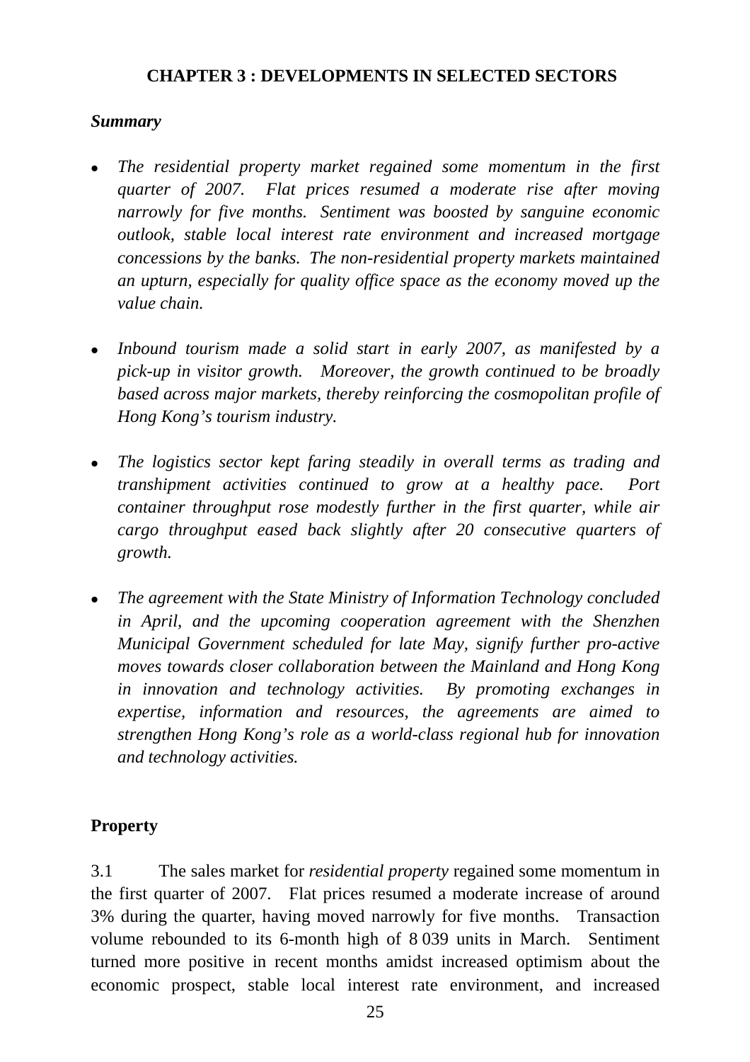# CHAPTER 3 : DEVELOPMENTS IN SELECTED SECTORS

***Summary***

- *The residential property market regained some momentum in the first quarter of 2007. Flat prices resumed a moderate rise after moving narrowly for five months. Sentiment was boosted by sanguine economic outlook, stable local interest rate environment and increased mortgage concessions by the banks. The non-residential property markets maintained an upturn, especially for quality office space as the economy moved up the value chain.*

- *Inbound tourism made a solid start in early 2007, as manifested by a pick-up in visitor growth. Moreover, the growth continued to be broadly based across major markets, thereby reinforcing the cosmopolitan profile of Hong Kong's tourism industry.*

- *The logistics sector kept faring steadily in overall terms as trading and transhipment activities continued to grow at a healthy pace. Port container throughput rose modestly further in the first quarter, while air cargo throughput eased back slightly after 20 consecutive quarters of growth.*

- *The agreement with the State Ministry of Information Technology concluded in April, and the upcoming cooperation agreement with the Shenzhen Municipal Government scheduled for late May, signify further pro-active moves towards closer collaboration between the Mainland and Hong Kong in innovation and technology activities. By promoting exchanges in expertise, information and resources, the agreements are aimed to strengthen Hong Kong's role as a world-class regional hub for innovation and technology activities.*

## Property

3.1 The sales market for *residential property* regained some momentum in the first quarter of 2007. Flat prices resumed a moderate increase of around 3% during the quarter, having moved narrowly for five months. Transaction volume rebounded to its 6-month high of 8 039 units in March. Sentiment turned more positive in recent months amidst increased optimism about the economic prospect, stable local interest rate environment, and increased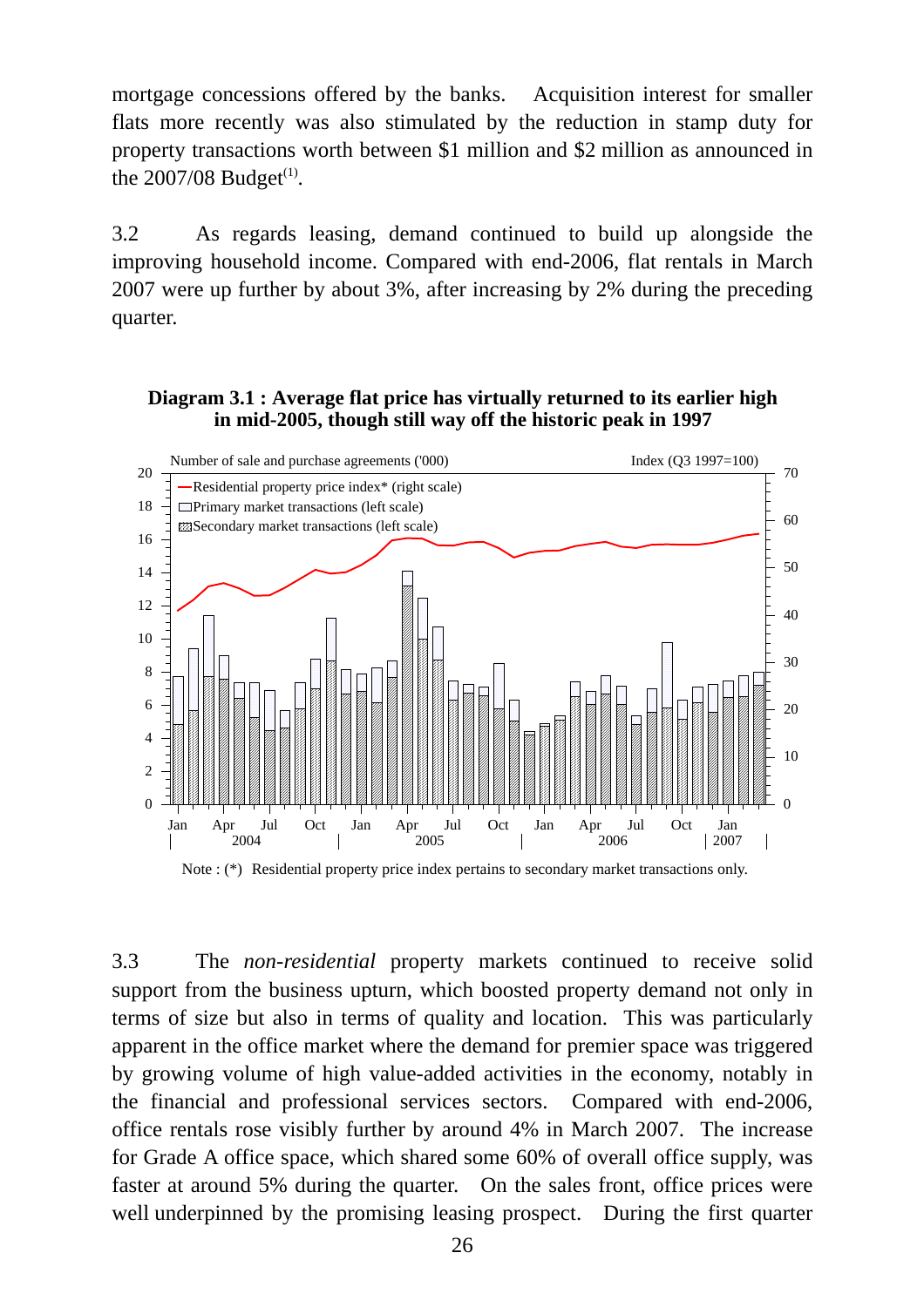mortgage concessions offered by the banks. Acquisition interest for smaller flats more recently was also stimulated by the reduction in stamp duty for property transactions worth between $1 million and $2 million as announced in the 2007/08 Budget(1).

3.2 As regards leasing, demand continued to build up alongside the improving household income. Compared with end-2006, flat rentals in March 2007 were up further by about 3%, after increasing by 2% during the preceding quarter.

**Diagram 3.1 : Average flat price has virtually returned to its earlier high in mid-2005, though still way off the historic peak in 1997**

Number of sale and purchase agreements ('000) | Index (Q3 1997=100)

- Residential property price index* (right scale)
- Primary market transactions (left scale)
- Secondary market transactions (left scale)

Note : (*) Residential property price index pertains to secondary market transactions only.

3.3 The *non-residential* property markets continued to receive solid support from the business upturn, which boosted property demand not only in terms of size but also in terms of quality and location. This was particularly apparent in the office market where the demand for premier space was triggered by growing volume of high value-added activities in the economy, notably in the financial and professional services sectors. Compared with end-2006, office rentals rose visibly further by around 4% in March 2007. The increase for Grade A office space, which shared some 60% of overall office supply, was faster at around 5% during the quarter. On the sales front, office prices were well underpinned by the promising leasing prospect. During the first quarter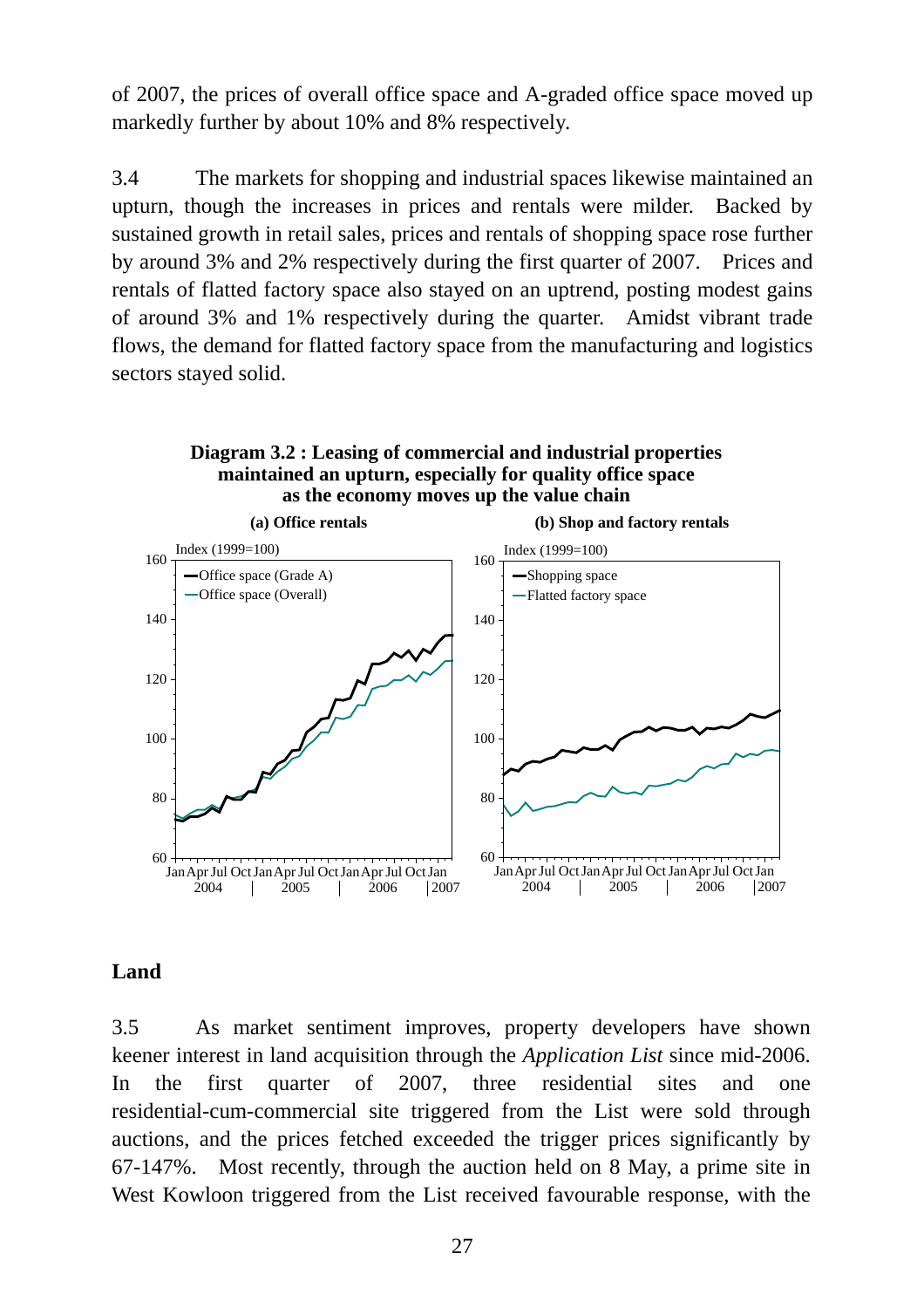of 2007, the prices of overall office space and A-graded office space moved up markedly further by about 10% and 8% respectively.

3.4 The markets for shopping and industrial spaces likewise maintained an upturn, though the increases in prices and rentals were milder. Backed by sustained growth in retail sales, prices and rentals of shopping space rose further by around 3% and 2% respectively during the first quarter of 2007. Prices and rentals of flatted factory space also stayed on an uptrend, posting modest gains of around 3% and 1% respectively during the quarter. Amidst vibrant trade flows, the demand for flatted factory space from the manufacturing and logistics sectors stayed solid.

**Diagram 3.2 : Leasing of commercial and industrial properties maintained an upturn, especially for quality office space as the economy moves up the value chain**

**(a) Office rentals** **(b) Shop and factory rentals**

## Land

3.5 As market sentiment improves, property developers have shown keener interest in land acquisition through the *Application List* since mid-2006. In the first quarter of 2007, three residential sites and one residential-cum-commercial site triggered from the List were sold through auctions, and the prices fetched exceeded the trigger prices significantly by 67-147%. Most recently, through the auction held on 8 May, a prime site in West Kowloon triggered from the List received favourable response, with the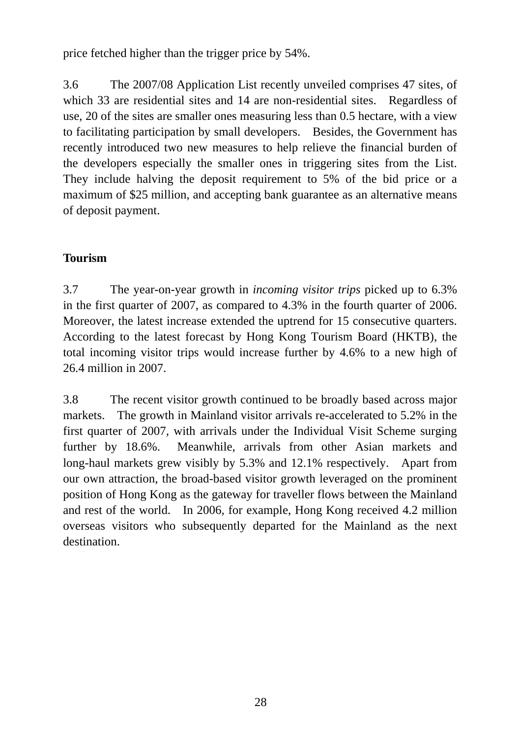price fetched higher than the trigger price by 54%.

3.6 The 2007/08 Application List recently unveiled comprises 47 sites, of which 33 are residential sites and 14 are non-residential sites. Regardless of use, 20 of the sites are smaller ones measuring less than 0.5 hectare, with a view to facilitating participation by small developers. Besides, the Government has recently introduced two new measures to help relieve the financial burden of the developers especially the smaller ones in triggering sites from the List. They include halving the deposit requirement to 5% of the bid price or a maximum of $25 million, and accepting bank guarantee as an alternative means of deposit payment.

**Tourism**

3.7 The year-on-year growth in *incoming visitor trips* picked up to 6.3% in the first quarter of 2007, as compared to 4.3% in the fourth quarter of 2006. Moreover, the latest increase extended the uptrend for 15 consecutive quarters. According to the latest forecast by Hong Kong Tourism Board (HKTB), the total incoming visitor trips would increase further by 4.6% to a new high of 26.4 million in 2007.

3.8 The recent visitor growth continued to be broadly based across major markets. The growth in Mainland visitor arrivals re-accelerated to 5.2% in the first quarter of 2007, with arrivals under the Individual Visit Scheme surging further by 18.6%. Meanwhile, arrivals from other Asian markets and long-haul markets grew visibly by 5.3% and 12.1% respectively. Apart from our own attraction, the broad-based visitor growth leveraged on the prominent position of Hong Kong as the gateway for traveller flows between the Mainland and rest of the world. In 2006, for example, Hong Kong received 4.2 million overseas visitors who subsequently departed for the Mainland as the next destination.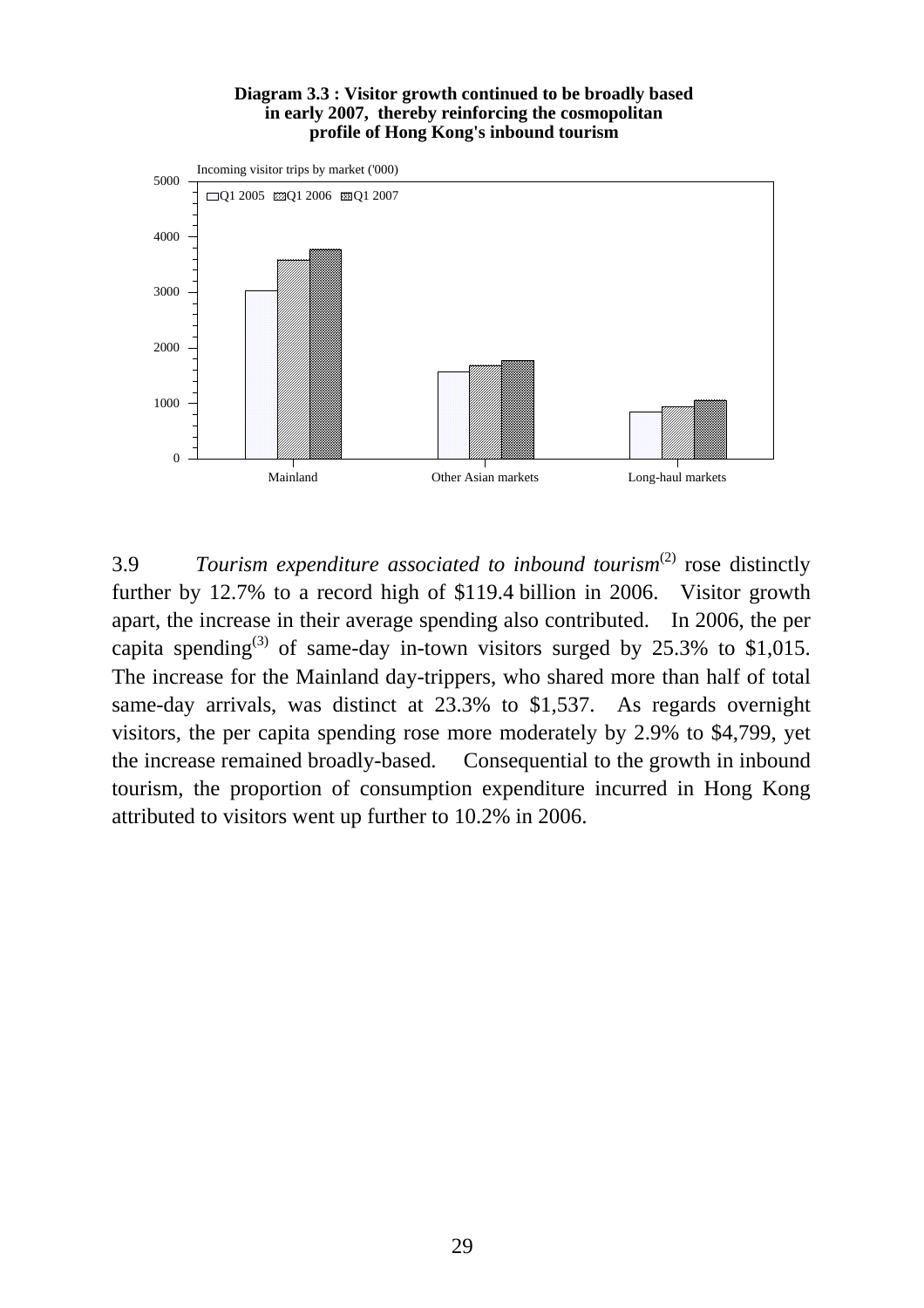**Diagram 3.3 : Visitor growth continued to be broadly based in early 2007, thereby reinforcing the cosmopolitan profile of Hong Kong's inbound tourism**

3.9 *Tourism expenditure associated to inbound tourism*[2] rose distinctly further by 12.7% to a record high of $119.4 billion in 2006. Visitor growth apart, the increase in their average spending also contributed. In 2006, the per capita spending[3] of same-day in-town visitors surged by 25.3% to $1,015. The increase for the Mainland day-trippers, who shared more than half of total same-day arrivals, was distinct at 23.3% to $1,537. As regards overnight visitors, the per capita spending rose more moderately by 2.9% to $4,799, yet the increase remained broadly-based. Consequential to the growth in inbound tourism, the proportion of consumption expenditure incurred in Hong Kong attributed to visitors went up further to 10.2% in 2006.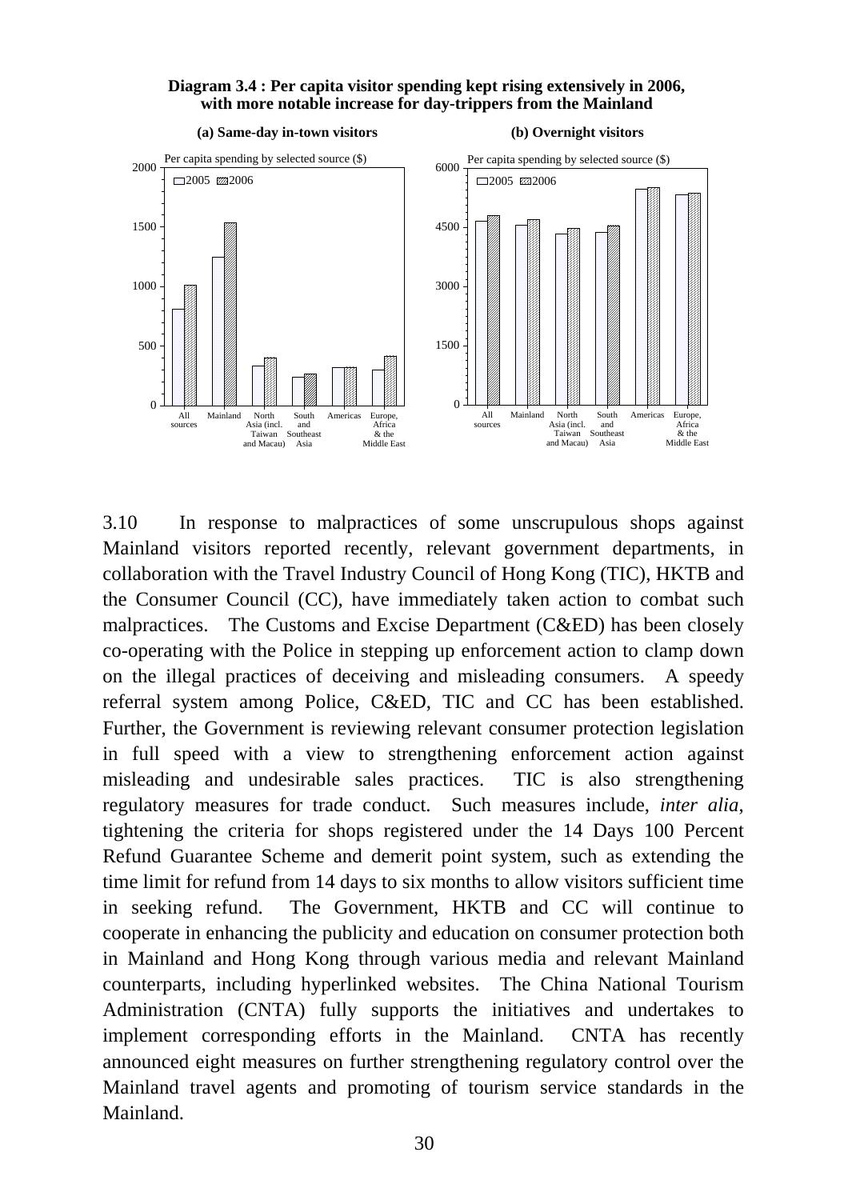**Diagram 3.4 : Per capita visitor spending kept rising extensively in 2006, with more notable increase for day-trippers from the Mainland**

**(a) Same-day in-town visitors**

**(b) Overnight visitors**

3.10 In response to malpractices of some unscrupulous shops against Mainland visitors reported recently, relevant government departments, in collaboration with the Travel Industry Council of Hong Kong (TIC), HKTB and the Consumer Council (CC), have immediately taken action to combat such malpractices. The Customs and Excise Department (C&ED) has been closely co-operating with the Police in stepping up enforcement action to clamp down on the illegal practices of deceiving and misleading consumers. A speedy referral system among Police, C&ED, TIC and CC has been established. Further, the Government is reviewing relevant consumer protection legislation in full speed with a view to strengthening enforcement action against misleading and undesirable sales practices. TIC is also strengthening regulatory measures for trade conduct. Such measures include, *inter alia*, tightening the criteria for shops registered under the 14 Days 100 Percent Refund Guarantee Scheme and demerit point system, such as extending the time limit for refund from 14 days to six months to allow visitors sufficient time in seeking refund. The Government, HKTB and CC will continue to cooperate in enhancing the publicity and education on consumer protection both in Mainland and Hong Kong through various media and relevant Mainland counterparts, including hyperlinked websites. The China National Tourism Administration (CNTA) fully supports the initiatives and undertakes to implement corresponding efforts in the Mainland. CNTA has recently announced eight measures on further strengthening regulatory control over the Mainland travel agents and promoting of tourism service standards in the Mainland.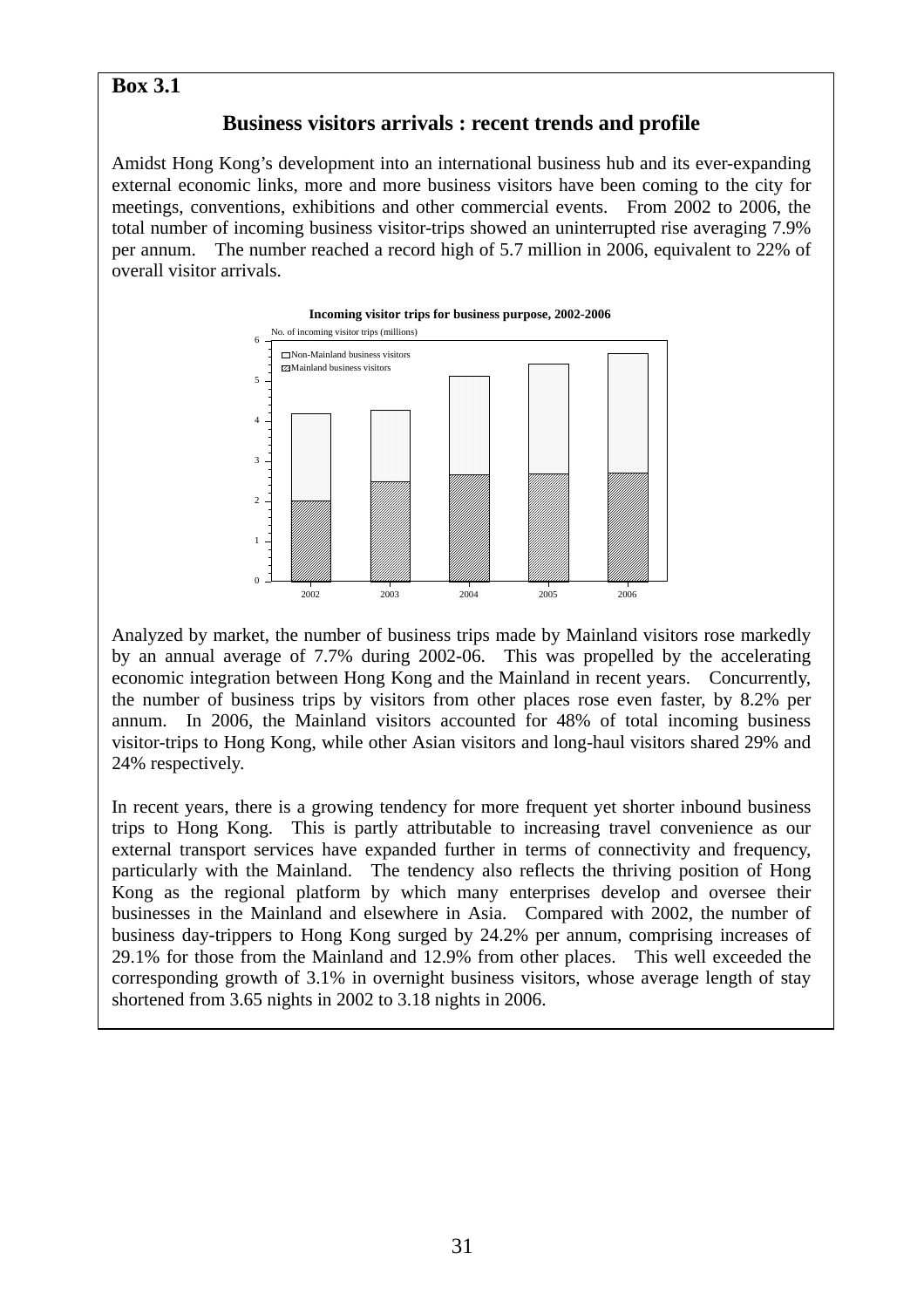**Box 3.1**

## Business visitors arrivals : recent trends and profile

Amidst Hong Kong's development into an international business hub and its ever-expanding external economic links, more and more business visitors have been coming to the city for meetings, conventions, exhibitions and other commercial events. From 2002 to 2006, the total number of incoming business visitor-trips showed an uninterrupted rise averaging 7.9% per annum. The number reached a record high of 5.7 million in 2006, equivalent to 22% of overall visitor arrivals.

**Incoming visitor trips for business purpose, 2002-2006**

No. of incoming visitor trips (millions)

Non-Mainland business visitors
Mainland business visitors

Analyzed by market, the number of business trips made by Mainland visitors rose markedly by an annual average of 7.7% during 2002-06. This was propelled by the accelerating economic integration between Hong Kong and the Mainland in recent years. Concurrently, the number of business trips by visitors from other places rose even faster, by 8.2% per annum. In 2006, the Mainland visitors accounted for 48% of total incoming business visitor-trips to Hong Kong, while other Asian visitors and long-haul visitors shared 29% and 24% respectively.

In recent years, there is a growing tendency for more frequent yet shorter inbound business trips to Hong Kong. This is partly attributable to increasing travel convenience as our external transport services have expanded further in terms of connectivity and frequency, particularly with the Mainland. The tendency also reflects the thriving position of Hong Kong as the regional platform by which many enterprises develop and oversee their businesses in the Mainland and elsewhere in Asia. Compared with 2002, the number of business day-trippers to Hong Kong surged by 24.2% per annum, comprising increases of 29.1% for those from the Mainland and 12.9% from other places. This well exceeded the corresponding growth of 3.1% in overnight business visitors, whose average length of stay shortened from 3.65 nights in 2002 to 3.18 nights in 2006.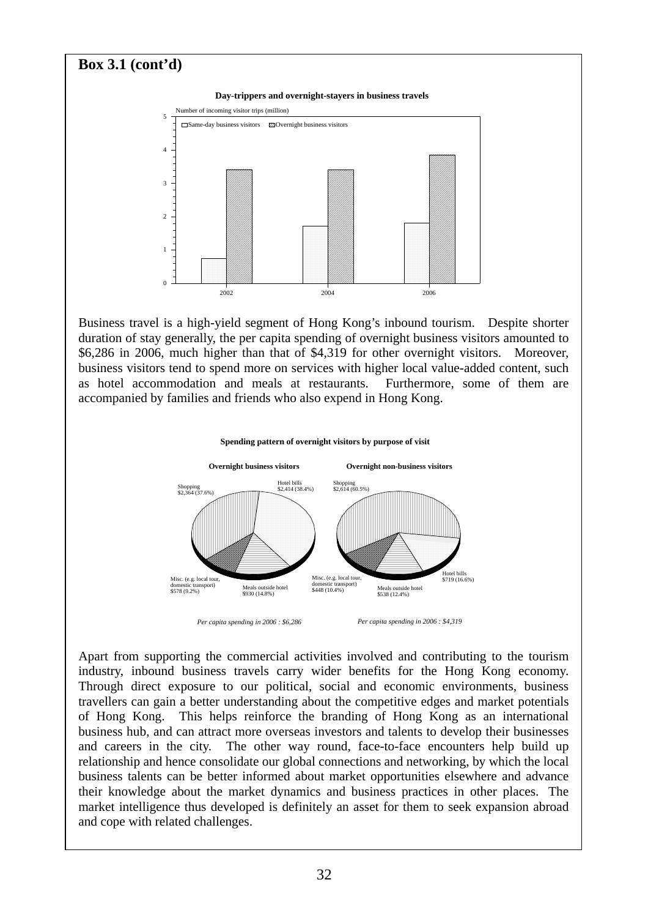## Box 3.1 (cont'd)

**Day-trippers and overnight-stayers in business travels**

Number of incoming visitor trips (million)

□ Same-day business visitors ▨ Overnight business visitors

Business travel is a high-yield segment of Hong Kong's inbound tourism. Despite shorter duration of stay generally, the per capita spending of overnight business visitors amounted to $6,286 in 2006, much higher than that of $4,319 for other overnight visitors. Moreover, business visitors tend to spend more on services with higher local value-added content, such as hotel accommodation and meals at restaurants. Furthermore, some of them are accompanied by families and friends who also expend in Hong Kong.

**Spending pattern of overnight visitors by purpose of visit**

**Overnight business visitors**

- Shopping $2,364 (37.6%)
- Hotel bills $2,414 (38.4%)
- Misc. (e.g. local tour, domestic transport) $578 (9.2%)
- Meals outside hotel $930 (14.8%)

*Per capita spending in 2006 : $6,286*

**Overnight non-business visitors**

- Shopping $2,614 (60.5%)
- Hotel bills $719 (16.6%)
- Misc. (e.g. local tour, domestic transport) $448 (10.4%)
- Meals outside hotel $538 (12.4%)

*Per capita spending in 2006 : $4,319*

Apart from supporting the commercial activities involved and contributing to the tourism industry, inbound business travels carry wider benefits for the Hong Kong economy. Through direct exposure to our political, social and economic environments, business travellers can gain a better understanding about the competitive edges and market potentials of Hong Kong. This helps reinforce the branding of Hong Kong as an international business hub, and can attract more overseas investors and talents to develop their businesses and careers in the city. The other way round, face-to-face encounters help build up relationship and hence consolidate our global connections and networking, by which the local business talents can be better informed about market opportunities elsewhere and advance their knowledge about the market dynamics and business practices in other places. The market intelligence thus developed is definitely an asset for them to seek expansion abroad and cope with related challenges.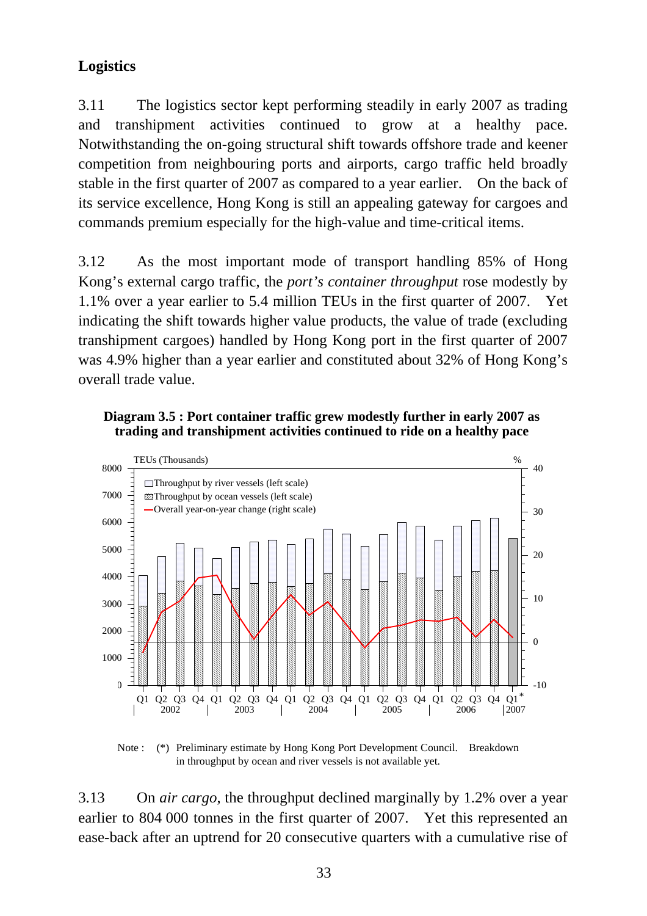## Logistics

3.11 The logistics sector kept performing steadily in early 2007 as trading and transhipment activities continued to grow at a healthy pace. Notwithstanding the on-going structural shift towards offshore trade and keener competition from neighbouring ports and airports, cargo traffic held broadly stable in the first quarter of 2007 as compared to a year earlier. On the back of its service excellence, Hong Kong is still an appealing gateway for cargoes and commands premium especially for the high-value and time-critical items.

3.12 As the most important mode of transport handling 85% of Hong Kong's external cargo traffic, the *port's container throughput* rose modestly by 1.1% over a year earlier to 5.4 million TEUs in the first quarter of 2007. Yet indicating the shift towards higher value products, the value of trade (excluding transhipment cargoes) handled by Hong Kong port in the first quarter of 2007 was 4.9% higher than a year earlier and constituted about 32% of Hong Kong's overall trade value.

**Diagram 3.5 : Port container traffic grew modestly further in early 2007 as trading and transhipment activities continued to ride on a healthy pace**

Note : (*) Preliminary estimate by Hong Kong Port Development Council. Breakdown in throughput by ocean and river vessels is not available yet.

3.13 On *air cargo*, the throughput declined marginally by 1.2% over a year earlier to 804 000 tonnes in the first quarter of 2007. Yet this represented an ease-back after an uptrend for 20 consecutive quarters with a cumulative rise of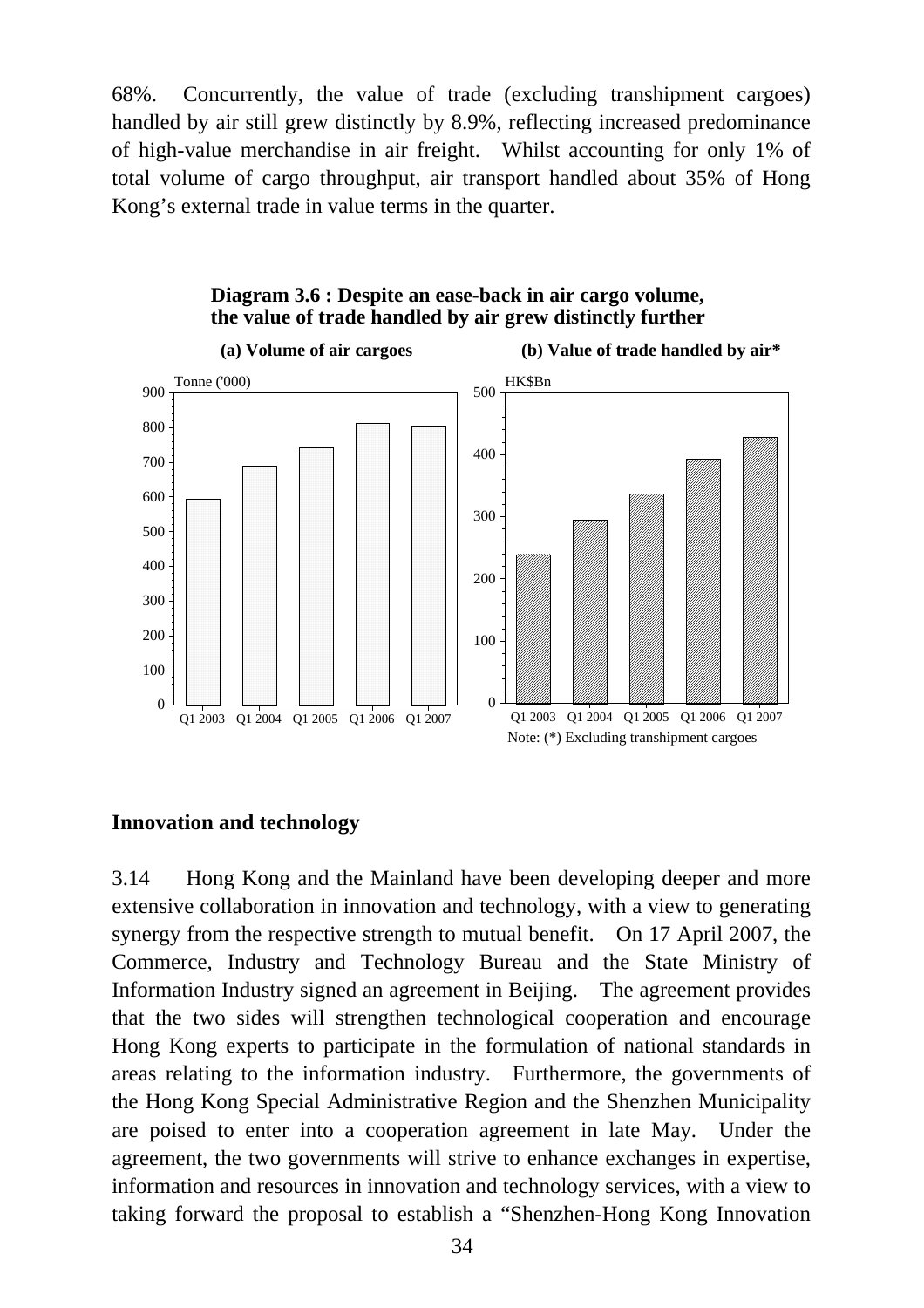68%. Concurrently, the value of trade (excluding transhipment cargoes) handled by air still grew distinctly by 8.9%, reflecting increased predominance of high-value merchandise in air freight. Whilst accounting for only 1% of total volume of cargo throughput, air transport handled about 35% of Hong Kong's external trade in value terms in the quarter.

**Diagram 3.6 : Despite an ease-back in air cargo volume, the value of trade handled by air grew distinctly further**

**(a) Volume of air cargoes**

**(b) Value of trade handled by air***

Note: (*) Excluding transhipment cargoes

## Innovation and technology

3.14 Hong Kong and the Mainland have been developing deeper and more extensive collaboration in innovation and technology, with a view to generating synergy from the respective strength to mutual benefit. On 17 April 2007, the Commerce, Industry and Technology Bureau and the State Ministry of Information Industry signed an agreement in Beijing. The agreement provides that the two sides will strengthen technological cooperation and encourage Hong Kong experts to participate in the formulation of national standards in areas relating to the information industry. Furthermore, the governments of the Hong Kong Special Administrative Region and the Shenzhen Municipality are poised to enter into a cooperation agreement in late May. Under the agreement, the two governments will strive to enhance exchanges in expertise, information and resources in innovation and technology services, with a view to taking forward the proposal to establish a "Shenzhen-Hong Kong Innovation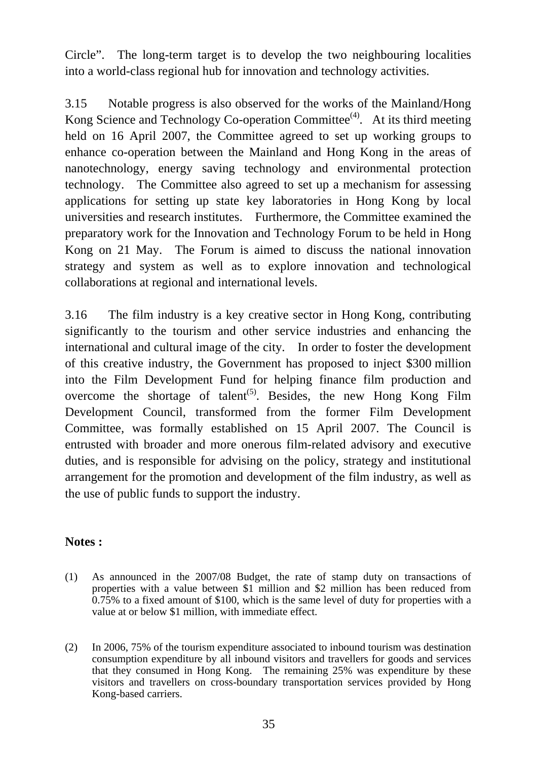Circle". The long-term target is to develop the two neighbouring localities into a world-class regional hub for innovation and technology activities.

3.15 Notable progress is also observed for the works of the Mainland/Hong Kong Science and Technology Co-operation Committee[4]. At its third meeting held on 16 April 2007, the Committee agreed to set up working groups to enhance co-operation between the Mainland and Hong Kong in the areas of nanotechnology, energy saving technology and environmental protection technology. The Committee also agreed to set up a mechanism for assessing applications for setting up state key laboratories in Hong Kong by local universities and research institutes. Furthermore, the Committee examined the preparatory work for the Innovation and Technology Forum to be held in Hong Kong on 21 May. The Forum is aimed to discuss the national innovation strategy and system as well as to explore innovation and technological collaborations at regional and international levels.

3.16 The film industry is a key creative sector in Hong Kong, contributing significantly to the tourism and other service industries and enhancing the international and cultural image of the city. In order to foster the development of this creative industry, the Government has proposed to inject $300 million into the Film Development Fund for helping finance film production and overcome the shortage of talent[5]. Besides, the new Hong Kong Film Development Council, transformed from the former Film Development Committee, was formally established on 15 April 2007. The Council is entrusted with broader and more onerous film-related advisory and executive duties, and is responsible for advising on the policy, strategy and institutional arrangement for the promotion and development of the film industry, as well as the use of public funds to support the industry.

**Notes :**

(1) As announced in the 2007/08 Budget, the rate of stamp duty on transactions of properties with a value between $1 million and $2 million has been reduced from 0.75% to a fixed amount of $100, which is the same level of duty for properties with a value at or below $1 million, with immediate effect.

(2) In 2006, 75% of the tourism expenditure associated to inbound tourism was destination consumption expenditure by all inbound visitors and travellers for goods and services that they consumed in Hong Kong. The remaining 25% was expenditure by these visitors and travellers on cross-boundary transportation services provided by Hong Kong-based carriers.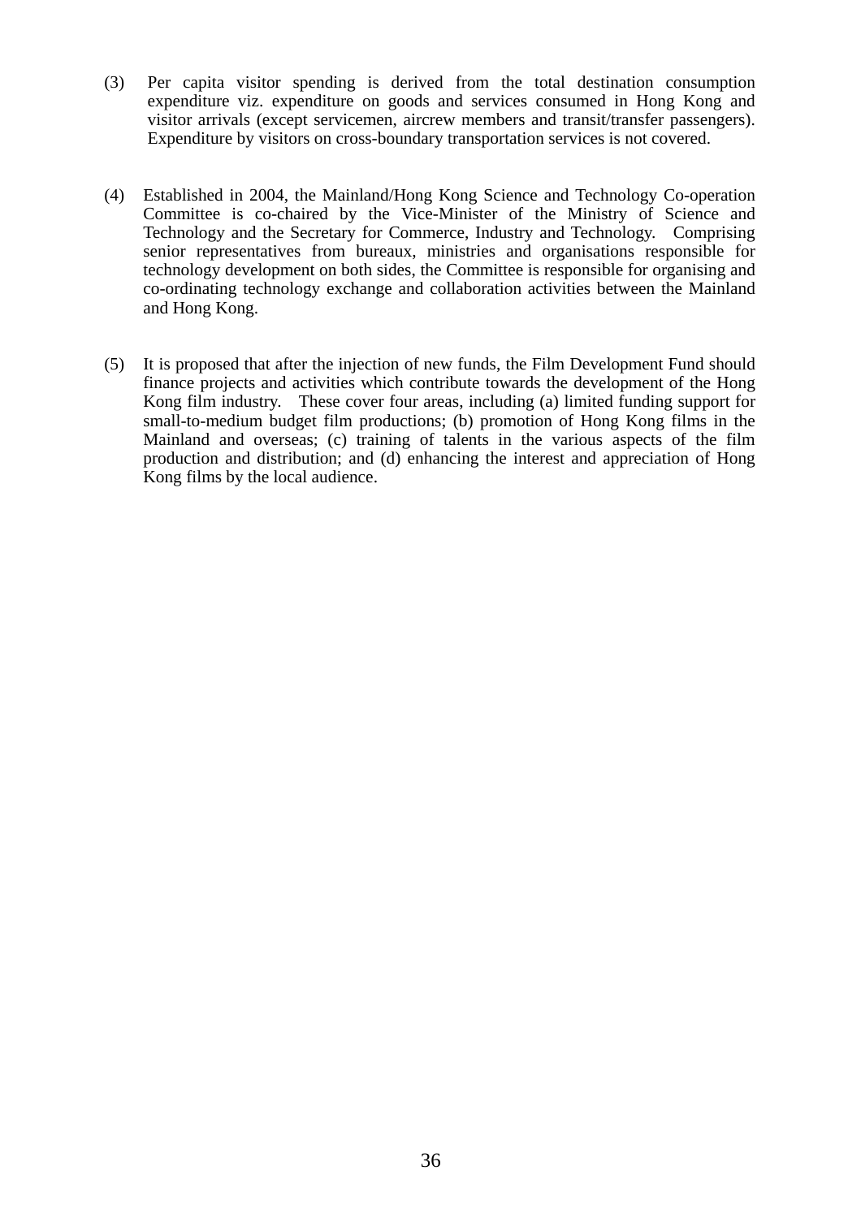(3) Per capita visitor spending is derived from the total destination consumption expenditure viz. expenditure on goods and services consumed in Hong Kong and visitor arrivals (except servicemen, aircrew members and transit/transfer passengers). Expenditure by visitors on cross-boundary transportation services is not covered.

(4) Established in 2004, the Mainland/Hong Kong Science and Technology Co-operation Committee is co-chaired by the Vice-Minister of the Ministry of Science and Technology and the Secretary for Commerce, Industry and Technology. Comprising senior representatives from bureaux, ministries and organisations responsible for technology development on both sides, the Committee is responsible for organising and co-ordinating technology exchange and collaboration activities between the Mainland and Hong Kong.

(5) It is proposed that after the injection of new funds, the Film Development Fund should finance projects and activities which contribute towards the development of the Hong Kong film industry. These cover four areas, including (a) limited funding support for small-to-medium budget film productions; (b) promotion of Hong Kong films in the Mainland and overseas; (c) training of talents in the various aspects of the film production and distribution; and (d) enhancing the interest and appreciation of Hong Kong films by the local audience.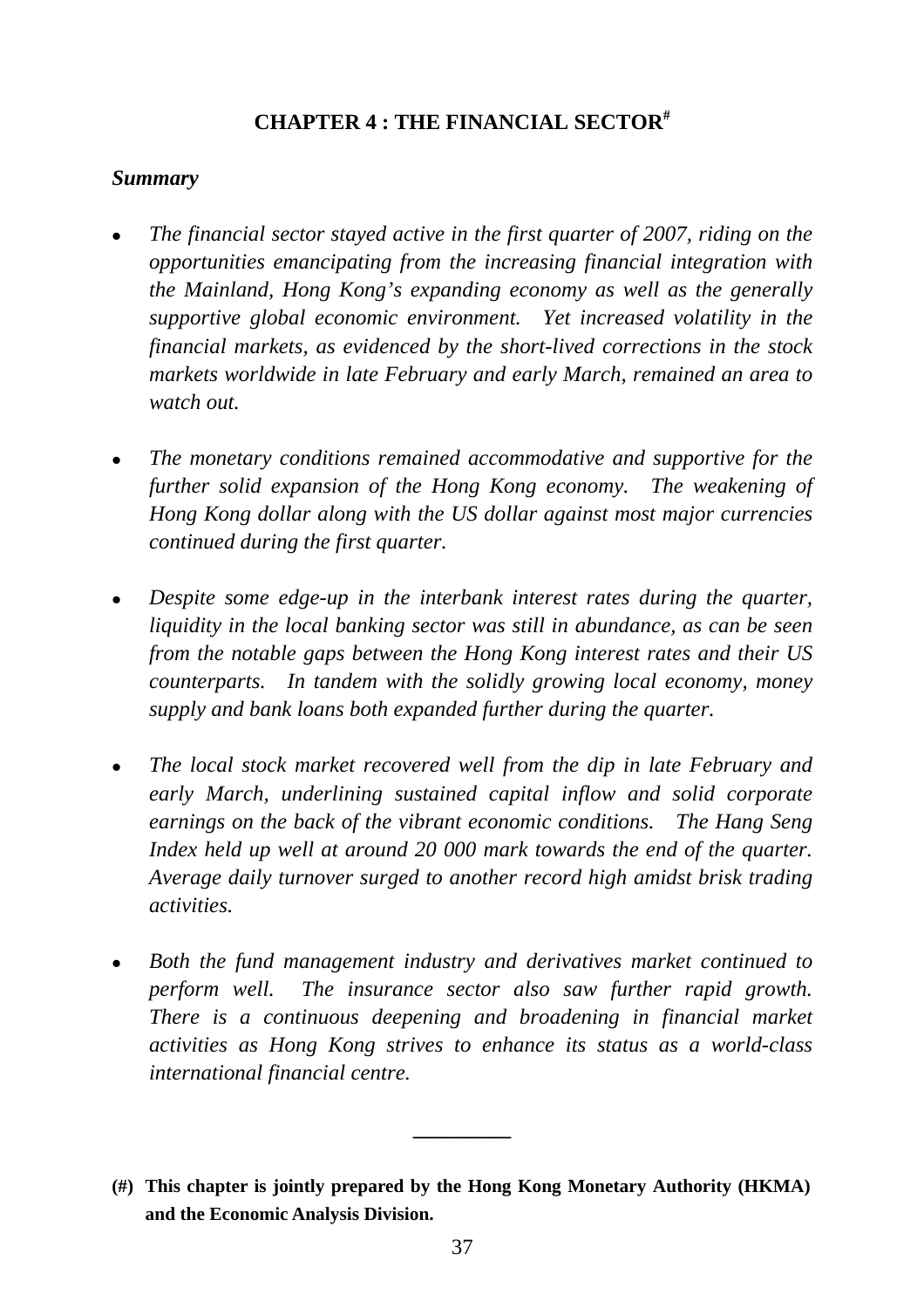# CHAPTER 4 : THE FINANCIAL SECTOR[#]

***Summary***

- *The financial sector stayed active in the first quarter of 2007, riding on the opportunities emancipating from the increasing financial integration with the Mainland, Hong Kong's expanding economy as well as the generally supportive global economic environment. Yet increased volatility in the financial markets, as evidenced by the short-lived corrections in the stock markets worldwide in late February and early March, remained an area to watch out.*

- *The monetary conditions remained accommodative and supportive for the further solid expansion of the Hong Kong economy. The weakening of Hong Kong dollar along with the US dollar against most major currencies continued during the first quarter.*

- *Despite some edge-up in the interbank interest rates during the quarter, liquidity in the local banking sector was still in abundance, as can be seen from the notable gaps between the Hong Kong interest rates and their US counterparts. In tandem with the solidly growing local economy, money supply and bank loans both expanded further during the quarter.*

- *The local stock market recovered well from the dip in late February and early March, underlining sustained capital inflow and solid corporate earnings on the back of the vibrant economic conditions. The Hang Seng Index held up well at around 20 000 mark towards the end of the quarter. Average daily turnover surged to another record high amidst brisk trading activities.*

- *Both the fund management industry and derivatives market continued to perform well. The insurance sector also saw further rapid growth. There is a continuous deepening and broadening in financial market activities as Hong Kong strives to enhance its status as a world-class international financial centre.*

---

**(#) This chapter is jointly prepared by the Hong Kong Monetary Authority (HKMA) and the Economic Analysis Division.**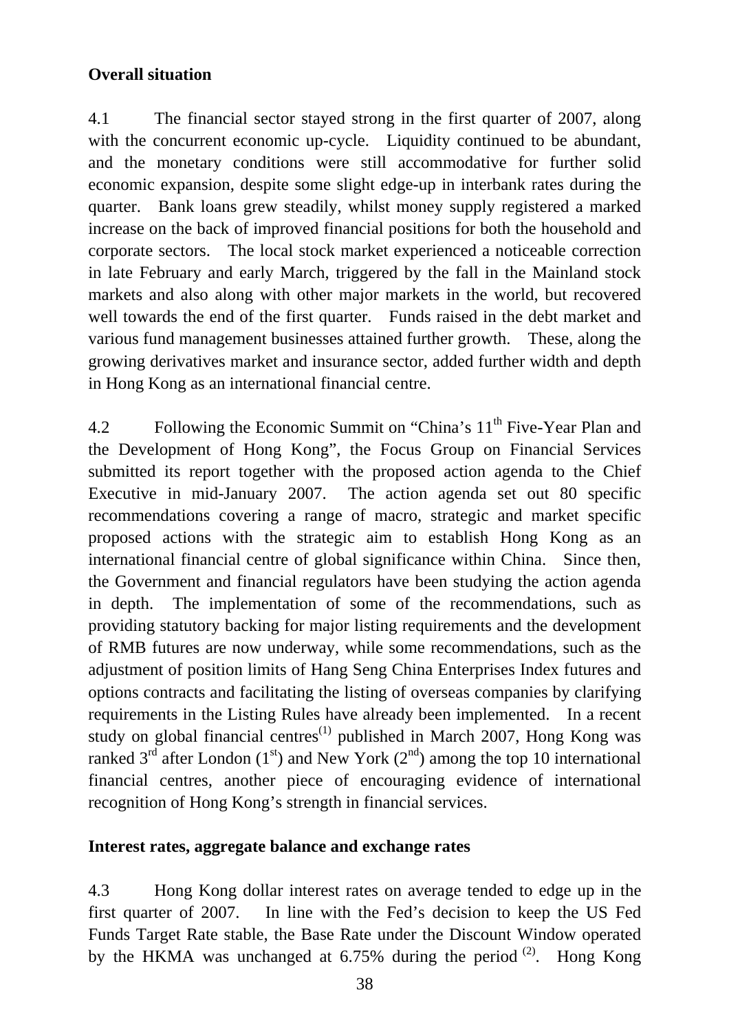**Overall situation**

4.1 The financial sector stayed strong in the first quarter of 2007, along with the concurrent economic up-cycle. Liquidity continued to be abundant, and the monetary conditions were still accommodative for further solid economic expansion, despite some slight edge-up in interbank rates during the quarter. Bank loans grew steadily, whilst money supply registered a marked increase on the back of improved financial positions for both the household and corporate sectors. The local stock market experienced a noticeable correction in late February and early March, triggered by the fall in the Mainland stock markets and also along with other major markets in the world, but recovered well towards the end of the first quarter. Funds raised in the debt market and various fund management businesses attained further growth. These, along the growing derivatives market and insurance sector, added further width and depth in Hong Kong as an international financial centre.

4.2 Following the Economic Summit on "China's 11th Five-Year Plan and the Development of Hong Kong", the Focus Group on Financial Services submitted its report together with the proposed action agenda to the Chief Executive in mid-January 2007. The action agenda set out 80 specific recommendations covering a range of macro, strategic and market specific proposed actions with the strategic aim to establish Hong Kong as an international financial centre of global significance within China. Since then, the Government and financial regulators have been studying the action agenda in depth. The implementation of some of the recommendations, such as providing statutory backing for major listing requirements and the development of RMB futures are now underway, while some recommendations, such as the adjustment of position limits of Hang Seng China Enterprises Index futures and options contracts and facilitating the listing of overseas companies by clarifying requirements in the Listing Rules have already been implemented. In a recent study on global financial centres[(1)] published in March 2007, Hong Kong was ranked 3rd after London (1st) and New York (2nd) among the top 10 international financial centres, another piece of encouraging evidence of international recognition of Hong Kong's strength in financial services.

**Interest rates, aggregate balance and exchange rates**

4.3 Hong Kong dollar interest rates on average tended to edge up in the first quarter of 2007. In line with the Fed's decision to keep the US Fed Funds Target Rate stable, the Base Rate under the Discount Window operated by the HKMA was unchanged at 6.75% during the period[(2)]. Hong Kong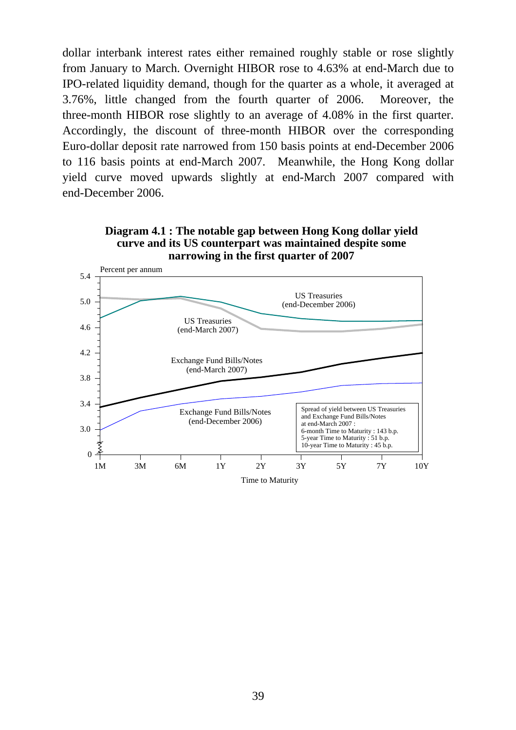dollar interbank interest rates either remained roughly stable or rose slightly from January to March. Overnight HIBOR rose to 4.63% at end-March due to IPO-related liquidity demand, though for the quarter as a whole, it averaged at 3.76%, little changed from the fourth quarter of 2006. Moreover, the three-month HIBOR rose slightly to an average of 4.08% in the first quarter. Accordingly, the discount of three-month HIBOR over the corresponding Euro-dollar deposit rate narrowed from 150 basis points at end-December 2006 to 116 basis points at end-March 2007. Meanwhile, the Hong Kong dollar yield curve moved upwards slightly at end-March 2007 compared with end-December 2006.

**Diagram 4.1 : The notable gap between Hong Kong dollar yield curve and its US counterpart was maintained despite some narrowing in the first quarter of 2007**

Percent per annum

US Treasuries (end-December 2006)

US Treasuries (end-March 2007)

Exchange Fund Bills/Notes (end-March 2007)

Exchange Fund Bills/Notes (end-December 2006)

Spread of yield between US Treasuries and Exchange Fund Bills/Notes at end-March 2007 :
6-month Time to Maturity : 143 b.p.
5-year Time to Maturity : 51 b.p.
10-year Time to Maturity : 45 b.p.

Time to Maturity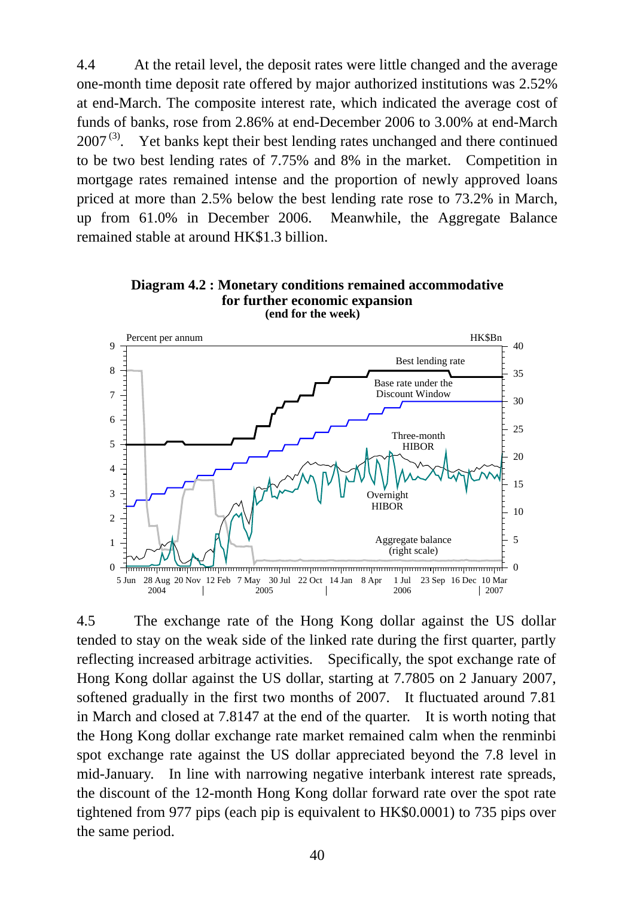4.4 At the retail level, the deposit rates were little changed and the average one-month time deposit rate offered by major authorized institutions was 2.52% at end-March. The composite interest rate, which indicated the average cost of funds of banks, rose from 2.86% at end-December 2006 to 3.00% at end-March 2007 [3]. Yet banks kept their best lending rates unchanged and there continued to be two best lending rates of 7.75% and 8% in the market. Competition in mortgage rates remained intense and the proportion of newly approved loans priced at more than 2.5% below the best lending rate rose to 73.2% in March, up from 61.0% in December 2006. Meanwhile, the Aggregate Balance remained stable at around HK$1.3 billion.

**Diagram 4.2 : Monetary conditions remained accommodative for further economic expansion**
**(end for the week)**

Percent per annum | HK$Bn

Best lending rate; Base rate under the Discount Window; Three-month HIBOR; Overnight HIBOR; Aggregate balance (right scale)

5 Jun 2004, 28 Aug, 20 Nov, 12 Feb 2005, 7 May, 30 Jul, 22 Oct, 14 Jan 2006, 8 Apr, 1 Jul, 23 Sep, 16 Dec, 10 Mar 2007

4.5 The exchange rate of the Hong Kong dollar against the US dollar tended to stay on the weak side of the linked rate during the first quarter, partly reflecting increased arbitrage activities. Specifically, the spot exchange rate of Hong Kong dollar against the US dollar, starting at 7.7805 on 2 January 2007, softened gradually in the first two months of 2007. It fluctuated around 7.81 in March and closed at 7.8147 at the end of the quarter. It is worth noting that the Hong Kong dollar exchange rate market remained calm when the renminbi spot exchange rate against the US dollar appreciated beyond the 7.8 level in mid-January. In line with narrowing negative interbank interest rate spreads, the discount of the 12-month Hong Kong dollar forward rate over the spot rate tightened from 977 pips (each pip is equivalent to HK$0.0001) to 735 pips over the same period.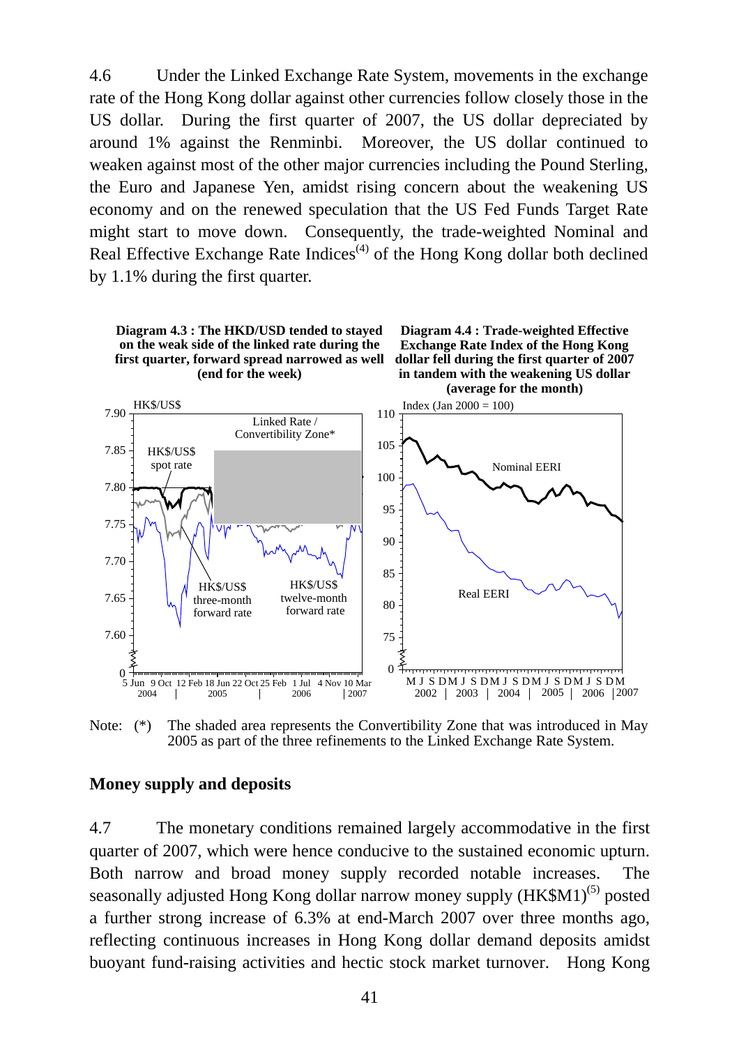4.6 Under the Linked Exchange Rate System, movements in the exchange rate of the Hong Kong dollar against other currencies follow closely those in the US dollar. During the first quarter of 2007, the US dollar depreciated by around 1% against the Renminbi. Moreover, the US dollar continued to weaken against most of the other major currencies including the Pound Sterling, the Euro and Japanese Yen, amidst rising concern about the weakening US economy and on the renewed speculation that the US Fed Funds Target Rate might start to move down. Consequently, the trade-weighted Nominal and Real Effective Exchange Rate Indices[(4)] of the Hong Kong dollar both declined by 1.1% during the first quarter.

**Diagram 4.3 : The HKD/USD tended to stayed on the weak side of the linked rate during the first quarter, forward spread narrowed as well (end for the week)**

**Diagram 4.4 : Trade-weighted Effective Exchange Rate Index of the Hong Kong dollar fell during the first quarter of 2007 in tandem with the weakening US dollar (average for the month)**

Note: (*) The shaded area represents the Convertibility Zone that was introduced in May 2005 as part of the three refinements to the Linked Exchange Rate System.

## Money supply and deposits

4.7 The monetary conditions remained largely accommodative in the first quarter of 2007, which were hence conducive to the sustained economic upturn. Both narrow and broad money supply recorded notable increases. The seasonally adjusted Hong Kong dollar narrow money supply (HK$M1)[(5)] posted a further strong increase of 6.3% at end-March 2007 over three months ago, reflecting continuous increases in Hong Kong dollar demand deposits amidst buoyant fund-raising activities and hectic stock market turnover. Hong Kong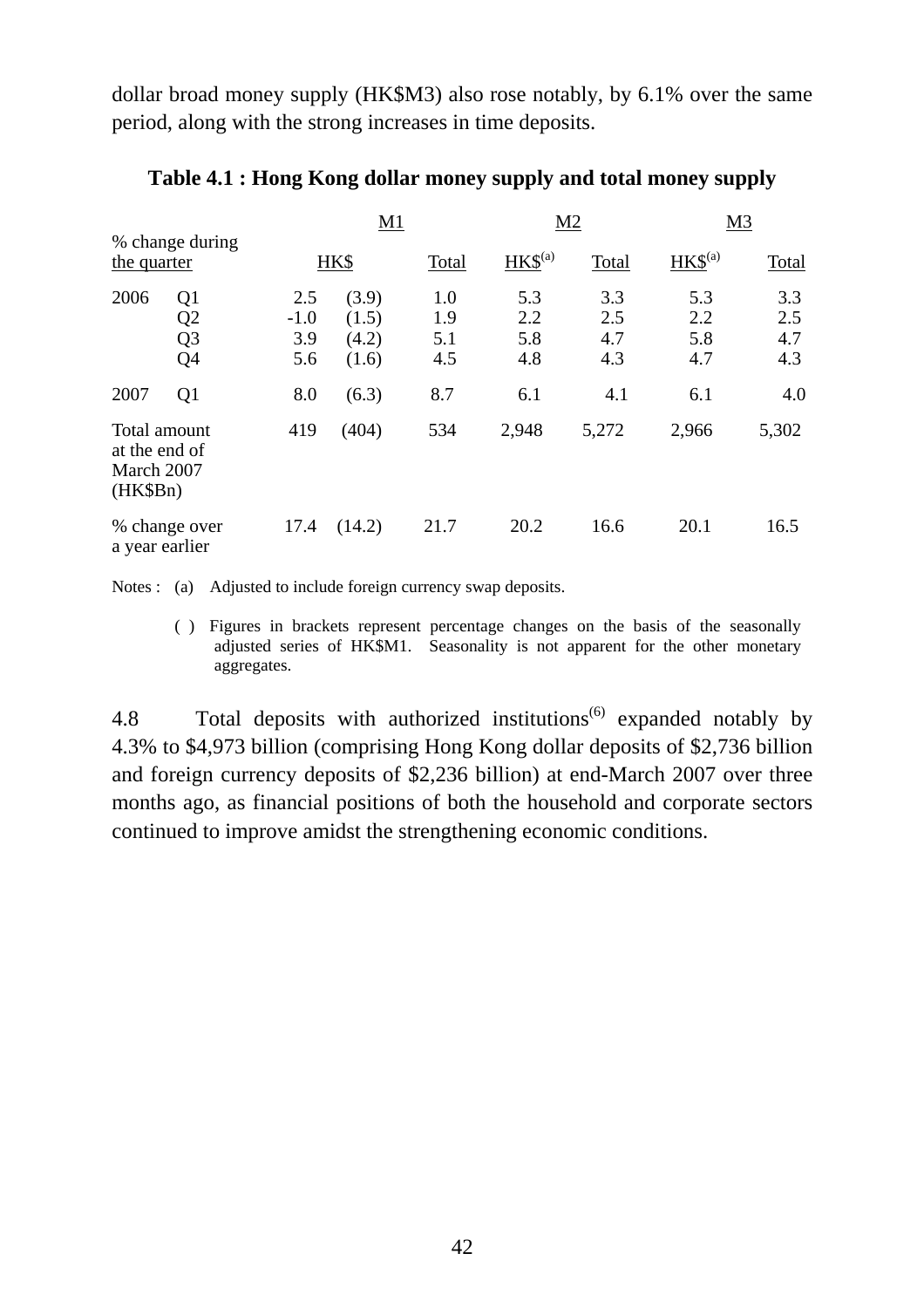dollar broad money supply (HK$M3) also rose notably, by 6.1% over the same period, along with the strong increases in time deposits.

**Table 4.1 : Hong Kong dollar money supply and total money supply**

| % change during the quarter | | M1 | | | M2 | | M3 | |
|---|---|---|---|---|---|---|---|---|
| | | HK$ | | Total | HK$[(a)] | Total | HK$[(a)] | Total |
| 2006 | Q1 | 2.5 | (3.9) | 1.0 | 5.3 | 3.3 | 5.3 | 3.3 |
| | Q2 | -1.0 | (1.5) | 1.9 | 2.2 | 2.5 | 2.2 | 2.5 |
| | Q3 | 3.9 | (4.2) | 5.1 | 5.8 | 4.7 | 5.8 | 4.7 |
| | Q4 | 5.6 | (1.6) | 4.5 | 4.8 | 4.3 | 4.7 | 4.3 |
| 2007 | Q1 | 8.0 | (6.3) | 8.7 | 6.1 | 4.1 | 6.1 | 4.0 |
| Total amount at the end of March 2007 (HK$Bn) | | 419 | (404) | 534 | 2,948 | 5,272 | 2,966 | 5,302 |
| % change over a year earlier | | 17.4 | (14.2) | 21.7 | 20.2 | 16.6 | 20.1 | 16.5 |

Notes : (a) Adjusted to include foreign currency swap deposits.

( ) Figures in brackets represent percentage changes on the basis of the seasonally adjusted series of HK$M1. Seasonality is not apparent for the other monetary aggregates.

4.8 Total deposits with authorized institutions[(6)] expanded notably by 4.3% to $4,973 billion (comprising Hong Kong dollar deposits of $2,736 billion and foreign currency deposits of $2,236 billion) at end-March 2007 over three months ago, as financial positions of both the household and corporate sectors continued to improve amidst the strengthening economic conditions.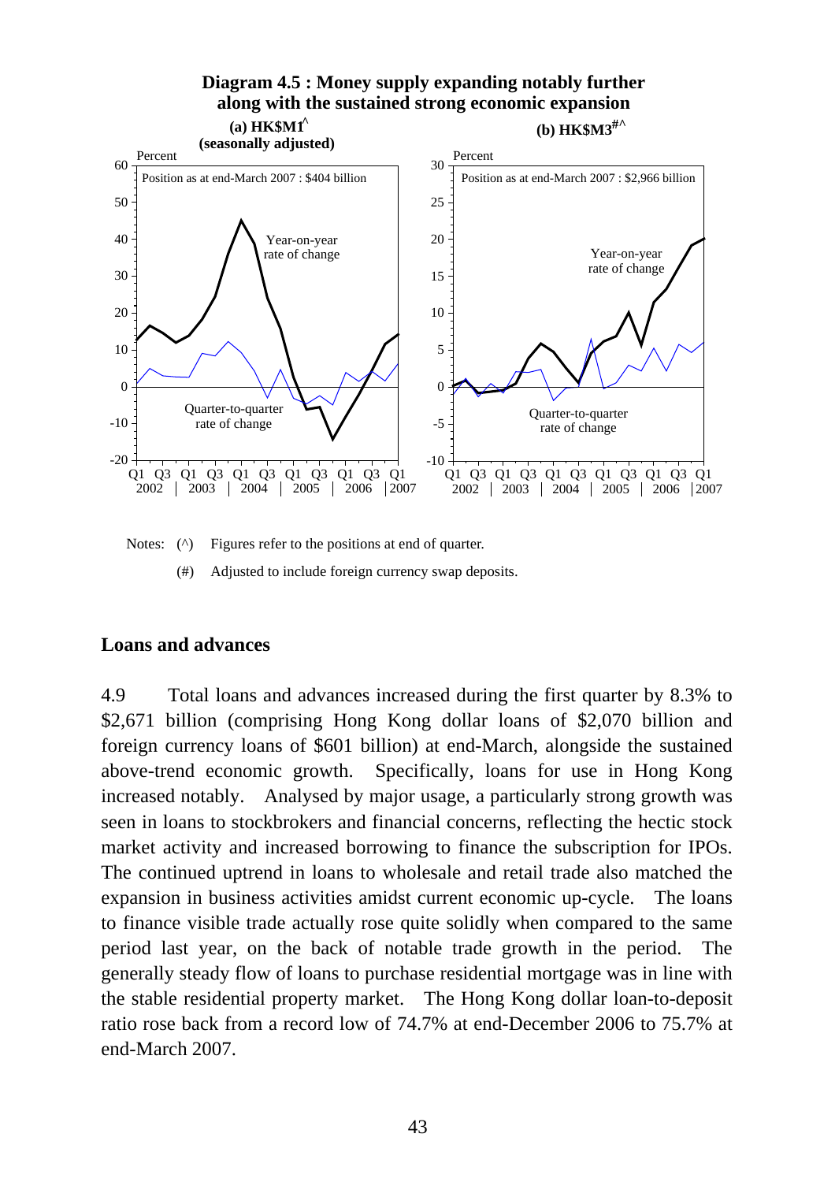**Diagram 4.5 : Money supply expanding notably further along with the sustained strong economic expansion**

**(a) HK$M1^ (seasonally adjusted)**

Position as at end-March 2007 : $404 billion

**(b) HK$M3#^**

Position as at end-March 2007 : $2,966 billion

Notes: (^) Figures refer to the positions at end of quarter.

(#) Adjusted to include foreign currency swap deposits.

## Loans and advances

4.9 Total loans and advances increased during the first quarter by 8.3% to $2,671 billion (comprising Hong Kong dollar loans of $2,070 billion and foreign currency loans of $601 billion) at end-March, alongside the sustained above-trend economic growth. Specifically, loans for use in Hong Kong increased notably. Analysed by major usage, a particularly strong growth was seen in loans to stockbrokers and financial concerns, reflecting the hectic stock market activity and increased borrowing to finance the subscription for IPOs. The continued uptrend in loans to wholesale and retail trade also matched the expansion in business activities amidst current economic up-cycle. The loans to finance visible trade actually rose quite solidly when compared to the same period last year, on the back of notable trade growth in the period. The generally steady flow of loans to purchase residential mortgage was in line with the stable residential property market. The Hong Kong dollar loan-to-deposit ratio rose back from a record low of 74.7% at end-December 2006 to 75.7% at end-March 2007.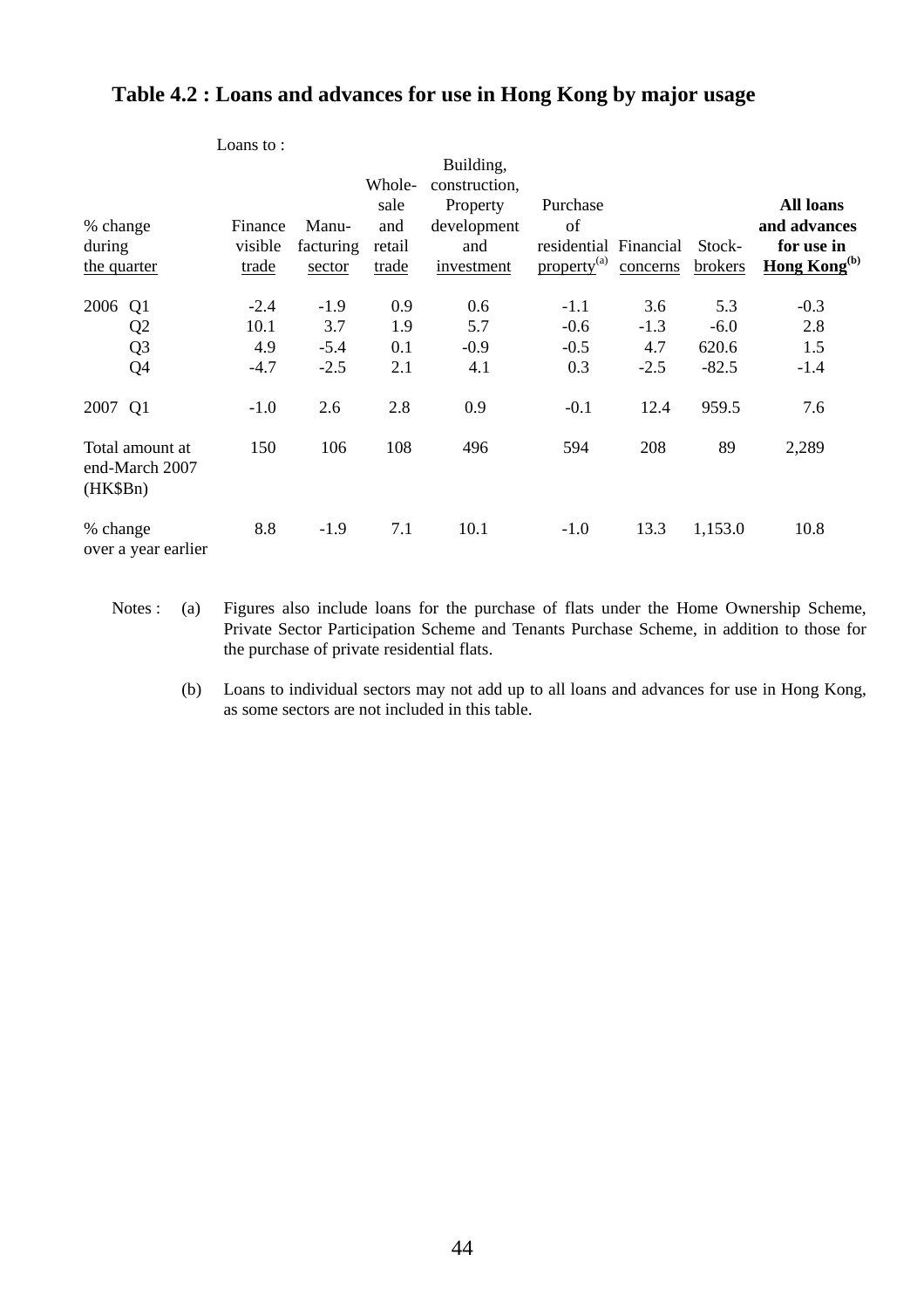## Table 4.2 : Loans and advances for use in Hong Kong by major usage

| % change during the quarter | Loans to : Finance visible trade | Manu-facturing sector | Whole-sale and retail trade | Building, construction, Property development and investment | Purchase of residential property[(a)] | Financial concerns | Stock-brokers | **All loans and advances for use in Hong Kong[(b)]** |
|---|---|---|---|---|---|---|---|---|
| 2006 Q1 | -2.4 | -1.9 | 0.9 | 0.6 | -1.1 | 3.6 | 5.3 | -0.3 |
| Q2 | 10.1 | 3.7 | 1.9 | 5.7 | -0.6 | -1.3 | -6.0 | 2.8 |
| Q3 | 4.9 | -5.4 | 0.1 | -0.9 | -0.5 | 4.7 | 620.6 | 1.5 |
| Q4 | -4.7 | -2.5 | 2.1 | 4.1 | 0.3 | -2.5 | -82.5 | -1.4 |
| 2007 Q1 | -1.0 | 2.6 | 2.8 | 0.9 | -0.1 | 12.4 | 959.5 | 7.6 |
| Total amount at end-March 2007 (HK$Bn) | 150 | 106 | 108 | 496 | 594 | 208 | 89 | 2,289 |
| % change over a year earlier | 8.8 | -1.9 | 7.1 | 10.1 | -1.0 | 13.3 | 1,153.0 | 10.8 |

Notes : (a) Figures also include loans for the purchase of flats under the Home Ownership Scheme, Private Sector Participation Scheme and Tenants Purchase Scheme, in addition to those for the purchase of private residential flats.

(b) Loans to individual sectors may not add up to all loans and advances for use in Hong Kong, as some sectors are not included in this table.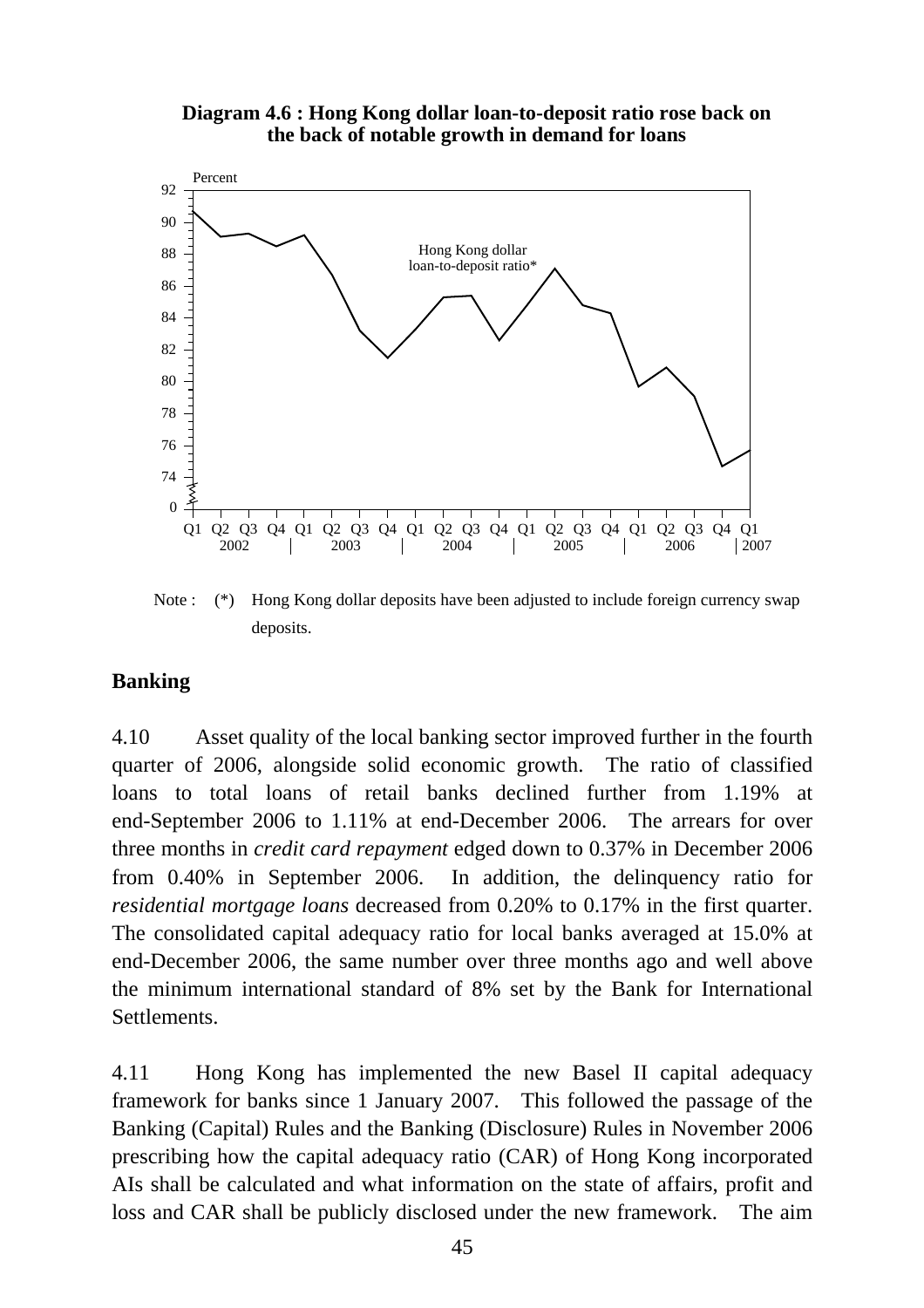**Diagram 4.6 : Hong Kong dollar loan-to-deposit ratio rose back on the back of notable growth in demand for loans**

Note : (*) Hong Kong dollar deposits have been adjusted to include foreign currency swap deposits.

## Banking

4.10 Asset quality of the local banking sector improved further in the fourth quarter of 2006, alongside solid economic growth. The ratio of classified loans to total loans of retail banks declined further from 1.19% at end-September 2006 to 1.11% at end-December 2006. The arrears for over three months in *credit card repayment* edged down to 0.37% in December 2006 from 0.40% in September 2006. In addition, the delinquency ratio for *residential mortgage loans* decreased from 0.20% to 0.17% in the first quarter. The consolidated capital adequacy ratio for local banks averaged at 15.0% at end-December 2006, the same number over three months ago and well above the minimum international standard of 8% set by the Bank for International Settlements.

4.11 Hong Kong has implemented the new Basel II capital adequacy framework for banks since 1 January 2007. This followed the passage of the Banking (Capital) Rules and the Banking (Disclosure) Rules in November 2006 prescribing how the capital adequacy ratio (CAR) of Hong Kong incorporated AIs shall be calculated and what information on the state of affairs, profit and loss and CAR shall be publicly disclosed under the new framework. The aim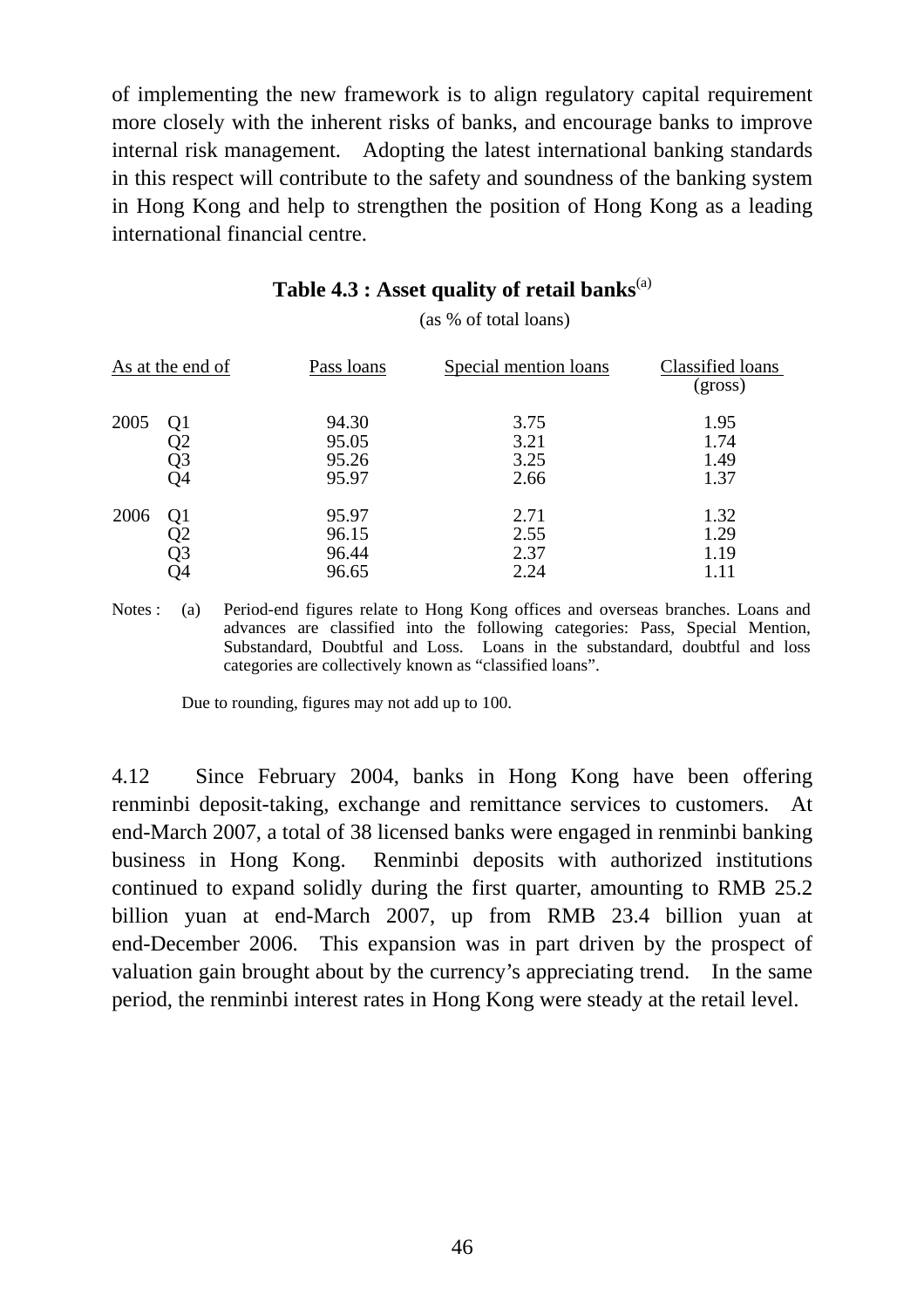of implementing the new framework is to align regulatory capital requirement more closely with the inherent risks of banks, and encourage banks to improve internal risk management. Adopting the latest international banking standards in this respect will contribute to the safety and soundness of the banking system in Hong Kong and help to strengthen the position of Hong Kong as a leading international financial centre.

**Table 4.3 : Asset quality of retail banks**[(a)]

(as % of total loans)

| As at the end of | | Pass loans | Special mention loans | Classified loans (gross) |
|---|---|---|---|---|
| 2005 | Q1 | 94.30 | 3.75 | 1.95 |
| | Q2 | 95.05 | 3.21 | 1.74 |
| | Q3 | 95.26 | 3.25 | 1.49 |
| | Q4 | 95.97 | 2.66 | 1.37 |
| 2006 | Q1 | 95.97 | 2.71 | 1.32 |
| | Q2 | 96.15 | 2.55 | 1.29 |
| | Q3 | 96.44 | 2.37 | 1.19 |
| | Q4 | 96.65 | 2.24 | 1.11 |

Notes : (a) Period-end figures relate to Hong Kong offices and overseas branches. Loans and advances are classified into the following categories: Pass, Special Mention, Substandard, Doubtful and Loss. Loans in the substandard, doubtful and loss categories are collectively known as "classified loans".

Due to rounding, figures may not add up to 100.

4.12 Since February 2004, banks in Hong Kong have been offering renminbi deposit-taking, exchange and remittance services to customers. At end-March 2007, a total of 38 licensed banks were engaged in renminbi banking business in Hong Kong. Renminbi deposits with authorized institutions continued to expand solidly during the first quarter, amounting to RMB 25.2 billion yuan at end-March 2007, up from RMB 23.4 billion yuan at end-December 2006. This expansion was in part driven by the prospect of valuation gain brought about by the currency's appreciating trend. In the same period, the renminbi interest rates in Hong Kong were steady at the retail level.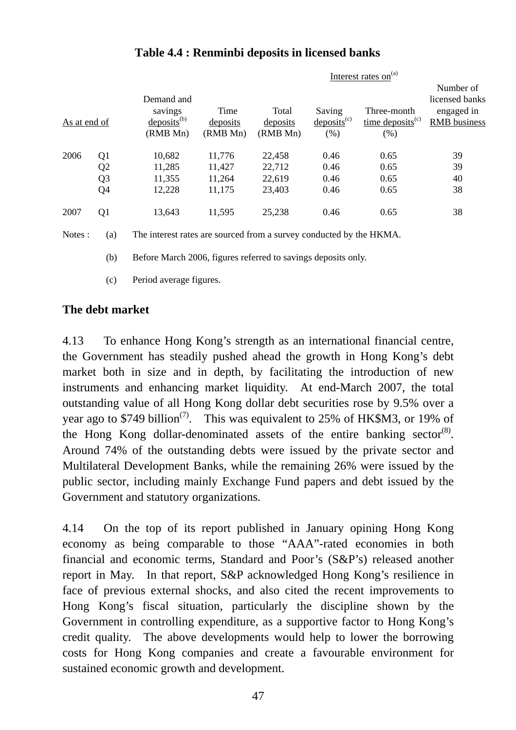**Table 4.4 : Renminbi deposits in licensed banks**

| As at end of | | Demand and savings deposits[b] (RMB Mn) | Time deposits (RMB Mn) | Total deposits (RMB Mn) | Interest rates on[a] Saving deposits[c] (%) | Three-month time deposits[c] (%) | Number of licensed banks engaged in RMB business |
|---|---|---|---|---|---|---|---|
| 2006 | Q1 | 10,682 | 11,776 | 22,458 | 0.46 | 0.65 | 39 |
| | Q2 | 11,285 | 11,427 | 22,712 | 0.46 | 0.65 | 39 |
| | Q3 | 11,355 | 11,264 | 22,619 | 0.46 | 0.65 | 40 |
| | Q4 | 12,228 | 11,175 | 23,403 | 0.46 | 0.65 | 38 |
| 2007 | Q1 | 13,643 | 11,595 | 25,238 | 0.46 | 0.65 | 38 |

Notes :
(a) The interest rates are sourced from a survey conducted by the HKMA.

(b) Before March 2006, figures referred to savings deposits only.

(c) Period average figures.

**The debt market**

4.13 To enhance Hong Kong's strength as an international financial centre, the Government has steadily pushed ahead the growth in Hong Kong's debt market both in size and in depth, by facilitating the introduction of new instruments and enhancing market liquidity. At end-March 2007, the total outstanding value of all Hong Kong dollar debt securities rose by 9.5% over a year ago to $749 billion[(7)]. This was equivalent to 25% of HK$M3, or 19% of the Hong Kong dollar-denominated assets of the entire banking sector[(8)]. Around 74% of the outstanding debts were issued by the private sector and Multilateral Development Banks, while the remaining 26% were issued by the public sector, including mainly Exchange Fund papers and debt issued by the Government and statutory organizations.

4.14 On the top of its report published in January opining Hong Kong economy as being comparable to those "AAA"-rated economies in both financial and economic terms, Standard and Poor's (S&P's) released another report in May. In that report, S&P acknowledged Hong Kong's resilience in face of previous external shocks, and also cited the recent improvements to Hong Kong's fiscal situation, particularly the discipline shown by the Government in controlling expenditure, as a supportive factor to Hong Kong's credit quality. The above developments would help to lower the borrowing costs for Hong Kong companies and create a favourable environment for sustained economic growth and development.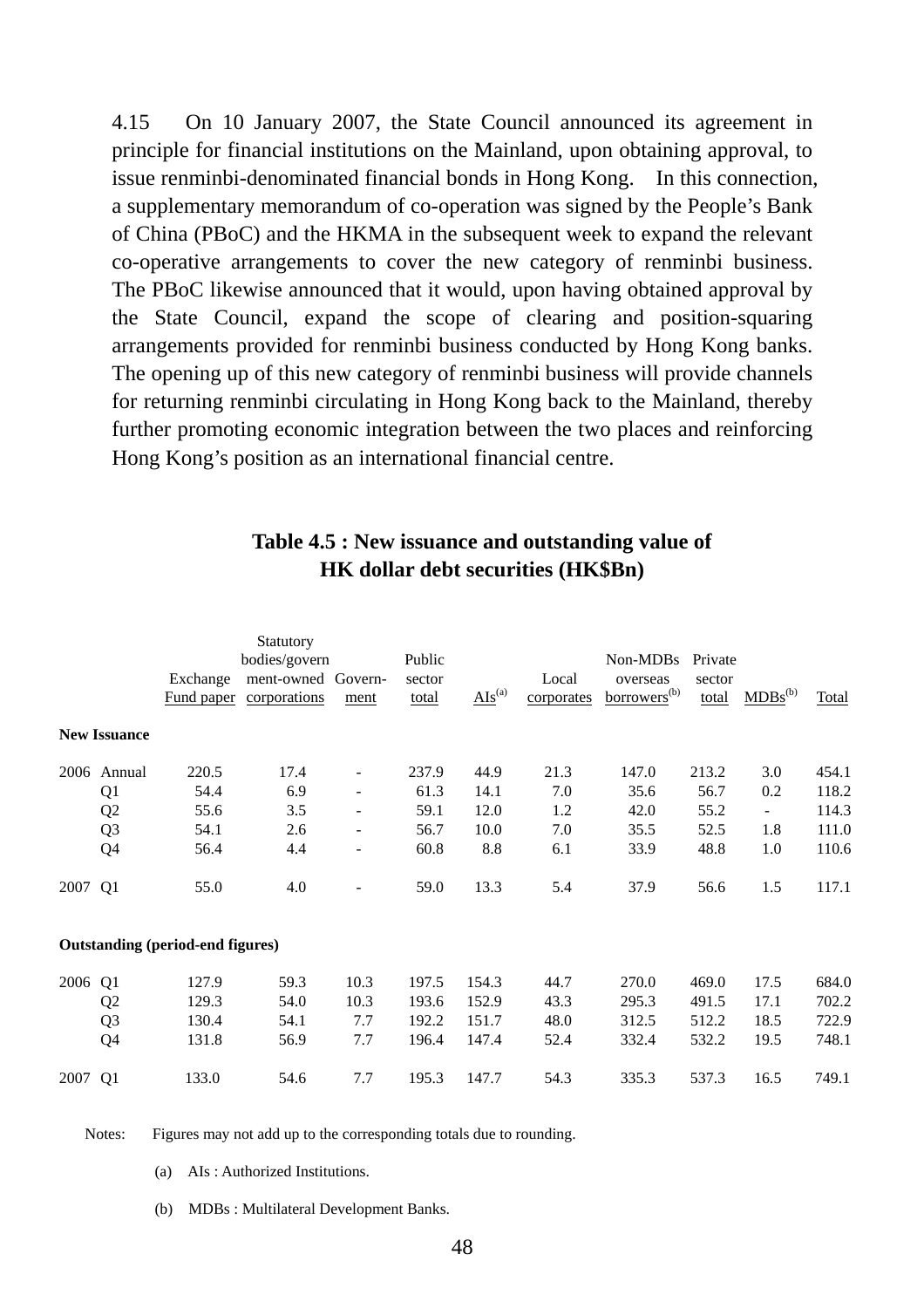4.15 On 10 January 2007, the State Council announced its agreement in principle for financial institutions on the Mainland, upon obtaining approval, to issue renminbi-denominated financial bonds in Hong Kong. In this connection, a supplementary memorandum of co-operation was signed by the People's Bank of China (PBoC) and the HKMA in the subsequent week to expand the relevant co-operative arrangements to cover the new category of renminbi business. The PBoC likewise announced that it would, upon having obtained approval by the State Council, expand the scope of clearing and position-squaring arrangements provided for renminbi business conducted by Hong Kong banks. The opening up of this new category of renminbi business will provide channels for returning renminbi circulating in Hong Kong back to the Mainland, thereby further promoting economic integration between the two places and reinforcing Hong Kong's position as an international financial centre.

**Table 4.5 : New issuance and outstanding value of HK dollar debt securities (HK$Bn)**

| | | Exchange Fund paper | Statutory bodies/government-owned corporations | Government | Public sector total | AIs[(a)] | Local corporates | Non-MDBs overseas borrowers[(b)] | Private sector total | MDBs[(b)] | Total |
|---|---|---|---|---|---|---|---|---|---|---|---|
| **New Issuance** | | | | | | | | | | | |
| 2006 | Annual | 220.5 | 17.4 | - | 237.9 | 44.9 | 21.3 | 147.0 | 213.2 | 3.0 | 454.1 |
| | Q1 | 54.4 | 6.9 | - | 61.3 | 14.1 | 7.0 | 35.6 | 56.7 | 0.2 | 118.2 |
| | Q2 | 55.6 | 3.5 | - | 59.1 | 12.0 | 1.2 | 42.0 | 55.2 | - | 114.3 |
| | Q3 | 54.1 | 2.6 | - | 56.7 | 10.0 | 7.0 | 35.5 | 52.5 | 1.8 | 111.0 |
| | Q4 | 56.4 | 4.4 | - | 60.8 | 8.8 | 6.1 | 33.9 | 48.8 | 1.0 | 110.6 |
| 2007 | Q1 | 55.0 | 4.0 | - | 59.0 | 13.3 | 5.4 | 37.9 | 56.6 | 1.5 | 117.1 |
| **Outstanding (period-end figures)** | | | | | | | | | | | |
| 2006 | Q1 | 127.9 | 59.3 | 10.3 | 197.5 | 154.3 | 44.7 | 270.0 | 469.0 | 17.5 | 684.0 |
| | Q2 | 129.3 | 54.0 | 10.3 | 193.6 | 152.9 | 43.3 | 295.3 | 491.5 | 17.1 | 702.2 |
| | Q3 | 130.4 | 54.1 | 7.7 | 192.2 | 151.7 | 48.0 | 312.5 | 512.2 | 18.5 | 722.9 |
| | Q4 | 131.8 | 56.9 | 7.7 | 196.4 | 147.4 | 52.4 | 332.4 | 532.2 | 19.5 | 748.1 |
| 2007 | Q1 | 133.0 | 54.6 | 7.7 | 195.3 | 147.7 | 54.3 | 335.3 | 537.3 | 16.5 | 749.1 |

Notes: Figures may not add up to the corresponding totals due to rounding.

(a) AIs : Authorized Institutions.

(b) MDBs : Multilateral Development Banks.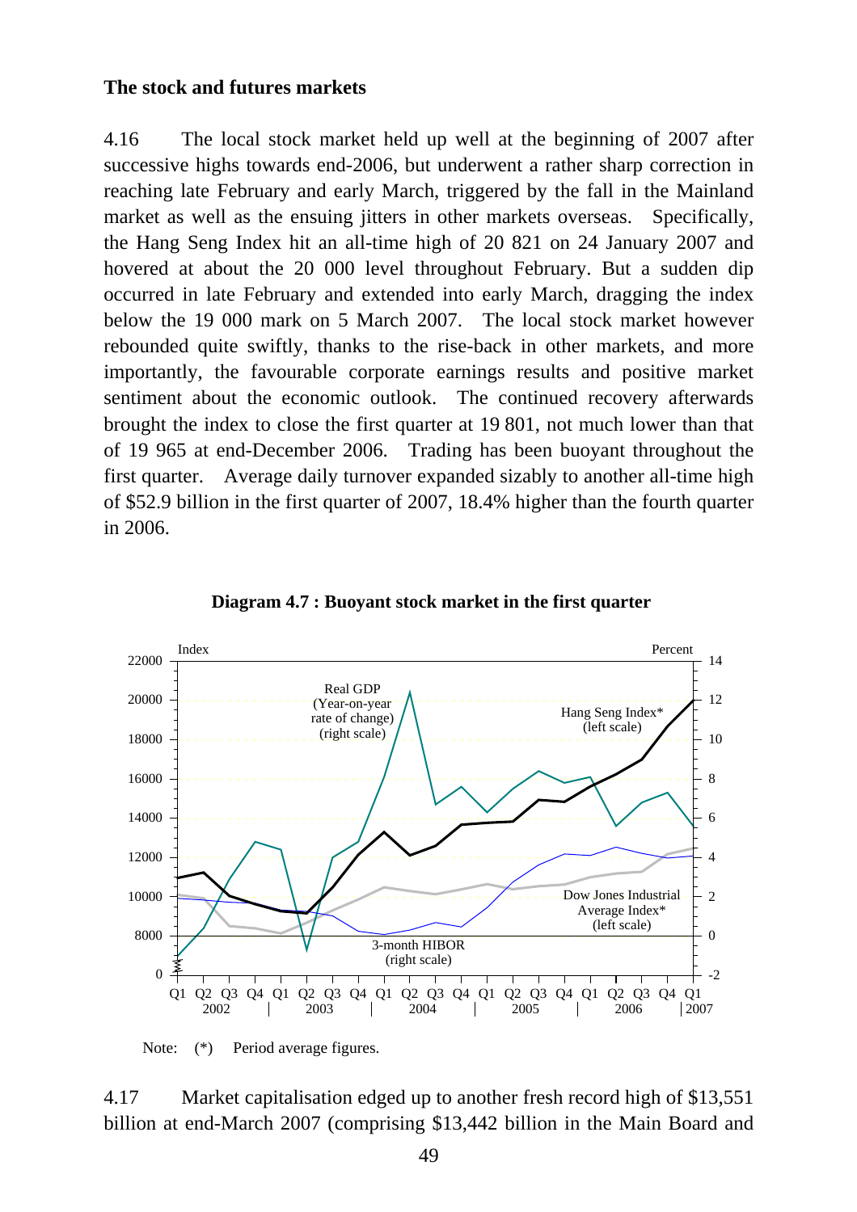**The stock and futures markets**

4.16 The local stock market held up well at the beginning of 2007 after successive highs towards end-2006, but underwent a rather sharp correction in reaching late February and early March, triggered by the fall in the Mainland market as well as the ensuing jitters in other markets overseas. Specifically, the Hang Seng Index hit an all-time high of 20 821 on 24 January 2007 and hovered at about the 20 000 level throughout February. But a sudden dip occurred in late February and extended into early March, dragging the index below the 19 000 mark on 5 March 2007. The local stock market however rebounded quite swiftly, thanks to the rise-back in other markets, and more importantly, the favourable corporate earnings results and positive market sentiment about the economic outlook. The continued recovery afterwards brought the index to close the first quarter at 19 801, not much lower than that of 19 965 at end-December 2006. Trading has been buoyant throughout the first quarter. Average daily turnover expanded sizably to another all-time high of $52.9 billion in the first quarter of 2007, 18.4% higher than the fourth quarter in 2006.

**Diagram 4.7 : Buoyant stock market in the first quarter**

Note: (*) Period average figures.

4.17 Market capitalisation edged up to another fresh record high of $13,551 billion at end-March 2007 (comprising $13,442 billion in the Main Board and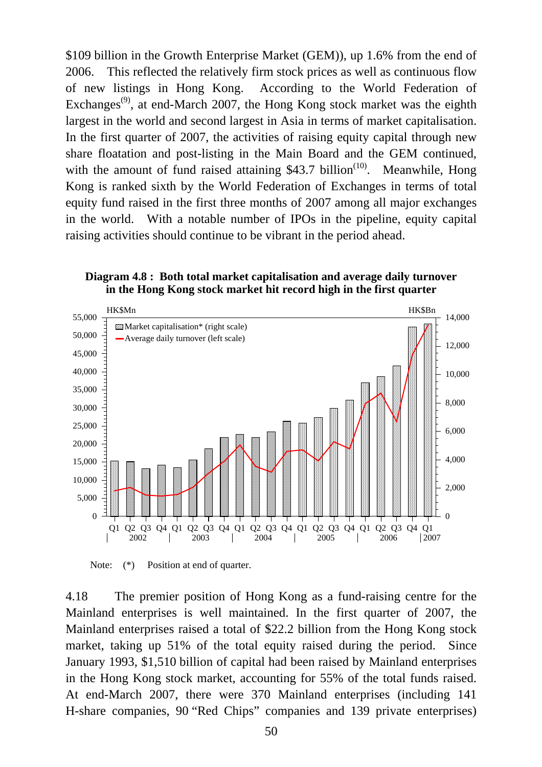$109 billion in the Growth Enterprise Market (GEM)), up 1.6% from the end of 2006. This reflected the relatively firm stock prices as well as continuous flow of new listings in Hong Kong. According to the World Federation of Exchanges[(9)], at end-March 2007, the Hong Kong stock market was the eighth largest in the world and second largest in Asia in terms of market capitalisation. In the first quarter of 2007, the activities of raising equity capital through new share floatation and post-listing in the Main Board and the GEM continued, with the amount of fund raised attaining $43.7 billion[(10)]. Meanwhile, Hong Kong is ranked sixth by the World Federation of Exchanges in terms of total equity fund raised in the first three months of 2007 among all major exchanges in the world. With a notable number of IPOs in the pipeline, equity capital raising activities should continue to be vibrant in the period ahead.

**Diagram 4.8 : Both total market capitalisation and average daily turnover in the Hong Kong stock market hit record high in the first quarter**

Note: (*) Position at end of quarter.

4.18 The premier position of Hong Kong as a fund-raising centre for the Mainland enterprises is well maintained. In the first quarter of 2007, the Mainland enterprises raised a total of $22.2 billion from the Hong Kong stock market, taking up 51% of the total equity raised during the period. Since January 1993, $1,510 billion of capital had been raised by Mainland enterprises in the Hong Kong stock market, accounting for 55% of the total funds raised. At end-March 2007, there were 370 Mainland enterprises (including 141 H-share companies, 90 "Red Chips" companies and 139 private enterprises)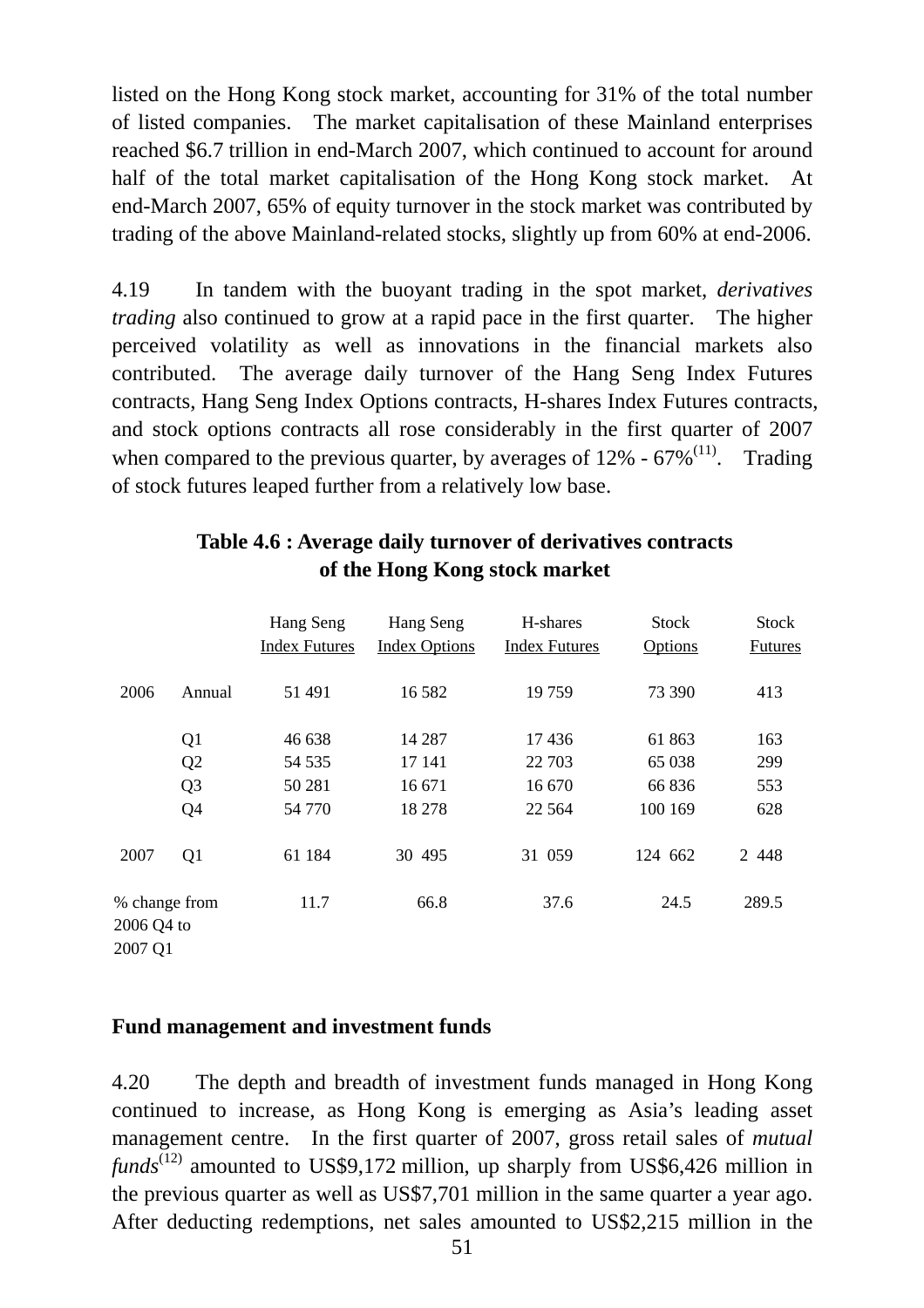listed on the Hong Kong stock market, accounting for 31% of the total number of listed companies. The market capitalisation of these Mainland enterprises reached $6.7 trillion in end-March 2007, which continued to account for around half of the total market capitalisation of the Hong Kong stock market. At end-March 2007, 65% of equity turnover in the stock market was contributed by trading of the above Mainland-related stocks, slightly up from 60% at end-2006.

4.19 In tandem with the buoyant trading in the spot market, *derivatives trading* also continued to grow at a rapid pace in the first quarter. The higher perceived volatility as well as innovations in the financial markets also contributed. The average daily turnover of the Hang Seng Index Futures contracts, Hang Seng Index Options contracts, H-shares Index Futures contracts, and stock options contracts all rose considerably in the first quarter of 2007 when compared to the previous quarter, by averages of 12% - 67%(11). Trading of stock futures leaped further from a relatively low base.

**Table 4.6 : Average daily turnover of derivatives contracts of the Hong Kong stock market**

| | | Hang Seng Index Futures | Hang Seng Index Options | H-shares Index Futures | Stock Options | Stock Futures |
|---|---|---|---|---|---|---|
| 2006 | Annual | 51 491 | 16 582 | 19 759 | 73 390 | 413 |
| | Q1 | 46 638 | 14 287 | 17 436 | 61 863 | 163 |
| | Q2 | 54 535 | 17 141 | 22 703 | 65 038 | 299 |
| | Q3 | 50 281 | 16 671 | 16 670 | 66 836 | 553 |
| | Q4 | 54 770 | 18 278 | 22 564 | 100 169 | 628 |
| 2007 | Q1 | 61 184 | 30 495 | 31 059 | 124 662 | 2 448 |
| % change from 2006 Q4 to 2007 Q1 | | 11.7 | 66.8 | 37.6 | 24.5 | 289.5 |

**Fund management and investment funds**

4.20 The depth and breadth of investment funds managed in Hong Kong continued to increase, as Hong Kong is emerging as Asia's leading asset management centre. In the first quarter of 2007, gross retail sales of *mutual funds*(12) amounted to US$9,172 million, up sharply from US$6,426 million in the previous quarter as well as US$7,701 million in the same quarter a year ago. After deducting redemptions, net sales amounted to US$2,215 million in the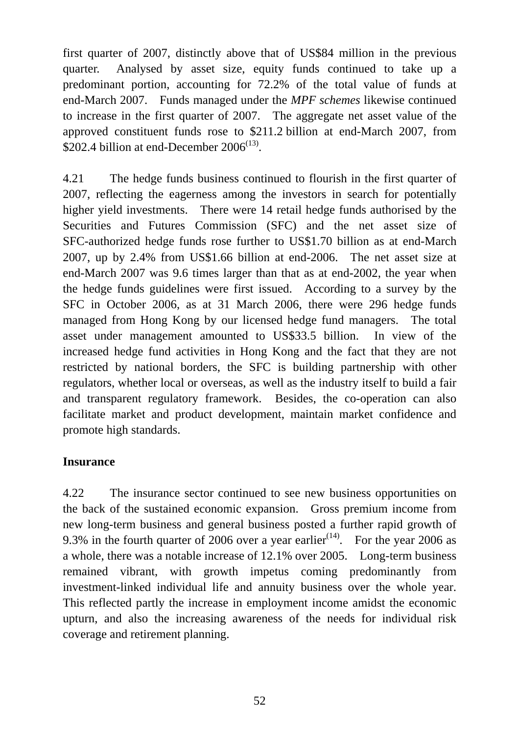first quarter of 2007, distinctly above that of US$84 million in the previous quarter. Analysed by asset size, equity funds continued to take up a predominant portion, accounting for 72.2% of the total value of funds at end-March 2007. Funds managed under the *MPF schemes* likewise continued to increase in the first quarter of 2007. The aggregate net asset value of the approved constituent funds rose to $211.2 billion at end-March 2007, from $202.4 billion at end-December 2006[13].

4.21 The hedge funds business continued to flourish in the first quarter of 2007, reflecting the eagerness among the investors in search for potentially higher yield investments. There were 14 retail hedge funds authorised by the Securities and Futures Commission (SFC) and the net asset size of SFC-authorized hedge funds rose further to US$1.70 billion as at end-March 2007, up by 2.4% from US$1.66 billion at end-2006. The net asset size at end-March 2007 was 9.6 times larger than that as at end-2002, the year when the hedge funds guidelines were first issued. According to a survey by the SFC in October 2006, as at 31 March 2006, there were 296 hedge funds managed from Hong Kong by our licensed hedge fund managers. The total asset under management amounted to US$33.5 billion. In view of the increased hedge fund activities in Hong Kong and the fact that they are not restricted by national borders, the SFC is building partnership with other regulators, whether local or overseas, as well as the industry itself to build a fair and transparent regulatory framework. Besides, the co-operation can also facilitate market and product development, maintain market confidence and promote high standards.

**Insurance**

4.22 The insurance sector continued to see new business opportunities on the back of the sustained economic expansion. Gross premium income from new long-term business and general business posted a further rapid growth of 9.3% in the fourth quarter of 2006 over a year earlier[14]. For the year 2006 as a whole, there was a notable increase of 12.1% over 2005. Long-term business remained vibrant, with growth impetus coming predominantly from investment-linked individual life and annuity business over the whole year. This reflected partly the increase in employment income amidst the economic upturn, and also the increasing awareness of the needs for individual risk coverage and retirement planning.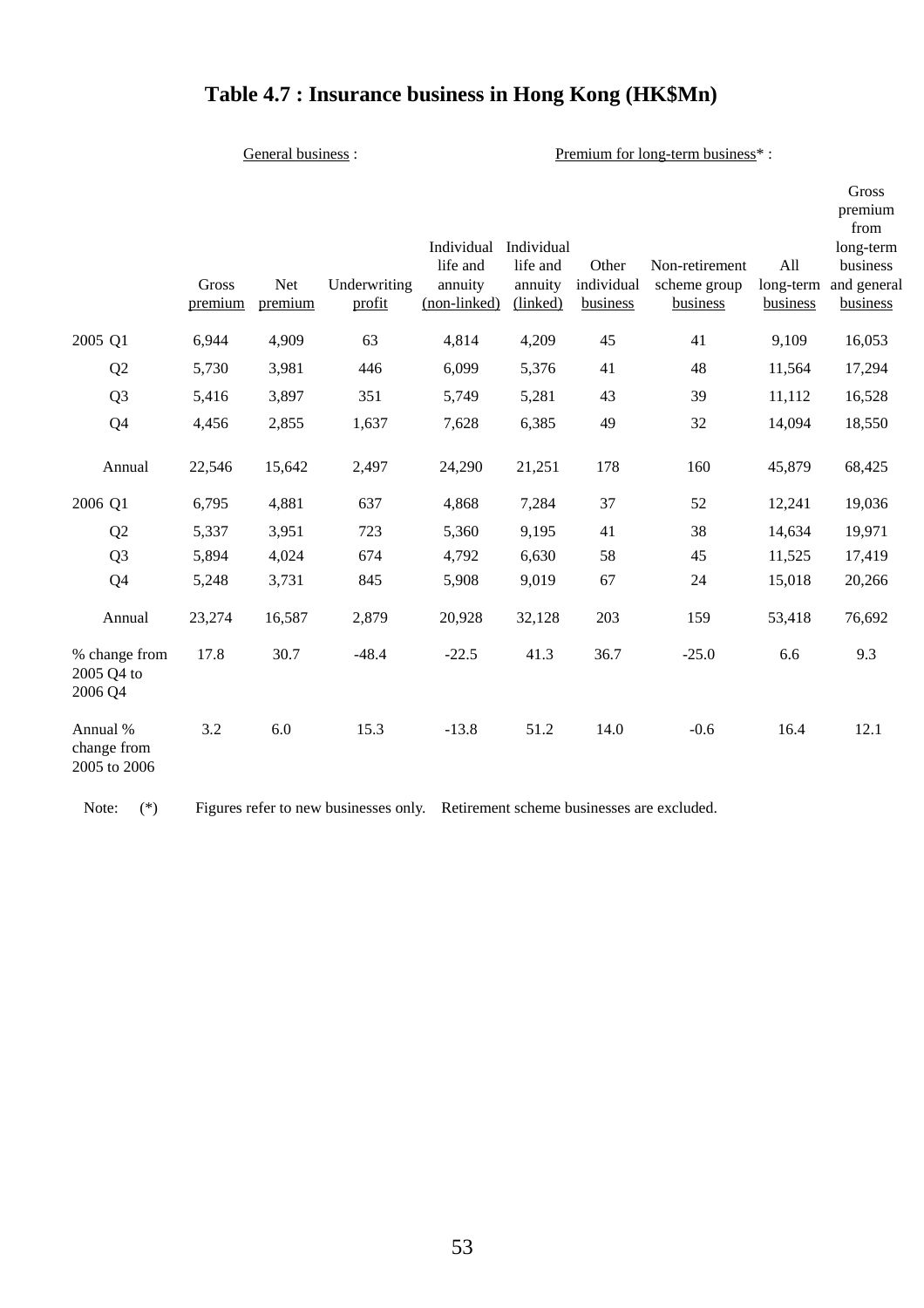# Table 4.7 : Insurance business in Hong Kong (HK$Mn)

| | General business : | | | Premium for long-term business* : | | | | | |
|---|---|---|---|---|---|---|---|---|---|
| | Gross premium | Net premium | Underwriting profit | Individual life and annuity (non-linked) | Individual life and annuity (linked) | Other individual business | Non-retirement scheme group business | All long-term business | Gross premium from long-term business and general business |
| 2005 Q1 | 6,944 | 4,909 | 63 | 4,814 | 4,209 | 45 | 41 | 9,109 | 16,053 |
| Q2 | 5,730 | 3,981 | 446 | 6,099 | 5,376 | 41 | 48 | 11,564 | 17,294 |
| Q3 | 5,416 | 3,897 | 351 | 5,749 | 5,281 | 43 | 39 | 11,112 | 16,528 |
| Q4 | 4,456 | 2,855 | 1,637 | 7,628 | 6,385 | 49 | 32 | 14,094 | 18,550 |
| Annual | 22,546 | 15,642 | 2,497 | 24,290 | 21,251 | 178 | 160 | 45,879 | 68,425 |
| 2006 Q1 | 6,795 | 4,881 | 637 | 4,868 | 7,284 | 37 | 52 | 12,241 | 19,036 |
| Q2 | 5,337 | 3,951 | 723 | 5,360 | 9,195 | 41 | 38 | 14,634 | 19,971 |
| Q3 | 5,894 | 4,024 | 674 | 4,792 | 6,630 | 58 | 45 | 11,525 | 17,419 |
| Q4 | 5,248 | 3,731 | 845 | 5,908 | 9,019 | 67 | 24 | 15,018 | 20,266 |
| Annual | 23,274 | 16,587 | 2,879 | 20,928 | 32,128 | 203 | 159 | 53,418 | 76,692 |
| % change from 2005 Q4 to 2006 Q4 | 17.8 | 30.7 | -48.4 | -22.5 | 41.3 | 36.7 | -25.0 | 6.6 | 9.3 |
| Annual % change from 2005 to 2006 | 3.2 | 6.0 | 15.3 | -13.8 | 51.2 | 14.0 | -0.6 | 16.4 | 12.1 |

Note: (*) Figures refer to new businesses only. Retirement scheme businesses are excluded.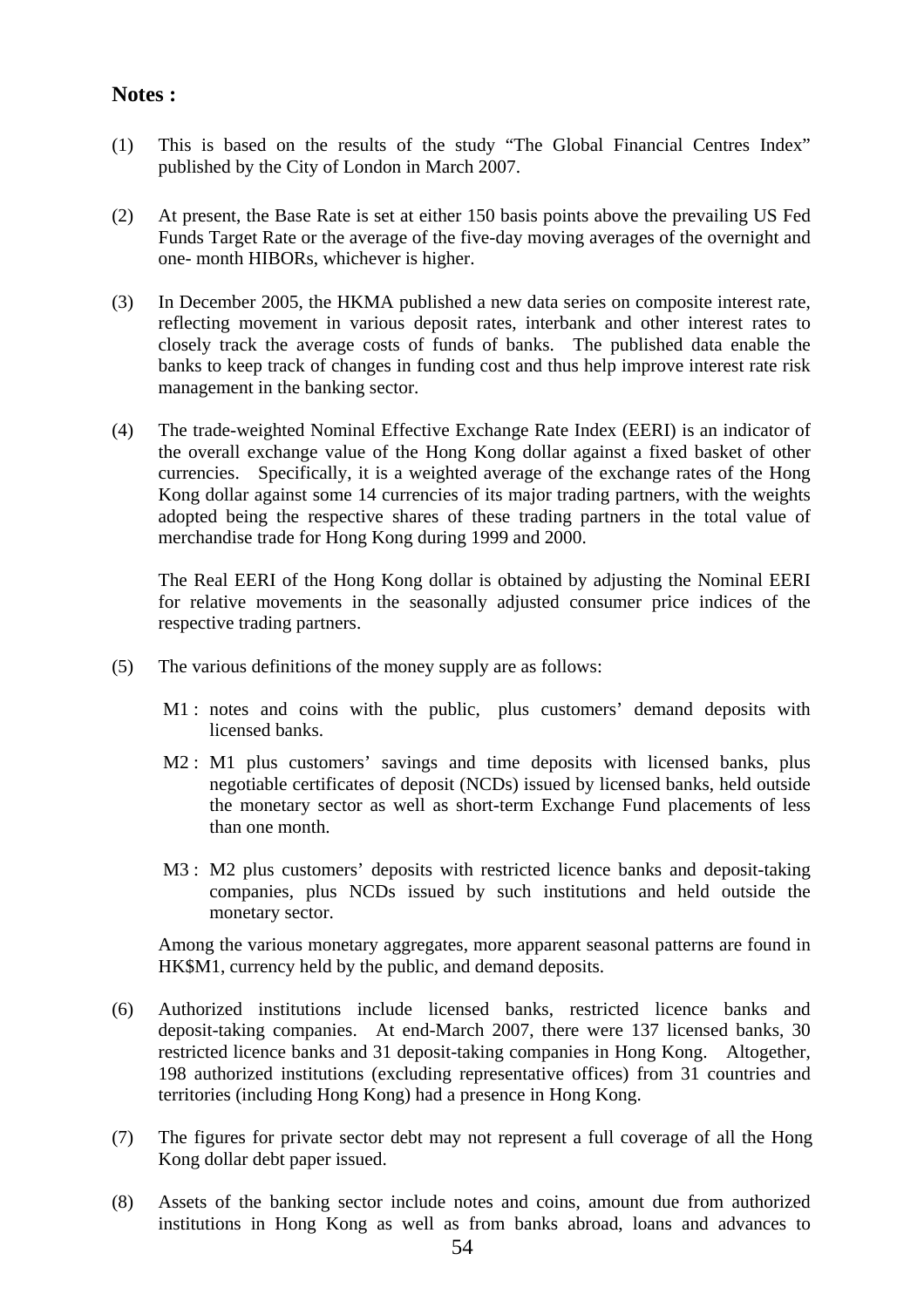## Notes :

(1) This is based on the results of the study "The Global Financial Centres Index" published by the City of London in March 2007.

(2) At present, the Base Rate is set at either 150 basis points above the prevailing US Fed Funds Target Rate or the average of the five-day moving averages of the overnight and one- month HIBORs, whichever is higher.

(3) In December 2005, the HKMA published a new data series on composite interest rate, reflecting movement in various deposit rates, interbank and other interest rates to closely track the average costs of funds of banks. The published data enable the banks to keep track of changes in funding cost and thus help improve interest rate risk management in the banking sector.

(4) The trade-weighted Nominal Effective Exchange Rate Index (EERI) is an indicator of the overall exchange value of the Hong Kong dollar against a fixed basket of other currencies. Specifically, it is a weighted average of the exchange rates of the Hong Kong dollar against some 14 currencies of its major trading partners, with the weights adopted being the respective shares of these trading partners in the total value of merchandise trade for Hong Kong during 1999 and 2000.

   The Real EERI of the Hong Kong dollar is obtained by adjusting the Nominal EERI for relative movements in the seasonally adjusted consumer price indices of the respective trading partners.

(5) The various definitions of the money supply are as follows:

   M1 : notes and coins with the public, plus customers' demand deposits with licensed banks.

   M2 : M1 plus customers' savings and time deposits with licensed banks, plus negotiable certificates of deposit (NCDs) issued by licensed banks, held outside the monetary sector as well as short-term Exchange Fund placements of less than one month.

   M3 : M2 plus customers' deposits with restricted licence banks and deposit-taking companies, plus NCDs issued by such institutions and held outside the monetary sector.

   Among the various monetary aggregates, more apparent seasonal patterns are found in HK$M1, currency held by the public, and demand deposits.

(6) Authorized institutions include licensed banks, restricted licence banks and deposit-taking companies. At end-March 2007, there were 137 licensed banks, 30 restricted licence banks and 31 deposit-taking companies in Hong Kong. Altogether, 198 authorized institutions (excluding representative offices) from 31 countries and territories (including Hong Kong) had a presence in Hong Kong.

(7) The figures for private sector debt may not represent a full coverage of all the Hong Kong dollar debt paper issued.

(8) Assets of the banking sector include notes and coins, amount due from authorized institutions in Hong Kong as well as from banks abroad, loans and advances to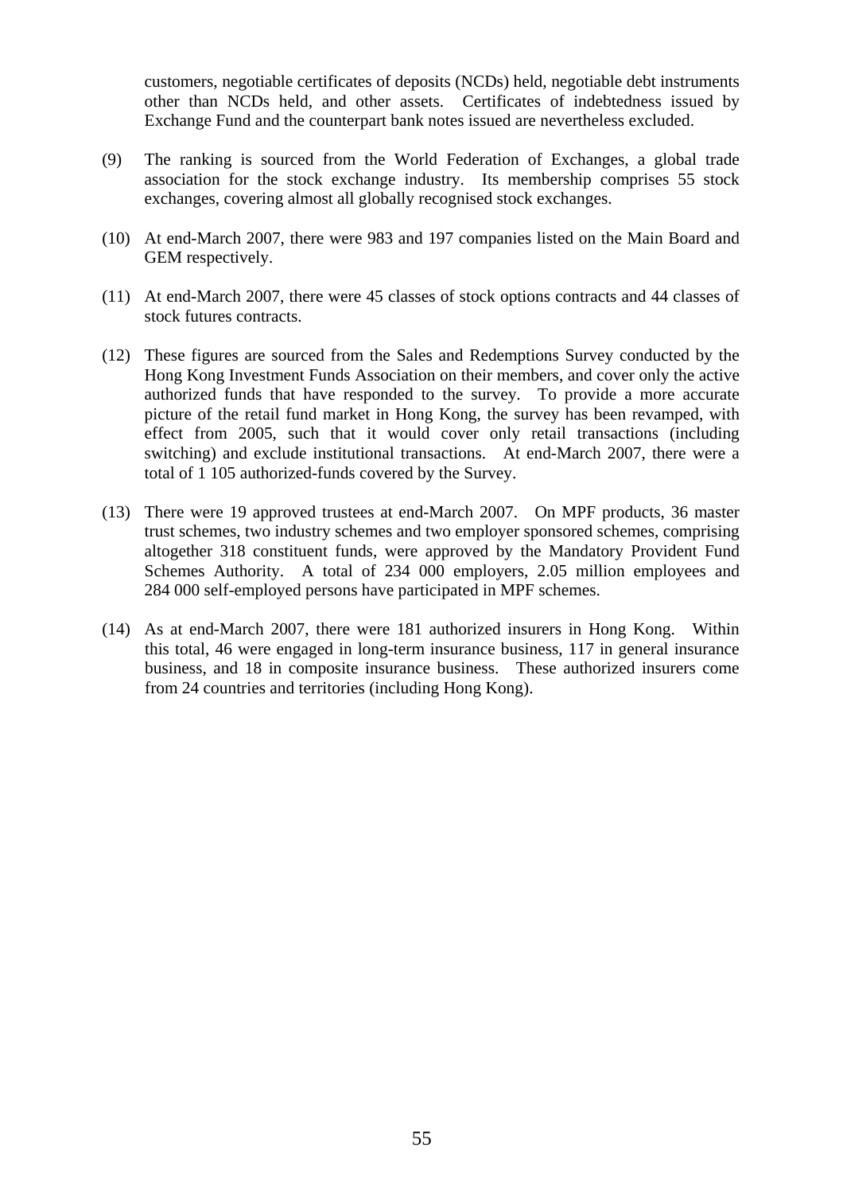customers, negotiable certificates of deposits (NCDs) held, negotiable debt instruments other than NCDs held, and other assets. Certificates of indebtedness issued by Exchange Fund and the counterpart bank notes issued are nevertheless excluded.

(9) The ranking is sourced from the World Federation of Exchanges, a global trade association for the stock exchange industry. Its membership comprises 55 stock exchanges, covering almost all globally recognised stock exchanges.

(10) At end-March 2007, there were 983 and 197 companies listed on the Main Board and GEM respectively.

(11) At end-March 2007, there were 45 classes of stock options contracts and 44 classes of stock futures contracts.

(12) These figures are sourced from the Sales and Redemptions Survey conducted by the Hong Kong Investment Funds Association on their members, and cover only the active authorized funds that have responded to the survey. To provide a more accurate picture of the retail fund market in Hong Kong, the survey has been revamped, with effect from 2005, such that it would cover only retail transactions (including switching) and exclude institutional transactions. At end-March 2007, there were a total of 1 105 authorized-funds covered by the Survey.

(13) There were 19 approved trustees at end-March 2007. On MPF products, 36 master trust schemes, two industry schemes and two employer sponsored schemes, comprising altogether 318 constituent funds, were approved by the Mandatory Provident Fund Schemes Authority. A total of 234 000 employers, 2.05 million employees and 284 000 self-employed persons have participated in MPF schemes.

(14) As at end-March 2007, there were 181 authorized insurers in Hong Kong. Within this total, 46 were engaged in long-term insurance business, 117 in general insurance business, and 18 in composite insurance business. These authorized insurers come from 24 countries and territories (including Hong Kong).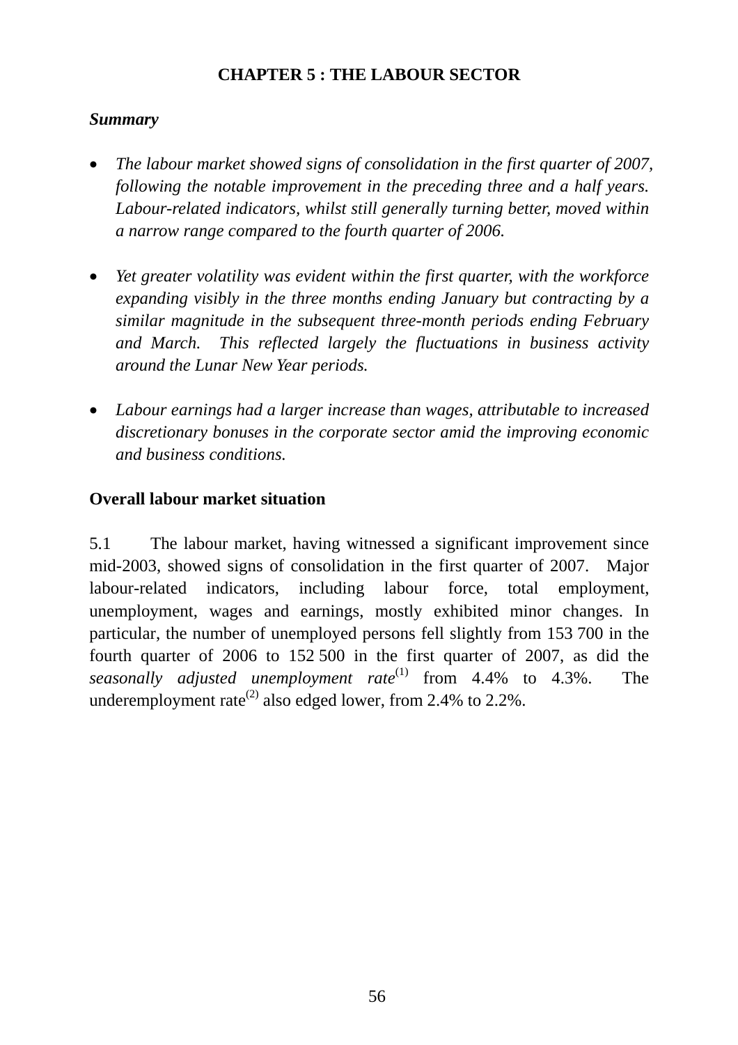# CHAPTER 5 : THE LABOUR SECTOR

***Summary***

- *The labour market showed signs of consolidation in the first quarter of 2007, following the notable improvement in the preceding three and a half years. Labour-related indicators, whilst still generally turning better, moved within a narrow range compared to the fourth quarter of 2006.*

- *Yet greater volatility was evident within the first quarter, with the workforce expanding visibly in the three months ending January but contracting by a similar magnitude in the subsequent three-month periods ending February and March. This reflected largely the fluctuations in business activity around the Lunar New Year periods.*

- *Labour earnings had a larger increase than wages, attributable to increased discretionary bonuses in the corporate sector amid the improving economic and business conditions.*

## Overall labour market situation

5.1 The labour market, having witnessed a significant improvement since mid-2003, showed signs of consolidation in the first quarter of 2007. Major labour-related indicators, including labour force, total employment, unemployment, wages and earnings, mostly exhibited minor changes. In particular, the number of unemployed persons fell slightly from 153 700 in the fourth quarter of 2006 to 152 500 in the first quarter of 2007, as did the *seasonally adjusted unemployment rate*(1) from 4.4% to 4.3%. The underemployment rate(2) also edged lower, from 2.4% to 2.2%.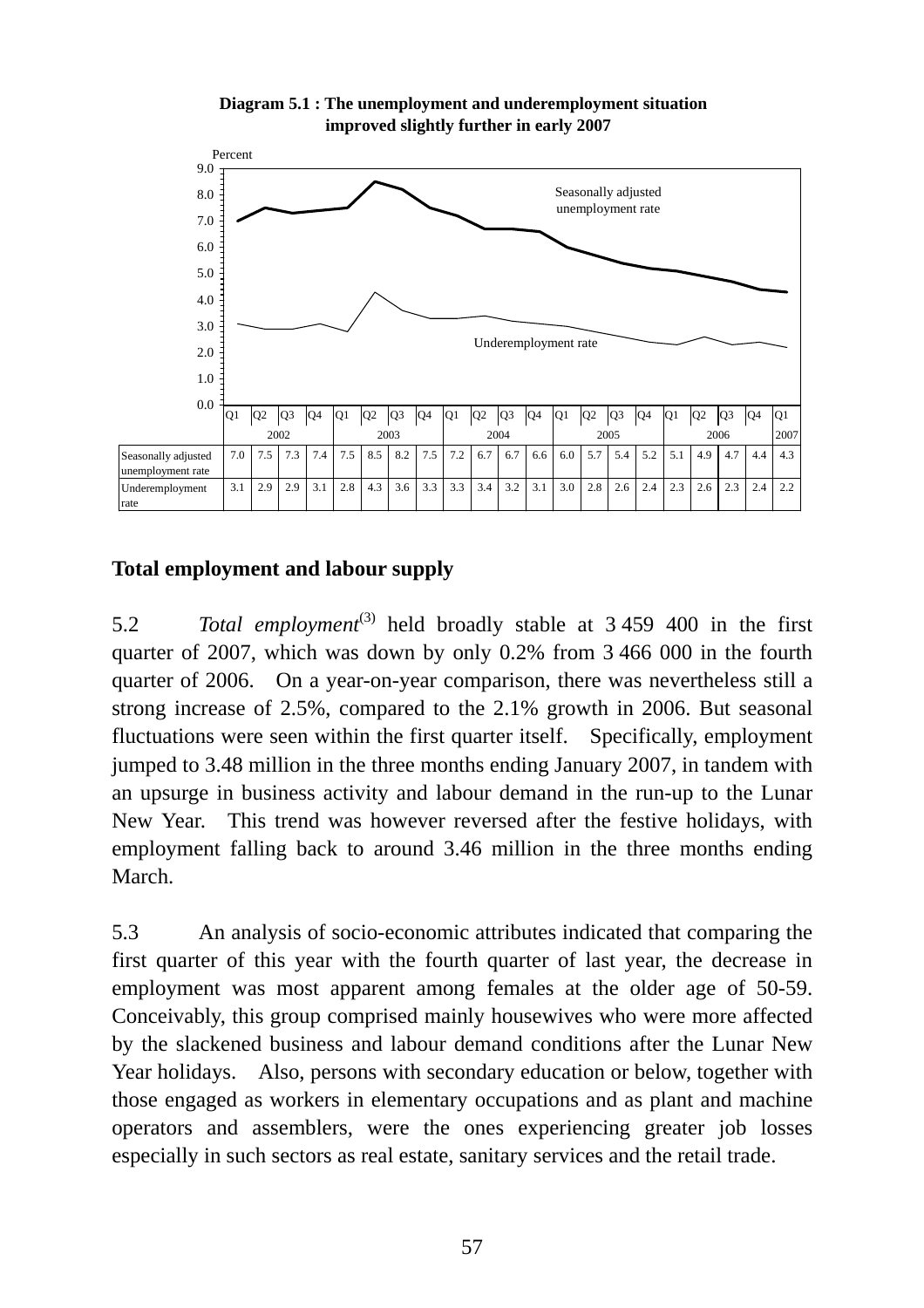**Diagram 5.1 : The unemployment and underemployment situation improved slightly further in early 2007**

| | 2002 Q1 | Q2 | Q3 | Q4 | 2003 Q1 | Q2 | Q3 | Q4 | 2004 Q1 | Q2 | Q3 | Q4 | 2005 Q1 | Q2 | Q3 | Q4 | 2006 Q1 | Q2 | Q3 | Q4 | 2007 Q1 |
|---|---|---|---|---|---|---|---|---|---|---|---|---|---|---|---|---|---|---|---|---|---|
| Seasonally adjusted unemployment rate | 7.0 | 7.5 | 7.3 | 7.4 | 7.5 | 8.5 | 8.2 | 7.5 | 7.2 | 6.7 | 6.7 | 6.6 | 6.0 | 5.7 | 5.4 | 5.2 | 5.1 | 4.9 | 4.7 | 4.4 | 4.3 |
| Underemployment rate | 3.1 | 2.9 | 2.9 | 3.1 | 2.8 | 4.3 | 3.6 | 3.3 | 3.3 | 3.4 | 3.2 | 3.1 | 3.0 | 2.8 | 2.6 | 2.4 | 2.3 | 2.6 | 2.3 | 2.4 | 2.2 |

## Total employment and labour supply

5.2 *Total employment*(3) held broadly stable at 3 459 400 in the first quarter of 2007, which was down by only 0.2% from 3 466 000 in the fourth quarter of 2006. On a year-on-year comparison, there was nevertheless still a strong increase of 2.5%, compared to the 2.1% growth in 2006. But seasonal fluctuations were seen within the first quarter itself. Specifically, employment jumped to 3.48 million in the three months ending January 2007, in tandem with an upsurge in business activity and labour demand in the run-up to the Lunar New Year. This trend was however reversed after the festive holidays, with employment falling back to around 3.46 million in the three months ending March.

5.3 An analysis of socio-economic attributes indicated that comparing the first quarter of this year with the fourth quarter of last year, the decrease in employment was most apparent among females at the older age of 50-59. Conceivably, this group comprised mainly housewives who were more affected by the slackened business and labour demand conditions after the Lunar New Year holidays. Also, persons with secondary education or below, together with those engaged as workers in elementary occupations and as plant and machine operators and assemblers, were the ones experiencing greater job losses especially in such sectors as real estate, sanitary services and the retail trade.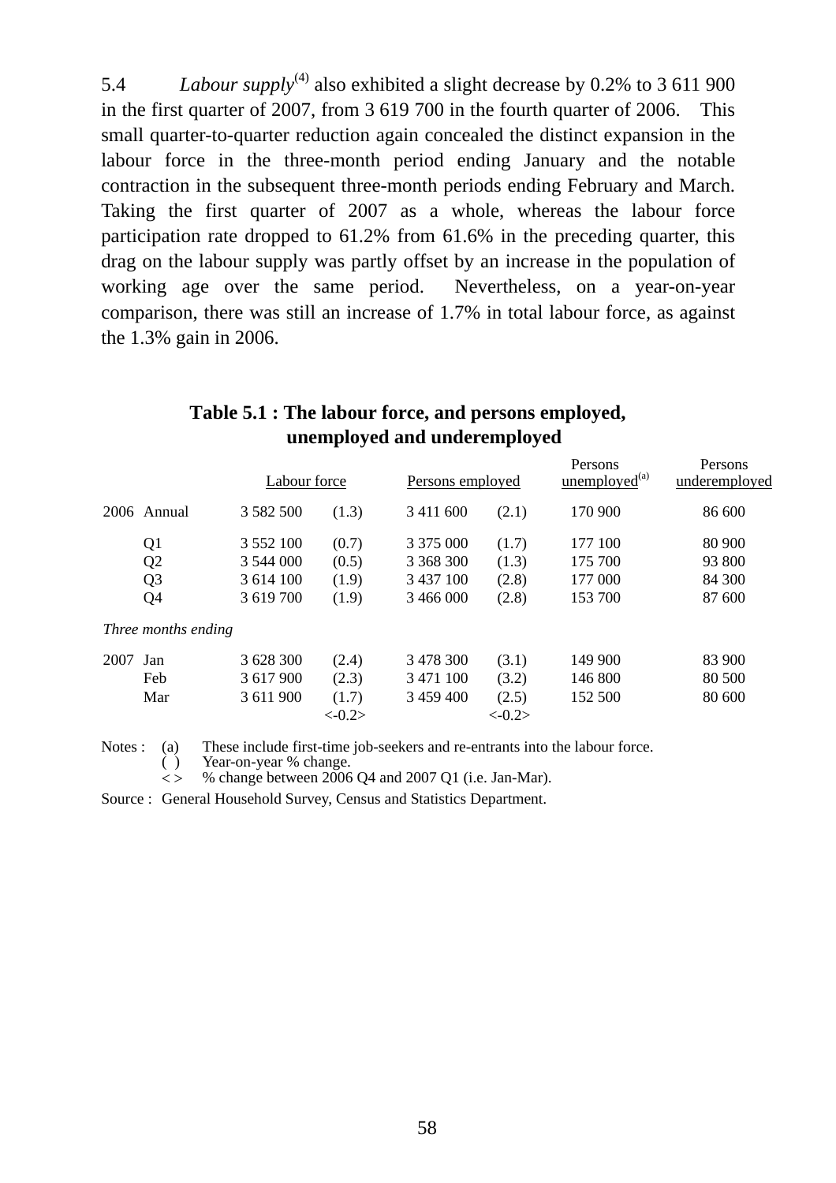5.4 *Labour supply*[4] also exhibited a slight decrease by 0.2% to 3 611 900 in the first quarter of 2007, from 3 619 700 in the fourth quarter of 2006. This small quarter-to-quarter reduction again concealed the distinct expansion in the labour force in the three-month period ending January and the notable contraction in the subsequent three-month periods ending February and March. Taking the first quarter of 2007 as a whole, whereas the labour force participation rate dropped to 61.2% from 61.6% in the preceding quarter, this drag on the labour supply was partly offset by an increase in the population of working age over the same period. Nevertheless, on a year-on-year comparison, there was still an increase of 1.7% in total labour force, as against the 1.3% gain in 2006.

**Table 5.1 : The labour force, and persons employed, unemployed and underemployed**

| | | Labour force | | Persons employed | | Persons unemployed[(a)] | Persons underemployed |
|---|---|---|---|---|---|---|---|
| 2006 | Annual | 3 582 500 | (1.3) | 3 411 600 | (2.1) | 170 900 | 86 600 |
| | Q1 | 3 552 100 | (0.7) | 3 375 000 | (1.7) | 177 100 | 80 900 |
| | Q2 | 3 544 000 | (0.5) | 3 368 300 | (1.3) | 175 700 | 93 800 |
| | Q3 | 3 614 100 | (1.9) | 3 437 100 | (2.8) | 177 000 | 84 300 |
| | Q4 | 3 619 700 | (1.9) | 3 466 000 | (2.8) | 153 700 | 87 600 |
| *Three months ending* | | | | | | | |
| 2007 | Jan | 3 628 300 | (2.4) | 3 478 300 | (3.1) | 149 900 | 83 900 |
| | Feb | 3 617 900 | (2.3) | 3 471 100 | (3.2) | 146 800 | 80 500 |
| | Mar | 3 611 900 | (1.7) | 3 459 400 | (2.5) | 152 500 | 80 600 |
| | | | <-0.2> | | <-0.2> | | |

Notes :
(a) These include first-time job-seekers and re-entrants into the labour force.
( ) Year-on-year % change.
< > % change between 2006 Q4 and 2007 Q1 (i.e. Jan-Mar).

Source : General Household Survey, Census and Statistics Department.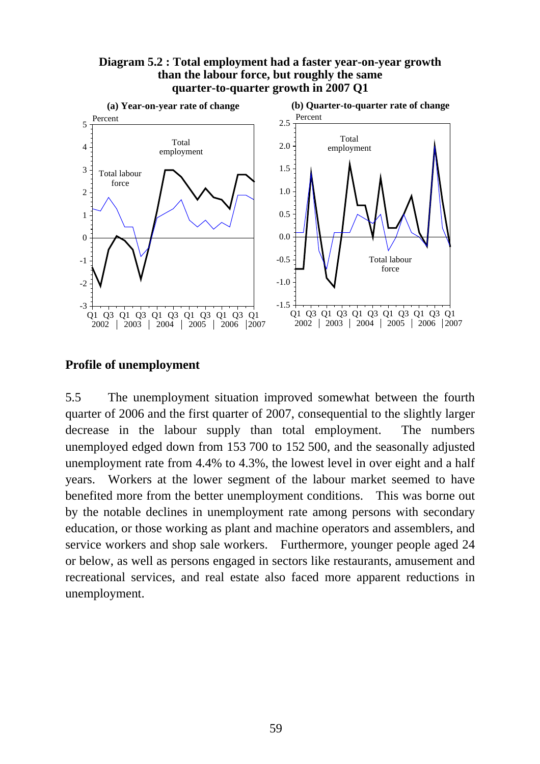**Diagram 5.2 : Total employment had a faster year-on-year growth than the labour force, but roughly the same quarter-to-quarter growth in 2007 Q1**

## Profile of unemployment

5.5 The unemployment situation improved somewhat between the fourth quarter of 2006 and the first quarter of 2007, consequential to the slightly larger decrease in the labour supply than total employment. The numbers unemployed edged down from 153 700 to 152 500, and the seasonally adjusted unemployment rate from 4.4% to 4.3%, the lowest level in over eight and a half years. Workers at the lower segment of the labour market seemed to have benefited more from the better unemployment conditions. This was borne out by the notable declines in unemployment rate among persons with secondary education, or those working as plant and machine operators and assemblers, and service workers and shop sale workers. Furthermore, younger people aged 24 or below, as well as persons engaged in sectors like restaurants, amusement and recreational services, and real estate also faced more apparent reductions in unemployment.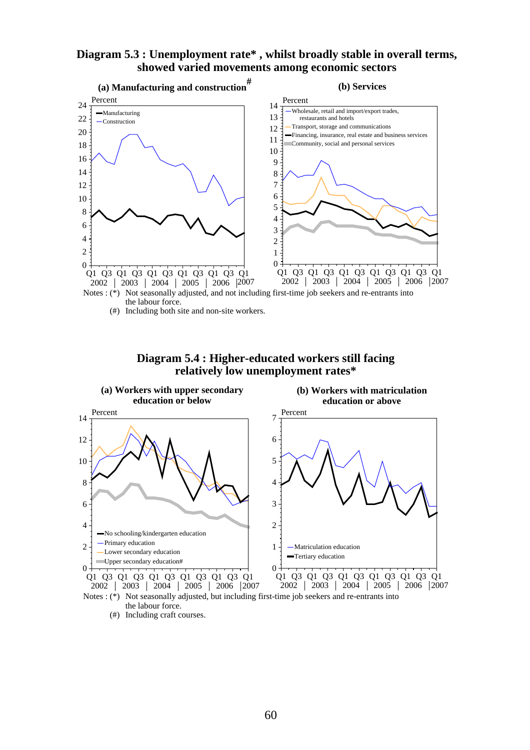**Diagram 5.3 : Unemployment rate\* , whilst broadly stable in overall terms, showed varied movements among economic sectors**

**(a) Manufacturing and construction#**

**(b) Services**

Notes : (\*) Not seasonally adjusted, and not including first-time job seekers and re-entrants into the labour force.

(#) Including both site and non-site workers.

**Diagram 5.4 : Higher-educated workers still facing relatively low unemployment rates\***

**(a) Workers with upper secondary education or below**

**(b) Workers with matriculation education or above**

Notes : (\*) Not seasonally adjusted, but including first-time job seekers and re-entrants into the labour force.

(#) Including craft courses.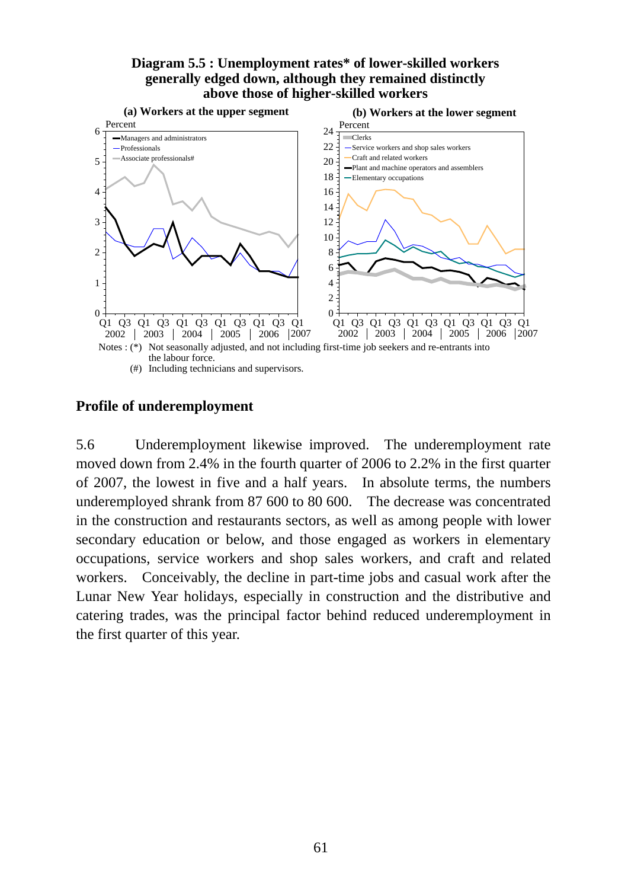**Diagram 5.5 : Unemployment rates* of lower-skilled workers generally edged down, although they remained distinctly above those of higher-skilled workers**

(a) Workers at the upper segment

(b) Workers at the lower segment

Notes : (*) Not seasonally adjusted, and not including first-time job seekers and re-entrants into the labour force.

(#) Including technicians and supervisors.

## Profile of underemployment

5.6 Underemployment likewise improved. The underemployment rate moved down from 2.4% in the fourth quarter of 2006 to 2.2% in the first quarter of 2007, the lowest in five and a half years. In absolute terms, the numbers underemployed shrank from 87 600 to 80 600. The decrease was concentrated in the construction and restaurants sectors, as well as among people with lower secondary education or below, and those engaged as workers in elementary occupations, service workers and shop sales workers, and craft and related workers. Conceivably, the decline in part-time jobs and casual work after the Lunar New Year holidays, especially in construction and the distributive and catering trades, was the principal factor behind reduced underemployment in the first quarter of this year.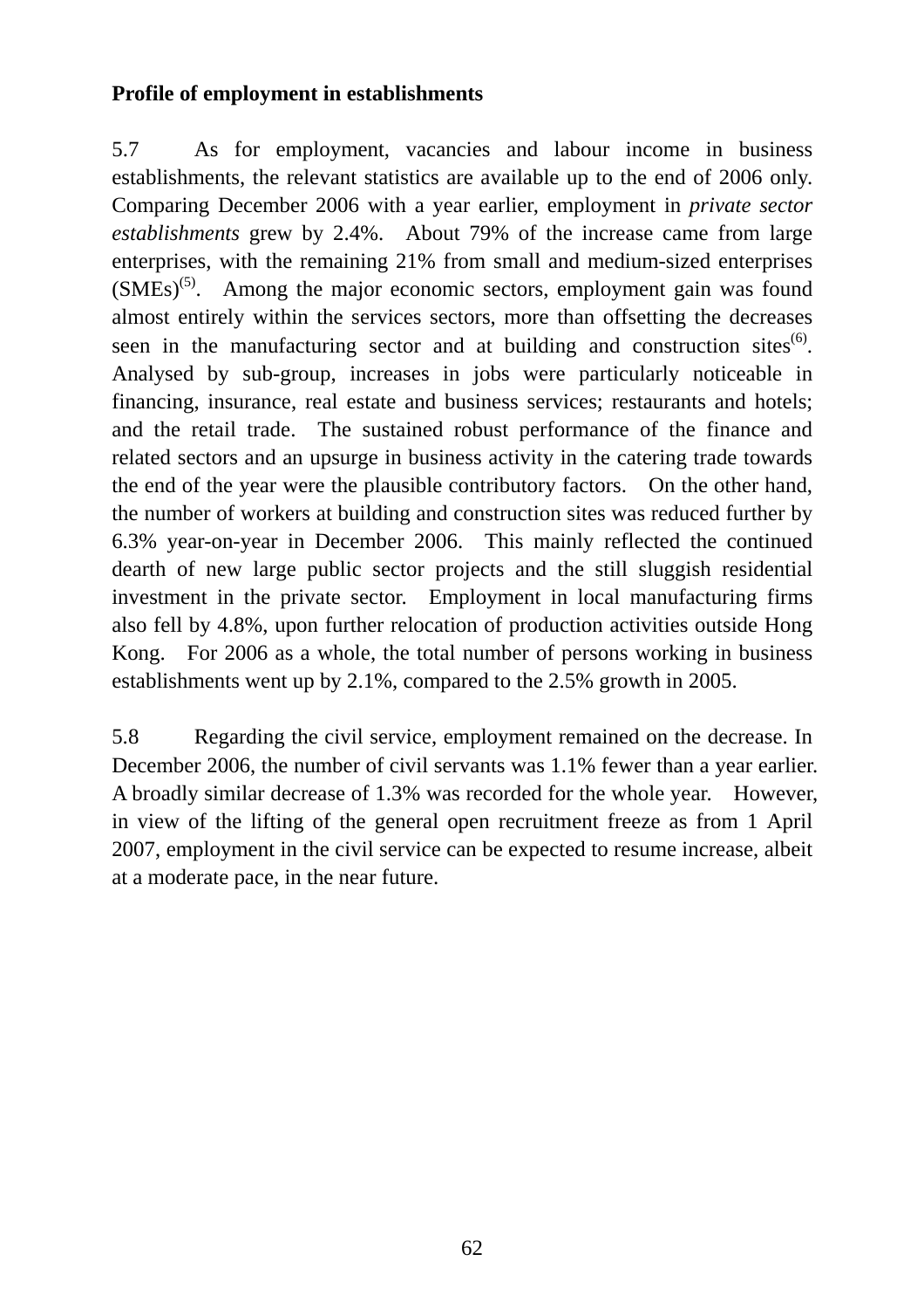**Profile of employment in establishments**

5.7 As for employment, vacancies and labour income in business establishments, the relevant statistics are available up to the end of 2006 only. Comparing December 2006 with a year earlier, employment in *private sector establishments* grew by 2.4%. About 79% of the increase came from large enterprises, with the remaining 21% from small and medium-sized enterprises (SMEs)[(5)]. Among the major economic sectors, employment gain was found almost entirely within the services sectors, more than offsetting the decreases seen in the manufacturing sector and at building and construction sites[(6)]. Analysed by sub-group, increases in jobs were particularly noticeable in financing, insurance, real estate and business services; restaurants and hotels; and the retail trade. The sustained robust performance of the finance and related sectors and an upsurge in business activity in the catering trade towards the end of the year were the plausible contributory factors. On the other hand, the number of workers at building and construction sites was reduced further by 6.3% year-on-year in December 2006. This mainly reflected the continued dearth of new large public sector projects and the still sluggish residential investment in the private sector. Employment in local manufacturing firms also fell by 4.8%, upon further relocation of production activities outside Hong Kong. For 2006 as a whole, the total number of persons working in business establishments went up by 2.1%, compared to the 2.5% growth in 2005.

5.8 Regarding the civil service, employment remained on the decrease. In December 2006, the number of civil servants was 1.1% fewer than a year earlier. A broadly similar decrease of 1.3% was recorded for the whole year. However, in view of the lifting of the general open recruitment freeze as from 1 April 2007, employment in the civil service can be expected to resume increase, albeit at a moderate pace, in the near future.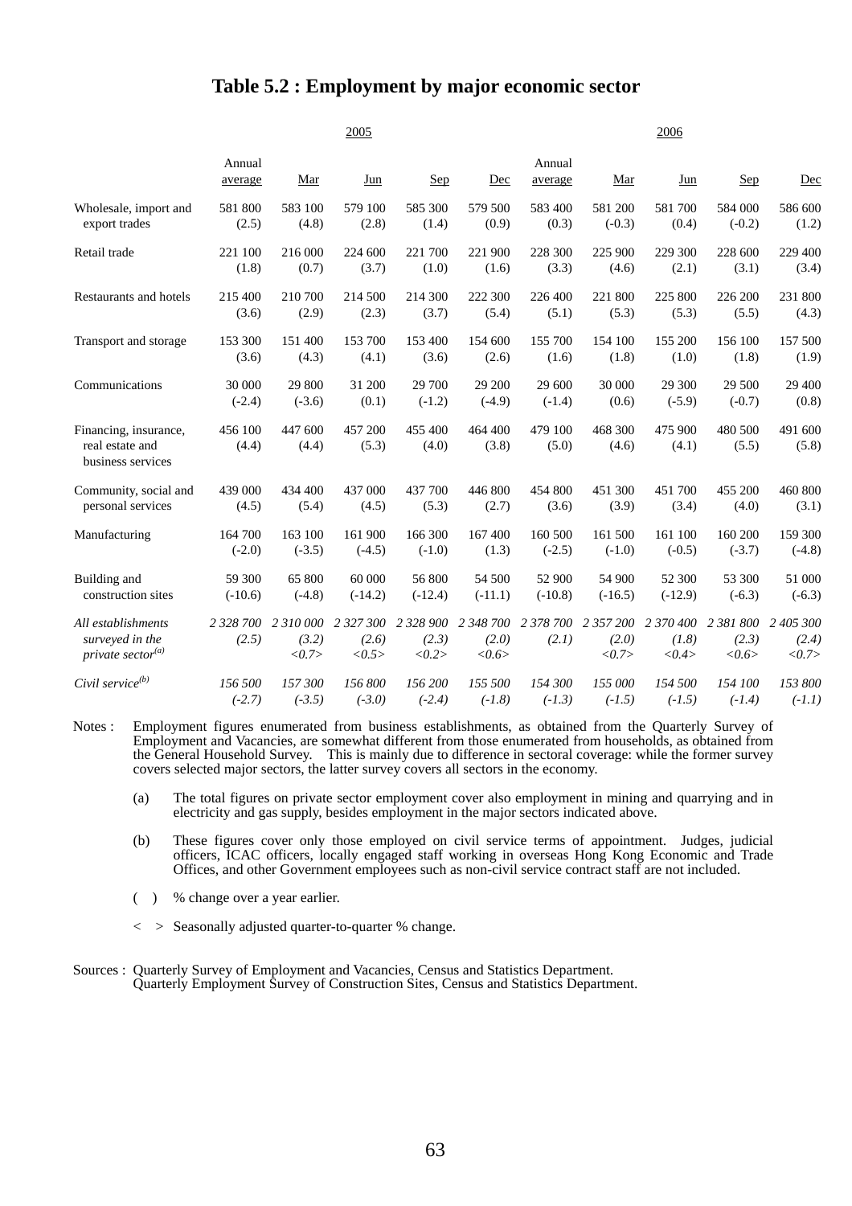# Table 5.2 : Employment by major economic sector

| | 2005 | | | | | 2006 | | | | |
|---|---|---|---|---|---|---|---|---|---|---|
| | Annual average | Mar | Jun | Sep | Dec | Annual average | Mar | Jun | Sep | Dec |
| Wholesale, import and export trades | 581 800<br>(2.5) | 583 100<br>(4.8) | 579 100<br>(2.8) | 585 300<br>(1.4) | 579 500<br>(0.9) | 583 400<br>(0.3) | 581 200<br>(-0.3) | 581 700<br>(0.4) | 584 000<br>(-0.2) | 586 600<br>(1.2) |
| Retail trade | 221 100<br>(1.8) | 216 000<br>(0.7) | 224 600<br>(3.7) | 221 700<br>(1.0) | 221 900<br>(1.6) | 228 300<br>(3.3) | 225 900<br>(4.6) | 229 300<br>(2.1) | 228 600<br>(3.1) | 229 400<br>(3.4) |
| Restaurants and hotels | 215 400<br>(3.6) | 210 700<br>(2.9) | 214 500<br>(2.3) | 214 300<br>(3.7) | 222 300<br>(5.4) | 226 400<br>(5.1) | 221 800<br>(5.3) | 225 800<br>(5.3) | 226 200<br>(5.5) | 231 800<br>(4.3) |
| Transport and storage | 153 300<br>(3.6) | 151 400<br>(4.3) | 153 700<br>(4.1) | 153 400<br>(3.6) | 154 600<br>(2.6) | 155 700<br>(1.6) | 154 100<br>(1.8) | 155 200<br>(1.0) | 156 100<br>(1.8) | 157 500<br>(1.9) |
| Communications | 30 000<br>(-2.4) | 29 800<br>(-3.6) | 31 200<br>(0.1) | 29 700<br>(-1.2) | 29 200<br>(-4.9) | 29 600<br>(-1.4) | 30 000<br>(0.6) | 29 300<br>(-5.9) | 29 500<br>(-0.7) | 29 400<br>(0.8) |
| Financing, insurance, real estate and business services | 456 100<br>(4.4) | 447 600<br>(4.4) | 457 200<br>(5.3) | 455 400<br>(4.0) | 464 400<br>(3.8) | 479 100<br>(5.0) | 468 300<br>(4.6) | 475 900<br>(4.1) | 480 500<br>(5.5) | 491 600<br>(5.8) |
| Community, social and personal services | 439 000<br>(4.5) | 434 400<br>(5.4) | 437 000<br>(4.5) | 437 700<br>(5.3) | 446 800<br>(2.7) | 454 800<br>(3.6) | 451 300<br>(3.9) | 451 700<br>(3.4) | 455 200<br>(4.0) | 460 800<br>(3.1) |
| Manufacturing | 164 700<br>(-2.0) | 163 100<br>(-3.5) | 161 900<br>(-4.5) | 166 300<br>(-1.0) | 167 400<br>(1.3) | 160 500<br>(-2.5) | 161 500<br>(-1.0) | 161 100<br>(-0.5) | 160 200<br>(-3.7) | 159 300<br>(-4.8) |
| Building and construction sites | 59 300<br>(-10.6) | 65 800<br>(-4.8) | 60 000<br>(-14.2) | 56 800<br>(-12.4) | 54 500<br>(-11.1) | 52 900<br>(-10.8) | 54 900<br>(-16.5) | 52 300<br>(-12.9) | 53 300<br>(-6.3) | 51 000<br>(-6.3) |
| *All establishments surveyed in the private sector[(a)]* | *2 328 700<br>(2.5)* | *2 310 000<br>(3.2)<br><0.7>* | *2 327 300<br>(2.6)<br><0.5>* | *2 328 900<br>(2.3)<br><0.2>* | *2 348 700<br>(2.0)<br><0.6>* | *2 378 700<br>(2.1)* | *2 357 200<br>(2.0)<br><0.7>* | *2 370 400<br>(1.8)<br><0.4>* | *2 381 800<br>(2.3)<br><0.6>* | *2 405 300<br>(2.4)<br><0.7>* |
| *Civil service[(b)]* | *156 500<br>(-2.7)* | *157 300<br>(-3.5)* | *156 800<br>(-3.0)* | *156 200<br>(-2.4)* | *155 500<br>(-1.8)* | *154 300<br>(-1.3)* | *155 000<br>(-1.5)* | *154 500<br>(-1.5)* | *154 100<br>(-1.4)* | *153 800<br>(-1.1)* |

Notes : Employment figures enumerated from business establishments, as obtained from the Quarterly Survey of Employment and Vacancies, are somewhat different from those enumerated from households, as obtained from the General Household Survey. This is mainly due to difference in sectoral coverage: while the former survey covers selected major sectors, the latter survey covers all sectors in the economy.

(a) The total figures on private sector employment cover also employment in mining and quarrying and in electricity and gas supply, besides employment in the major sectors indicated above.

(b) These figures cover only those employed on civil service terms of appointment. Judges, judicial officers, ICAC officers, locally engaged staff working in overseas Hong Kong Economic and Trade Offices, and other Government employees such as non-civil service contract staff are not included.

( ) % change over a year earlier.

< > Seasonally adjusted quarter-to-quarter % change.

Sources : Quarterly Survey of Employment and Vacancies, Census and Statistics Department.
Quarterly Employment Survey of Construction Sites, Census and Statistics Department.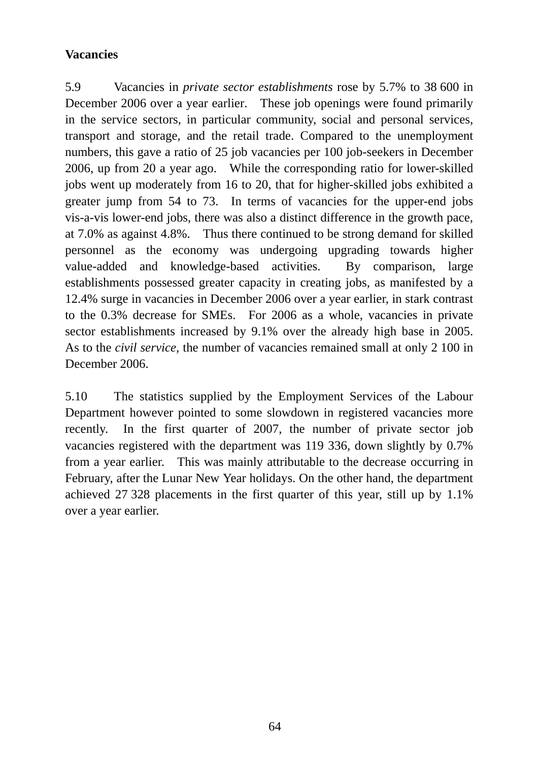**Vacancies**

5.9 Vacancies in *private sector establishments* rose by 5.7% to 38 600 in December 2006 over a year earlier. These job openings were found primarily in the service sectors, in particular community, social and personal services, transport and storage, and the retail trade. Compared to the unemployment numbers, this gave a ratio of 25 job vacancies per 100 job-seekers in December 2006, up from 20 a year ago. While the corresponding ratio for lower-skilled jobs went up moderately from 16 to 20, that for higher-skilled jobs exhibited a greater jump from 54 to 73. In terms of vacancies for the upper-end jobs vis-a-vis lower-end jobs, there was also a distinct difference in the growth pace, at 7.0% as against 4.8%. Thus there continued to be strong demand for skilled personnel as the economy was undergoing upgrading towards higher value-added and knowledge-based activities. By comparison, large establishments possessed greater capacity in creating jobs, as manifested by a 12.4% surge in vacancies in December 2006 over a year earlier, in stark contrast to the 0.3% decrease for SMEs. For 2006 as a whole, vacancies in private sector establishments increased by 9.1% over the already high base in 2005. As to the *civil service,* the number of vacancies remained small at only 2 100 in December 2006.

5.10 The statistics supplied by the Employment Services of the Labour Department however pointed to some slowdown in registered vacancies more recently. In the first quarter of 2007, the number of private sector job vacancies registered with the department was 119 336, down slightly by 0.7% from a year earlier. This was mainly attributable to the decrease occurring in February, after the Lunar New Year holidays. On the other hand, the department achieved 27 328 placements in the first quarter of this year, still up by 1.1% over a year earlier.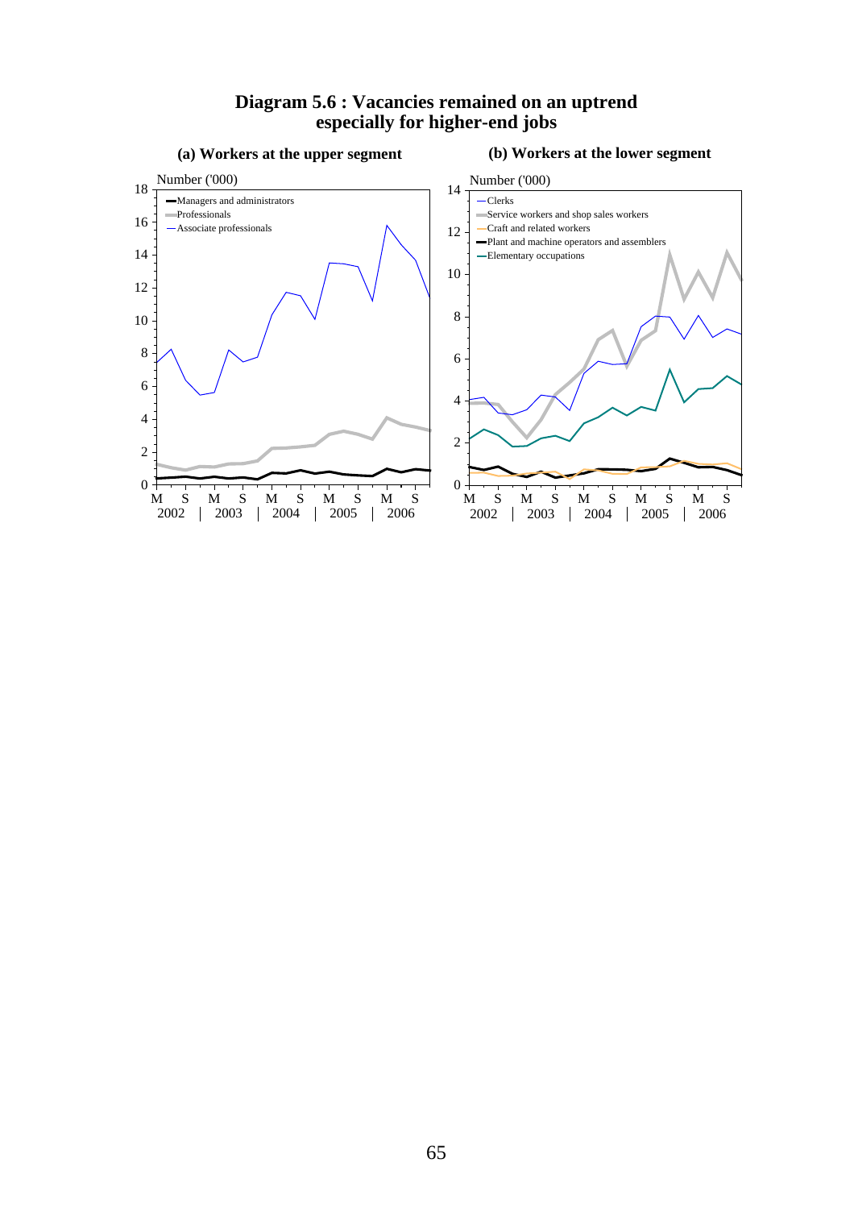**Diagram 5.6 : Vacancies remained on an uptrend especially for higher-end jobs**

**(a) Workers at the upper segment**

Number ('000)

- Managers and administrators
- Professionals
- Associate professionals

M S M S M S M S M S
2002 | 2003 | 2004 | 2005 | 2006

**(b) Workers at the lower segment**

Number ('000)

- Clerks
- Service workers and shop sales workers
- Craft and related workers
- Plant and machine operators and assemblers
- Elementary occupations

M S M S M S M S M S
2002 | 2003 | 2004 | 2005 | 2006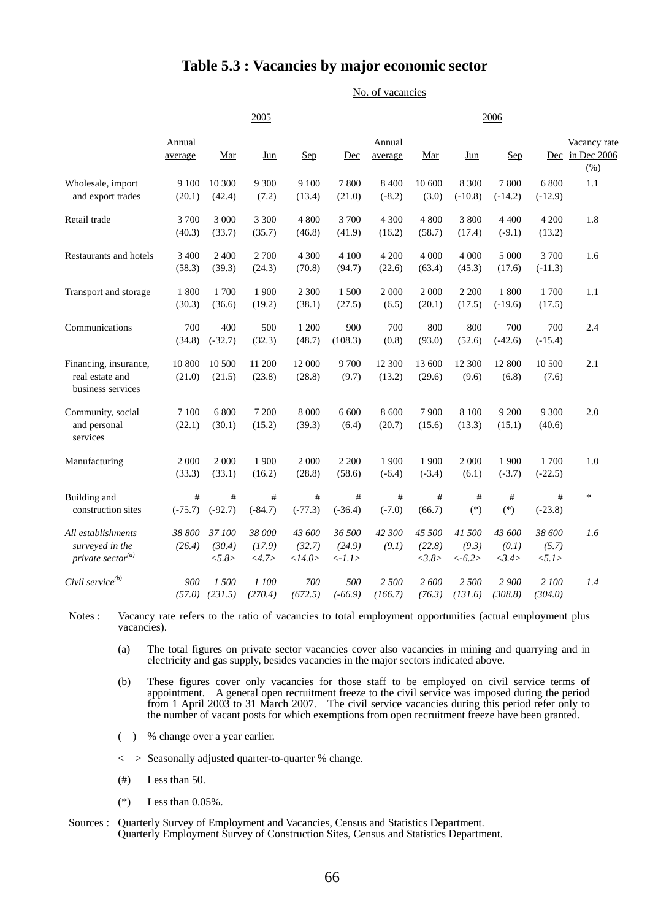# Table 5.3 : Vacancies by major economic sector

No. of vacancies

| | 2005 | | | | | 2006 | | | | | |
|---|---|---|---|---|---|---|---|---|---|---|---|
| | Annual average | Mar | Jun | Sep | Dec | Annual average | Mar | Jun | Sep | Dec | Vacancy rate in Dec 2006 (%) |
| Wholesale, import and export trades | 9 100 (20.1) | 10 300 (42.4) | 9 300 (7.2) | 9 100 (13.4) | 7 800 (21.0) | 8 400 (-8.2) | 10 600 (3.0) | 8 300 (-10.8) | 7 800 (-14.2) | 6 800 (-12.9) | 1.1 |
| Retail trade | 3 700 (40.3) | 3 000 (33.7) | 3 300 (35.7) | 4 800 (46.8) | 3 700 (41.9) | 4 300 (16.2) | 4 800 (58.7) | 3 800 (17.4) | 4 400 (-9.1) | 4 200 (13.2) | 1.8 |
| Restaurants and hotels | 3 400 (58.3) | 2 400 (39.3) | 2 700 (24.3) | 4 300 (70.8) | 4 100 (94.7) | 4 200 (22.6) | 4 000 (63.4) | 4 000 (45.3) | 5 000 (17.6) | 3 700 (-11.3) | 1.6 |
| Transport and storage | 1 800 (30.3) | 1 700 (36.6) | 1 900 (19.2) | 2 300 (38.1) | 1 500 (27.5) | 2 000 (6.5) | 2 000 (20.1) | 2 200 (17.5) | 1 800 (-19.6) | 1 700 (17.5) | 1.1 |
| Communications | 700 (34.8) | 400 (-32.7) | 500 (32.3) | 1 200 (48.7) | 900 (108.3) | 700 (0.8) | 800 (93.0) | 800 (52.6) | 700 (-42.6) | 700 (-15.4) | 2.4 |
| Financing, insurance, real estate and business services | 10 800 (21.0) | 10 500 (21.5) | 11 200 (23.8) | 12 000 (28.8) | 9 700 (9.7) | 12 300 (13.2) | 13 600 (29.6) | 12 300 (9.6) | 12 800 (6.8) | 10 500 (7.6) | 2.1 |
| Community, social and personal services | 7 100 (22.1) | 6 800 (30.1) | 7 200 (15.2) | 8 000 (39.3) | 6 600 (6.4) | 8 600 (20.7) | 7 900 (15.6) | 8 100 (13.3) | 9 200 (15.1) | 9 300 (40.6) | 2.0 |
| Manufacturing | 2 000 (33.3) | 2 000 (33.1) | 1 900 (16.2) | 2 000 (28.8) | 2 200 (58.6) | 1 900 (-6.4) | 1 900 (-3.4) | 2 000 (6.1) | 1 900 (-3.7) | 1 700 (-22.5) | 1.0 |
| Building and construction sites | # (-75.7) | # (-92.7) | # (-84.7) | # (-77.3) | # (-36.4) | # (-7.0) | # (66.7) | # (*) | # (*) | # (-23.8) | * |
| *All establishments surveyed in the private sector[(a)]* | *38 800 (26.4)* | *37 100 (30.4) <5.8>* | *38 000 (17.9) <4.7>* | *43 600 (32.7) <14.0>* | *36 500 (24.9) <-1.1>* | *42 300 (9.1)* | *45 500 (22.8) <3.8>* | *41 500 (9.3) <-6.2>* | *43 600 (0.1) <3.4>* | *38 600 (5.7) <5.1>* | *1.6* |
| *Civil service[(b)]* | *900 (57.0)* | *1 500 (231.5)* | *1 100 (270.4)* | *700 (672.5)* | *500 (-66.9)* | *2 500 (166.7)* | *2 600 (76.3)* | *2 500 (131.6)* | *2 900 (308.8)* | *2 100 (304.0)* | *1.4* |

Notes : Vacancy rate refers to the ratio of vacancies to total employment opportunities (actual employment plus vacancies).

(a) The total figures on private sector vacancies cover also vacancies in mining and quarrying and in electricity and gas supply, besides vacancies in the major sectors indicated above.

(b) These figures cover only vacancies for those staff to be employed on civil service terms of appointment. A general open recruitment freeze to the civil service was imposed during the period from 1 April 2003 to 31 March 2007. The civil service vacancies during this period refer only to the number of vacant posts for which exemptions from open recruitment freeze have been granted.

( ) % change over a year earlier.

< > Seasonally adjusted quarter-to-quarter % change.

(#) Less than 50.

(*) Less than 0.05%.

Sources : Quarterly Survey of Employment and Vacancies, Census and Statistics Department.
Quarterly Employment Survey of Construction Sites, Census and Statistics Department.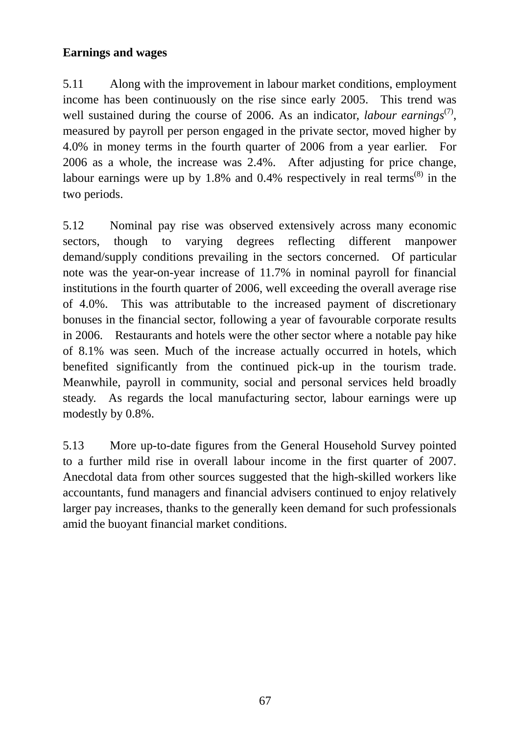**Earnings and wages**

5.11 Along with the improvement in labour market conditions, employment income has been continuously on the rise since early 2005. This trend was well sustained during the course of 2006. As an indicator, *labour earnings*[7], measured by payroll per person engaged in the private sector, moved higher by 4.0% in money terms in the fourth quarter of 2006 from a year earlier. For 2006 as a whole, the increase was 2.4%. After adjusting for price change, labour earnings were up by 1.8% and 0.4% respectively in real terms[8] in the two periods.

5.12 Nominal pay rise was observed extensively across many economic sectors, though to varying degrees reflecting different manpower demand/supply conditions prevailing in the sectors concerned. Of particular note was the year-on-year increase of 11.7% in nominal payroll for financial institutions in the fourth quarter of 2006, well exceeding the overall average rise of 4.0%. This was attributable to the increased payment of discretionary bonuses in the financial sector, following a year of favourable corporate results in 2006. Restaurants and hotels were the other sector where a notable pay hike of 8.1% was seen. Much of the increase actually occurred in hotels, which benefited significantly from the continued pick-up in the tourism trade. Meanwhile, payroll in community, social and personal services held broadly steady. As regards the local manufacturing sector, labour earnings were up modestly by 0.8%.

5.13 More up-to-date figures from the General Household Survey pointed to a further mild rise in overall labour income in the first quarter of 2007. Anecdotal data from other sources suggested that the high-skilled workers like accountants, fund managers and financial advisers continued to enjoy relatively larger pay increases, thanks to the generally keen demand for such professionals amid the buoyant financial market conditions.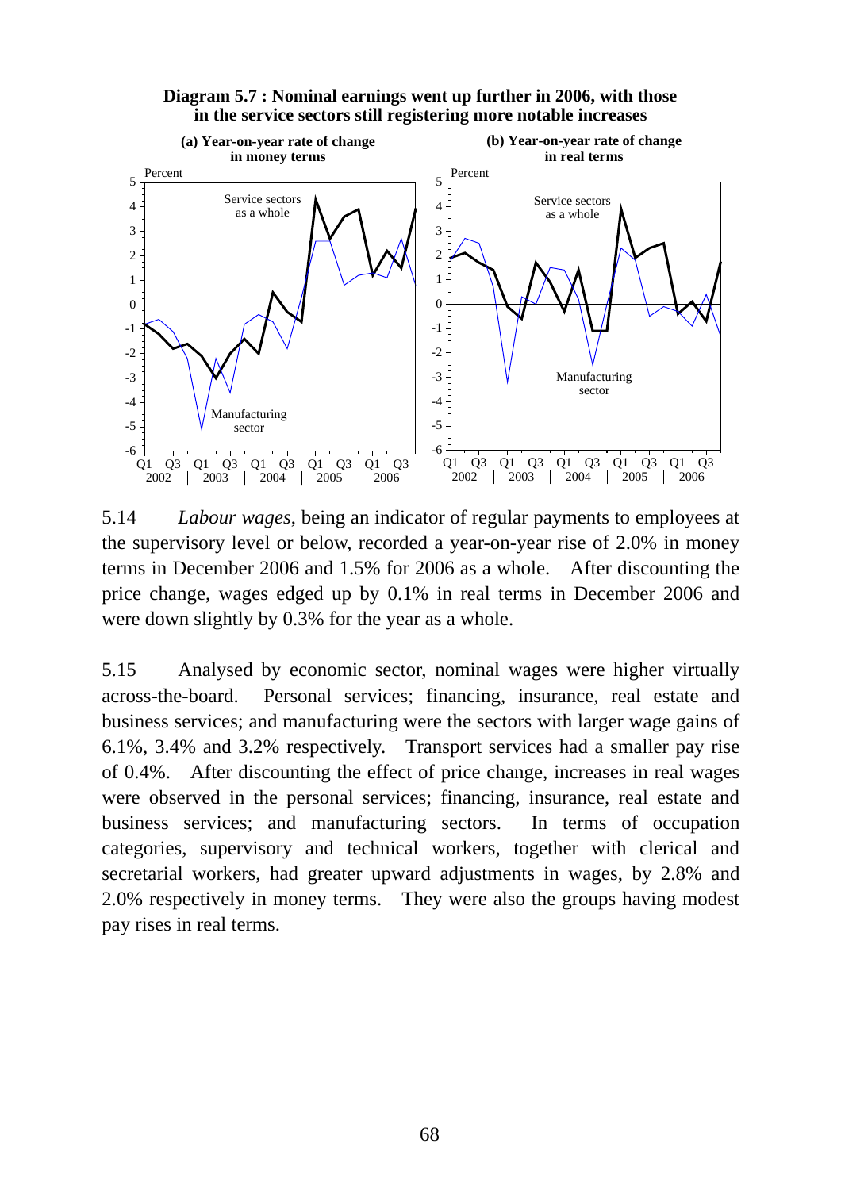**Diagram 5.7 : Nominal earnings went up further in 2006, with those in the service sectors still registering more notable increases**

5.14 *Labour wages*, being an indicator of regular payments to employees at the supervisory level or below, recorded a year-on-year rise of 2.0% in money terms in December 2006 and 1.5% for 2006 as a whole. After discounting the price change, wages edged up by 0.1% in real terms in December 2006 and were down slightly by 0.3% for the year as a whole.

5.15 Analysed by economic sector, nominal wages were higher virtually across-the-board. Personal services; financing, insurance, real estate and business services; and manufacturing were the sectors with larger wage gains of 6.1%, 3.4% and 3.2% respectively. Transport services had a smaller pay rise of 0.4%. After discounting the effect of price change, increases in real wages were observed in the personal services; financing, insurance, real estate and business services; and manufacturing sectors. In terms of occupation categories, supervisory and technical workers, together with clerical and secretarial workers, had greater upward adjustments in wages, by 2.8% and 2.0% respectively in money terms. They were also the groups having modest pay rises in real terms.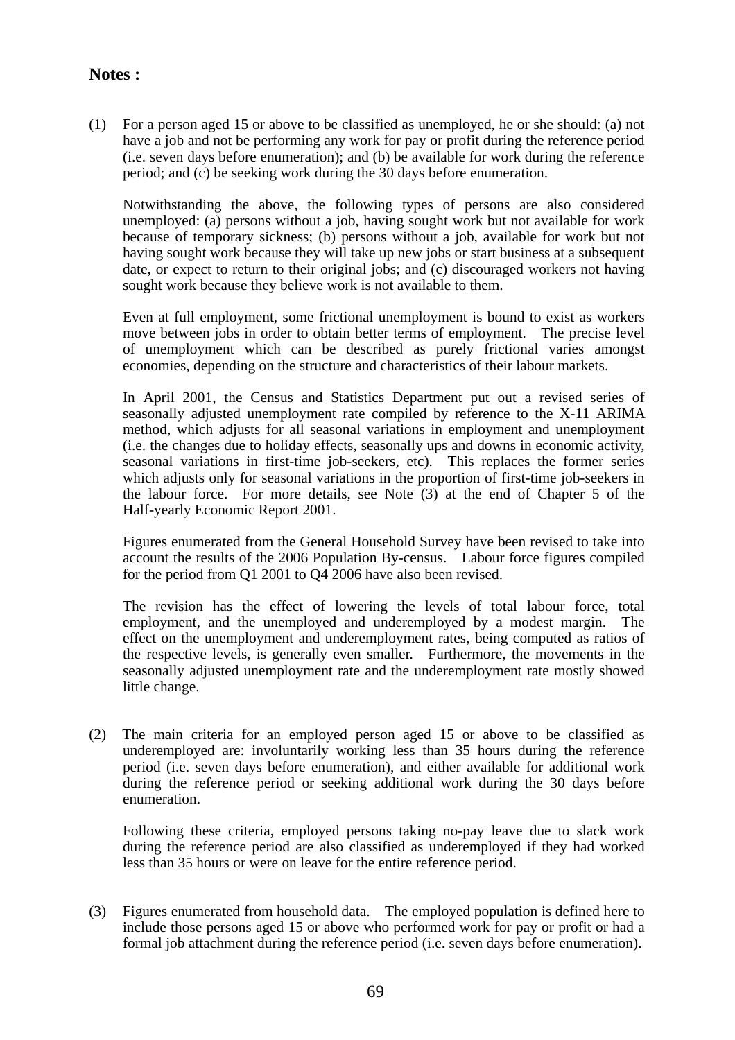## Notes :

(1) For a person aged 15 or above to be classified as unemployed, he or she should: (a) not have a job and not be performing any work for pay or profit during the reference period (i.e. seven days before enumeration); and (b) be available for work during the reference period; and (c) be seeking work during the 30 days before enumeration.

Notwithstanding the above, the following types of persons are also considered unemployed: (a) persons without a job, having sought work but not available for work because of temporary sickness; (b) persons without a job, available for work but not having sought work because they will take up new jobs or start business at a subsequent date, or expect to return to their original jobs; and (c) discouraged workers not having sought work because they believe work is not available to them.

Even at full employment, some frictional unemployment is bound to exist as workers move between jobs in order to obtain better terms of employment. The precise level of unemployment which can be described as purely frictional varies amongst economies, depending on the structure and characteristics of their labour markets.

In April 2001, the Census and Statistics Department put out a revised series of seasonally adjusted unemployment rate compiled by reference to the X-11 ARIMA method, which adjusts for all seasonal variations in employment and unemployment (i.e. the changes due to holiday effects, seasonally ups and downs in economic activity, seasonal variations in first-time job-seekers, etc). This replaces the former series which adjusts only for seasonal variations in the proportion of first-time job-seekers in the labour force. For more details, see Note (3) at the end of Chapter 5 of the Half-yearly Economic Report 2001.

Figures enumerated from the General Household Survey have been revised to take into account the results of the 2006 Population By-census. Labour force figures compiled for the period from Q1 2001 to Q4 2006 have also been revised.

The revision has the effect of lowering the levels of total labour force, total employment, and the unemployed and underemployed by a modest margin. The effect on the unemployment and underemployment rates, being computed as ratios of the respective levels, is generally even smaller. Furthermore, the movements in the seasonally adjusted unemployment rate and the underemployment rate mostly showed little change.

(2) The main criteria for an employed person aged 15 or above to be classified as underemployed are: involuntarily working less than 35 hours during the reference period (i.e. seven days before enumeration), and either available for additional work during the reference period or seeking additional work during the 30 days before enumeration.

Following these criteria, employed persons taking no-pay leave due to slack work during the reference period are also classified as underemployed if they had worked less than 35 hours or were on leave for the entire reference period.

(3) Figures enumerated from household data. The employed population is defined here to include those persons aged 15 or above who performed work for pay or profit or had a formal job attachment during the reference period (i.e. seven days before enumeration).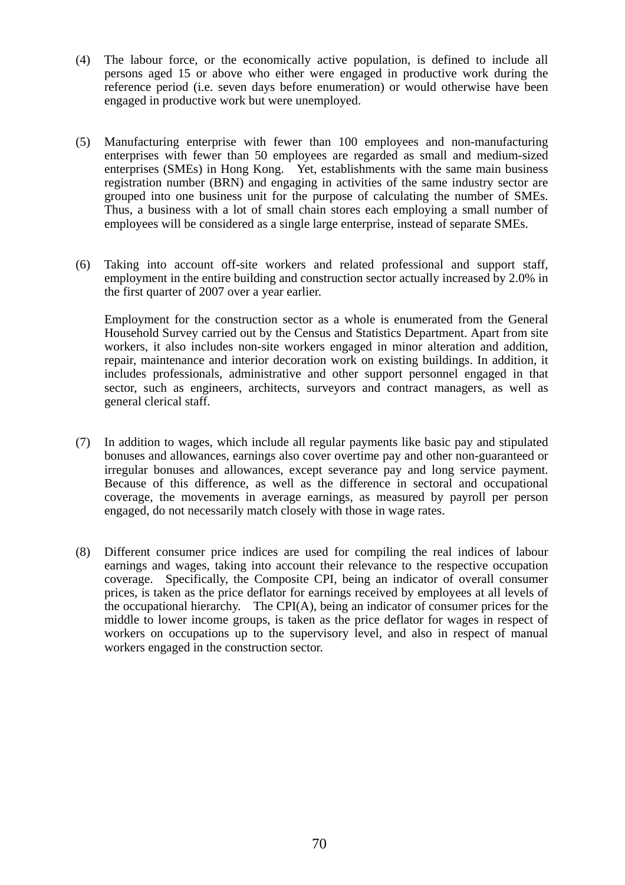(4) The labour force, or the economically active population, is defined to include all persons aged 15 or above who either were engaged in productive work during the reference period (i.e. seven days before enumeration) or would otherwise have been engaged in productive work but were unemployed.

(5) Manufacturing enterprise with fewer than 100 employees and non-manufacturing enterprises with fewer than 50 employees are regarded as small and medium-sized enterprises (SMEs) in Hong Kong. Yet, establishments with the same main business registration number (BRN) and engaging in activities of the same industry sector are grouped into one business unit for the purpose of calculating the number of SMEs. Thus, a business with a lot of small chain stores each employing a small number of employees will be considered as a single large enterprise, instead of separate SMEs.

(6) Taking into account off-site workers and related professional and support staff, employment in the entire building and construction sector actually increased by 2.0% in the first quarter of 2007 over a year earlier.

Employment for the construction sector as a whole is enumerated from the General Household Survey carried out by the Census and Statistics Department. Apart from site workers, it also includes non-site workers engaged in minor alteration and addition, repair, maintenance and interior decoration work on existing buildings. In addition, it includes professionals, administrative and other support personnel engaged in that sector, such as engineers, architects, surveyors and contract managers, as well as general clerical staff.

(7) In addition to wages, which include all regular payments like basic pay and stipulated bonuses and allowances, earnings also cover overtime pay and other non-guaranteed or irregular bonuses and allowances, except severance pay and long service payment. Because of this difference, as well as the difference in sectoral and occupational coverage, the movements in average earnings, as measured by payroll per person engaged, do not necessarily match closely with those in wage rates.

(8) Different consumer price indices are used for compiling the real indices of labour earnings and wages, taking into account their relevance to the respective occupation coverage. Specifically, the Composite CPI, being an indicator of overall consumer prices, is taken as the price deflator for earnings received by employees at all levels of the occupational hierarchy. The CPI(A), being an indicator of consumer prices for the middle to lower income groups, is taken as the price deflator for wages in respect of workers on occupations up to the supervisory level, and also in respect of manual workers engaged in the construction sector.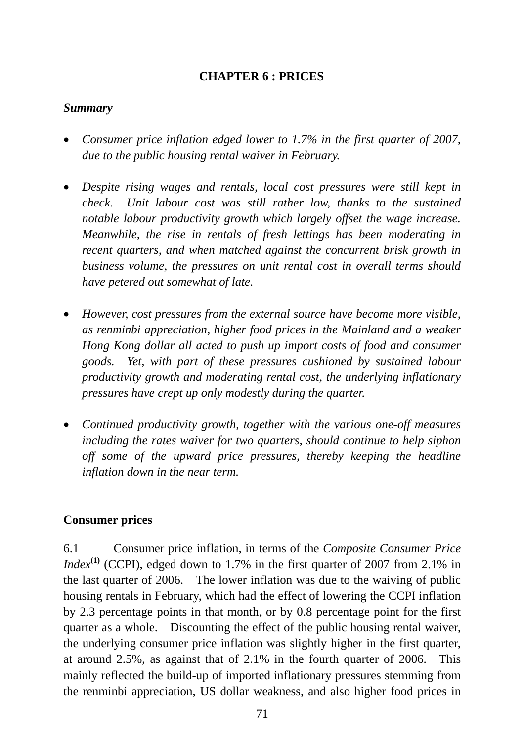# CHAPTER 6 : PRICES

***Summary***

- *Consumer price inflation edged lower to 1.7% in the first quarter of 2007, due to the public housing rental waiver in February.*

- *Despite rising wages and rentals, local cost pressures were still kept in check. Unit labour cost was still rather low, thanks to the sustained notable labour productivity growth which largely offset the wage increase. Meanwhile, the rise in rentals of fresh lettings has been moderating in recent quarters, and when matched against the concurrent brisk growth in business volume, the pressures on unit rental cost in overall terms should have petered out somewhat of late.*

- *However, cost pressures from the external source have become more visible, as renminbi appreciation, higher food prices in the Mainland and a weaker Hong Kong dollar all acted to push up import costs of food and consumer goods. Yet, with part of these pressures cushioned by sustained labour productivity growth and moderating rental cost, the underlying inflationary pressures have crept up only modestly during the quarter.*

- *Continued productivity growth, together with the various one-off measures including the rates waiver for two quarters, should continue to help siphon off some of the upward price pressures, thereby keeping the headline inflation down in the near term.*

## Consumer prices

6.1 Consumer price inflation, in terms of the *Composite Consumer Price Index*[(1)] (CCPI), edged down to 1.7% in the first quarter of 2007 from 2.1% in the last quarter of 2006. The lower inflation was due to the waiving of public housing rentals in February, which had the effect of lowering the CCPI inflation by 2.3 percentage points in that month, or by 0.8 percentage point for the first quarter as a whole. Discounting the effect of the public housing rental waiver, the underlying consumer price inflation was slightly higher in the first quarter, at around 2.5%, as against that of 2.1% in the fourth quarter of 2006. This mainly reflected the build-up of imported inflationary pressures stemming from the renminbi appreciation, US dollar weakness, and also higher food prices in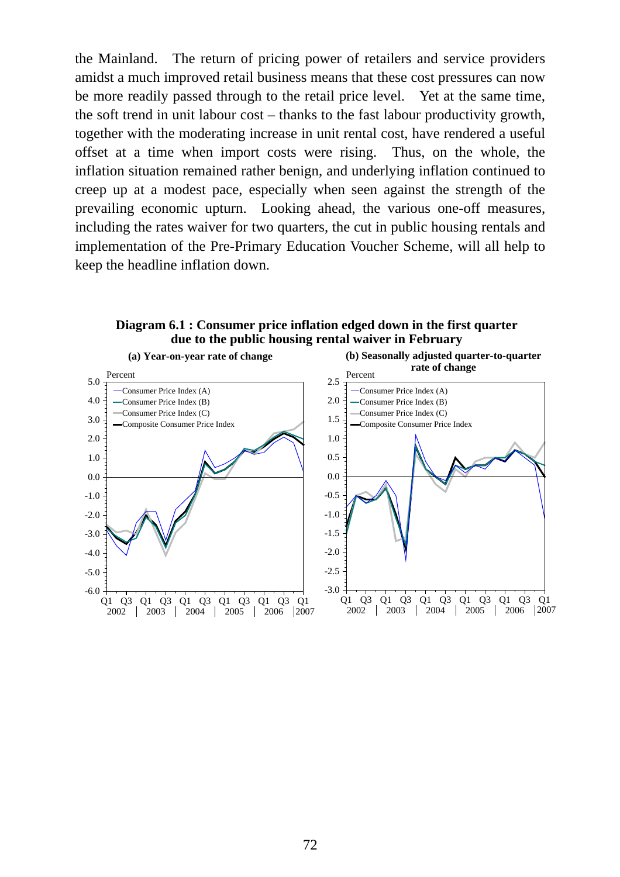the Mainland. The return of pricing power of retailers and service providers amidst a much improved retail business means that these cost pressures can now be more readily passed through to the retail price level. Yet at the same time, the soft trend in unit labour cost – thanks to the fast labour productivity growth, together with the moderating increase in unit rental cost, have rendered a useful offset at a time when import costs were rising. Thus, on the whole, the inflation situation remained rather benign, and underlying inflation continued to creep up at a modest pace, especially when seen against the strength of the prevailing economic upturn. Looking ahead, the various one-off measures, including the rates waiver for two quarters, the cut in public housing rentals and implementation of the Pre-Primary Education Voucher Scheme, will all help to keep the headline inflation down.

**Diagram 6.1 : Consumer price inflation edged down in the first quarter due to the public housing rental waiver in February**

**(a) Year-on-year rate of change**

**(b) Seasonally adjusted quarter-to-quarter rate of change**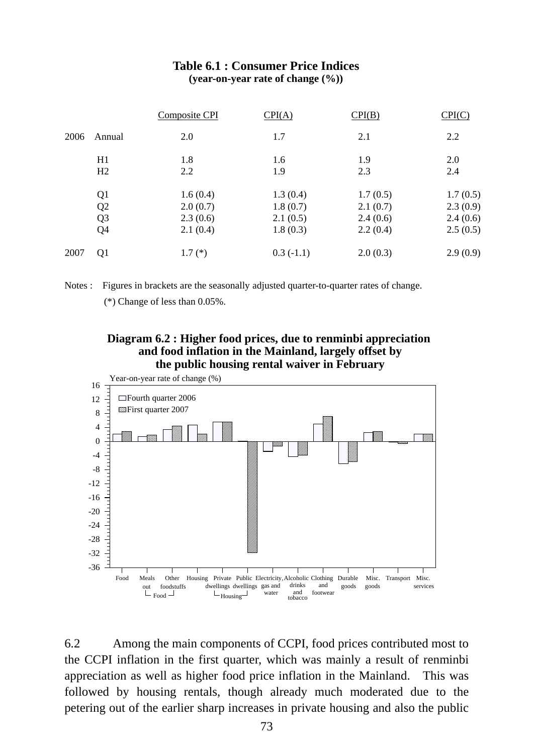**Table 6.1 : Consumer Price Indices**
**(year-on-year rate of change (%))**

| | | Composite CPI | CPI(A) | CPI(B) | CPI(C) |
|---|---|---|---|---|---|
| 2006 | Annual | 2.0 | 1.7 | 2.1 | 2.2 |
| | H1 | 1.8 | 1.6 | 1.9 | 2.0 |
| | H2 | 2.2 | 1.9 | 2.3 | 2.4 |
| | Q1 | 1.6 (0.4) | 1.3 (0.4) | 1.7 (0.5) | 1.7 (0.5) |
| | Q2 | 2.0 (0.7) | 1.8 (0.7) | 2.1 (0.7) | 2.3 (0.9) |
| | Q3 | 2.3 (0.6) | 2.1 (0.5) | 2.4 (0.6) | 2.4 (0.6) |
| | Q4 | 2.1 (0.4) | 1.8 (0.3) | 2.2 (0.4) | 2.5 (0.5) |
| 2007 | Q1 | 1.7 (*) | 0.3 (-1.1) | 2.0 (0.3) | 2.9 (0.9) |

Notes : Figures in brackets are the seasonally adjusted quarter-to-quarter rates of change.

(*) Change of less than 0.05%.

**Diagram 6.2 : Higher food prices, due to renminbi appreciation and food inflation in the Mainland, largely offset by the public housing rental waiver in February**

6.2 Among the main components of CCPI, food prices contributed most to the CCPI inflation in the first quarter, which was mainly a result of renminbi appreciation as well as higher food price inflation in the Mainland. This was followed by housing rentals, though already much moderated due to the petering out of the earlier sharp increases in private housing and also the public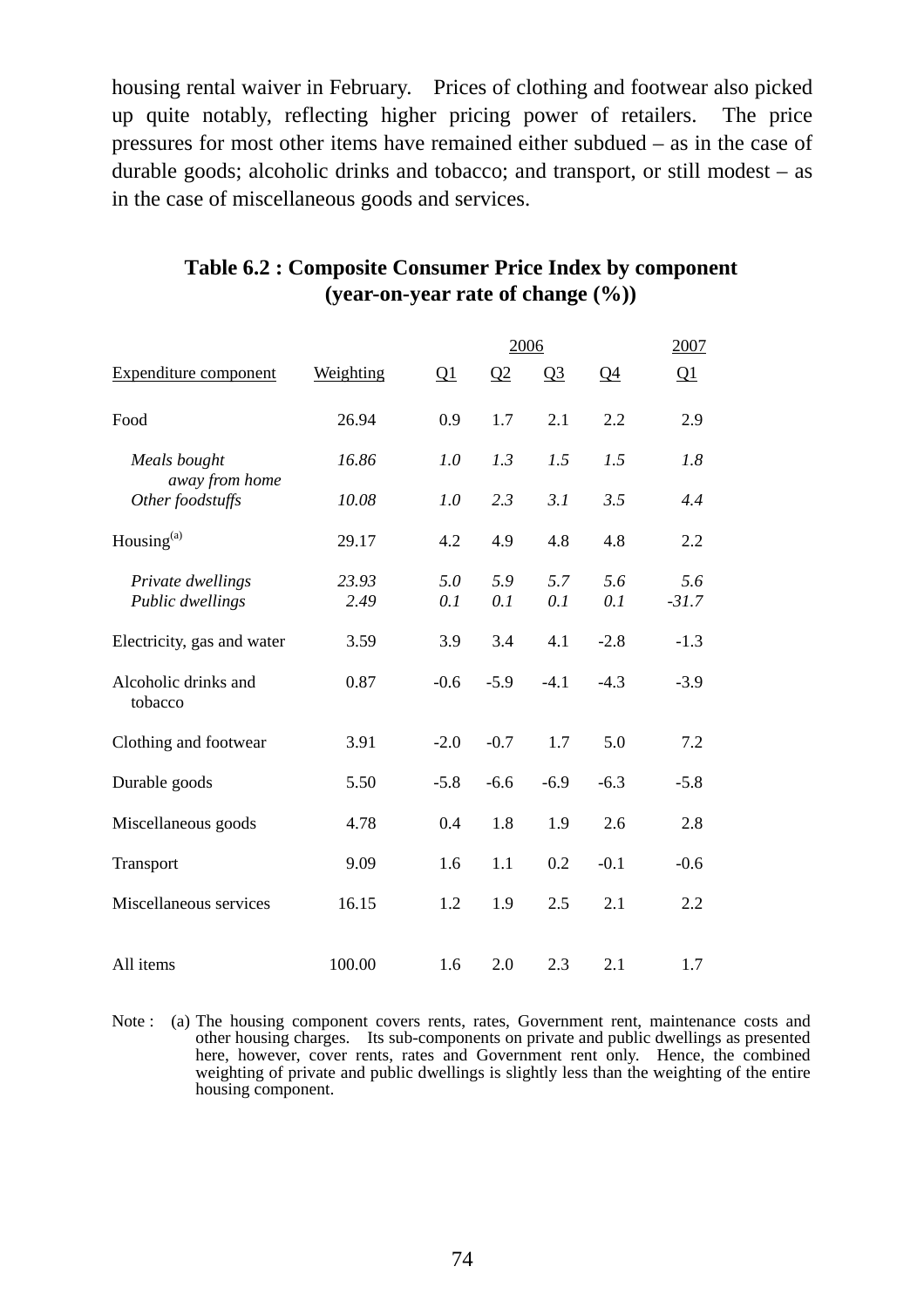housing rental waiver in February. Prices of clothing and footwear also picked up quite notably, reflecting higher pricing power of retailers. The price pressures for most other items have remained either subdued – as in the case of durable goods; alcoholic drinks and tobacco; and transport, or still modest – as in the case of miscellaneous goods and services.

**Table 6.2 : Composite Consumer Price Index by component (year-on-year rate of change (%))**

| | | 2006 | | | | 2007 |
|---|---|---|---|---|---|---|
| Expenditure component | Weighting | Q1 | Q2 | Q3 | Q4 | Q1 |
| Food | 26.94 | 0.9 | 1.7 | 2.1 | 2.2 | 2.9 |
| *Meals bought away from home* | *16.86* | *1.0* | *1.3* | *1.5* | *1.5* | *1.8* |
| *Other foodstuffs* | *10.08* | *1.0* | *2.3* | *3.1* | *3.5* | *4.4* |
| Housing[(a)] | 29.17 | 4.2 | 4.9 | 4.8 | 4.8 | 2.2 |
| *Private dwellings* | *23.93* | *5.0* | *5.9* | *5.7* | *5.6* | *5.6* |
| *Public dwellings* | *2.49* | *0.1* | *0.1* | *0.1* | *0.1* | *-31.7* |
| Electricity, gas and water | 3.59 | 3.9 | 3.4 | 4.1 | -2.8 | -1.3 |
| Alcoholic drinks and tobacco | 0.87 | -0.6 | -5.9 | -4.1 | -4.3 | -3.9 |
| Clothing and footwear | 3.91 | -2.0 | -0.7 | 1.7 | 5.0 | 7.2 |
| Durable goods | 5.50 | -5.8 | -6.6 | -6.9 | -6.3 | -5.8 |
| Miscellaneous goods | 4.78 | 0.4 | 1.8 | 1.9 | 2.6 | 2.8 |
| Transport | 9.09 | 1.6 | 1.1 | 0.2 | -0.1 | -0.6 |
| Miscellaneous services | 16.15 | 1.2 | 1.9 | 2.5 | 2.1 | 2.2 |
| All items | 100.00 | 1.6 | 2.0 | 2.3 | 2.1 | 1.7 |

Note : (a) The housing component covers rents, rates, Government rent, maintenance costs and other housing charges. Its sub-components on private and public dwellings as presented here, however, cover rents, rates and Government rent only. Hence, the combined weighting of private and public dwellings is slightly less than the weighting of the entire housing component.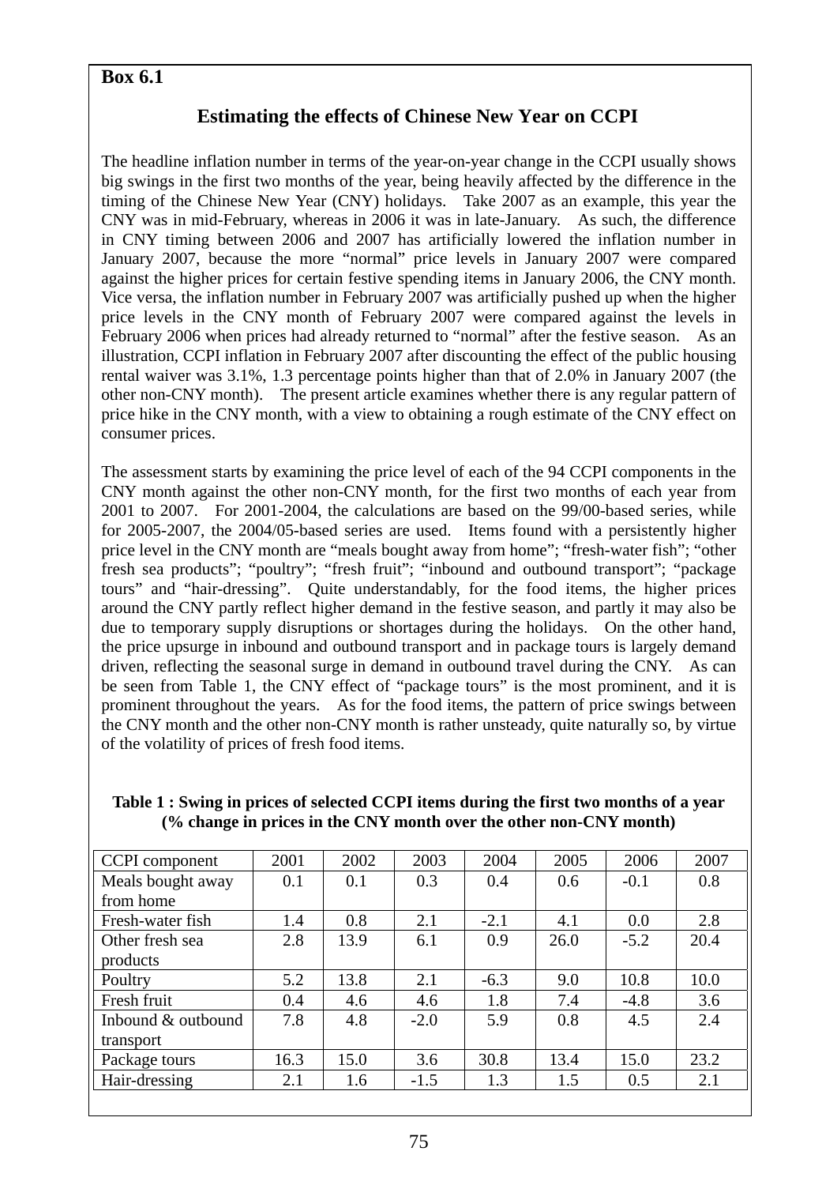**Box 6.1**

## Estimating the effects of Chinese New Year on CCPI

The headline inflation number in terms of the year-on-year change in the CCPI usually shows big swings in the first two months of the year, being heavily affected by the difference in the timing of the Chinese New Year (CNY) holidays. Take 2007 as an example, this year the CNY was in mid-February, whereas in 2006 it was in late-January. As such, the difference in CNY timing between 2006 and 2007 has artificially lowered the inflation number in January 2007, because the more "normal" price levels in January 2007 were compared against the higher prices for certain festive spending items in January 2006, the CNY month. Vice versa, the inflation number in February 2007 was artificially pushed up when the higher price levels in the CNY month of February 2007 were compared against the levels in February 2006 when prices had already returned to "normal" after the festive season. As an illustration, CCPI inflation in February 2007 after discounting the effect of the public housing rental waiver was 3.1%, 1.3 percentage points higher than that of 2.0% in January 2007 (the other non-CNY month). The present article examines whether there is any regular pattern of price hike in the CNY month, with a view to obtaining a rough estimate of the CNY effect on consumer prices.

The assessment starts by examining the price level of each of the 94 CCPI components in the CNY month against the other non-CNY month, for the first two months of each year from 2001 to 2007. For 2001-2004, the calculations are based on the 99/00-based series, while for 2005-2007, the 2004/05-based series are used. Items found with a persistently higher price level in the CNY month are "meals bought away from home"; "fresh-water fish"; "other fresh sea products"; "poultry"; "fresh fruit"; "inbound and outbound transport"; "package tours" and "hair-dressing". Quite understandably, for the food items, the higher prices around the CNY partly reflect higher demand in the festive season, and partly it may also be due to temporary supply disruptions or shortages during the holidays. On the other hand, the price upsurge in inbound and outbound transport and in package tours is largely demand driven, reflecting the seasonal surge in demand in outbound travel during the CNY. As can be seen from Table 1, the CNY effect of "package tours" is the most prominent, and it is prominent throughout the years. As for the food items, the pattern of price swings between the CNY month and the other non-CNY month is rather unsteady, quite naturally so, by virtue of the volatility of prices of fresh food items.

**Table 1 : Swing in prices of selected CCPI items during the first two months of a year (% change in prices in the CNY month over the other non-CNY month)**

| CCPI component | 2001 | 2002 | 2003 | 2004 | 2005 | 2006 | 2007 |
|---|---|---|---|---|---|---|---|
| Meals bought away from home | 0.1 | 0.1 | 0.3 | 0.4 | 0.6 | -0.1 | 0.8 |
| Fresh-water fish | 1.4 | 0.8 | 2.1 | -2.1 | 4.1 | 0.0 | 2.8 |
| Other fresh sea products | 2.8 | 13.9 | 6.1 | 0.9 | 26.0 | -5.2 | 20.4 |
| Poultry | 5.2 | 13.8 | 2.1 | -6.3 | 9.0 | 10.8 | 10.0 |
| Fresh fruit | 0.4 | 4.6 | 4.6 | 1.8 | 7.4 | -4.8 | 3.6 |
| Inbound & outbound transport | 7.8 | 4.8 | -2.0 | 5.9 | 0.8 | 4.5 | 2.4 |
| Package tours | 16.3 | 15.0 | 3.6 | 30.8 | 13.4 | 15.0 | 23.2 |
| Hair-dressing | 2.1 | 1.6 | -1.5 | 1.3 | 1.5 | 0.5 | 2.1 |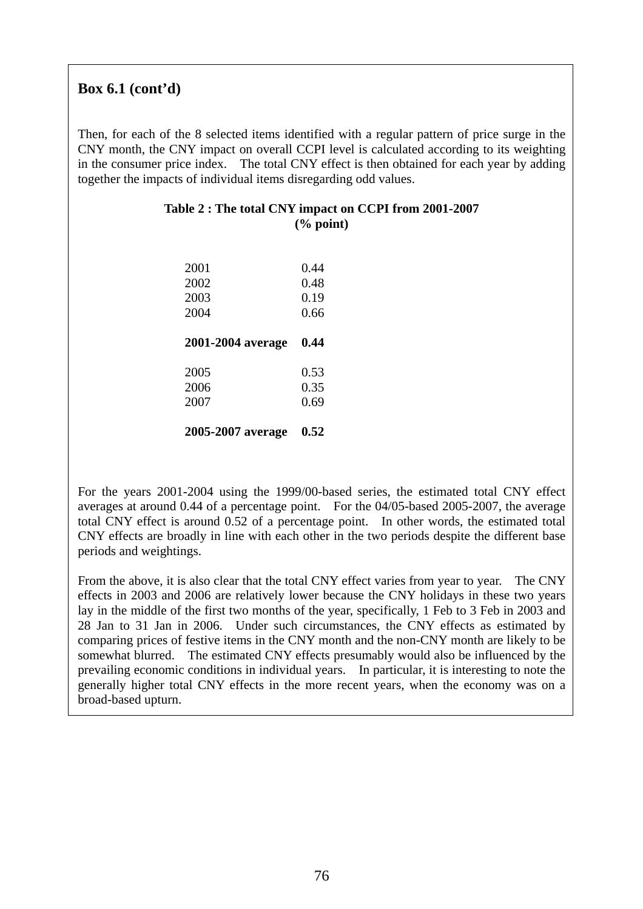## Box 6.1 (cont'd)

Then, for each of the 8 selected items identified with a regular pattern of price surge in the CNY month, the CNY impact on overall CCPI level is calculated according to its weighting in the consumer price index. The total CNY effect is then obtained for each year by adding together the impacts of individual items disregarding odd values.

**Table 2 : The total CNY impact on CCPI from 2001-2007**
**(% point)**

| | |
|---|---|
| 2001 | 0.44 |
| 2002 | 0.48 |
| 2003 | 0.19 |
| 2004 | 0.66 |
| **2001-2004 average** | **0.44** |
| 2005 | 0.53 |
| 2006 | 0.35 |
| 2007 | 0.69 |
| **2005-2007 average** | **0.52** |

For the years 2001-2004 using the 1999/00-based series, the estimated total CNY effect averages at around 0.44 of a percentage point. For the 04/05-based 2005-2007, the average total CNY effect is around 0.52 of a percentage point. In other words, the estimated total CNY effects are broadly in line with each other in the two periods despite the different base periods and weightings.

From the above, it is also clear that the total CNY effect varies from year to year. The CNY effects in 2003 and 2006 are relatively lower because the CNY holidays in these two years lay in the middle of the first two months of the year, specifically, 1 Feb to 3 Feb in 2003 and 28 Jan to 31 Jan in 2006. Under such circumstances, the CNY effects as estimated by comparing prices of festive items in the CNY month and the non-CNY month are likely to be somewhat blurred. The estimated CNY effects presumably would also be influenced by the prevailing economic conditions in individual years. In particular, it is interesting to note the generally higher total CNY effects in the more recent years, when the economy was on a broad-based upturn.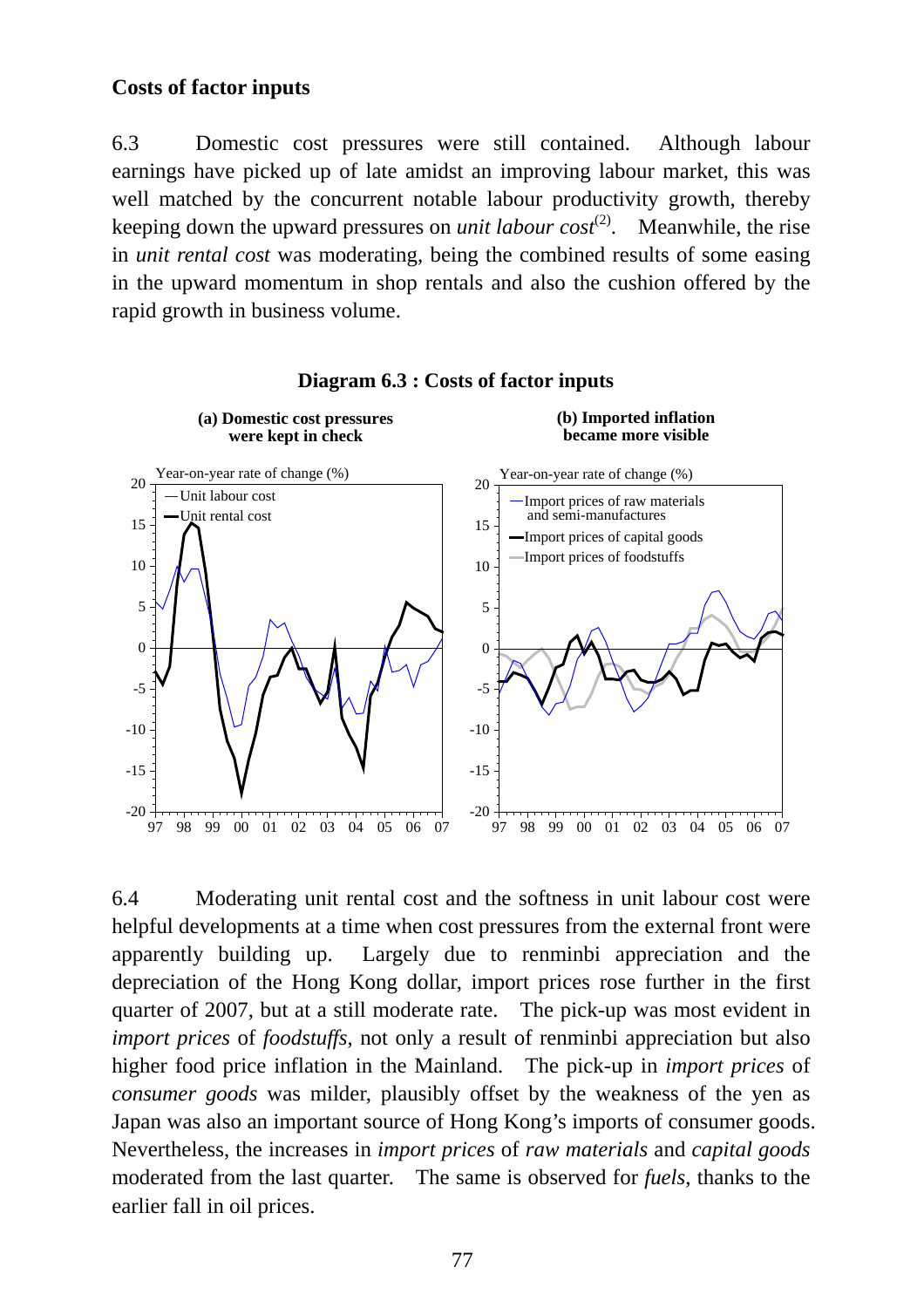### Costs of factor inputs

6.3 Domestic cost pressures were still contained. Although labour earnings have picked up of late amidst an improving labour market, this was well matched by the concurrent notable labour productivity growth, thereby keeping down the upward pressures on *unit labour cost*[(2)]. Meanwhile, the rise in *unit rental cost* was moderating, being the combined results of some easing in the upward momentum in shop rentals and also the cushion offered by the rapid growth in business volume.

**Diagram 6.3 : Costs of factor inputs**

**(a) Domestic cost pressures were kept in check**

Year-on-year rate of change (%)

— Unit labour cost
— Unit rental cost

**(b) Imported inflation became more visible**

Year-on-year rate of change (%)

— Import prices of raw materials and semi-manufactures
— Import prices of capital goods
— Import prices of foodstuffs

6.4 Moderating unit rental cost and the softness in unit labour cost were helpful developments at a time when cost pressures from the external front were apparently building up. Largely due to renminbi appreciation and the depreciation of the Hong Kong dollar, import prices rose further in the first quarter of 2007, but at a still moderate rate. The pick-up was most evident in *import prices* of *foodstuffs*, not only a result of renminbi appreciation but also higher food price inflation in the Mainland. The pick-up in *import prices* of *consumer goods* was milder, plausibly offset by the weakness of the yen as Japan was also an important source of Hong Kong's imports of consumer goods. Nevertheless, the increases in *import prices* of *raw materials* and *capital goods* moderated from the last quarter. The same is observed for *fuels*, thanks to the earlier fall in oil prices.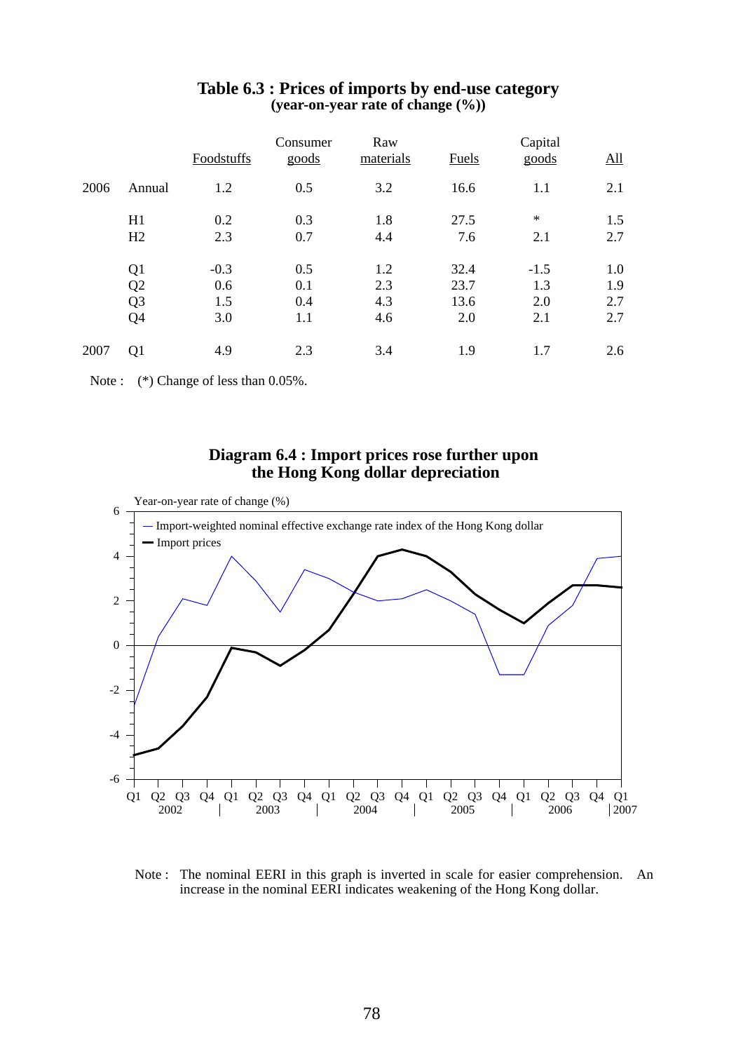## Table 6.3 : Prices of imports by end-use category
**(year-on-year rate of change (%))**

| | | Foodstuffs | Consumer goods | Raw materials | Fuels | Capital goods | All |
|---|---|---|---|---|---|---|---|
| 2006 | Annual | 1.2 | 0.5 | 3.2 | 16.6 | 1.1 | 2.1 |
| | H1 | 0.2 | 0.3 | 1.8 | 27.5 | * | 1.5 |
| | H2 | 2.3 | 0.7 | 4.4 | 7.6 | 2.1 | 2.7 |
| | Q1 | -0.3 | 0.5 | 1.2 | 32.4 | -1.5 | 1.0 |
| | Q2 | 0.6 | 0.1 | 2.3 | 23.7 | 1.3 | 1.9 |
| | Q3 | 1.5 | 0.4 | 4.3 | 13.6 | 2.0 | 2.7 |
| | Q4 | 3.0 | 1.1 | 4.6 | 2.0 | 2.1 | 2.7 |
| 2007 | Q1 | 4.9 | 2.3 | 3.4 | 1.9 | 1.7 | 2.6 |

Note : (*) Change of less than 0.05%.

## Diagram 6.4 : Import prices rose further upon the Hong Kong dollar depreciation

Note : The nominal EERI in this graph is inverted in scale for easier comprehension. An increase in the nominal EERI indicates weakening of the Hong Kong dollar.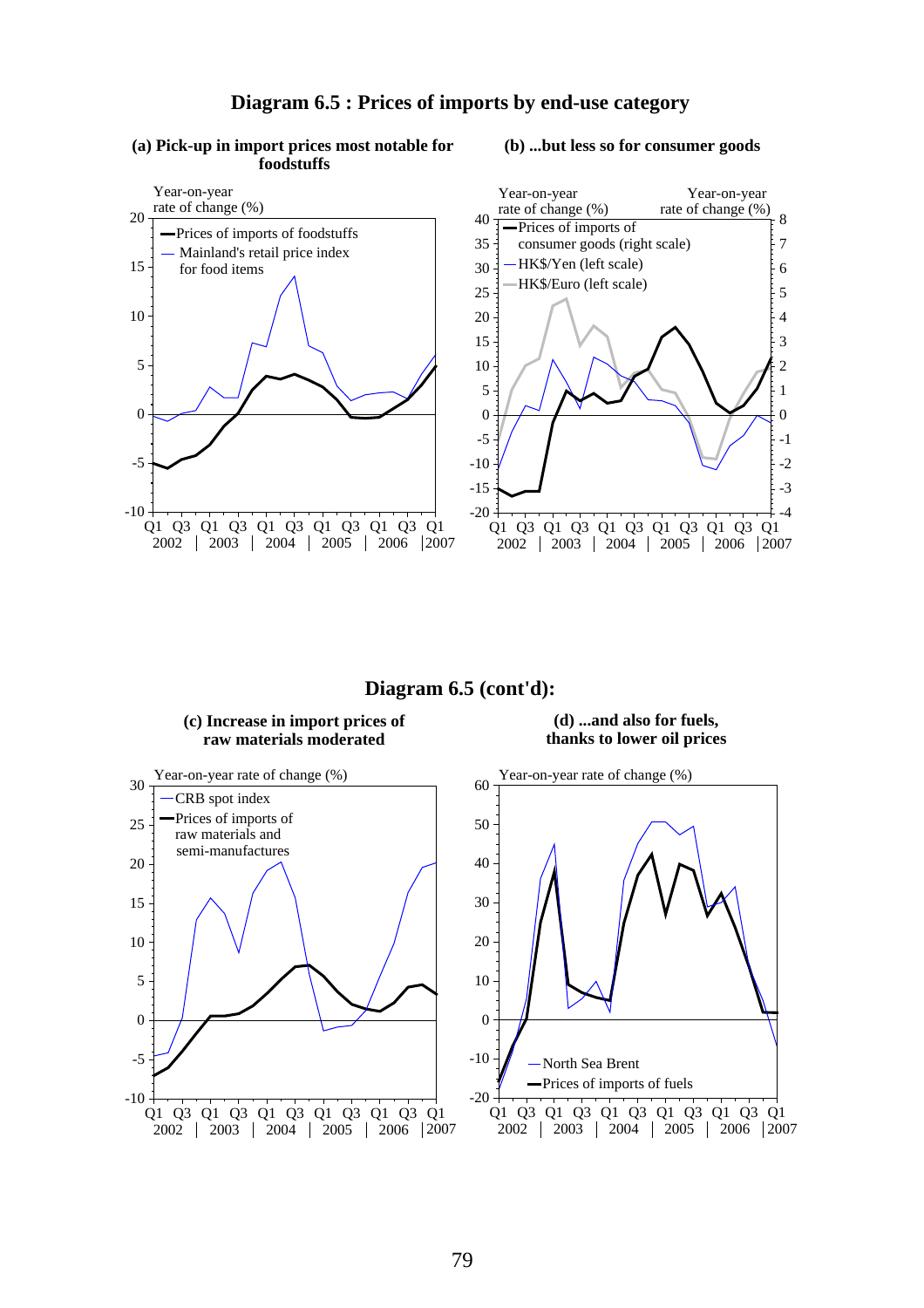## Diagram 6.5 : Prices of imports by end-use category

**(a) Pick-up in import prices most notable for foodstuffs**

Year-on-year rate of change (%)

- Prices of imports of foodstuffs
- Mainland's retail price index for food items

Q1 Q3 Q1 Q3 Q1 Q3 Q1 Q3 Q1 Q3 Q1
2002 | 2003 | 2004 | 2005 | 2006 | 2007

**(b) ...but less so for consumer goods**

Year-on-year rate of change (%) — Year-on-year rate of change (%)

- Prices of imports of consumer goods (right scale)
- HK$/Yen (left scale)
- HK$/Euro (left scale)

Q1 Q3 Q1 Q3 Q1 Q3 Q1 Q3 Q1 Q3 Q1
2002 | 2003 | 2004 | 2005 | 2006 | 2007

## Diagram 6.5 (cont'd):

**(c) Increase in import prices of raw materials moderated**

Year-on-year rate of change (%)

- CRB spot index
- Prices of imports of raw materials and semi-manufactures

Q1 Q3 Q1 Q3 Q1 Q3 Q1 Q3 Q1 Q3 Q1
2002 | 2003 | 2004 | 2005 | 2006 | 2007

**(d) ...and also for fuels, thanks to lower oil prices**

Year-on-year rate of change (%)

- North Sea Brent
- Prices of imports of fuels

Q1 Q3 Q1 Q3 Q1 Q3 Q1 Q3 Q1 Q3 Q1
2002 | 2003 | 2004 | 2005 | 2006 | 2007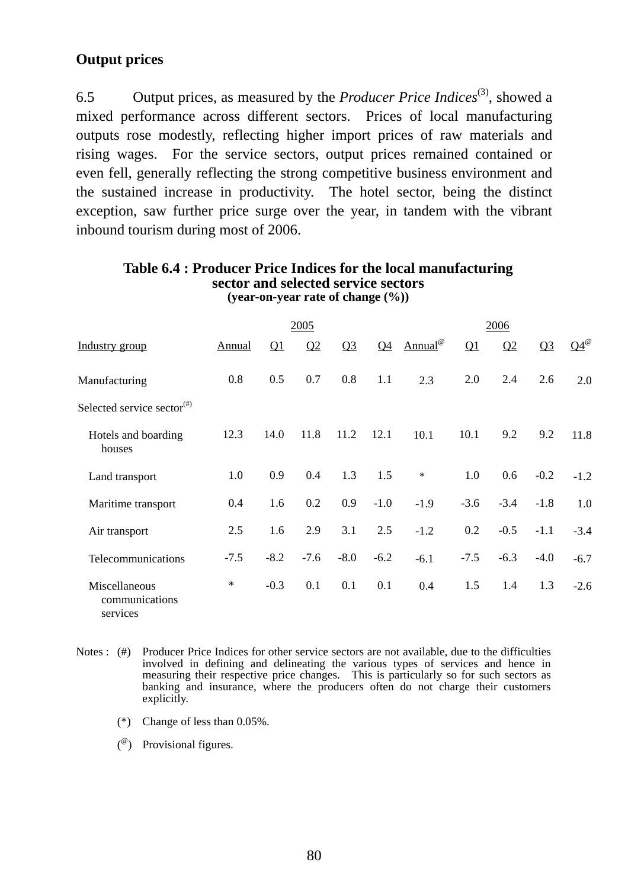**Output prices**

6.5 Output prices, as measured by the *Producer Price Indices*(3), showed a mixed performance across different sectors. Prices of local manufacturing outputs rose modestly, reflecting higher import prices of raw materials and rising wages. For the service sectors, output prices remained contained or even fell, generally reflecting the strong competitive business environment and the sustained increase in productivity. The hotel sector, being the distinct exception, saw further price surge over the year, in tandem with the vibrant inbound tourism during most of 2006.

**Table 6.4 : Producer Price Indices for the local manufacturing sector and selected service sectors**
**(year-on-year rate of change (%))**

| | 2005 | | | | | 2006 | | | | |
|---|---|---|---|---|---|---|---|---|---|---|
| Industry group | Annual | Q1 | Q2 | Q3 | Q4 | Annual@ | Q1 | Q2 | Q3 | Q4@ |
| Manufacturing | 0.8 | 0.5 | 0.7 | 0.8 | 1.1 | 2.3 | 2.0 | 2.4 | 2.6 | 2.0 |
| Selected service sector(#) | | | | | | | | | | |
| Hotels and boarding houses | 12.3 | 14.0 | 11.8 | 11.2 | 12.1 | 10.1 | 10.1 | 9.2 | 9.2 | 11.8 |
| Land transport | 1.0 | 0.9 | 0.4 | 1.3 | 1.5 | * | 1.0 | 0.6 | -0.2 | -1.2 |
| Maritime transport | 0.4 | 1.6 | 0.2 | 0.9 | -1.0 | -1.9 | -3.6 | -3.4 | -1.8 | 1.0 |
| Air transport | 2.5 | 1.6 | 2.9 | 3.1 | 2.5 | -1.2 | 0.2 | -0.5 | -1.1 | -3.4 |
| Telecommunications | -7.5 | -8.2 | -7.6 | -8.0 | -6.2 | -6.1 | -7.5 | -6.3 | -4.0 | -6.7 |
| Miscellaneous communications services | * | -0.3 | 0.1 | 0.1 | 0.1 | 0.4 | 1.5 | 1.4 | 1.3 | -2.6 |

Notes : (#) Producer Price Indices for other service sectors are not available, due to the difficulties involved in defining and delineating the various types of services and hence in measuring their respective price changes. This is particularly so for such sectors as banking and insurance, where the producers often do not charge their customers explicitly.

(*) Change of less than 0.05%.

(@) Provisional figures.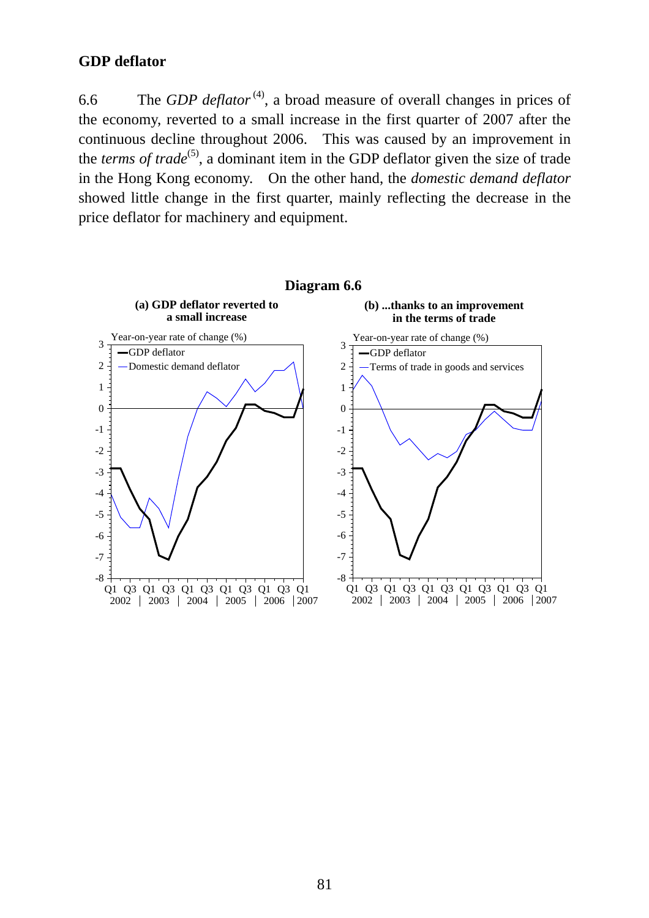## GDP deflator

6.6 The *GDP deflator*[(4)], a broad measure of overall changes in prices of the economy, reverted to a small increase in the first quarter of 2007 after the continuous decline throughout 2006. This was caused by an improvement in the *terms of trade*[(5)], a dominant item in the GDP deflator given the size of trade in the Hong Kong economy. On the other hand, the *domestic demand deflator* showed little change in the first quarter, mainly reflecting the decrease in the price deflator for machinery and equipment.

**Diagram 6.6**

**(a) GDP deflator reverted to a small increase**

**(b) ...thanks to an improvement in the terms of trade**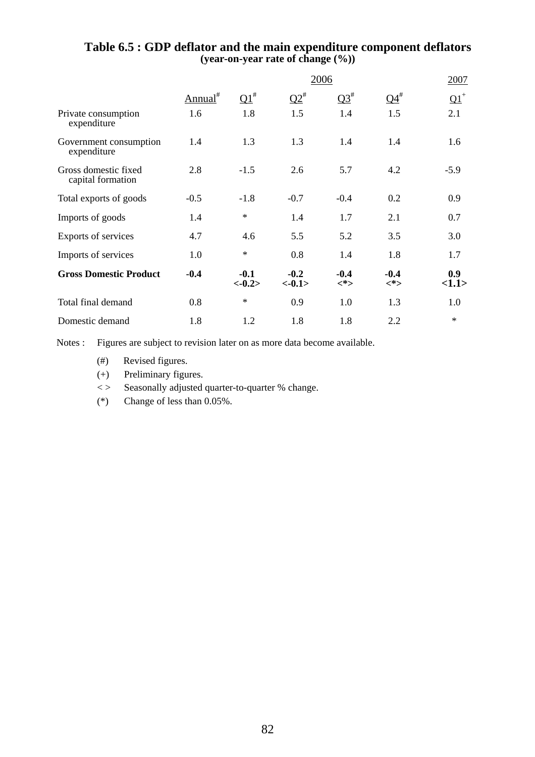**Table 6.5 : GDP deflator and the main expenditure component deflators**
**(year-on-year rate of change (%))**

| | 2006 | | | | | 2007 |
|---|---|---|---|---|---|---|
| | Annual[#] | Q1[#] | Q2[#] | Q3[#] | Q4[#] | Q1[+] |
| Private consumption expenditure | 1.6 | 1.8 | 1.5 | 1.4 | 1.5 | 2.1 |
| Government consumption expenditure | 1.4 | 1.3 | 1.3 | 1.4 | 1.4 | 1.6 |
| Gross domestic fixed capital formation | 2.8 | -1.5 | 2.6 | 5.7 | 4.2 | -5.9 |
| Total exports of goods | -0.5 | -1.8 | -0.7 | -0.4 | 0.2 | 0.9 |
| Imports of goods | 1.4 | * | 1.4 | 1.7 | 2.1 | 0.7 |
| Exports of services | 4.7 | 4.6 | 5.5 | 5.2 | 3.5 | 3.0 |
| Imports of services | 1.0 | * | 0.8 | 1.4 | 1.8 | 1.7 |
| **Gross Domestic Product** | **-0.4** | **-0.1 <-0.2>** | **-0.2 <-0.1>** | **-0.4 <*>** | **-0.4 <*>** | **0.9 <1.1>** |
| Total final demand | 0.8 | * | 0.9 | 1.0 | 1.3 | 1.0 |
| Domestic demand | 1.8 | 1.2 | 1.8 | 1.8 | 2.2 | * |

Notes : Figures are subject to revision later on as more data become available.

(#) Revised figures.

(+) Preliminary figures.

< > Seasonally adjusted quarter-to-quarter % change.

(*) Change of less than 0.05%.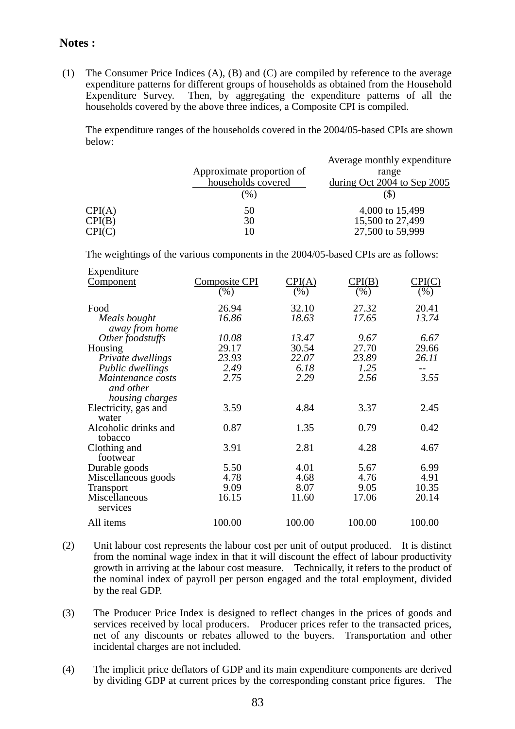**Notes :**

(1) The Consumer Price Indices (A), (B) and (C) are compiled by reference to the average expenditure patterns for different groups of households as obtained from the Household Expenditure Survey. Then, by aggregating the expenditure patterns of all the households covered by the above three indices, a Composite CPI is compiled.

The expenditure ranges of the households covered in the 2004/05-based CPIs are shown below:

| | Approximate proportion of households covered (%) | Average monthly expenditure range during Oct 2004 to Sep 2005 ($) |
|---|---|---|
| CPI(A) | 50 | 4,000 to 15,499 |
| CPI(B) | 30 | 15,500 to 27,499 |
| CPI(C) | 10 | 27,500 to 59,999 |

The weightings of the various components in the 2004/05-based CPIs are as follows:

| Expenditure Component | Composite CPI (%) | CPI(A) (%) | CPI(B) (%) | CPI(C) (%) |
|---|---|---|---|---|
| Food | 26.94 | 32.10 | 27.32 | 20.41 |
| *Meals bought away from home* | *16.86* | *18.63* | *17.65* | *13.74* |
| *Other foodstuffs* | *10.08* | *13.47* | *9.67* | *6.67* |
| Housing | 29.17 | 30.54 | 27.70 | 29.66 |
| *Private dwellings* | *23.93* | *22.07* | *23.89* | *26.11* |
| *Public dwellings* | *2.49* | *6.18* | *1.25* | -- |
| *Maintenance costs and other housing charges* | *2.75* | *2.29* | *2.56* | *3.55* |
| Electricity, gas and water | 3.59 | 4.84 | 3.37 | 2.45 |
| Alcoholic drinks and tobacco | 0.87 | 1.35 | 0.79 | 0.42 |
| Clothing and footwear | 3.91 | 2.81 | 4.28 | 4.67 |
| Durable goods | 5.50 | 4.01 | 5.67 | 6.99 |
| Miscellaneous goods | 4.78 | 4.68 | 4.76 | 4.91 |
| Transport | 9.09 | 8.07 | 9.05 | 10.35 |
| Miscellaneous services | 16.15 | 11.60 | 17.06 | 20.14 |
| All items | 100.00 | 100.00 | 100.00 | 100.00 |

(2) Unit labour cost represents the labour cost per unit of output produced. It is distinct from the nominal wage index in that it will discount the effect of labour productivity growth in arriving at the labour cost measure. Technically, it refers to the product of the nominal index of payroll per person engaged and the total employment, divided by the real GDP.

(3) The Producer Price Index is designed to reflect changes in the prices of goods and services received by local producers. Producer prices refer to the transacted prices, net of any discounts or rebates allowed to the buyers. Transportation and other incidental charges are not included.

(4) The implicit price deflators of GDP and its main expenditure components are derived by dividing GDP at current prices by the corresponding constant price figures. The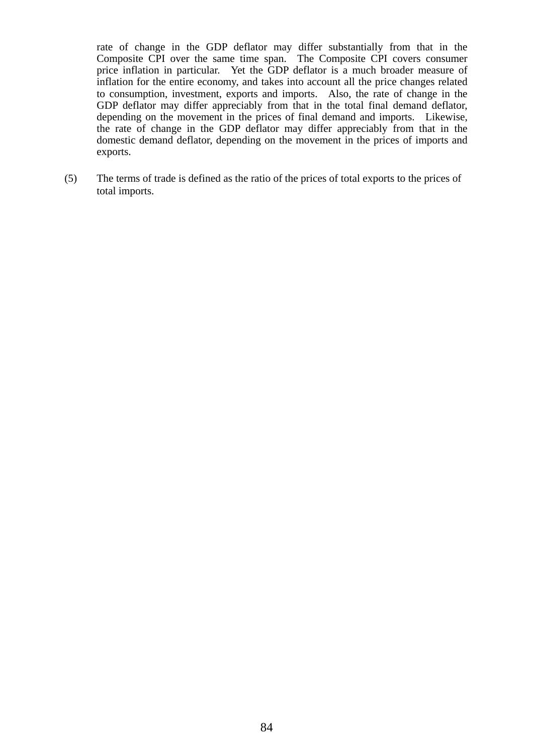rate of change in the GDP deflator may differ substantially from that in the Composite CPI over the same time span. The Composite CPI covers consumer price inflation in particular. Yet the GDP deflator is a much broader measure of inflation for the entire economy, and takes into account all the price changes related to consumption, investment, exports and imports. Also, the rate of change in the GDP deflator may differ appreciably from that in the total final demand deflator, depending on the movement in the prices of final demand and imports. Likewise, the rate of change in the GDP deflator may differ appreciably from that in the domestic demand deflator, depending on the movement in the prices of imports and exports.

(5) The terms of trade is defined as the ratio of the prices of total exports to the prices of total imports.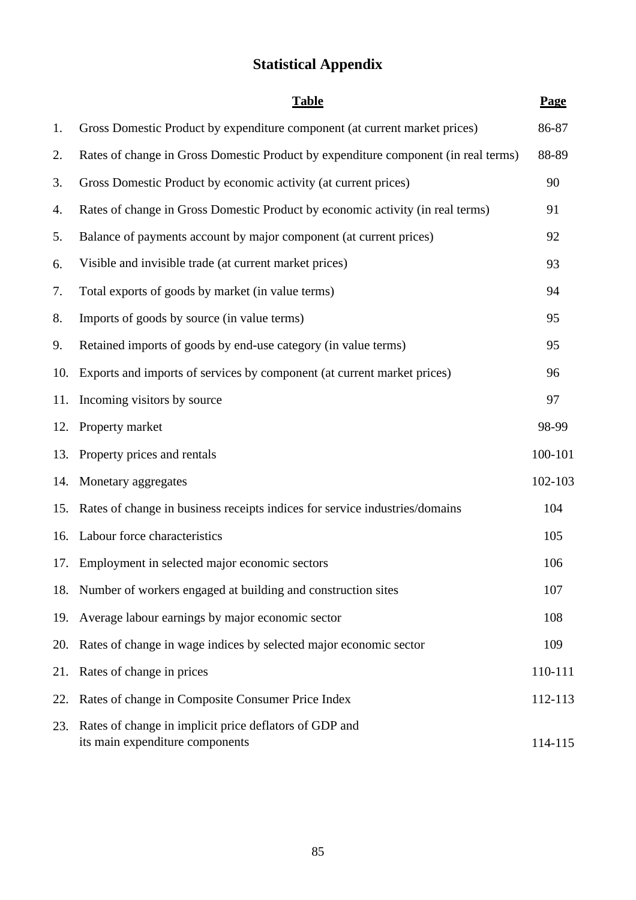# Statistical Appendix

| | Table | Page |
|---|---|---|
| 1. | Gross Domestic Product by expenditure component (at current market prices) | 86-87 |
| 2. | Rates of change in Gross Domestic Product by expenditure component (in real terms) | 88-89 |
| 3. | Gross Domestic Product by economic activity (at current prices) | 90 |
| 4. | Rates of change in Gross Domestic Product by economic activity (in real terms) | 91 |
| 5. | Balance of payments account by major component (at current prices) | 92 |
| 6. | Visible and invisible trade (at current market prices) | 93 |
| 7. | Total exports of goods by market (in value terms) | 94 |
| 8. | Imports of goods by source (in value terms) | 95 |
| 9. | Retained imports of goods by end-use category (in value terms) | 95 |
| 10. | Exports and imports of services by component (at current market prices) | 96 |
| 11. | Incoming visitors by source | 97 |
| 12. | Property market | 98-99 |
| 13. | Property prices and rentals | 100-101 |
| 14. | Monetary aggregates | 102-103 |
| 15. | Rates of change in business receipts indices for service industries/domains | 104 |
| 16. | Labour force characteristics | 105 |
| 17. | Employment in selected major economic sectors | 106 |
| 18. | Number of workers engaged at building and construction sites | 107 |
| 19. | Average labour earnings by major economic sector | 108 |
| 20. | Rates of change in wage indices by selected major economic sector | 109 |
| 21. | Rates of change in prices | 110-111 |
| 22. | Rates of change in Composite Consumer Price Index | 112-113 |
| 23. | Rates of change in implicit price deflators of GDP and its main expenditure components | 114-115 |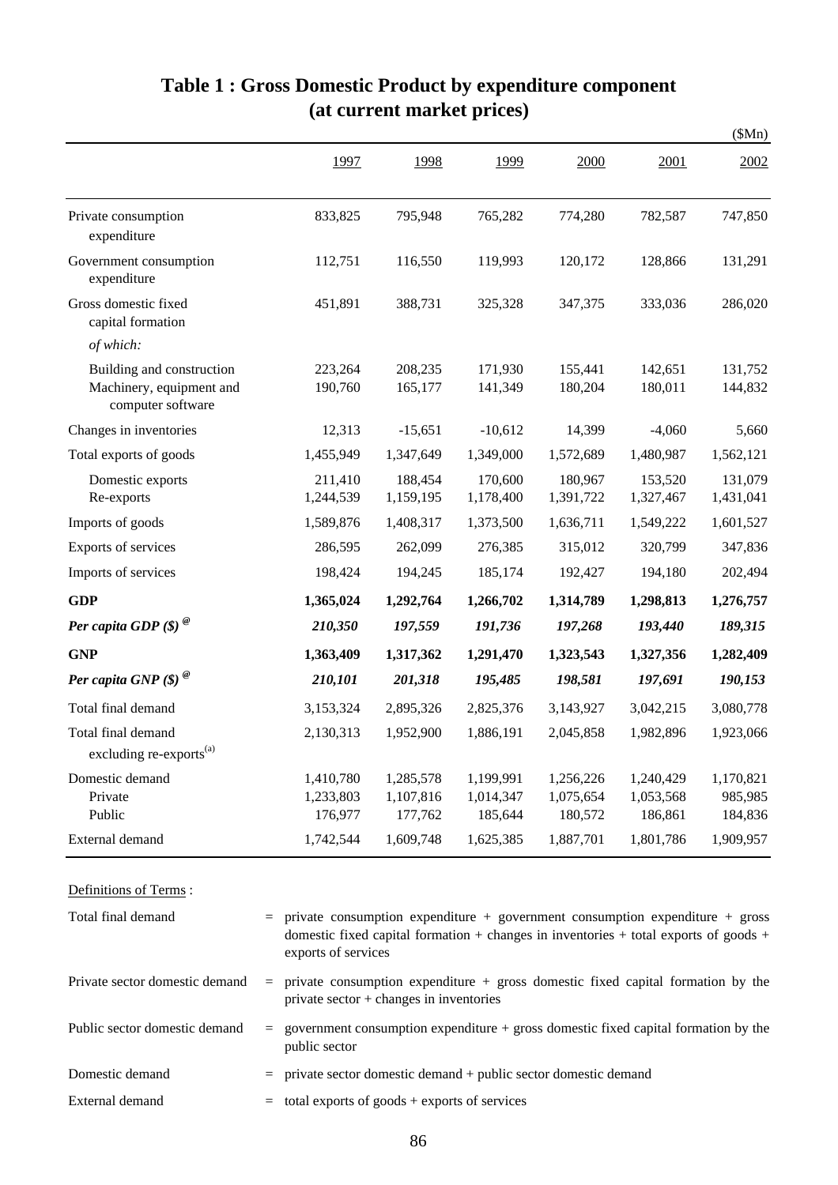# Table 1 : Gross Domestic Product by expenditure component (at current market prices)

($Mn)

| | 1997 | 1998 | 1999 | 2000 | 2001 | 2002 |
|---|---|---|---|---|---|---|
| Private consumption expenditure | 833,825 | 795,948 | 765,282 | 774,280 | 782,587 | 747,850 |
| Government consumption expenditure | 112,751 | 116,550 | 119,993 | 120,172 | 128,866 | 131,291 |
| Gross domestic fixed capital formation | 451,891 | 388,731 | 325,328 | 347,375 | 333,036 | 286,020 |
| *of which:* | | | | | | |
| Building and construction | 223,264 | 208,235 | 171,930 | 155,441 | 142,651 | 131,752 |
| Machinery, equipment and computer software | 190,760 | 165,177 | 141,349 | 180,204 | 180,011 | 144,832 |
| Changes in inventories | 12,313 | -15,651 | -10,612 | 14,399 | -4,060 | 5,660 |
| Total exports of goods | 1,455,949 | 1,347,649 | 1,349,000 | 1,572,689 | 1,480,987 | 1,562,121 |
| Domestic exports | 211,410 | 188,454 | 170,600 | 180,967 | 153,520 | 131,079 |
| Re-exports | 1,244,539 | 1,159,195 | 1,178,400 | 1,391,722 | 1,327,467 | 1,431,041 |
| Imports of goods | 1,589,876 | 1,408,317 | 1,373,500 | 1,636,711 | 1,549,222 | 1,601,527 |
| Exports of services | 286,595 | 262,099 | 276,385 | 315,012 | 320,799 | 347,836 |
| Imports of services | 198,424 | 194,245 | 185,174 | 192,427 | 194,180 | 202,494 |
| **GDP** | **1,365,024** | **1,292,764** | **1,266,702** | **1,314,789** | **1,298,813** | **1,276,757** |
| ***Per capita GDP ($)*** [@] | ***210,350*** | ***197,559*** | ***191,736*** | ***197,268*** | ***193,440*** | ***189,315*** |
| **GNP** | **1,363,409** | **1,317,362** | **1,291,470** | **1,323,543** | **1,327,356** | **1,282,409** |
| ***Per capita GNP ($)*** [@] | ***210,101*** | ***201,318*** | ***195,485*** | ***198,581*** | ***197,691*** | ***190,153*** |
| Total final demand | 3,153,324 | 2,895,326 | 2,825,376 | 3,143,927 | 3,042,215 | 3,080,778 |
| Total final demand excluding re-exports[(a)] | 2,130,313 | 1,952,900 | 1,886,191 | 2,045,858 | 1,982,896 | 1,923,066 |
| Domestic demand | 1,410,780 | 1,285,578 | 1,199,991 | 1,256,226 | 1,240,429 | 1,170,821 |
| Private | 1,233,803 | 1,107,816 | 1,014,347 | 1,075,654 | 1,053,568 | 985,985 |
| Public | 176,977 | 177,762 | 185,644 | 180,572 | 186,861 | 184,836 |
| External demand | 1,742,544 | 1,609,748 | 1,625,385 | 1,887,701 | 1,801,786 | 1,909,957 |

Definitions of Terms :

| | |
|---|---|
| Total final demand | = private consumption expenditure + government consumption expenditure + gross domestic fixed capital formation + changes in inventories + total exports of goods + exports of services |
| Private sector domestic demand | = private consumption expenditure + gross domestic fixed capital formation by the private sector + changes in inventories |
| Public sector domestic demand | = government consumption expenditure + gross domestic fixed capital formation by the public sector |
| Domestic demand | = private sector domestic demand + public sector domestic demand |
| External demand | = total exports of goods + exports of services |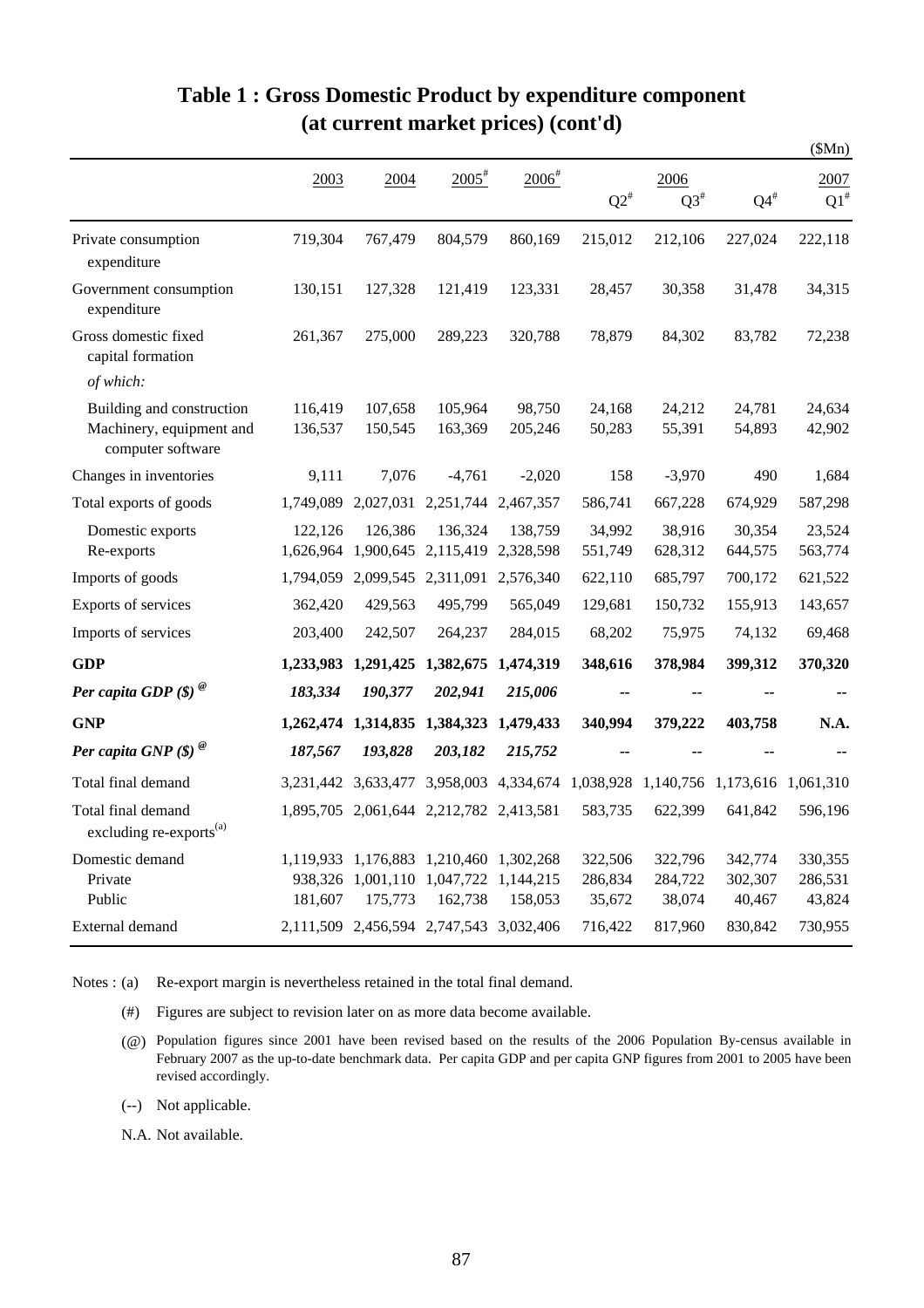# Table 1 : Gross Domestic Product by expenditure component (at current market prices) (cont'd)

($Mn)

| | 2003 | 2004 | 2005[#] | 2006[#] | 2006 Q2[#] | 2006 Q3[#] | 2006 Q4[#] | 2007 Q1[#] |
|---|---|---|---|---|---|---|---|---|
| Private consumption expenditure | 719,304 | 767,479 | 804,579 | 860,169 | 215,012 | 212,106 | 227,024 | 222,118 |
| Government consumption expenditure | 130,151 | 127,328 | 121,419 | 123,331 | 28,457 | 30,358 | 31,478 | 34,315 |
| Gross domestic fixed capital formation | 261,367 | 275,000 | 289,223 | 320,788 | 78,879 | 84,302 | 83,782 | 72,238 |
| *of which:* | | | | | | | | |
| Building and construction | 116,419 | 107,658 | 105,964 | 98,750 | 24,168 | 24,212 | 24,781 | 24,634 |
| Machinery, equipment and computer software | 136,537 | 150,545 | 163,369 | 205,246 | 50,283 | 55,391 | 54,893 | 42,902 |
| Changes in inventories | 9,111 | 7,076 | -4,761 | -2,020 | 158 | -3,970 | 490 | 1,684 |
| Total exports of goods | 1,749,089 | 2,027,031 | 2,251,744 | 2,467,357 | 586,741 | 667,228 | 674,929 | 587,298 |
| Domestic exports | 122,126 | 126,386 | 136,324 | 138,759 | 34,992 | 38,916 | 30,354 | 23,524 |
| Re-exports | 1,626,964 | 1,900,645 | 2,115,419 | 2,328,598 | 551,749 | 628,312 | 644,575 | 563,774 |
| Imports of goods | 1,794,059 | 2,099,545 | 2,311,091 | 2,576,340 | 622,110 | 685,797 | 700,172 | 621,522 |
| Exports of services | 362,420 | 429,563 | 495,799 | 565,049 | 129,681 | 150,732 | 155,913 | 143,657 |
| Imports of services | 203,400 | 242,507 | 264,237 | 284,015 | 68,202 | 75,975 | 74,132 | 69,468 |
| **GDP** | **1,233,983** | **1,291,425** | **1,382,675** | **1,474,319** | **348,616** | **378,984** | **399,312** | **370,320** |
| ***Per capita GDP ($)*** [@] | ***183,334*** | ***190,377*** | ***202,941*** | ***215,006*** | -- | -- | -- | -- |
| **GNP** | **1,262,474** | **1,314,835** | **1,384,323** | **1,479,433** | **340,994** | **379,222** | **403,758** | **N.A.** |
| ***Per capita GNP ($)*** [@] | ***187,567*** | ***193,828*** | ***203,182*** | ***215,752*** | -- | -- | -- | -- |
| Total final demand | 3,231,442 | 3,633,477 | 3,958,003 | 4,334,674 | 1,038,928 | 1,140,756 | 1,173,616 | 1,061,310 |
| Total final demand excluding re-exports[(a)] | 1,895,705 | 2,061,644 | 2,212,782 | 2,413,581 | 583,735 | 622,399 | 641,842 | 596,196 |
| Domestic demand | 1,119,933 | 1,176,883 | 1,210,460 | 1,302,268 | 322,506 | 322,796 | 342,774 | 330,355 |
| Private | 938,326 | 1,001,110 | 1,047,722 | 1,144,215 | 286,834 | 284,722 | 302,307 | 286,531 |
| Public | 181,607 | 175,773 | 162,738 | 158,053 | 35,672 | 38,074 | 40,467 | 43,824 |
| External demand | 2,111,509 | 2,456,594 | 2,747,543 | 3,032,406 | 716,422 | 817,960 | 830,842 | 730,955 |

Notes : (a) Re-export margin is nevertheless retained in the total final demand.

(#) Figures are subject to revision later on as more data become available.

(@) Population figures since 2001 have been revised based on the results of the 2006 Population By-census available in February 2007 as the up-to-date benchmark data. Per capita GDP and per capita GNP figures from 2001 to 2005 have been revised accordingly.

(--) Not applicable.

N.A. Not available.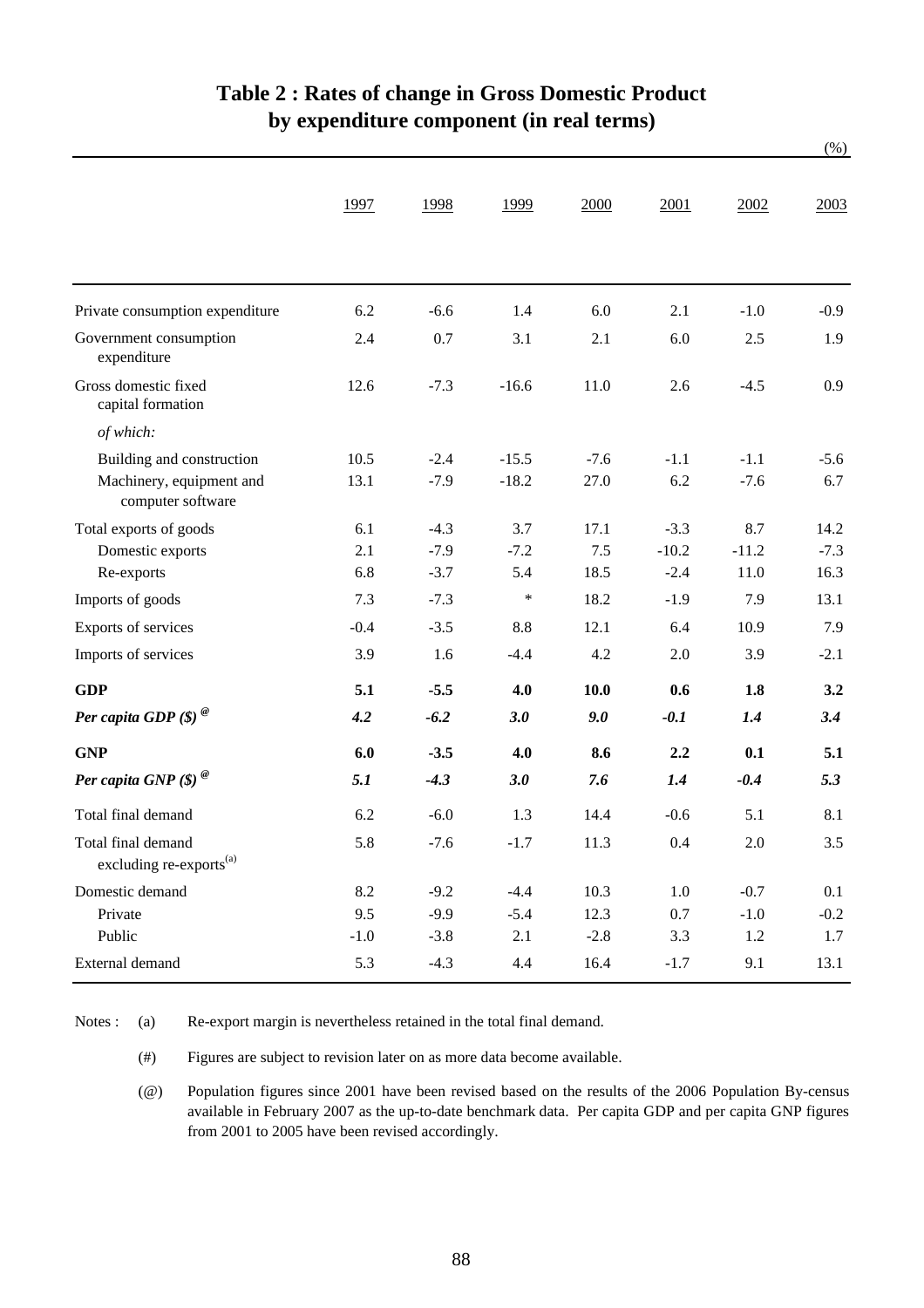# Table 2 : Rates of change in Gross Domestic Product by expenditure component (in real terms)

(%)

| | 1997 | 1998 | 1999 | 2000 | 2001 | 2002 | 2003 |
|---|---|---|---|---|---|---|---|
| Private consumption expenditure | 6.2 | -6.6 | 1.4 | 6.0 | 2.1 | -1.0 | -0.9 |
| Government consumption expenditure | 2.4 | 0.7 | 3.1 | 2.1 | 6.0 | 2.5 | 1.9 |
| Gross domestic fixed capital formation | 12.6 | -7.3 | -16.6 | 11.0 | 2.6 | -4.5 | 0.9 |
| *of which:* | | | | | | | |
| Building and construction | 10.5 | -2.4 | -15.5 | -7.6 | -1.1 | -1.1 | -5.6 |
| Machinery, equipment and computer software | 13.1 | -7.9 | -18.2 | 27.0 | 6.2 | -7.6 | 6.7 |
| Total exports of goods | 6.1 | -4.3 | 3.7 | 17.1 | -3.3 | 8.7 | 14.2 |
| Domestic exports | 2.1 | -7.9 | -7.2 | 7.5 | -10.2 | -11.2 | -7.3 |
| Re-exports | 6.8 | -3.7 | 5.4 | 18.5 | -2.4 | 11.0 | 16.3 |
| Imports of goods | 7.3 | -7.3 | * | 18.2 | -1.9 | 7.9 | 13.1 |
| Exports of services | -0.4 | -3.5 | 8.8 | 12.1 | 6.4 | 10.9 | 7.9 |
| Imports of services | 3.9 | 1.6 | -4.4 | 4.2 | 2.0 | 3.9 | -2.1 |
| **GDP** | **5.1** | **-5.5** | **4.0** | **10.0** | **0.6** | **1.8** | **3.2** |
| ***Per capita GDP ($)*** [@] | ***4.2*** | ***-6.2*** | ***3.0*** | ***9.0*** | ***-0.1*** | ***1.4*** | ***3.4*** |
| **GNP** | **6.0** | **-3.5** | **4.0** | **8.6** | **2.2** | **0.1** | **5.1** |
| ***Per capita GNP ($)*** [@] | ***5.1*** | ***-4.3*** | ***3.0*** | ***7.6*** | ***1.4*** | ***-0.4*** | ***5.3*** |
| Total final demand | 6.2 | -6.0 | 1.3 | 14.4 | -0.6 | 5.1 | 8.1 |
| Total final demand excluding re-exports[(a)] | 5.8 | -7.6 | -1.7 | 11.3 | 0.4 | 2.0 | 3.5 |
| Domestic demand | 8.2 | -9.2 | -4.4 | 10.3 | 1.0 | -0.7 | 0.1 |
| Private | 9.5 | -9.9 | -5.4 | 12.3 | 0.7 | -1.0 | -0.2 |
| Public | -1.0 | -3.8 | 2.1 | -2.8 | 3.3 | 1.2 | 1.7 |
| External demand | 5.3 | -4.3 | 4.4 | 16.4 | -1.7 | 9.1 | 13.1 |

Notes : (a) Re-export margin is nevertheless retained in the total final demand.

(#) Figures are subject to revision later on as more data become available.

(@) Population figures since 2001 have been revised based on the results of the 2006 Population By-census available in February 2007 as the up-to-date benchmark data. Per capita GDP and per capita GNP figures from 2001 to 2005 have been revised accordingly.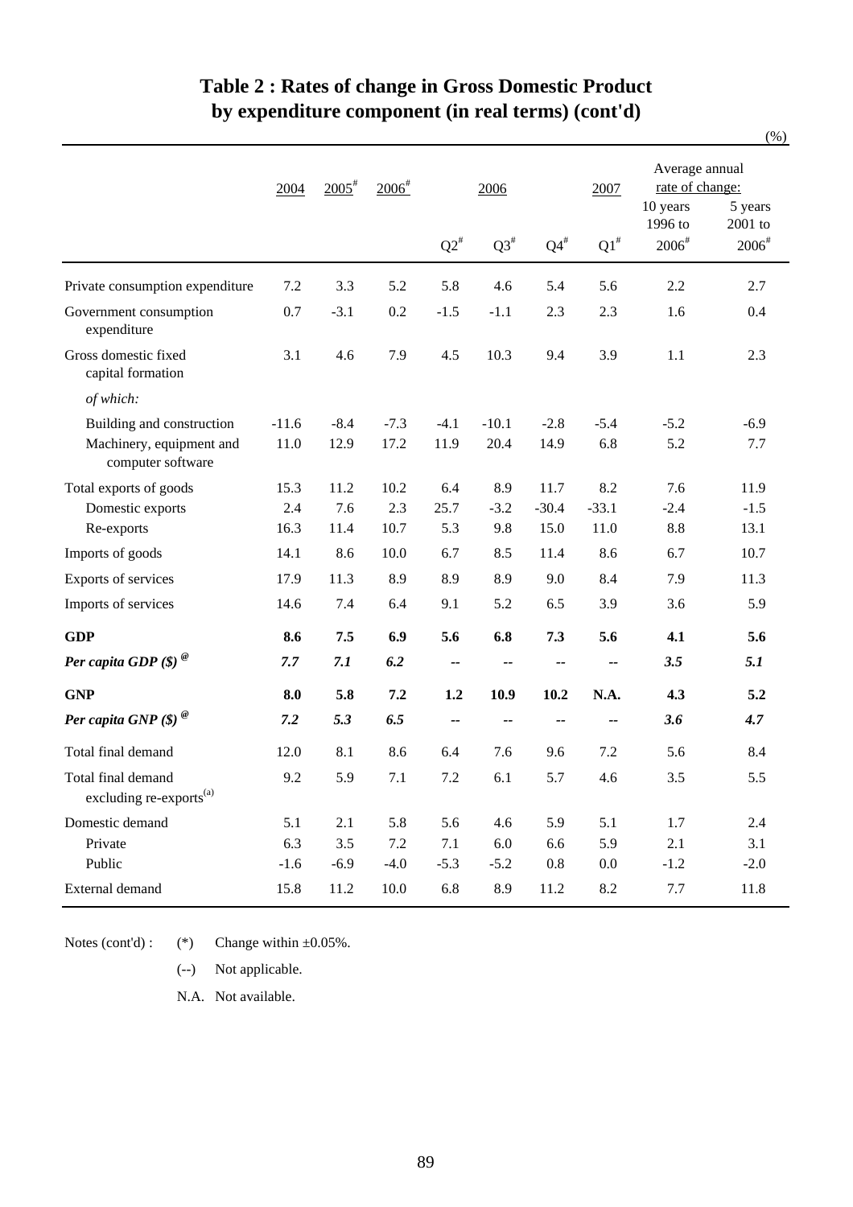# Table 2 : Rates of change in Gross Domestic Product by expenditure component (in real terms) (cont'd)

(%)

| | 2004 | 2005# | 2006# | 2006 | | | 2007 | Average annual rate of change: | |
|---|---|---|---|---|---|---|---|---|---|
| | | | | Q2# | Q3# | Q4# | Q1# | 10 years 1996 to 2006# | 5 years 2001 to 2006# |
| Private consumption expenditure | 7.2 | 3.3 | 5.2 | 5.8 | 4.6 | 5.4 | 5.6 | 2.2 | 2.7 |
| Government consumption expenditure | 0.7 | -3.1 | 0.2 | -1.5 | -1.1 | 2.3 | 2.3 | 1.6 | 0.4 |
| Gross domestic fixed capital formation | 3.1 | 4.6 | 7.9 | 4.5 | 10.3 | 9.4 | 3.9 | 1.1 | 2.3 |
| *of which:* | | | | | | | | | |
| Building and construction | -11.6 | -8.4 | -7.3 | -4.1 | -10.1 | -2.8 | -5.4 | -5.2 | -6.9 |
| Machinery, equipment and computer software | 11.0 | 12.9 | 17.2 | 11.9 | 20.4 | 14.9 | 6.8 | 5.2 | 7.7 |
| Total exports of goods | 15.3 | 11.2 | 10.2 | 6.4 | 8.9 | 11.7 | 8.2 | 7.6 | 11.9 |
| Domestic exports | 2.4 | 7.6 | 2.3 | 25.7 | -3.2 | -30.4 | -33.1 | -2.4 | -1.5 |
| Re-exports | 16.3 | 11.4 | 10.7 | 5.3 | 9.8 | 15.0 | 11.0 | 8.8 | 13.1 |
| Imports of goods | 14.1 | 8.6 | 10.0 | 6.7 | 8.5 | 11.4 | 8.6 | 6.7 | 10.7 |
| Exports of services | 17.9 | 11.3 | 8.9 | 8.9 | 8.9 | 9.0 | 8.4 | 7.9 | 11.3 |
| Imports of services | 14.6 | 7.4 | 6.4 | 9.1 | 5.2 | 6.5 | 3.9 | 3.6 | 5.9 |
| **GDP** | **8.6** | **7.5** | **6.9** | **5.6** | **6.8** | **7.3** | **5.6** | **4.1** | **5.6** |
| ***Per capita GDP ($)*** @ | ***7.7*** | ***7.1*** | ***6.2*** | -- | -- | -- | -- | ***3.5*** | ***5.1*** |
| **GNP** | **8.0** | **5.8** | **7.2** | **1.2** | **10.9** | **10.2** | **N.A.** | **4.3** | **5.2** |
| ***Per capita GNP ($)*** @ | ***7.2*** | ***5.3*** | ***6.5*** | -- | -- | -- | -- | ***3.6*** | ***4.7*** |
| Total final demand | 12.0 | 8.1 | 8.6 | 6.4 | 7.6 | 9.6 | 7.2 | 5.6 | 8.4 |
| Total final demand excluding re-exports[(a)] | 9.2 | 5.9 | 7.1 | 7.2 | 6.1 | 5.7 | 4.6 | 3.5 | 5.5 |
| Domestic demand | 5.1 | 2.1 | 5.8 | 5.6 | 4.6 | 5.9 | 5.1 | 1.7 | 2.4 |
| Private | 6.3 | 3.5 | 7.2 | 7.1 | 6.0 | 6.6 | 5.9 | 2.1 | 3.1 |
| Public | -1.6 | -6.9 | -4.0 | -5.3 | -5.2 | 0.8 | 0.0 | -1.2 | -2.0 |
| External demand | 15.8 | 11.2 | 10.0 | 6.8 | 8.9 | 11.2 | 8.2 | 7.7 | 11.8 |

Notes (cont'd) :
(*) Change within ±0.05%.
(--) Not applicable.
N.A. Not available.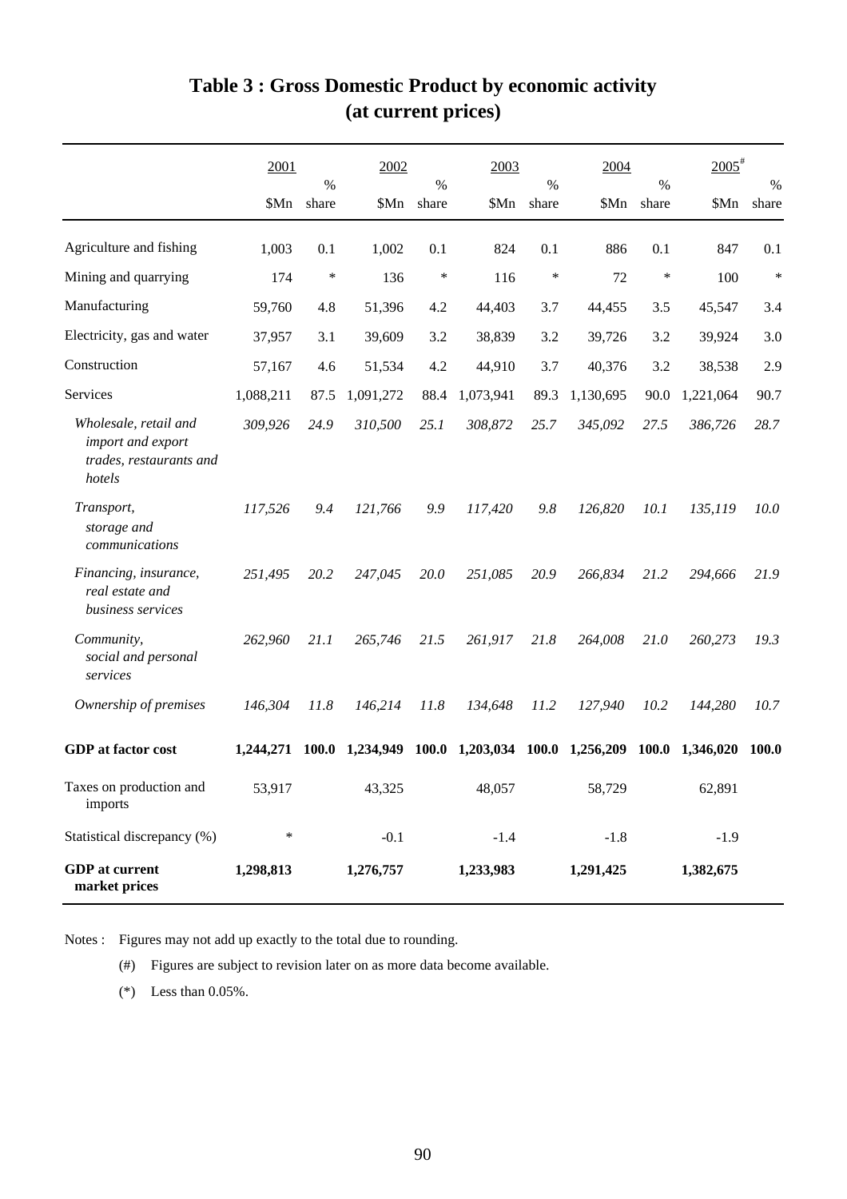# Table 3 : Gross Domestic Product by economic activity (at current prices)

| | 2001 | | 2002 | | 2003 | | 2004 | | 2005[#] | |
|---|---|---|---|---|---|---|---|---|---|---|
| | $Mn | % share | $Mn | % share | $Mn | % share | $Mn | % share | $Mn | % share |
| Agriculture and fishing | 1,003 | 0.1 | 1,002 | 0.1 | 824 | 0.1 | 886 | 0.1 | 847 | 0.1 |
| Mining and quarrying | 174 | * | 136 | * | 116 | * | 72 | * | 100 | * |
| Manufacturing | 59,760 | 4.8 | 51,396 | 4.2 | 44,403 | 3.7 | 44,455 | 3.5 | 45,547 | 3.4 |
| Electricity, gas and water | 37,957 | 3.1 | 39,609 | 3.2 | 38,839 | 3.2 | 39,726 | 3.2 | 39,924 | 3.0 |
| Construction | 57,167 | 4.6 | 51,534 | 4.2 | 44,910 | 3.7 | 40,376 | 3.2 | 38,538 | 2.9 |
| Services | 1,088,211 | 87.5 | 1,091,272 | 88.4 | 1,073,941 | 89.3 | 1,130,695 | 90.0 | 1,221,064 | 90.7 |
| *Wholesale, retail and import and export trades, restaurants and hotels* | *309,926* | *24.9* | *310,500* | *25.1* | *308,872* | *25.7* | *345,092* | *27.5* | *386,726* | *28.7* |
| *Transport, storage and communications* | *117,526* | *9.4* | *121,766* | *9.9* | *117,420* | *9.8* | *126,820* | *10.1* | *135,119* | *10.0* |
| *Financing, insurance, real estate and business services* | *251,495* | *20.2* | *247,045* | *20.0* | *251,085* | *20.9* | *266,834* | *21.2* | *294,666* | *21.9* |
| *Community, social and personal services* | *262,960* | *21.1* | *265,746* | *21.5* | *261,917* | *21.8* | *264,008* | *21.0* | *260,273* | *19.3* |
| *Ownership of premises* | *146,304* | *11.8* | *146,214* | *11.8* | *134,648* | *11.2* | *127,940* | *10.2* | *144,280* | *10.7* |
| **GDP at factor cost** | **1,244,271** | **100.0** | **1,234,949** | **100.0** | **1,203,034** | **100.0** | **1,256,209** | **100.0** | **1,346,020** | **100.0** |
| Taxes on production and imports | 53,917 | | 43,325 | | 48,057 | | 58,729 | | 62,891 | |
| Statistical discrepancy (%) | * | | -0.1 | | -1.4 | | -1.8 | | -1.9 | |
| **GDP at current market prices** | **1,298,813** | | **1,276,757** | | **1,233,983** | | **1,291,425** | | **1,382,675** | |

Notes : Figures may not add up exactly to the total due to rounding.

(#) Figures are subject to revision later on as more data become available.

(*) Less than 0.05%.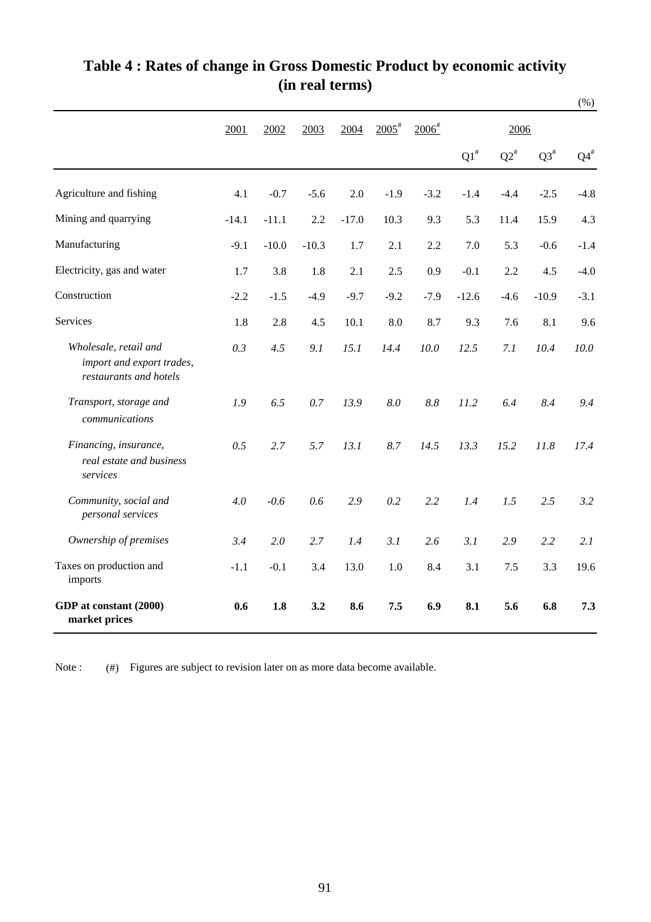# Table 4 : Rates of change in Gross Domestic Product by economic activity (in real terms)

(%)

| | 2001 | 2002 | 2003 | 2004 | 2005[#] | 2006[#] | 2006 | | | |
|---|---|---|---|---|---|---|---|---|---|---|
| | | | | | | | Q1[#] | Q2[#] | Q3[#] | Q4[#] |
| Agriculture and fishing | 4.1 | -0.7 | -5.6 | 2.0 | -1.9 | -3.2 | -1.4 | -4.4 | -2.5 | -4.8 |
| Mining and quarrying | -14.1 | -11.1 | 2.2 | -17.0 | 10.3 | 9.3 | 5.3 | 11.4 | 15.9 | 4.3 |
| Manufacturing | -9.1 | -10.0 | -10.3 | 1.7 | 2.1 | 2.2 | 7.0 | 5.3 | -0.6 | -1.4 |
| Electricity, gas and water | 1.7 | 3.8 | 1.8 | 2.1 | 2.5 | 0.9 | -0.1 | 2.2 | 4.5 | -4.0 |
| Construction | -2.2 | -1.5 | -4.9 | -9.7 | -9.2 | -7.9 | -12.6 | -4.6 | -10.9 | -3.1 |
| Services | 1.8 | 2.8 | 4.5 | 10.1 | 8.0 | 8.7 | 9.3 | 7.6 | 8.1 | 9.6 |
| *Wholesale, retail and import and export trades, restaurants and hotels* | *0.3* | *4.5* | *9.1* | *15.1* | *14.4* | *10.0* | *12.5* | *7.1* | *10.4* | *10.0* |
| *Transport, storage and communications* | *1.9* | *6.5* | *0.7* | *13.9* | *8.0* | *8.8* | *11.2* | *6.4* | *8.4* | *9.4* |
| *Financing, insurance, real estate and business services* | *0.5* | *2.7* | *5.7* | *13.1* | *8.7* | *14.5* | *13.3* | *15.2* | *11.8* | *17.4* |
| *Community, social and personal services* | *4.0* | *-0.6* | *0.6* | *2.9* | *0.2* | *2.2* | *1.4* | *1.5* | *2.5* | *3.2* |
| *Ownership of premises* | *3.4* | *2.0* | *2.7* | *1.4* | *3.1* | *2.6* | *3.1* | *2.9* | *2.2* | *2.1* |
| Taxes on production and imports | -1.1 | -0.1 | 3.4 | 13.0 | 1.0 | 8.4 | 3.1 | 7.5 | 3.3 | 19.6 |
| **GDP at constant (2000) market prices** | **0.6** | **1.8** | **3.2** | **8.6** | **7.5** | **6.9** | **8.1** | **5.6** | **6.8** | **7.3** |

Note : (#) Figures are subject to revision later on as more data become available.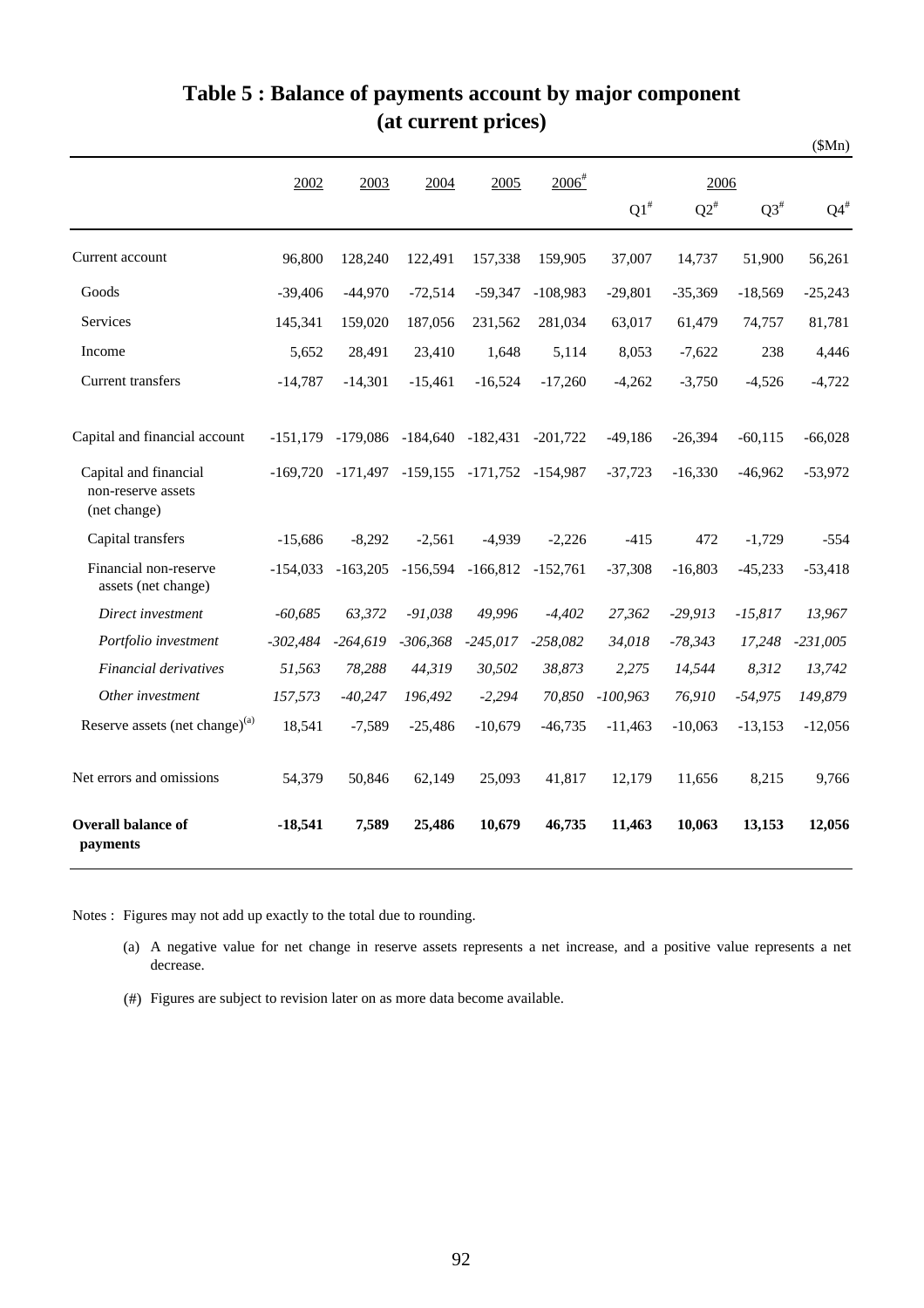# Table 5 : Balance of payments account by major component (at current prices)

($Mn)

| | 2002 | 2003 | 2004 | 2005 | 2006# | 2006 Q1# | Q2# | Q3# | Q4# |
|---|---|---|---|---|---|---|---|---|---|
| Current account | 96,800 | 128,240 | 122,491 | 157,338 | 159,905 | 37,007 | 14,737 | 51,900 | 56,261 |
| Goods | -39,406 | -44,970 | -72,514 | -59,347 | -108,983 | -29,801 | -35,369 | -18,569 | -25,243 |
| Services | 145,341 | 159,020 | 187,056 | 231,562 | 281,034 | 63,017 | 61,479 | 74,757 | 81,781 |
| Income | 5,652 | 28,491 | 23,410 | 1,648 | 5,114 | 8,053 | -7,622 | 238 | 4,446 |
| Current transfers | -14,787 | -14,301 | -15,461 | -16,524 | -17,260 | -4,262 | -3,750 | -4,526 | -4,722 |
| Capital and financial account | -151,179 | -179,086 | -184,640 | -182,431 | -201,722 | -49,186 | -26,394 | -60,115 | -66,028 |
| Capital and financial non-reserve assets (net change) | -169,720 | -171,497 | -159,155 | -171,752 | -154,987 | -37,723 | -16,330 | -46,962 | -53,972 |
| Capital transfers | -15,686 | -8,292 | -2,561 | -4,939 | -2,226 | -415 | 472 | -1,729 | -554 |
| Financial non-reserve assets (net change) | -154,033 | -163,205 | -156,594 | -166,812 | -152,761 | -37,308 | -16,803 | -45,233 | -53,418 |
| *Direct investment* | *-60,685* | *63,372* | *-91,038* | *49,996* | *-4,402* | *27,362* | *-29,913* | *-15,817* | *13,967* |
| *Portfolio investment* | *-302,484* | *-264,619* | *-306,368* | *-245,017* | *-258,082* | *34,018* | *-78,343* | *17,248* | *-231,005* |
| *Financial derivatives* | *51,563* | *78,288* | *44,319* | *30,502* | *38,873* | *2,275* | *14,544* | *8,312* | *13,742* |
| *Other investment* | *157,573* | *-40,247* | *196,492* | *-2,294* | *70,850* | *-100,963* | *76,910* | *-54,975* | *149,879* |
| Reserve assets (net change)(a) | 18,541 | -7,589 | -25,486 | -10,679 | -46,735 | -11,463 | -10,063 | -13,153 | -12,056 |
| Net errors and omissions | 54,379 | 50,846 | 62,149 | 25,093 | 41,817 | 12,179 | 11,656 | 8,215 | 9,766 |
| **Overall balance of payments** | **-18,541** | **7,589** | **25,486** | **10,679** | **46,735** | **11,463** | **10,063** | **13,153** | **12,056** |

Notes : Figures may not add up exactly to the total due to rounding.

(a) A negative value for net change in reserve assets represents a net increase, and a positive value represents a net decrease.

(#) Figures are subject to revision later on as more data become available.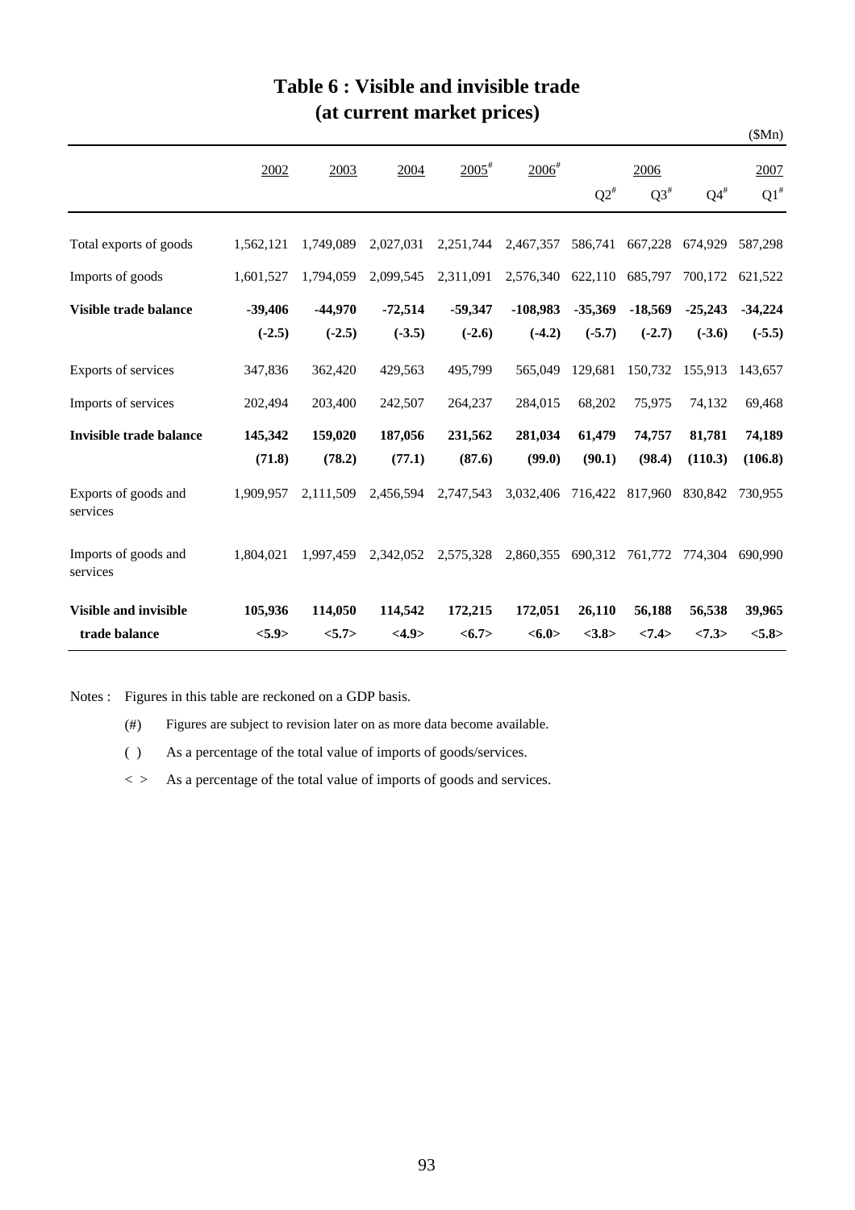# Table 6 : Visible and invisible trade (at current market prices)

($Mn)

| | 2002 | 2003 | 2004 | 2005# | 2006# | 2006 Q2# | Q3# | Q4# | 2007 Q1# |
|---|---|---|---|---|---|---|---|---|---|
| Total exports of goods | 1,562,121 | 1,749,089 | 2,027,031 | 2,251,744 | 2,467,357 | 586,741 | 667,228 | 674,929 | 587,298 |
| Imports of goods | 1,601,527 | 1,794,059 | 2,099,545 | 2,311,091 | 2,576,340 | 622,110 | 685,797 | 700,172 | 621,522 |
| **Visible trade balance** | **-39,406** | **-44,970** | **-72,514** | **-59,347** | **-108,983** | **-35,369** | **-18,569** | **-25,243** | **-34,224** |
| | **(-2.5)** | **(-2.5)** | **(-3.5)** | **(-2.6)** | **(-4.2)** | **(-5.7)** | **(-2.7)** | **(-3.6)** | **(-5.5)** |
| Exports of services | 347,836 | 362,420 | 429,563 | 495,799 | 565,049 | 129,681 | 150,732 | 155,913 | 143,657 |
| Imports of services | 202,494 | 203,400 | 242,507 | 264,237 | 284,015 | 68,202 | 75,975 | 74,132 | 69,468 |
| **Invisible trade balance** | **145,342** | **159,020** | **187,056** | **231,562** | **281,034** | **61,479** | **74,757** | **81,781** | **74,189** |
| | **(71.8)** | **(78.2)** | **(77.1)** | **(87.6)** | **(99.0)** | **(90.1)** | **(98.4)** | **(110.3)** | **(106.8)** |
| Exports of goods and services | 1,909,957 | 2,111,509 | 2,456,594 | 2,747,543 | 3,032,406 | 716,422 | 817,960 | 830,842 | 730,955 |
| Imports of goods and services | 1,804,021 | 1,997,459 | 2,342,052 | 2,575,328 | 2,860,355 | 690,312 | 761,772 | 774,304 | 690,990 |
| **Visible and invisible trade balance** | **105,936** | **114,050** | **114,542** | **172,215** | **172,051** | **26,110** | **56,188** | **56,538** | **39,965** |
| | **<5.9>** | **<5.7>** | **<4.9>** | **<6.7>** | **<6.0>** | **<3.8>** | **<7.4>** | **<7.3>** | **<5.8>** |

Notes : Figures in this table are reckoned on a GDP basis.

(#) Figures are subject to revision later on as more data become available.

( ) As a percentage of the total value of imports of goods/services.

< > As a percentage of the total value of imports of goods and services.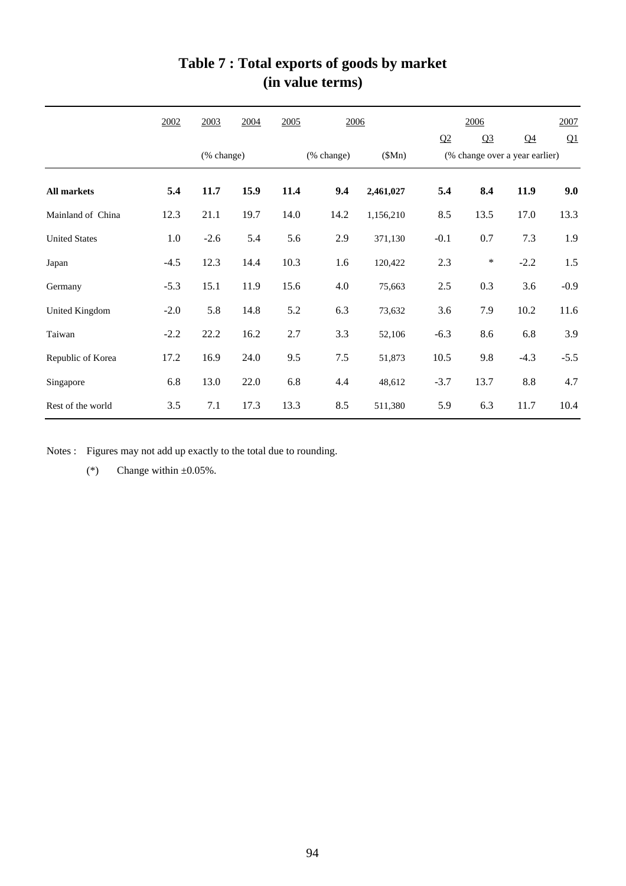# Table 7 : Total exports of goods by market (in value terms)

| | 2002 | 2003 | 2004 | 2005 | 2006 | | 2006 | | | 2007 |
|---|---|---|---|---|---|---|---|---|---|---|
| | | | | | | | Q2 | Q3 | Q4 | Q1 |
| | | (% change) | | | (% change) | ($Mn) | (% change over a year earlier) | | | |
| **All markets** | **5.4** | **11.7** | **15.9** | **11.4** | **9.4** | **2,461,027** | **5.4** | **8.4** | **11.9** | **9.0** |
| Mainland of China | 12.3 | 21.1 | 19.7 | 14.0 | 14.2 | 1,156,210 | 8.5 | 13.5 | 17.0 | 13.3 |
| United States | 1.0 | -2.6 | 5.4 | 5.6 | 2.9 | 371,130 | -0.1 | 0.7 | 7.3 | 1.9 |
| Japan | -4.5 | 12.3 | 14.4 | 10.3 | 1.6 | 120,422 | 2.3 | * | -2.2 | 1.5 |
| Germany | -5.3 | 15.1 | 11.9 | 15.6 | 4.0 | 75,663 | 2.5 | 0.3 | 3.6 | -0.9 |
| United Kingdom | -2.0 | 5.8 | 14.8 | 5.2 | 6.3 | 73,632 | 3.6 | 7.9 | 10.2 | 11.6 |
| Taiwan | -2.2 | 22.2 | 16.2 | 2.7 | 3.3 | 52,106 | -6.3 | 8.6 | 6.8 | 3.9 |
| Republic of Korea | 17.2 | 16.9 | 24.0 | 9.5 | 7.5 | 51,873 | 10.5 | 9.8 | -4.3 | -5.5 |
| Singapore | 6.8 | 13.0 | 22.0 | 6.8 | 4.4 | 48,612 | -3.7 | 13.7 | 8.8 | 4.7 |
| Rest of the world | 3.5 | 7.1 | 17.3 | 13.3 | 8.5 | 511,380 | 5.9 | 6.3 | 11.7 | 10.4 |

Notes : Figures may not add up exactly to the total due to rounding.

(*) Change within ±0.05%.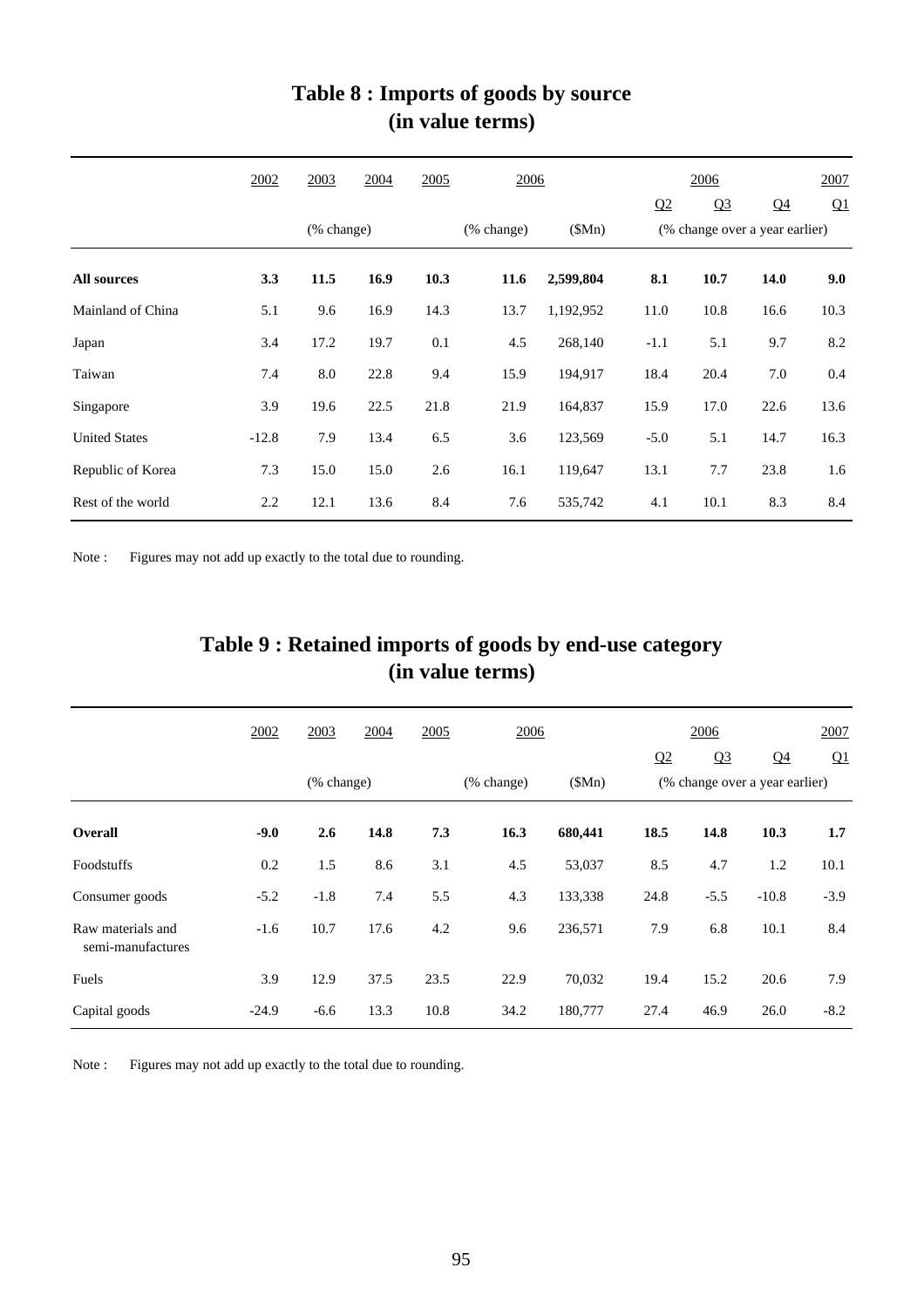# Table 8 : Imports of goods by source (in value terms)

| | 2002 | 2003 | 2004 | 2005 | 2006 | | 2006 | | | 2007 |
|---|---|---|---|---|---|---|---|---|---|---|
| | | | | | | | Q2 | Q3 | Q4 | Q1 |
| | | (% change) | | | (% change) | ($Mn) | (% change over a year earlier) | | | |
| **All sources** | **3.3** | **11.5** | **16.9** | **10.3** | **11.6** | **2,599,804** | **8.1** | **10.7** | **14.0** | **9.0** |
| Mainland of China | 5.1 | 9.6 | 16.9 | 14.3 | 13.7 | 1,192,952 | 11.0 | 10.8 | 16.6 | 10.3 |
| Japan | 3.4 | 17.2 | 19.7 | 0.1 | 4.5 | 268,140 | -1.1 | 5.1 | 9.7 | 8.2 |
| Taiwan | 7.4 | 8.0 | 22.8 | 9.4 | 15.9 | 194,917 | 18.4 | 20.4 | 7.0 | 0.4 |
| Singapore | 3.9 | 19.6 | 22.5 | 21.8 | 21.9 | 164,837 | 15.9 | 17.0 | 22.6 | 13.6 |
| United States | -12.8 | 7.9 | 13.4 | 6.5 | 3.6 | 123,569 | -5.0 | 5.1 | 14.7 | 16.3 |
| Republic of Korea | 7.3 | 15.0 | 15.0 | 2.6 | 16.1 | 119,647 | 13.1 | 7.7 | 23.8 | 1.6 |
| Rest of the world | 2.2 | 12.1 | 13.6 | 8.4 | 7.6 | 535,742 | 4.1 | 10.1 | 8.3 | 8.4 |

Note : Figures may not add up exactly to the total due to rounding.

# Table 9 : Retained imports of goods by end-use category (in value terms)

| | 2002 | 2003 | 2004 | 2005 | 2006 | | 2006 | | | 2007 |
|---|---|---|---|---|---|---|---|---|---|---|
| | | | | | | | Q2 | Q3 | Q4 | Q1 |
| | | (% change) | | | (% change) | ($Mn) | (% change over a year earlier) | | | |
| **Overall** | **-9.0** | **2.6** | **14.8** | **7.3** | **16.3** | **680,441** | **18.5** | **14.8** | **10.3** | **1.7** |
| Foodstuffs | 0.2 | 1.5 | 8.6 | 3.1 | 4.5 | 53,037 | 8.5 | 4.7 | 1.2 | 10.1 |
| Consumer goods | -5.2 | -1.8 | 7.4 | 5.5 | 4.3 | 133,338 | 24.8 | -5.5 | -10.8 | -3.9 |
| Raw materials and semi-manufactures | -1.6 | 10.7 | 17.6 | 4.2 | 9.6 | 236,571 | 7.9 | 6.8 | 10.1 | 8.4 |
| Fuels | 3.9 | 12.9 | 37.5 | 23.5 | 22.9 | 70,032 | 19.4 | 15.2 | 20.6 | 7.9 |
| Capital goods | -24.9 | -6.6 | 13.3 | 10.8 | 34.2 | 180,777 | 27.4 | 46.9 | 26.0 | -8.2 |

Note : Figures may not add up exactly to the total due to rounding.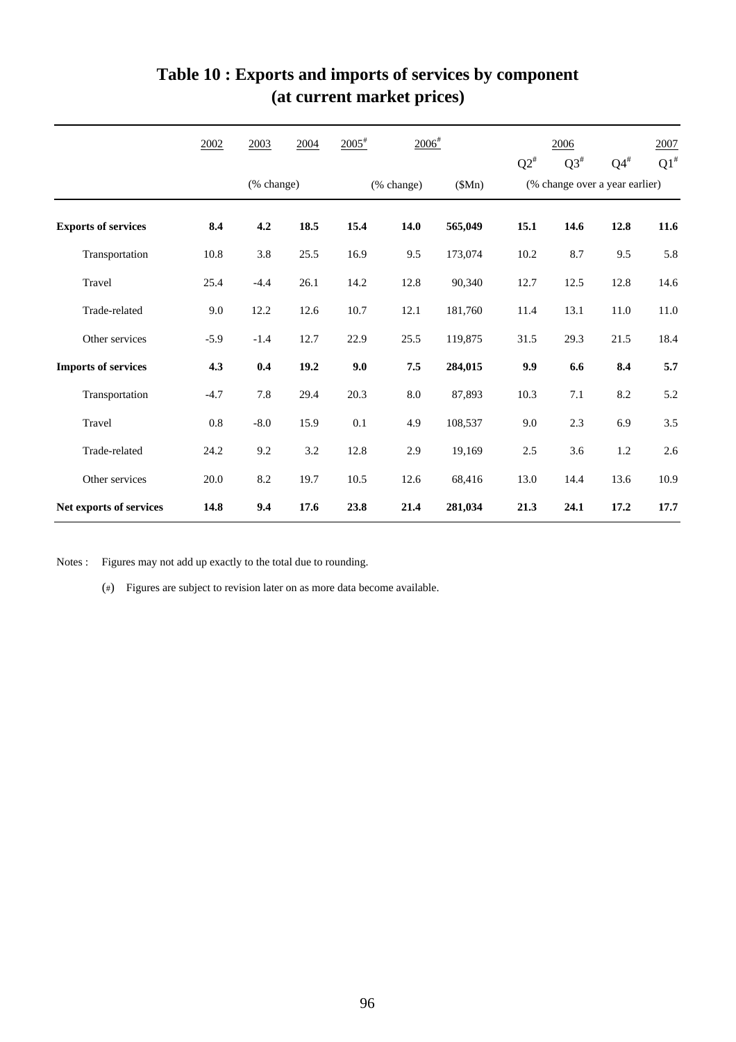# Table 10 : Exports and imports of services by component (at current market prices)

| | 2002 | 2003 | 2004 | 2005# | 2006# | | 2006 | | | 2007 |
|---|---|---|---|---|---|---|---|---|---|---|
| | | | | | | | Q2# | Q3# | Q4# | Q1# |
| | | (% change) | | | (% change) | ($Mn) | (% change over a year earlier) | | | |
| **Exports of services** | **8.4** | **4.2** | **18.5** | **15.4** | **14.0** | **565,049** | **15.1** | **14.6** | **12.8** | **11.6** |
| Transportation | 10.8 | 3.8 | 25.5 | 16.9 | 9.5 | 173,074 | 10.2 | 8.7 | 9.5 | 5.8 |
| Travel | 25.4 | -4.4 | 26.1 | 14.2 | 12.8 | 90,340 | 12.7 | 12.5 | 12.8 | 14.6 |
| Trade-related | 9.0 | 12.2 | 12.6 | 10.7 | 12.1 | 181,760 | 11.4 | 13.1 | 11.0 | 11.0 |
| Other services | -5.9 | -1.4 | 12.7 | 22.9 | 25.5 | 119,875 | 31.5 | 29.3 | 21.5 | 18.4 |
| **Imports of services** | **4.3** | **0.4** | **19.2** | **9.0** | **7.5** | **284,015** | **9.9** | **6.6** | **8.4** | **5.7** |
| Transportation | -4.7 | 7.8 | 29.4 | 20.3 | 8.0 | 87,893 | 10.3 | 7.1 | 8.2 | 5.2 |
| Travel | 0.8 | -8.0 | 15.9 | 0.1 | 4.9 | 108,537 | 9.0 | 2.3 | 6.9 | 3.5 |
| Trade-related | 24.2 | 9.2 | 3.2 | 12.8 | 2.9 | 19,169 | 2.5 | 3.6 | 1.2 | 2.6 |
| Other services | 20.0 | 8.2 | 19.7 | 10.5 | 12.6 | 68,416 | 13.0 | 14.4 | 13.6 | 10.9 |
| **Net exports of services** | **14.8** | **9.4** | **17.6** | **23.8** | **21.4** | **281,034** | **21.3** | **24.1** | **17.2** | **17.7** |

Notes : Figures may not add up exactly to the total due to rounding.

(#) Figures are subject to revision later on as more data become available.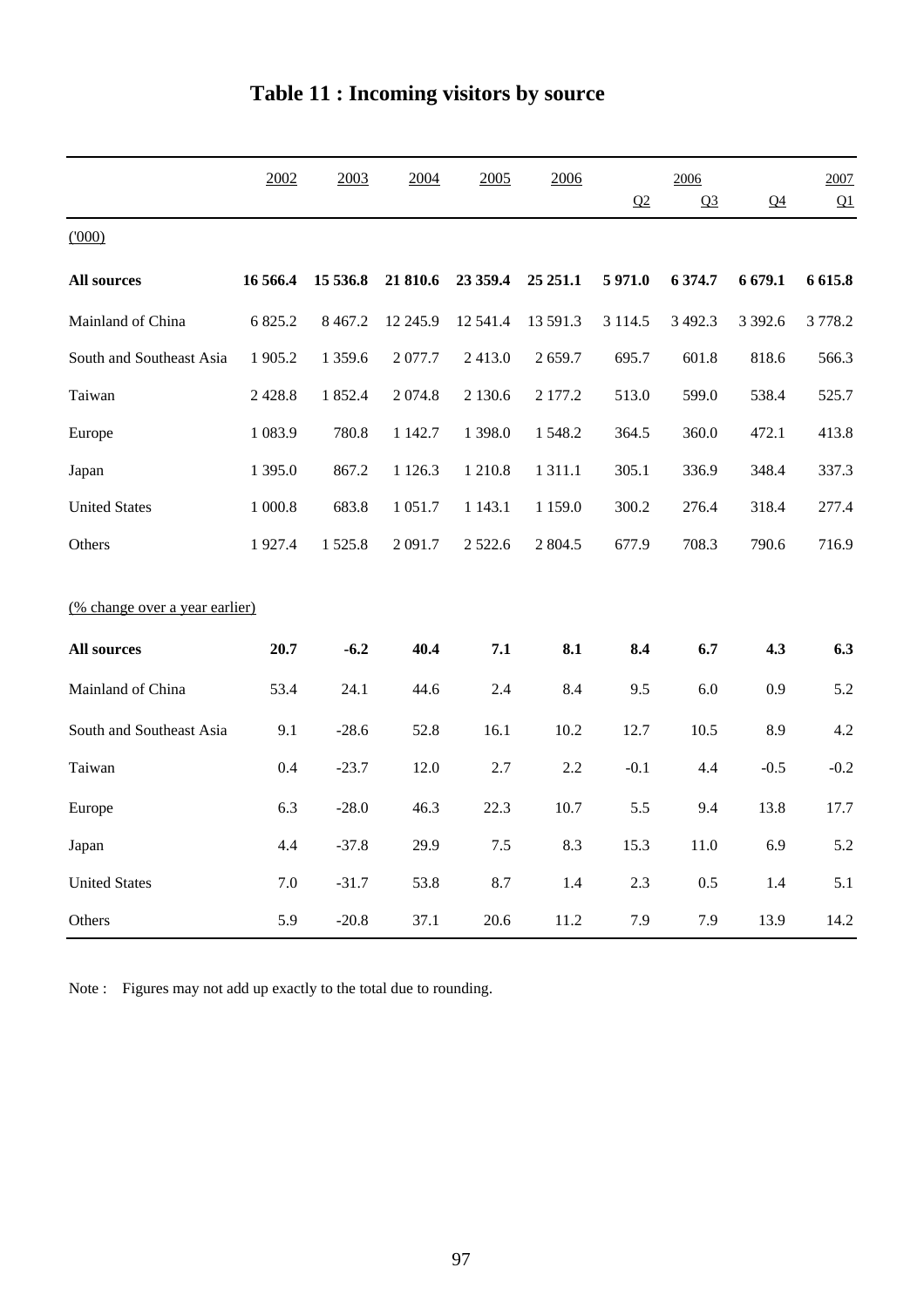# Table 11 : Incoming visitors by source

| | 2002 | 2003 | 2004 | 2005 | 2006 | 2006 Q2 | Q3 | Q4 | 2007 Q1 |
|---|---|---|---|---|---|---|---|---|---|
| ('000) | | | | | | | | | |
| **All sources** | **16 566.4** | **15 536.8** | **21 810.6** | **23 359.4** | **25 251.1** | **5 971.0** | **6 374.7** | **6 679.1** | **6 615.8** |
| Mainland of China | 6 825.2 | 8 467.2 | 12 245.9 | 12 541.4 | 13 591.3 | 3 114.5 | 3 492.3 | 3 392.6 | 3 778.2 |
| South and Southeast Asia | 1 905.2 | 1 359.6 | 2 077.7 | 2 413.0 | 2 659.7 | 695.7 | 601.8 | 818.6 | 566.3 |
| Taiwan | 2 428.8 | 1 852.4 | 2 074.8 | 2 130.6 | 2 177.2 | 513.0 | 599.0 | 538.4 | 525.7 |
| Europe | 1 083.9 | 780.8 | 1 142.7 | 1 398.0 | 1 548.2 | 364.5 | 360.0 | 472.1 | 413.8 |
| Japan | 1 395.0 | 867.2 | 1 126.3 | 1 210.8 | 1 311.1 | 305.1 | 336.9 | 348.4 | 337.3 |
| United States | 1 000.8 | 683.8 | 1 051.7 | 1 143.1 | 1 159.0 | 300.2 | 276.4 | 318.4 | 277.4 |
| Others | 1 927.4 | 1 525.8 | 2 091.7 | 2 522.6 | 2 804.5 | 677.9 | 708.3 | 790.6 | 716.9 |
| (% change over a year earlier) | | | | | | | | | |
| **All sources** | **20.7** | **-6.2** | **40.4** | **7.1** | **8.1** | **8.4** | **6.7** | **4.3** | **6.3** |
| Mainland of China | 53.4 | 24.1 | 44.6 | 2.4 | 8.4 | 9.5 | 6.0 | 0.9 | 5.2 |
| South and Southeast Asia | 9.1 | -28.6 | 52.8 | 16.1 | 10.2 | 12.7 | 10.5 | 8.9 | 4.2 |
| Taiwan | 0.4 | -23.7 | 12.0 | 2.7 | 2.2 | -0.1 | 4.4 | -0.5 | -0.2 |
| Europe | 6.3 | -28.0 | 46.3 | 22.3 | 10.7 | 5.5 | 9.4 | 13.8 | 17.7 |
| Japan | 4.4 | -37.8 | 29.9 | 7.5 | 8.3 | 15.3 | 11.0 | 6.9 | 5.2 |
| United States | 7.0 | -31.7 | 53.8 | 8.7 | 1.4 | 2.3 | 0.5 | 1.4 | 5.1 |
| Others | 5.9 | -20.8 | 37.1 | 20.6 | 11.2 | 7.9 | 7.9 | 13.9 | 14.2 |

Note : Figures may not add up exactly to the total due to rounding.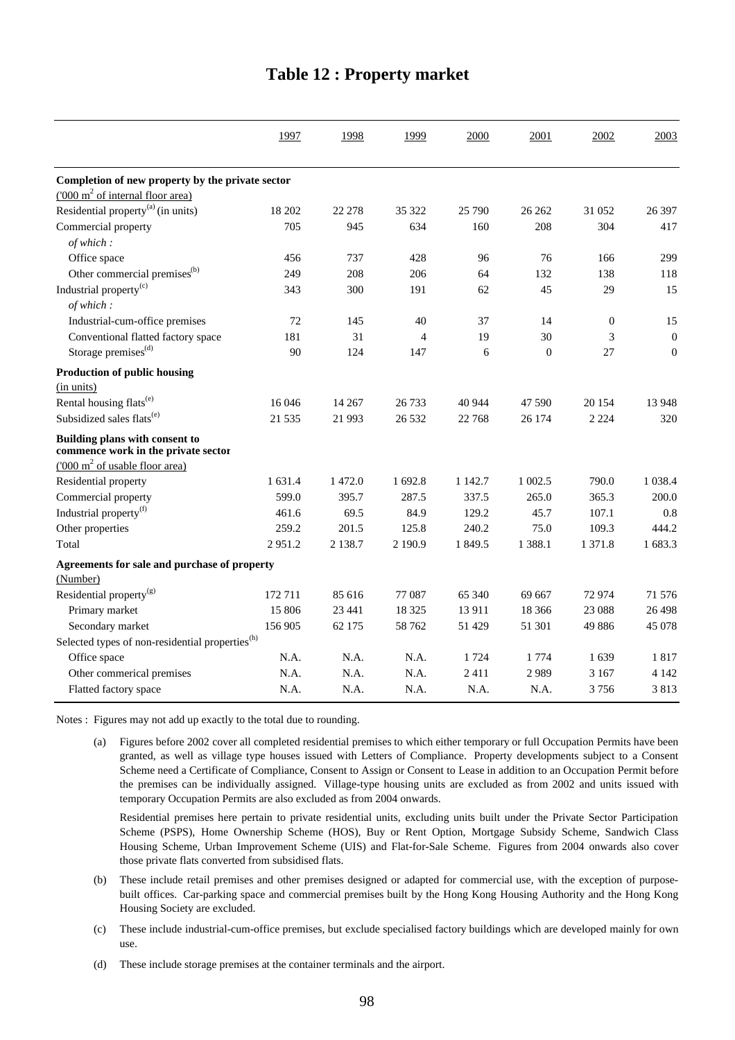# Table 12 : Property market

| | 1997 | 1998 | 1999 | 2000 | 2001 | 2002 | 2003 |
|---|---|---|---|---|---|---|---|
| **Completion of new property by the private sector** | | | | | | | |
| ('000 $m^2$ of internal floor area) | | | | | | | |
| Residential property[(a)] (in units) | 18 202 | 22 278 | 35 322 | 25 790 | 26 262 | 31 052 | 26 397 |
| Commercial property | 705 | 945 | 634 | 160 | 208 | 304 | 417 |
| *of which :* | | | | | | | |
| Office space | 456 | 737 | 428 | 96 | 76 | 166 | 299 |
| Other commercial premises[(b)] | 249 | 208 | 206 | 64 | 132 | 138 | 118 |
| Industrial property[(c)] | 343 | 300 | 191 | 62 | 45 | 29 | 15 |
| *of which :* | | | | | | | |
| Industrial-cum-office premises | 72 | 145 | 40 | 37 | 14 | 0 | 15 |
| Conventional flatted factory space | 181 | 31 | 4 | 19 | 30 | 3 | 0 |
| Storage premises[(d)] | 90 | 124 | 147 | 6 | 0 | 27 | 0 |
| **Production of public housing** | | | | | | | |
| (in units) | | | | | | | |
| Rental housing flats[(e)] | 16 046 | 14 267 | 26 733 | 40 944 | 47 590 | 20 154 | 13 948 |
| Subsidized sales flats[(e)] | 21 535 | 21 993 | 26 532 | 22 768 | 26 174 | 2 224 | 320 |
| **Building plans with consent to commence work in the private sector** | | | | | | | |
| ('000 $m^2$ of usable floor area) | | | | | | | |
| Residential property | 1 631.4 | 1 472.0 | 1 692.8 | 1 142.7 | 1 002.5 | 790.0 | 1 038.4 |
| Commercial property | 599.0 | 395.7 | 287.5 | 337.5 | 265.0 | 365.3 | 200.0 |
| Industrial property[(f)] | 461.6 | 69.5 | 84.9 | 129.2 | 45.7 | 107.1 | 0.8 |
| Other properties | 259.2 | 201.5 | 125.8 | 240.2 | 75.0 | 109.3 | 444.2 |
| Total | 2 951.2 | 2 138.7 | 2 190.9 | 1 849.5 | 1 388.1 | 1 371.8 | 1 683.3 |
| **Agreements for sale and purchase of property** | | | | | | | |
| (Number) | | | | | | | |
| Residential property[(g)] | 172 711 | 85 616 | 77 087 | 65 340 | 69 667 | 72 974 | 71 576 |
| Primary market | 15 806 | 23 441 | 18 325 | 13 911 | 18 366 | 23 088 | 26 498 |
| Secondary market | 156 905 | 62 175 | 58 762 | 51 429 | 51 301 | 49 886 | 45 078 |
| Selected types of non-residential properties[(h)] | | | | | | | |
| Office space | N.A. | N.A. | N.A. | 1 724 | 1 774 | 1 639 | 1 817 |
| Other commerical premises | N.A. | N.A. | N.A. | 2 411 | 2 989 | 3 167 | 4 142 |
| Flatted factory space | N.A. | N.A. | N.A. | N.A. | N.A. | 3 756 | 3 813 |

Notes : Figures may not add up exactly to the total due to rounding.

(a) Figures before 2002 cover all completed residential premises to which either temporary or full Occupation Permits have been granted, as well as village type houses issued with Letters of Compliance. Property developments subject to a Consent Scheme need a Certificate of Compliance, Consent to Assign or Consent to Lease in addition to an Occupation Permit before the premises can be individually assigned. Village-type housing units are excluded as from 2002 and units issued with temporary Occupation Permits are also excluded as from 2004 onwards.

Residential premises here pertain to private residential units, excluding units built under the Private Sector Participation Scheme (PSPS), Home Ownership Scheme (HOS), Buy or Rent Option, Mortgage Subsidy Scheme, Sandwich Class Housing Scheme, Urban Improvement Scheme (UIS) and Flat-for-Sale Scheme. Figures from 2004 onwards also cover those private flats converted from subsidised flats.

(b) These include retail premises and other premises designed or adapted for commercial use, with the exception of purpose-built offices. Car-parking space and commercial premises built by the Hong Kong Housing Authority and the Hong Kong Housing Society are excluded.

(c) These include industrial-cum-office premises, but exclude specialised factory buildings which are developed mainly for own use.

(d) These include storage premises at the container terminals and the airport.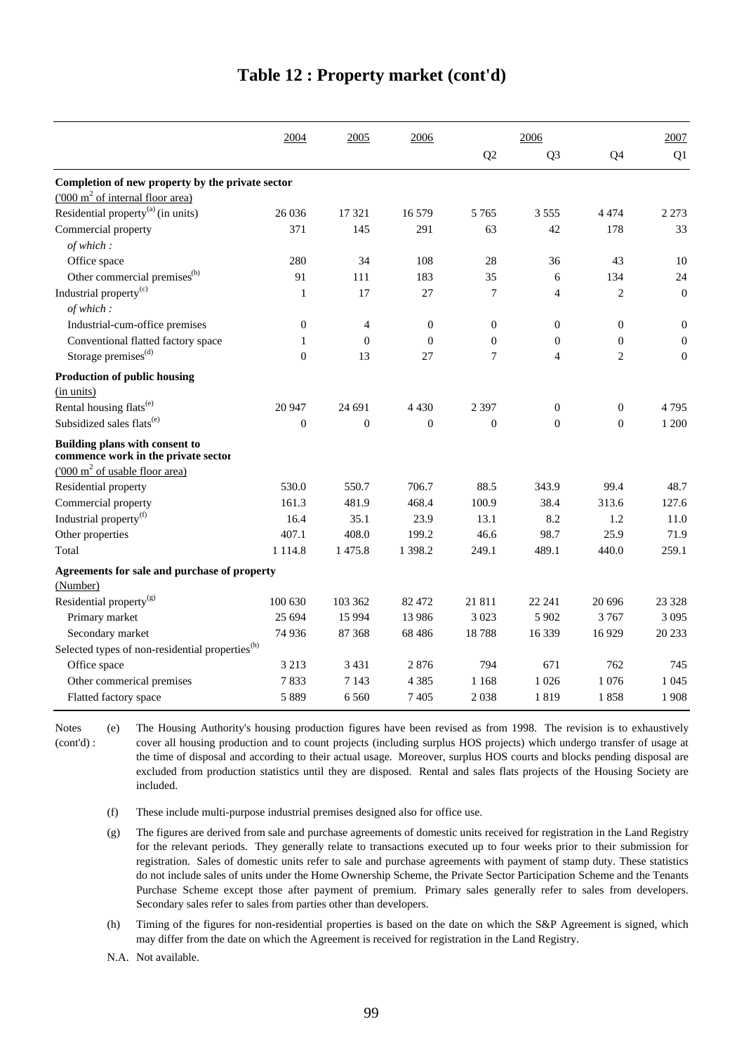# Table 12 : Property market (cont'd)

| | 2004 | 2005 | 2006 | 2006 Q2 | 2006 Q3 | 2006 Q4 | 2007 Q1 |
|---|---|---|---|---|---|---|---|
| **Completion of new property by the private sector** | | | | | | | |
| ('000 $m^2$ of internal floor area) | | | | | | | |
| Residential property[(a)] (in units) | 26 036 | 17 321 | 16 579 | 5 765 | 3 555 | 4 474 | 2 273 |
| Commercial property | 371 | 145 | 291 | 63 | 42 | 178 | 33 |
| *of which :* | | | | | | | |
| Office space | 280 | 34 | 108 | 28 | 36 | 43 | 10 |
| Other commercial premises[(b)] | 91 | 111 | 183 | 35 | 6 | 134 | 24 |
| Industrial property[(c)] | 1 | 17 | 27 | 7 | 4 | 2 | 0 |
| *of which :* | | | | | | | |
| Industrial-cum-office premises | 0 | 4 | 0 | 0 | 0 | 0 | 0 |
| Conventional flatted factory space | 1 | 0 | 0 | 0 | 0 | 0 | 0 |
| Storage premises[(d)] | 0 | 13 | 27 | 7 | 4 | 2 | 0 |
| **Production of public housing** | | | | | | | |
| (in units) | | | | | | | |
| Rental housing flats[(e)] | 20 947 | 24 691 | 4 430 | 2 397 | 0 | 0 | 4 795 |
| Subsidized sales flats[(e)] | 0 | 0 | 0 | 0 | 0 | 0 | 1 200 |
| **Building plans with consent to commence work in the private sector** | | | | | | | |
| ('000 $m^2$ of usable floor area) | | | | | | | |
| Residential property | 530.0 | 550.7 | 706.7 | 88.5 | 343.9 | 99.4 | 48.7 |
| Commercial property | 161.3 | 481.9 | 468.4 | 100.9 | 38.4 | 313.6 | 127.6 |
| Industrial property[(f)] | 16.4 | 35.1 | 23.9 | 13.1 | 8.2 | 1.2 | 11.0 |
| Other properties | 407.1 | 408.0 | 199.2 | 46.6 | 98.7 | 25.9 | 71.9 |
| Total | 1 114.8 | 1 475.8 | 1 398.2 | 249.1 | 489.1 | 440.0 | 259.1 |
| **Agreements for sale and purchase of property** | | | | | | | |
| (Number) | | | | | | | |
| Residential property[(g)] | 100 630 | 103 362 | 82 472 | 21 811 | 22 241 | 20 696 | 23 328 |
| Primary market | 25 694 | 15 994 | 13 986 | 3 023 | 5 902 | 3 767 | 3 095 |
| Secondary market | 74 936 | 87 368 | 68 486 | 18 788 | 16 339 | 16 929 | 20 233 |
| Selected types of non-residential properties[(h)] | | | | | | | |
| Office space | 3 213 | 3 431 | 2 876 | 794 | 671 | 762 | 745 |
| Other commerical premises | 7 833 | 7 143 | 4 385 | 1 168 | 1 026 | 1 076 | 1 045 |
| Flatted factory space | 5 889 | 6 560 | 7 405 | 2 038 | 1 819 | 1 858 | 1 908 |

Notes (cont'd) :

(e) The Housing Authority's housing production figures have been revised as from 1998. The revision is to exhaustively cover all housing production and to count projects (including surplus HOS projects) which undergo transfer of usage at the time of disposal and according to their actual usage. Moreover, surplus HOS courts and blocks pending disposal are excluded from production statistics until they are disposed. Rental and sales flats projects of the Housing Society are included.

(f) These include multi-purpose industrial premises designed also for office use.

(g) The figures are derived from sale and purchase agreements of domestic units received for registration in the Land Registry for the relevant periods. They generally relate to transactions executed up to four weeks prior to their submission for registration. Sales of domestic units refer to sale and purchase agreements with payment of stamp duty. These statistics do not include sales of units under the Home Ownership Scheme, the Private Sector Participation Scheme and the Tenants Purchase Scheme except those after payment of premium. Primary sales generally refer to sales from developers. Secondary sales refer to sales from parties other than developers.

(h) Timing of the figures for non-residential properties is based on the date on which the S&P Agreement is signed, which may differ from the date on which the Agreement is received for registration in the Land Registry.

N.A. Not available.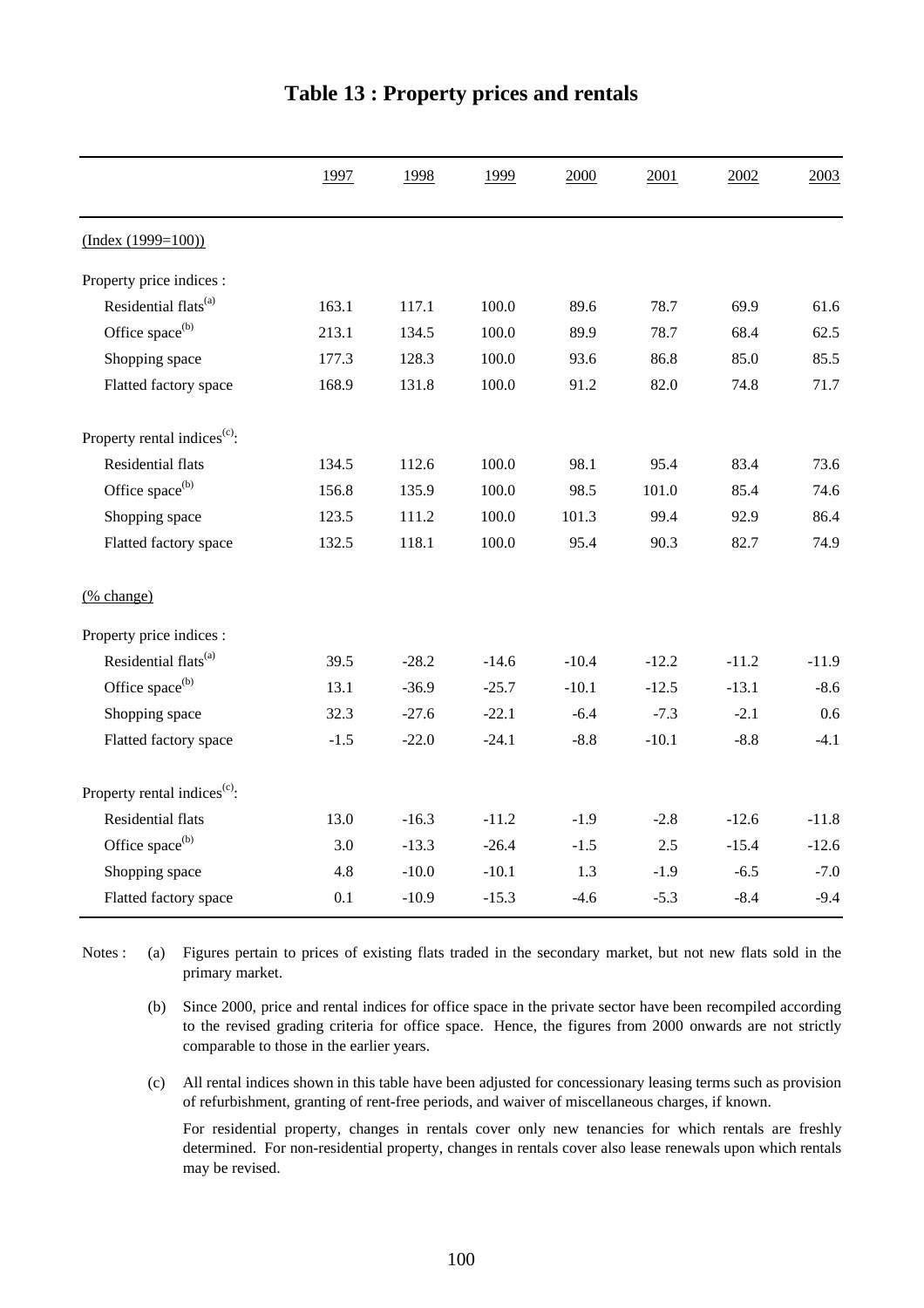# Table 13 : Property prices and rentals

| | 1997 | 1998 | 1999 | 2000 | 2001 | 2002 | 2003 |
|---|---|---|---|---|---|---|---|
| (Index (1999=100)) | | | | | | | |
| Property price indices : | | | | | | | |
| Residential flats[(a)] | 163.1 | 117.1 | 100.0 | 89.6 | 78.7 | 69.9 | 61.6 |
| Office space[(b)] | 213.1 | 134.5 | 100.0 | 89.9 | 78.7 | 68.4 | 62.5 |
| Shopping space | 177.3 | 128.3 | 100.0 | 93.6 | 86.8 | 85.0 | 85.5 |
| Flatted factory space | 168.9 | 131.8 | 100.0 | 91.2 | 82.0 | 74.8 | 71.7 |
| Property rental indices[(c)]: | | | | | | | |
| Residential flats | 134.5 | 112.6 | 100.0 | 98.1 | 95.4 | 83.4 | 73.6 |
| Office space[(b)] | 156.8 | 135.9 | 100.0 | 98.5 | 101.0 | 85.4 | 74.6 |
| Shopping space | 123.5 | 111.2 | 100.0 | 101.3 | 99.4 | 92.9 | 86.4 |
| Flatted factory space | 132.5 | 118.1 | 100.0 | 95.4 | 90.3 | 82.7 | 74.9 |
| (% change) | | | | | | | |
| Property price indices : | | | | | | | |
| Residential flats[(a)] | 39.5 | -28.2 | -14.6 | -10.4 | -12.2 | -11.2 | -11.9 |
| Office space[(b)] | 13.1 | -36.9 | -25.7 | -10.1 | -12.5 | -13.1 | -8.6 |
| Shopping space | 32.3 | -27.6 | -22.1 | -6.4 | -7.3 | -2.1 | 0.6 |
| Flatted factory space | -1.5 | -22.0 | -24.1 | -8.8 | -10.1 | -8.8 | -4.1 |
| Property rental indices[(c)]: | | | | | | | |
| Residential flats | 13.0 | -16.3 | -11.2 | -1.9 | -2.8 | -12.6 | -11.8 |
| Office space[(b)] | 3.0 | -13.3 | -26.4 | -1.5 | 2.5 | -15.4 | -12.6 |
| Shopping space | 4.8 | -10.0 | -10.1 | 1.3 | -1.9 | -6.5 | -7.0 |
| Flatted factory space | 0.1 | -10.9 | -15.3 | -4.6 | -5.3 | -8.4 | -9.4 |

Notes :

(a) Figures pertain to prices of existing flats traded in the secondary market, but not new flats sold in the primary market.

(b) Since 2000, price and rental indices for office space in the private sector have been recompiled according to the revised grading criteria for office space. Hence, the figures from 2000 onwards are not strictly comparable to those in the earlier years.

(c) All rental indices shown in this table have been adjusted for concessionary leasing terms such as provision of refurbishment, granting of rent-free periods, and waiver of miscellaneous charges, if known.

For residential property, changes in rentals cover only new tenancies for which rentals are freshly determined. For non-residential property, changes in rentals cover also lease renewals upon which rentals may be revised.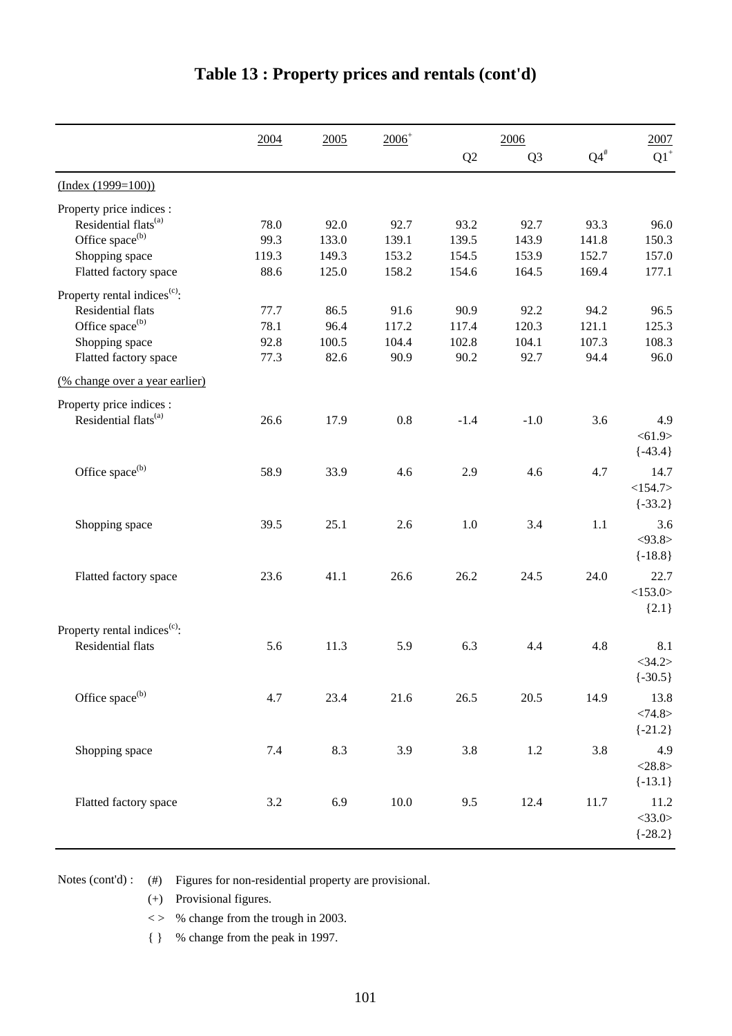# Table 13 : Property prices and rentals (cont'd)

| | 2004 | 2005 | 2006[+] | 2006 Q2 | 2006 Q3 | 2006 Q4[#] | 2007 Q1[+] |
|---|---|---|---|---|---|---|---|
| (Index (1999=100)) | | | | | | | |
| Property price indices : | | | | | | | |
| Residential flats[(a)] | 78.0 | 92.0 | 92.7 | 93.2 | 92.7 | 93.3 | 96.0 |
| Office space[(b)] | 99.3 | 133.0 | 139.1 | 139.5 | 143.9 | 141.8 | 150.3 |
| Shopping space | 119.3 | 149.3 | 153.2 | 154.5 | 153.9 | 152.7 | 157.0 |
| Flatted factory space | 88.6 | 125.0 | 158.2 | 154.6 | 164.5 | 169.4 | 177.1 |
| Property rental indices[(c)]: | | | | | | | |
| Residential flats | 77.7 | 86.5 | 91.6 | 90.9 | 92.2 | 94.2 | 96.5 |
| Office space[(b)] | 78.1 | 96.4 | 117.2 | 117.4 | 120.3 | 121.1 | 125.3 |
| Shopping space | 92.8 | 100.5 | 104.4 | 102.8 | 104.1 | 107.3 | 108.3 |
| Flatted factory space | 77.3 | 82.6 | 90.9 | 90.2 | 92.7 | 94.4 | 96.0 |
| (% change over a year earlier) | | | | | | | |
| Property price indices : | | | | | | | |
| Residential flats[(a)] | 26.6 | 17.9 | 0.8 | -1.4 | -1.0 | 3.6 | 4.9 <61.9> {-43.4} |
| Office space[(b)] | 58.9 | 33.9 | 4.6 | 2.9 | 4.6 | 4.7 | 14.7 <154.7> {-33.2} |
| Shopping space | 39.5 | 25.1 | 2.6 | 1.0 | 3.4 | 1.1 | 3.6 <93.8> {-18.8} |
| Flatted factory space | 23.6 | 41.1 | 26.6 | 26.2 | 24.5 | 24.0 | 22.7 <153.0> {2.1} |
| Property rental indices[(c)]: | | | | | | | |
| Residential flats | 5.6 | 11.3 | 5.9 | 6.3 | 4.4 | 4.8 | 8.1 <34.2> {-30.5} |
| Office space[(b)] | 4.7 | 23.4 | 21.6 | 26.5 | 20.5 | 14.9 | 13.8 <74.8> {-21.2} |
| Shopping space | 7.4 | 8.3 | 3.9 | 3.8 | 1.2 | 3.8 | 4.9 <28.8> {-13.1} |
| Flatted factory space | 3.2 | 6.9 | 10.0 | 9.5 | 12.4 | 11.7 | 11.2 <33.0> {-28.2} |

Notes (cont'd) :
- (#) Figures for non-residential property are provisional.
- (+) Provisional figures.
- < > % change from the trough in 2003.
- { } % change from the peak in 1997.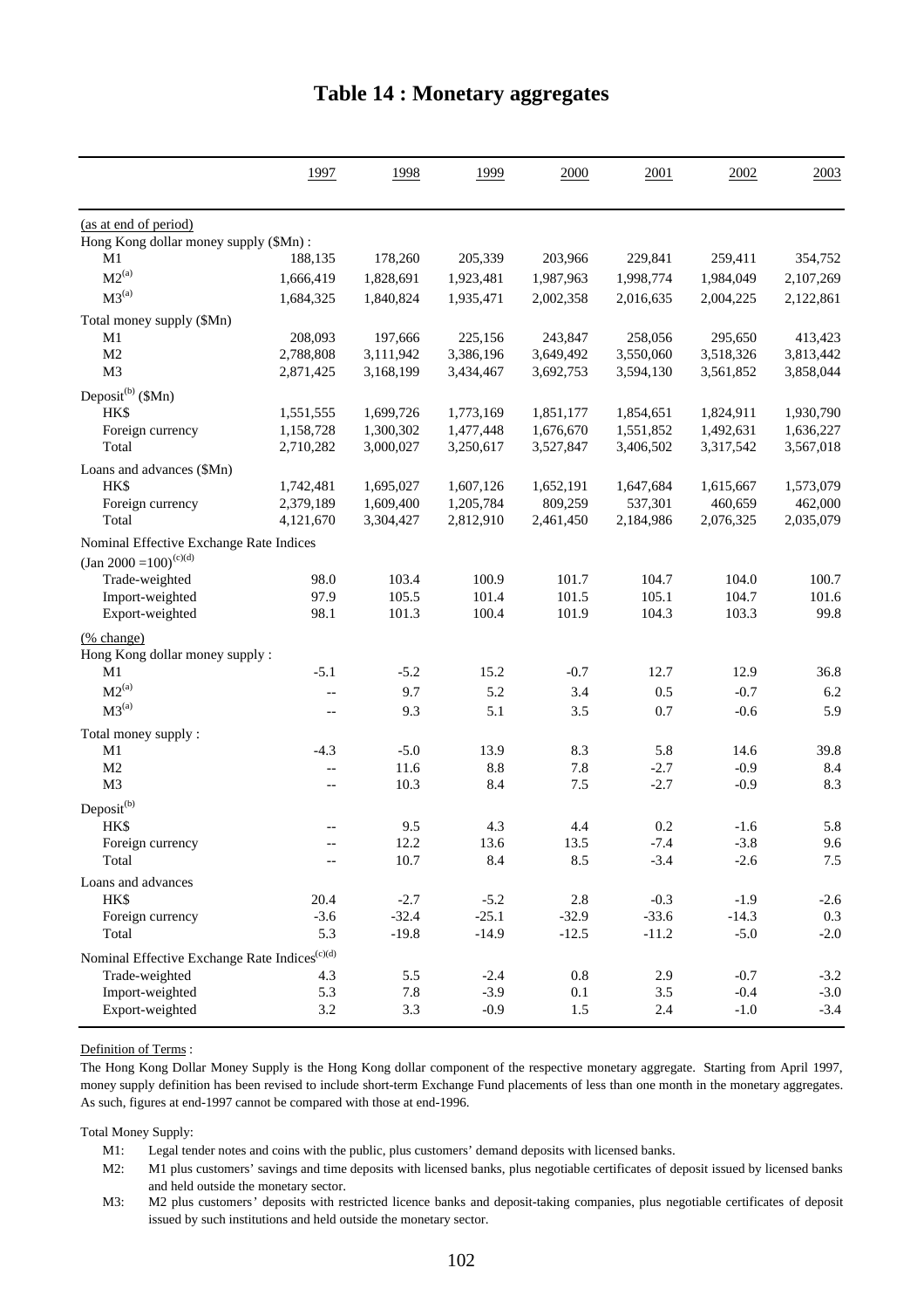# Table 14 : Monetary aggregates

| | 1997 | 1998 | 1999 | 2000 | 2001 | 2002 | 2003 |
|---|---|---|---|---|---|---|---|
| (as at end of period) | | | | | | | |
| Hong Kong dollar money supply ($Mn) : | | | | | | | |
| M1 | 188,135 | 178,260 | 205,339 | 203,966 | 229,841 | 259,411 | 354,752 |
| M2[(a)] | 1,666,419 | 1,828,691 | 1,923,481 | 1,987,963 | 1,998,774 | 1,984,049 | 2,107,269 |
| M3[(a)] | 1,684,325 | 1,840,824 | 1,935,471 | 2,002,358 | 2,016,635 | 2,004,225 | 2,122,861 |
| Total money supply ($Mn) | | | | | | | |
| M1 | 208,093 | 197,666 | 225,156 | 243,847 | 258,056 | 295,650 | 413,423 |
| M2 | 2,788,808 | 3,111,942 | 3,386,196 | 3,649,492 | 3,550,060 | 3,518,326 | 3,813,442 |
| M3 | 2,871,425 | 3,168,199 | 3,434,467 | 3,692,753 | 3,594,130 | 3,561,852 | 3,858,044 |
| Deposit[(b)] ($Mn) | | | | | | | |
| HK$ | 1,551,555 | 1,699,726 | 1,773,169 | 1,851,177 | 1,854,651 | 1,824,911 | 1,930,790 |
| Foreign currency | 1,158,728 | 1,300,302 | 1,477,448 | 1,676,670 | 1,551,852 | 1,492,631 | 1,636,227 |
| Total | 2,710,282 | 3,000,027 | 3,250,617 | 3,527,847 | 3,406,502 | 3,317,542 | 3,567,018 |
| Loans and advances ($Mn) | | | | | | | |
| HK$ | 1,742,481 | 1,695,027 | 1,607,126 | 1,652,191 | 1,647,684 | 1,615,667 | 1,573,079 |
| Foreign currency | 2,379,189 | 1,609,400 | 1,205,784 | 809,259 | 537,301 | 460,659 | 462,000 |
| Total | 4,121,670 | 3,304,427 | 2,812,910 | 2,461,450 | 2,184,986 | 2,076,325 | 2,035,079 |
| Nominal Effective Exchange Rate Indices (Jan 2000 =100)[(c)(d)] | | | | | | | |
| Trade-weighted | 98.0 | 103.4 | 100.9 | 101.7 | 104.7 | 104.0 | 100.7 |
| Import-weighted | 97.9 | 105.5 | 101.4 | 101.5 | 105.1 | 104.7 | 101.6 |
| Export-weighted | 98.1 | 101.3 | 100.4 | 101.9 | 104.3 | 103.3 | 99.8 |
| (% change) | | | | | | | |
| Hong Kong dollar money supply : | | | | | | | |
| M1 | -5.1 | -5.2 | 15.2 | -0.7 | 12.7 | 12.9 | 36.8 |
| M2[(a)] | -- | 9.7 | 5.2 | 3.4 | 0.5 | -0.7 | 6.2 |
| M3[(a)] | -- | 9.3 | 5.1 | 3.5 | 0.7 | -0.6 | 5.9 |
| Total money supply : | | | | | | | |
| M1 | -4.3 | -5.0 | 13.9 | 8.3 | 5.8 | 14.6 | 39.8 |
| M2 | -- | 11.6 | 8.8 | 7.8 | -2.7 | -0.9 | 8.4 |
| M3 | -- | 10.3 | 8.4 | 7.5 | -2.7 | -0.9 | 8.3 |
| Deposit[(b)] | | | | | | | |
| HK$ | -- | 9.5 | 4.3 | 4.4 | 0.2 | -1.6 | 5.8 |
| Foreign currency | -- | 12.2 | 13.6 | 13.5 | -7.4 | -3.8 | 9.6 |
| Total | -- | 10.7 | 8.4 | 8.5 | -3.4 | -2.6 | 7.5 |
| Loans and advances | | | | | | | |
| HK$ | 20.4 | -2.7 | -5.2 | 2.8 | -0.3 | -1.9 | -2.6 |
| Foreign currency | -3.6 | -32.4 | -25.1 | -32.9 | -33.6 | -14.3 | 0.3 |
| Total | 5.3 | -19.8 | -14.9 | -12.5 | -11.2 | -5.0 | -2.0 |
| Nominal Effective Exchange Rate Indices[(c)(d)] | | | | | | | |
| Trade-weighted | 4.3 | 5.5 | -2.4 | 0.8 | 2.9 | -0.7 | -3.2 |
| Import-weighted | 5.3 | 7.8 | -3.9 | 0.1 | 3.5 | -0.4 | -3.0 |
| Export-weighted | 3.2 | 3.3 | -0.9 | 1.5 | 2.4 | -1.0 | -3.4 |

Definition of Terms :

The Hong Kong Dollar Money Supply is the Hong Kong dollar component of the respective monetary aggregate. Starting from April 1997, money supply definition has been revised to include short-term Exchange Fund placements of less than one month in the monetary aggregates. As such, figures at end-1997 cannot be compared with those at end-1996.

Total Money Supply:

- M1: Legal tender notes and coins with the public, plus customers' demand deposits with licensed banks.
- M2: M1 plus customers' savings and time deposits with licensed banks, plus negotiable certificates of deposit issued by licensed banks and held outside the monetary sector.
- M3: M2 plus customers' deposits with restricted licence banks and deposit-taking companies, plus negotiable certificates of deposit issued by such institutions and held outside the monetary sector.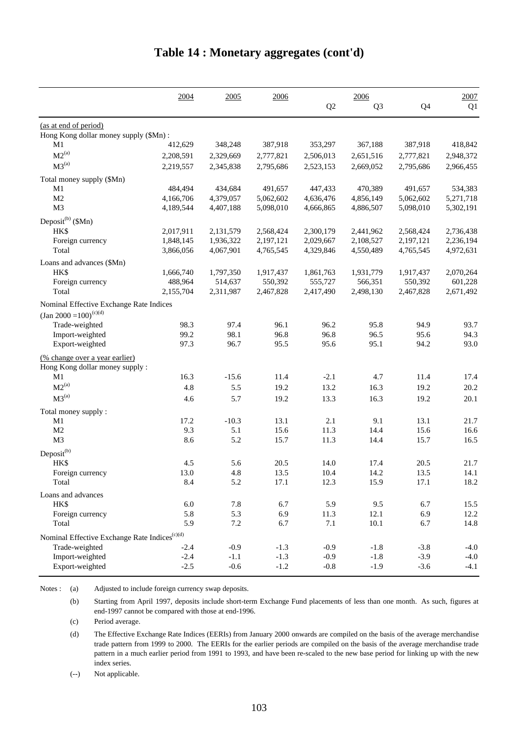# Table 14 : Monetary aggregates (cont'd)

| | 2004 | 2005 | 2006 | 2006 Q2 | 2006 Q3 | 2006 Q4 | 2007 Q1 |
|---|---|---|---|---|---|---|---|
| (as at end of period) | | | | | | | |
| Hong Kong dollar money supply ($Mn) : | | | | | | | |
| M1 | 412,629 | 348,248 | 387,918 | 353,297 | 367,188 | 387,918 | 418,842 |
| M2[(a)] | 2,208,591 | 2,329,669 | 2,777,821 | 2,506,013 | 2,651,516 | 2,777,821 | 2,948,372 |
| M3[(a)] | 2,219,557 | 2,345,838 | 2,795,686 | 2,523,153 | 2,669,052 | 2,795,686 | 2,966,455 |
| Total money supply ($Mn) | | | | | | | |
| M1 | 484,494 | 434,684 | 491,657 | 447,433 | 470,389 | 491,657 | 534,383 |
| M2 | 4,166,706 | 4,379,057 | 5,062,602 | 4,636,476 | 4,856,149 | 5,062,602 | 5,271,718 |
| M3 | 4,189,544 | 4,407,188 | 5,098,010 | 4,666,865 | 4,886,507 | 5,098,010 | 5,302,191 |
| Deposit[(b)] ($Mn) | | | | | | | |
| HK$ | 2,017,911 | 2,131,579 | 2,568,424 | 2,300,179 | 2,441,962 | 2,568,424 | 2,736,438 |
| Foreign currency | 1,848,145 | 1,936,322 | 2,197,121 | 2,029,667 | 2,108,527 | 2,197,121 | 2,236,194 |
| Total | 3,866,056 | 4,067,901 | 4,765,545 | 4,329,846 | 4,550,489 | 4,765,545 | 4,972,631 |
| Loans and advances ($Mn) | | | | | | | |
| HK$ | 1,666,740 | 1,797,350 | 1,917,437 | 1,861,763 | 1,931,779 | 1,917,437 | 2,070,264 |
| Foreign currency | 488,964 | 514,637 | 550,392 | 555,727 | 566,351 | 550,392 | 601,228 |
| Total | 2,155,704 | 2,311,987 | 2,467,828 | 2,417,490 | 2,498,130 | 2,467,828 | 2,671,492 |
| Nominal Effective Exchange Rate Indices (Jan 2000 =100)[(c)(d)] | | | | | | | |
| Trade-weighted | 98.3 | 97.4 | 96.1 | 96.2 | 95.8 | 94.9 | 93.7 |
| Import-weighted | 99.2 | 98.1 | 96.8 | 96.8 | 96.5 | 95.6 | 94.3 |
| Export-weighted | 97.3 | 96.7 | 95.5 | 95.6 | 95.1 | 94.2 | 93.0 |
| (% change over a year earlier) | | | | | | | |
| Hong Kong dollar money supply : | | | | | | | |
| M1 | 16.3 | -15.6 | 11.4 | -2.1 | 4.7 | 11.4 | 17.4 |
| M2[(a)] | 4.8 | 5.5 | 19.2 | 13.2 | 16.3 | 19.2 | 20.2 |
| M3[(a)] | 4.6 | 5.7 | 19.2 | 13.3 | 16.3 | 19.2 | 20.1 |
| Total money supply : | | | | | | | |
| M1 | 17.2 | -10.3 | 13.1 | 2.1 | 9.1 | 13.1 | 21.7 |
| M2 | 9.3 | 5.1 | 15.6 | 11.3 | 14.4 | 15.6 | 16.6 |
| M3 | 8.6 | 5.2 | 15.7 | 11.3 | 14.4 | 15.7 | 16.5 |
| Deposit[(b)] | | | | | | | |
| HK$ | 4.5 | 5.6 | 20.5 | 14.0 | 17.4 | 20.5 | 21.7 |
| Foreign currency | 13.0 | 4.8 | 13.5 | 10.4 | 14.2 | 13.5 | 14.1 |
| Total | 8.4 | 5.2 | 17.1 | 12.3 | 15.9 | 17.1 | 18.2 |
| Loans and advances | | | | | | | |
| HK$ | 6.0 | 7.8 | 6.7 | 5.9 | 9.5 | 6.7 | 15.5 |
| Foreign currency | 5.8 | 5.3 | 6.9 | 11.3 | 12.1 | 6.9 | 12.2 |
| Total | 5.9 | 7.2 | 6.7 | 7.1 | 10.1 | 6.7 | 14.8 |
| Nominal Effective Exchange Rate Indices[(c)(d)] | | | | | | | |
| Trade-weighted | -2.4 | -0.9 | -1.3 | -0.9 | -1.8 | -3.8 | -4.0 |
| Import-weighted | -2.4 | -1.1 | -1.3 | -0.9 | -1.8 | -3.9 | -4.0 |
| Export-weighted | -2.5 | -0.6 | -1.2 | -0.8 | -1.9 | -3.6 | -4.1 |

Notes :
- (a) Adjusted to include foreign currency swap deposits.
- (b) Starting from April 1997, deposits include short-term Exchange Fund placements of less than one month. As such, figures at end-1997 cannot be compared with those at end-1996.
- (c) Period average.
- (d) The Effective Exchange Rate Indices (EERIs) from January 2000 onwards are compiled on the basis of the average merchandise trade pattern from 1999 to 2000. The EERIs for the earlier periods are compiled on the basis of the average merchandise trade pattern in a much earlier period from 1991 to 1993, and have been re-scaled to the new base period for linking up with the new index series.
- (--) Not applicable.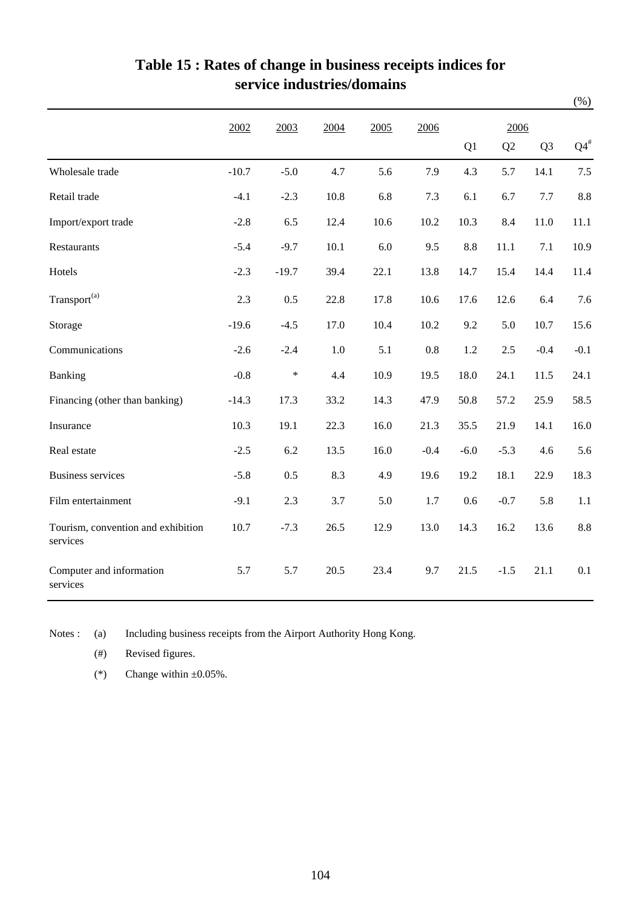# Table 15 : Rates of change in business receipts indices for service industries/domains

(%)

| | 2002 | 2003 | 2004 | 2005 | 2006 | 2006 | | | |
|---|---|---|---|---|---|---|---|---|---|
| | | | | | | Q1 | Q2 | Q3 | Q4[#] |
| Wholesale trade | -10.7 | -5.0 | 4.7 | 5.6 | 7.9 | 4.3 | 5.7 | 14.1 | 7.5 |
| Retail trade | -4.1 | -2.3 | 10.8 | 6.8 | 7.3 | 6.1 | 6.7 | 7.7 | 8.8 |
| Import/export trade | -2.8 | 6.5 | 12.4 | 10.6 | 10.2 | 10.3 | 8.4 | 11.0 | 11.1 |
| Restaurants | -5.4 | -9.7 | 10.1 | 6.0 | 9.5 | 8.8 | 11.1 | 7.1 | 10.9 |
| Hotels | -2.3 | -19.7 | 39.4 | 22.1 | 13.8 | 14.7 | 15.4 | 14.4 | 11.4 |
| Transport[(a)] | 2.3 | 0.5 | 22.8 | 17.8 | 10.6 | 17.6 | 12.6 | 6.4 | 7.6 |
| Storage | -19.6 | -4.5 | 17.0 | 10.4 | 10.2 | 9.2 | 5.0 | 10.7 | 15.6 |
| Communications | -2.6 | -2.4 | 1.0 | 5.1 | 0.8 | 1.2 | 2.5 | -0.4 | -0.1 |
| Banking | -0.8 | * | 4.4 | 10.9 | 19.5 | 18.0 | 24.1 | 11.5 | 24.1 |
| Financing (other than banking) | -14.3 | 17.3 | 33.2 | 14.3 | 47.9 | 50.8 | 57.2 | 25.9 | 58.5 |
| Insurance | 10.3 | 19.1 | 22.3 | 16.0 | 21.3 | 35.5 | 21.9 | 14.1 | 16.0 |
| Real estate | -2.5 | 6.2 | 13.5 | 16.0 | -0.4 | -6.0 | -5.3 | 4.6 | 5.6 |
| Business services | -5.8 | 0.5 | 8.3 | 4.9 | 19.6 | 19.2 | 18.1 | 22.9 | 18.3 |
| Film entertainment | -9.1 | 2.3 | 3.7 | 5.0 | 1.7 | 0.6 | -0.7 | 5.8 | 1.1 |
| Tourism, convention and exhibition services | 10.7 | -7.3 | 26.5 | 12.9 | 13.0 | 14.3 | 16.2 | 13.6 | 8.8 |
| Computer and information services | 5.7 | 5.7 | 20.5 | 23.4 | 9.7 | 21.5 | -1.5 | 21.1 | 0.1 |

Notes :
(a) Including business receipts from the Airport Authority Hong Kong.
(#) Revised figures.
(*) Change within ±0.05%.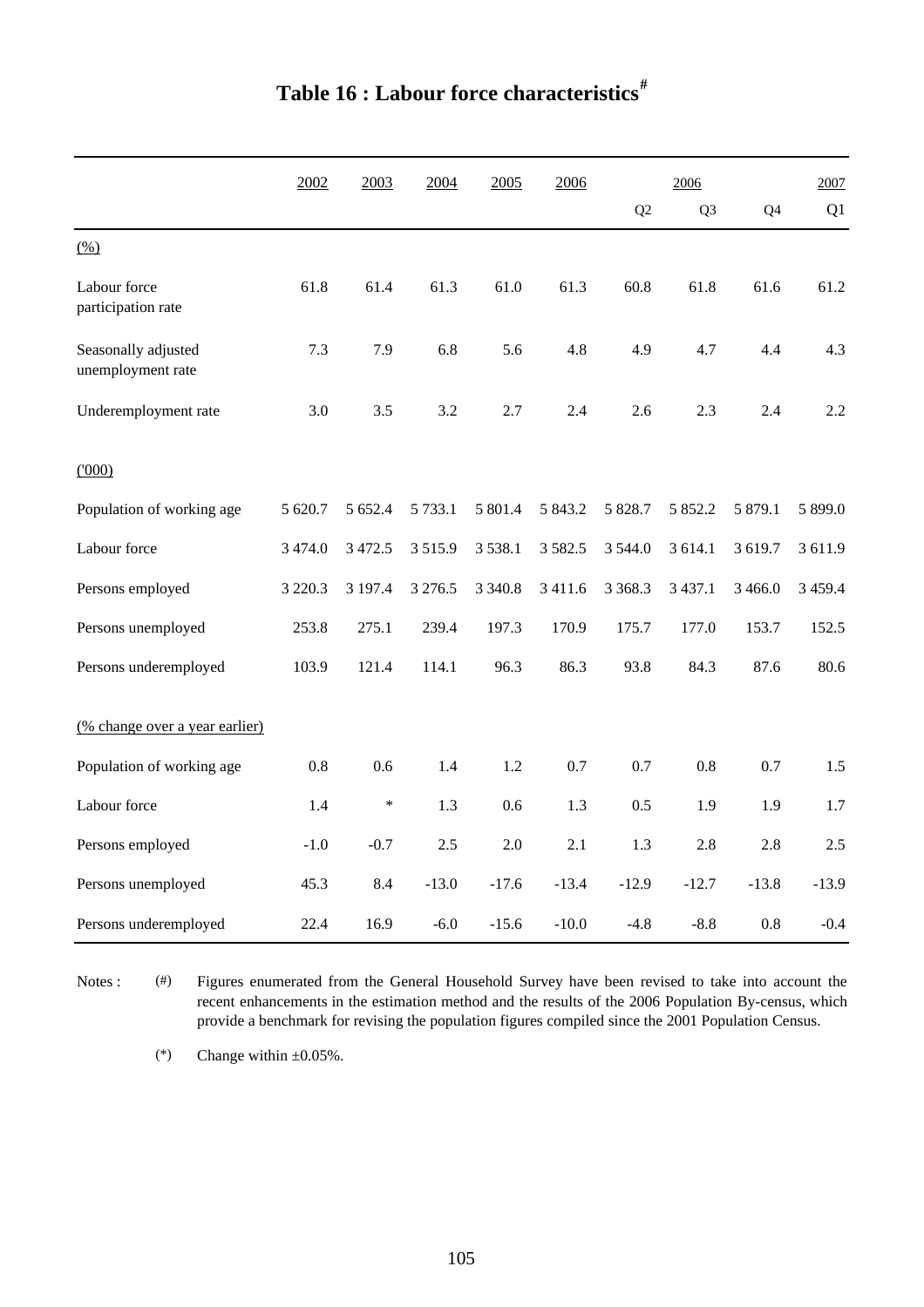# Table 16 : Labour force characteristics[#]

| | 2002 | 2003 | 2004 | 2005 | 2006 | 2006 | | | 2007 |
|---|---|---|---|---|---|---|---|---|---|
| | | | | | | Q2 | Q3 | Q4 | Q1 |
| (%) | | | | | | | | | |
| Labour force participation rate | 61.8 | 61.4 | 61.3 | 61.0 | 61.3 | 60.8 | 61.8 | 61.6 | 61.2 |
| Seasonally adjusted unemployment rate | 7.3 | 7.9 | 6.8 | 5.6 | 4.8 | 4.9 | 4.7 | 4.4 | 4.3 |
| Underemployment rate | 3.0 | 3.5 | 3.2 | 2.7 | 2.4 | 2.6 | 2.3 | 2.4 | 2.2 |
| ('000) | | | | | | | | | |
| Population of working age | 5 620.7 | 5 652.4 | 5 733.1 | 5 801.4 | 5 843.2 | 5 828.7 | 5 852.2 | 5 879.1 | 5 899.0 |
| Labour force | 3 474.0 | 3 472.5 | 3 515.9 | 3 538.1 | 3 582.5 | 3 544.0 | 3 614.1 | 3 619.7 | 3 611.9 |
| Persons employed | 3 220.3 | 3 197.4 | 3 276.5 | 3 340.8 | 3 411.6 | 3 368.3 | 3 437.1 | 3 466.0 | 3 459.4 |
| Persons unemployed | 253.8 | 275.1 | 239.4 | 197.3 | 170.9 | 175.7 | 177.0 | 153.7 | 152.5 |
| Persons underemployed | 103.9 | 121.4 | 114.1 | 96.3 | 86.3 | 93.8 | 84.3 | 87.6 | 80.6 |
| (% change over a year earlier) | | | | | | | | | |
| Population of working age | 0.8 | 0.6 | 1.4 | 1.2 | 0.7 | 0.7 | 0.8 | 0.7 | 1.5 |
| Labour force | 1.4 | * | 1.3 | 0.6 | 1.3 | 0.5 | 1.9 | 1.9 | 1.7 |
| Persons employed | -1.0 | -0.7 | 2.5 | 2.0 | 2.1 | 1.3 | 2.8 | 2.8 | 2.5 |
| Persons unemployed | 45.3 | 8.4 | -13.0 | -17.6 | -13.4 | -12.9 | -12.7 | -13.8 | -13.9 |
| Persons underemployed | 22.4 | 16.9 | -6.0 | -15.6 | -10.0 | -4.8 | -8.8 | 0.8 | -0.4 |

Notes : (#) Figures enumerated from the General Household Survey have been revised to take into account the recent enhancements in the estimation method and the results of the 2006 Population By-census, which provide a benchmark for revising the population figures compiled since the 2001 Population Census.

(*) Change within ±0.05%.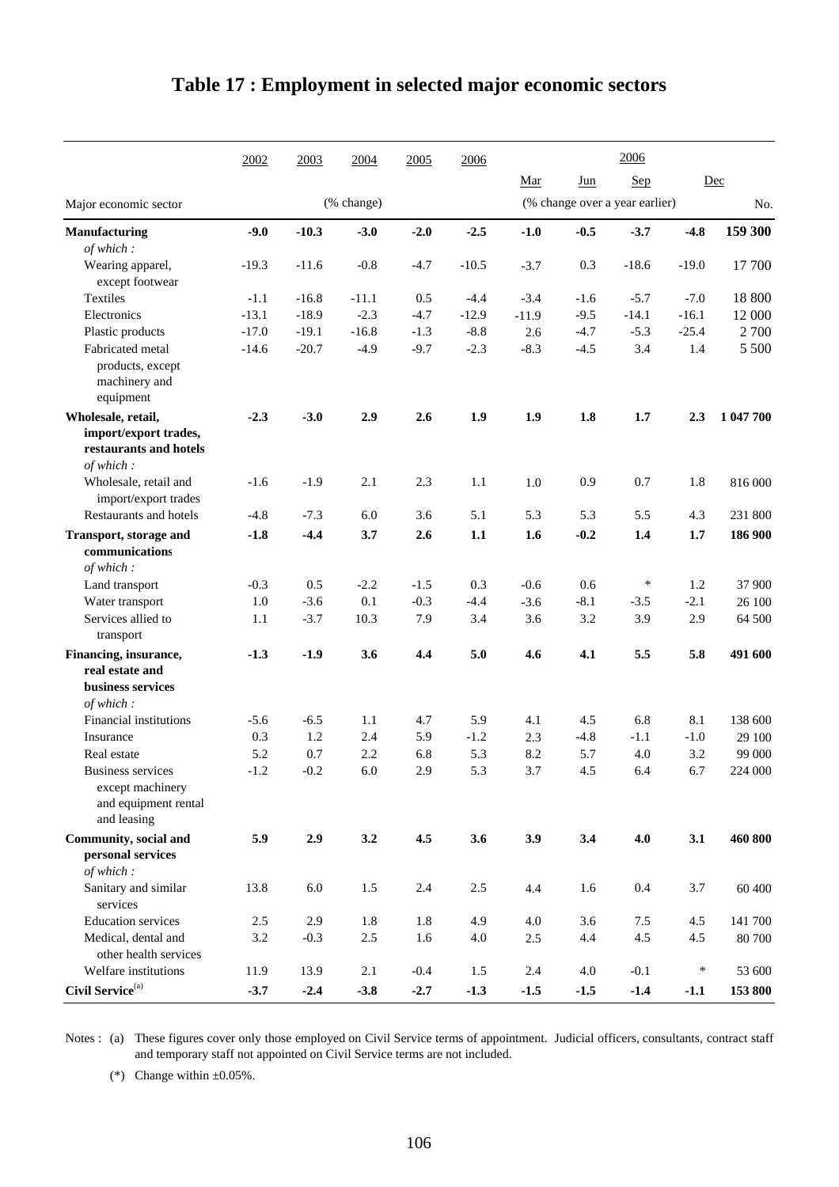# Table 17 : Employment in selected major economic sectors

| Major economic sector | 2002 | 2003 | 2004 | 2005 | 2006 | 2006 Mar | 2006 Jun | 2006 Sep | 2006 Dec | |
|---|---|---|---|---|---|---|---|---|---|---|
| | (% change) | | | | | (% change over a year earlier) | | | | No. |
| **Manufacturing** | **-9.0** | **-10.3** | **-3.0** | **-2.0** | **-2.5** | **-1.0** | **-0.5** | **-3.7** | **-4.8** | **159 300** |
| *of which :* | | | | | | | | | | |
| Wearing apparel, except footwear | -19.3 | -11.6 | -0.8 | -4.7 | -10.5 | -3.7 | 0.3 | -18.6 | -19.0 | 17 700 |
| Textiles | -1.1 | -16.8 | -11.1 | 0.5 | -4.4 | -3.4 | -1.6 | -5.7 | -7.0 | 18 800 |
| Electronics | -13.1 | -18.9 | -2.3 | -4.7 | -12.9 | -11.9 | -9.5 | -14.1 | -16.1 | 12 000 |
| Plastic products | -17.0 | -19.1 | -16.8 | -1.3 | -8.8 | 2.6 | -4.7 | -5.3 | -25.4 | 2 700 |
| Fabricated metal products, except machinery and equipment | -14.6 | -20.7 | -4.9 | -9.7 | -2.3 | -8.3 | -4.5 | 3.4 | 1.4 | 5 500 |
| **Wholesale, retail, import/export trades, restaurants and hotels** | **-2.3** | **-3.0** | **2.9** | **2.6** | **1.9** | **1.9** | **1.8** | **1.7** | **2.3** | **1 047 700** |
| *of which :* | | | | | | | | | | |
| Wholesale, retail and import/export trades | -1.6 | -1.9 | 2.1 | 2.3 | 1.1 | 1.0 | 0.9 | 0.7 | 1.8 | 816 000 |
| Restaurants and hotels | -4.8 | -7.3 | 6.0 | 3.6 | 5.1 | 5.3 | 5.3 | 5.5 | 4.3 | 231 800 |
| **Transport, storage and communications** | **-1.8** | **-4.4** | **3.7** | **2.6** | **1.1** | **1.6** | **-0.2** | **1.4** | **1.7** | **186 900** |
| *of which :* | | | | | | | | | | |
| Land transport | -0.3 | 0.5 | -2.2 | -1.5 | 0.3 | -0.6 | 0.6 | * | 1.2 | 37 900 |
| Water transport | 1.0 | -3.6 | 0.1 | -0.3 | -4.4 | -3.6 | -8.1 | -3.5 | -2.1 | 26 100 |
| Services allied to transport | 1.1 | -3.7 | 10.3 | 7.9 | 3.4 | 3.6 | 3.2 | 3.9 | 2.9 | 64 500 |
| **Financing, insurance, real estate and business services** | **-1.3** | **-1.9** | **3.6** | **4.4** | **5.0** | **4.6** | **4.1** | **5.5** | **5.8** | **491 600** |
| *of which :* | | | | | | | | | | |
| Financial institutions | -5.6 | -6.5 | 1.1 | 4.7 | 5.9 | 4.1 | 4.5 | 6.8 | 8.1 | 138 600 |
| Insurance | 0.3 | 1.2 | 2.4 | 5.9 | -1.2 | 2.3 | -4.8 | -1.1 | -1.0 | 29 100 |
| Real estate | 5.2 | 0.7 | 2.2 | 6.8 | 5.3 | 8.2 | 5.7 | 4.0 | 3.2 | 99 000 |
| Business services except machinery and equipment rental and leasing | -1.2 | -0.2 | 6.0 | 2.9 | 5.3 | 3.7 | 4.5 | 6.4 | 6.7 | 224 000 |
| **Community, social and personal services** | **5.9** | **2.9** | **3.2** | **4.5** | **3.6** | **3.9** | **3.4** | **4.0** | **3.1** | **460 800** |
| *of which :* | | | | | | | | | | |
| Sanitary and similar services | 13.8 | 6.0 | 1.5 | 2.4 | 2.5 | 4.4 | 1.6 | 0.4 | 3.7 | 60 400 |
| Education services | 2.5 | 2.9 | 1.8 | 1.8 | 4.9 | 4.0 | 3.6 | 7.5 | 4.5 | 141 700 |
| Medical, dental and other health services | 3.2 | -0.3 | 2.5 | 1.6 | 4.0 | 2.5 | 4.4 | 4.5 | 4.5 | 80 700 |
| Welfare institutions | 11.9 | 13.9 | 2.1 | -0.4 | 1.5 | 2.4 | 4.0 | -0.1 | * | 53 600 |
| **Civil Service**[(a)] | **-3.7** | **-2.4** | **-3.8** | **-2.7** | **-1.3** | **-1.5** | **-1.5** | **-1.4** | **-1.1** | **153 800** |

Notes : (a) These figures cover only those employed on Civil Service terms of appointment. Judicial officers, consultants, contract staff and temporary staff not appointed on Civil Service terms are not included.

(*) Change within ±0.05%.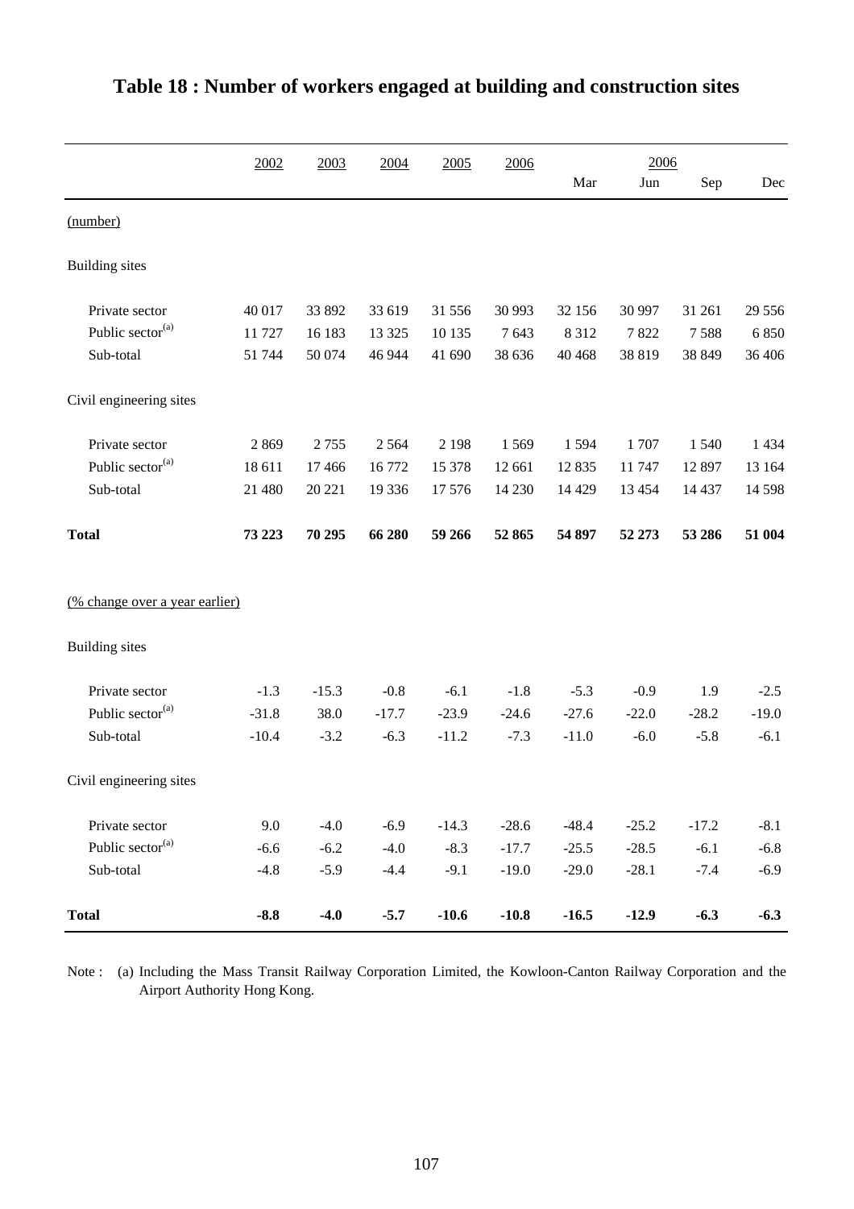# Table 18 : Number of workers engaged at building and construction sites

| | 2002 | 2003 | 2004 | 2005 | 2006 | 2006 | | | |
|---|---|---|---|---|---|---|---|---|---|
| | | | | | | Mar | Jun | Sep | Dec |
| (number) | | | | | | | | | |
| Building sites | | | | | | | | | |
| Private sector | 40 017 | 33 892 | 33 619 | 31 556 | 30 993 | 32 156 | 30 997 | 31 261 | 29 556 |
| Public sector[(a)] | 11 727 | 16 183 | 13 325 | 10 135 | 7 643 | 8 312 | 7 822 | 7 588 | 6 850 |
| Sub-total | 51 744 | 50 074 | 46 944 | 41 690 | 38 636 | 40 468 | 38 819 | 38 849 | 36 406 |
| Civil engineering sites | | | | | | | | | |
| Private sector | 2 869 | 2 755 | 2 564 | 2 198 | 1 569 | 1 594 | 1 707 | 1 540 | 1 434 |
| Public sector[(a)] | 18 611 | 17 466 | 16 772 | 15 378 | 12 661 | 12 835 | 11 747 | 12 897 | 13 164 |
| Sub-total | 21 480 | 20 221 | 19 336 | 17 576 | 14 230 | 14 429 | 13 454 | 14 437 | 14 598 |
| **Total** | **73 223** | **70 295** | **66 280** | **59 266** | **52 865** | **54 897** | **52 273** | **53 286** | **51 004** |
| (% change over a year earlier) | | | | | | | | | |
| Building sites | | | | | | | | | |
| Private sector | -1.3 | -15.3 | -0.8 | -6.1 | -1.8 | -5.3 | -0.9 | 1.9 | -2.5 |
| Public sector[(a)] | -31.8 | 38.0 | -17.7 | -23.9 | -24.6 | -27.6 | -22.0 | -28.2 | -19.0 |
| Sub-total | -10.4 | -3.2 | -6.3 | -11.2 | -7.3 | -11.0 | -6.0 | -5.8 | -6.1 |
| Civil engineering sites | | | | | | | | | |
| Private sector | 9.0 | -4.0 | -6.9 | -14.3 | -28.6 | -48.4 | -25.2 | -17.2 | -8.1 |
| Public sector[(a)] | -6.6 | -6.2 | -4.0 | -8.3 | -17.7 | -25.5 | -28.5 | -6.1 | -6.8 |
| Sub-total | -4.8 | -5.9 | -4.4 | -9.1 | -19.0 | -29.0 | -28.1 | -7.4 | -6.9 |
| **Total** | **-8.8** | **-4.0** | **-5.7** | **-10.6** | **-10.8** | **-16.5** | **-12.9** | **-6.3** | **-6.3** |

Note : (a) Including the Mass Transit Railway Corporation Limited, the Kowloon-Canton Railway Corporation and the Airport Authority Hong Kong.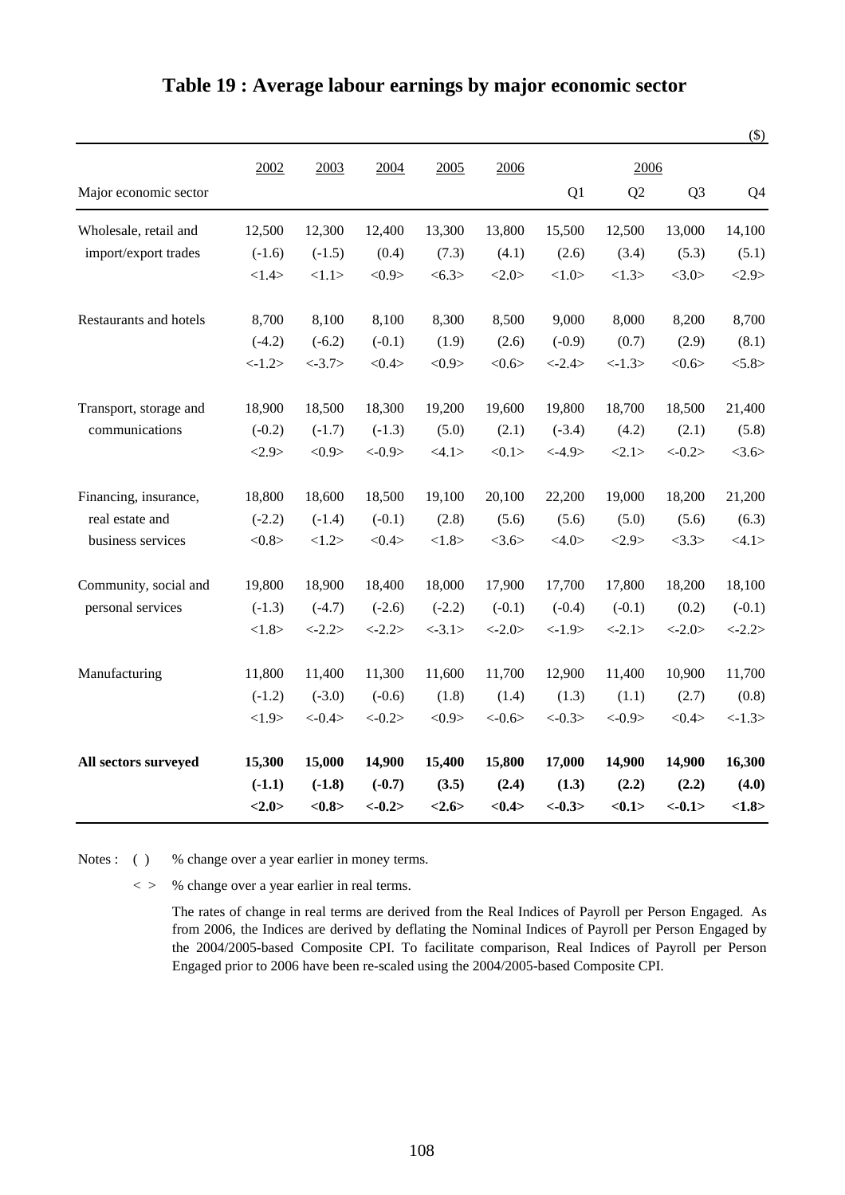# Table 19 : Average labour earnings by major economic sector

($)

| Major economic sector | 2002 | 2003 | 2004 | 2005 | 2006 | 2006 Q1 | Q2 | Q3 | Q4 |
|---|---|---|---|---|---|---|---|---|---|
| Wholesale, retail and import/export trades | 12,500 | 12,300 | 12,400 | 13,300 | 13,800 | 15,500 | 12,500 | 13,000 | 14,100 |
| | (-1.6) | (-1.5) | (0.4) | (7.3) | (4.1) | (2.6) | (3.4) | (5.3) | (5.1) |
| | <1.4> | <1.1> | <0.9> | <6.3> | <2.0> | <1.0> | <1.3> | <3.0> | <2.9> |
| Restaurants and hotels | 8,700 | 8,100 | 8,100 | 8,300 | 8,500 | 9,000 | 8,000 | 8,200 | 8,700 |
| | (-4.2) | (-6.2) | (-0.1) | (1.9) | (2.6) | (-0.9) | (0.7) | (2.9) | (8.1) |
| | <-1.2> | <-3.7> | <0.4> | <0.9> | <0.6> | <-2.4> | <-1.3> | <0.6> | <5.8> |
| Transport, storage and communications | 18,900 | 18,500 | 18,300 | 19,200 | 19,600 | 19,800 | 18,700 | 18,500 | 21,400 |
| | (-0.2) | (-1.7) | (-1.3) | (5.0) | (2.1) | (-3.4) | (4.2) | (2.1) | (5.8) |
| | <2.9> | <0.9> | <-0.9> | <4.1> | <0.1> | <-4.9> | <2.1> | <-0.2> | <3.6> |
| Financing, insurance, real estate and business services | 18,800 | 18,600 | 18,500 | 19,100 | 20,100 | 22,200 | 19,000 | 18,200 | 21,200 |
| | (-2.2) | (-1.4) | (-0.1) | (2.8) | (5.6) | (5.6) | (5.0) | (5.6) | (6.3) |
| | <0.8> | <1.2> | <0.4> | <1.8> | <3.6> | <4.0> | <2.9> | <3.3> | <4.1> |
| Community, social and personal services | 19,800 | 18,900 | 18,400 | 18,000 | 17,900 | 17,700 | 17,800 | 18,200 | 18,100 |
| | (-1.3) | (-4.7) | (-2.6) | (-2.2) | (-0.1) | (-0.4) | (-0.1) | (0.2) | (-0.1) |
| | <1.8> | <-2.2> | <-2.2> | <-3.1> | <-2.0> | <-1.9> | <-2.1> | <-2.0> | <-2.2> |
| Manufacturing | 11,800 | 11,400 | 11,300 | 11,600 | 11,700 | 12,900 | 11,400 | 10,900 | 11,700 |
| | (-1.2) | (-3.0) | (-0.6) | (1.8) | (1.4) | (1.3) | (1.1) | (2.7) | (0.8) |
| | <1.9> | <-0.4> | <-0.2> | <0.9> | <-0.6> | <-0.3> | <-0.9> | <0.4> | <-1.3> |
| **All sectors surveyed** | **15,300** | **15,000** | **14,900** | **15,400** | **15,800** | **17,000** | **14,900** | **14,900** | **16,300** |
| | **(-1.1)** | **(-1.8)** | **(-0.7)** | **(3.5)** | **(2.4)** | **(1.3)** | **(2.2)** | **(2.2)** | **(4.0)** |
| | **<2.0>** | **<0.8>** | **<-0.2>** | **<2.6>** | **<0.4>** | **<-0.3>** | **<0.1>** | **<-0.1>** | **<1.8>** |

Notes : ( ) % change over a year earlier in money terms.

< > % change over a year earlier in real terms.

The rates of change in real terms are derived from the Real Indices of Payroll per Person Engaged. As from 2006, the Indices are derived by deflating the Nominal Indices of Payroll per Person Engaged by the 2004/2005-based Composite CPI. To facilitate comparison, Real Indices of Payroll per Person Engaged prior to 2006 have been re-scaled using the 2004/2005-based Composite CPI.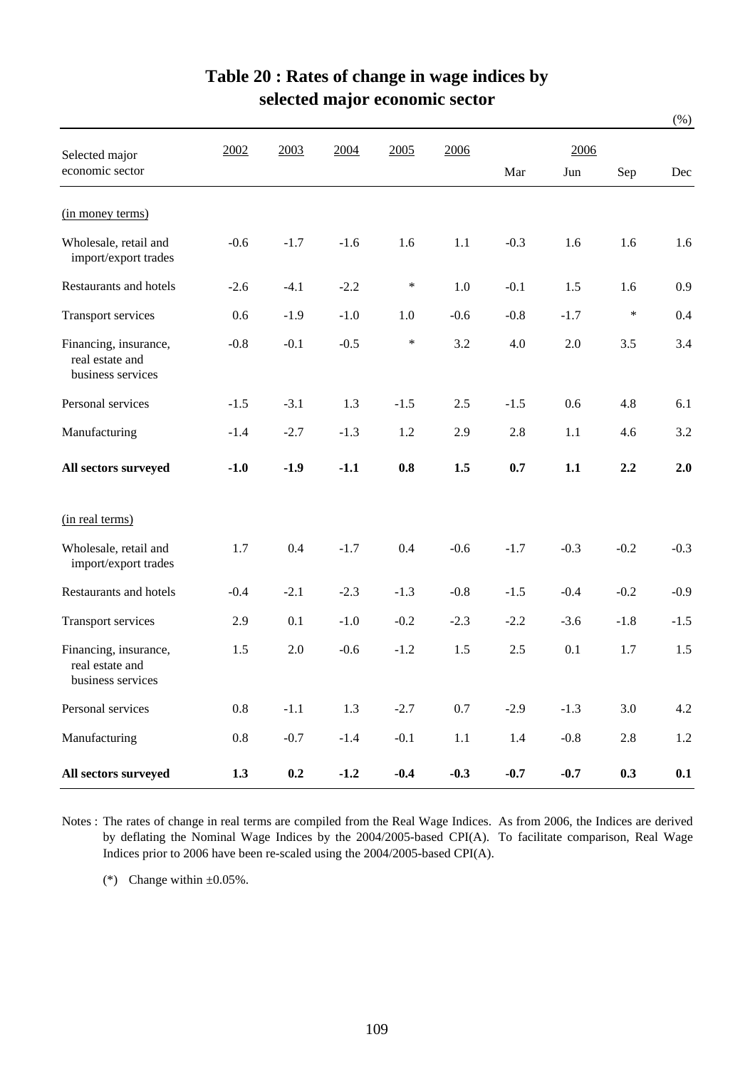# Table 20 : Rates of change in wage indices by selected major economic sector

(%)

| Selected major economic sector | 2002 | 2003 | 2004 | 2005 | 2006 | 2006 | | | |
|---|---|---|---|---|---|---|---|---|---|
| | | | | | | Mar | Jun | Sep | Dec |
| (in money terms) | | | | | | | | | |
| Wholesale, retail and import/export trades | -0.6 | -1.7 | -1.6 | 1.6 | 1.1 | -0.3 | 1.6 | 1.6 | 1.6 |
| Restaurants and hotels | -2.6 | -4.1 | -2.2 | * | 1.0 | -0.1 | 1.5 | 1.6 | 0.9 |
| Transport services | 0.6 | -1.9 | -1.0 | 1.0 | -0.6 | -0.8 | -1.7 | * | 0.4 |
| Financing, insurance, real estate and business services | -0.8 | -0.1 | -0.5 | * | 3.2 | 4.0 | 2.0 | 3.5 | 3.4 |
| Personal services | -1.5 | -3.1 | 1.3 | -1.5 | 2.5 | -1.5 | 0.6 | 4.8 | 6.1 |
| Manufacturing | -1.4 | -2.7 | -1.3 | 1.2 | 2.9 | 2.8 | 1.1 | 4.6 | 3.2 |
| **All sectors surveyed** | **-1.0** | **-1.9** | **-1.1** | **0.8** | **1.5** | **0.7** | **1.1** | **2.2** | **2.0** |
| (in real terms) | | | | | | | | | |
| Wholesale, retail and import/export trades | 1.7 | 0.4 | -1.7 | 0.4 | -0.6 | -1.7 | -0.3 | -0.2 | -0.3 |
| Restaurants and hotels | -0.4 | -2.1 | -2.3 | -1.3 | -0.8 | -1.5 | -0.4 | -0.2 | -0.9 |
| Transport services | 2.9 | 0.1 | -1.0 | -0.2 | -2.3 | -2.2 | -3.6 | -1.8 | -1.5 |
| Financing, insurance, real estate and business services | 1.5 | 2.0 | -0.6 | -1.2 | 1.5 | 2.5 | 0.1 | 1.7 | 1.5 |
| Personal services | 0.8 | -1.1 | 1.3 | -2.7 | 0.7 | -2.9 | -1.3 | 3.0 | 4.2 |
| Manufacturing | 0.8 | -0.7 | -1.4 | -0.1 | 1.1 | 1.4 | -0.8 | 2.8 | 1.2 |
| **All sectors surveyed** | **1.3** | **0.2** | **-1.2** | **-0.4** | **-0.3** | **-0.7** | **-0.7** | **0.3** | **0.1** |

Notes : The rates of change in real terms are compiled from the Real Wage Indices. As from 2006, the Indices are derived by deflating the Nominal Wage Indices by the 2004/2005-based CPI(A). To facilitate comparison, Real Wage Indices prior to 2006 have been re-scaled using the 2004/2005-based CPI(A).

(*) Change within ±0.05%.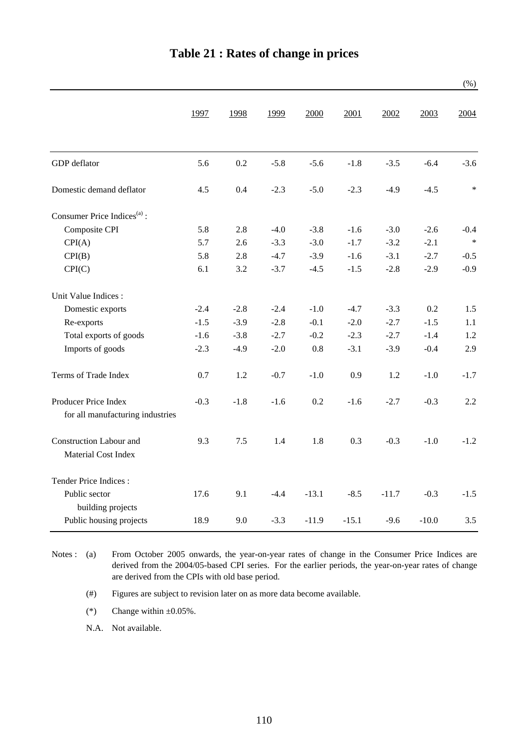# Table 21 : Rates of change in prices

(%)

| | 1997 | 1998 | 1999 | 2000 | 2001 | 2002 | 2003 | 2004 |
|---|---|---|---|---|---|---|---|---|
| GDP deflator | 5.6 | 0.2 | -5.8 | -5.6 | -1.8 | -3.5 | -6.4 | -3.6 |
| Domestic demand deflator | 4.5 | 0.4 | -2.3 | -5.0 | -2.3 | -4.9 | -4.5 | * |
| Consumer Price Indices[(a)] : | | | | | | | | |
| Composite CPI | 5.8 | 2.8 | -4.0 | -3.8 | -1.6 | -3.0 | -2.6 | -0.4 |
| CPI(A) | 5.7 | 2.6 | -3.3 | -3.0 | -1.7 | -3.2 | -2.1 | * |
| CPI(B) | 5.8 | 2.8 | -4.7 | -3.9 | -1.6 | -3.1 | -2.7 | -0.5 |
| CPI(C) | 6.1 | 3.2 | -3.7 | -4.5 | -1.5 | -2.8 | -2.9 | -0.9 |
| Unit Value Indices : | | | | | | | | |
| Domestic exports | -2.4 | -2.8 | -2.4 | -1.0 | -4.7 | -3.3 | 0.2 | 1.5 |
| Re-exports | -1.5 | -3.9 | -2.8 | -0.1 | -2.0 | -2.7 | -1.5 | 1.1 |
| Total exports of goods | -1.6 | -3.8 | -2.7 | -0.2 | -2.3 | -2.7 | -1.4 | 1.2 |
| Imports of goods | -2.3 | -4.9 | -2.0 | 0.8 | -3.1 | -3.9 | -0.4 | 2.9 |
| Terms of Trade Index | 0.7 | 1.2 | -0.7 | -1.0 | 0.9 | 1.2 | -1.0 | -1.7 |
| Producer Price Index for all manufacturing industries | -0.3 | -1.8 | -1.6 | 0.2 | -1.6 | -2.7 | -0.3 | 2.2 |
| Construction Labour and Material Cost Index | 9.3 | 7.5 | 1.4 | 1.8 | 0.3 | -0.3 | -1.0 | -1.2 |
| Tender Price Indices : | | | | | | | | |
| Public sector building projects | 17.6 | 9.1 | -4.4 | -13.1 | -8.5 | -11.7 | -0.3 | -1.5 |
| Public housing projects | 18.9 | 9.0 | -3.3 | -11.9 | -15.1 | -9.6 | -10.0 | 3.5 |

Notes : (a) From October 2005 onwards, the year-on-year rates of change in the Consumer Price Indices are derived from the 2004/05-based CPI series. For the earlier periods, the year-on-year rates of change are derived from the CPIs with old base period.

(#) Figures are subject to revision later on as more data become available.

(*) Change within ±0.05%.

N.A. Not available.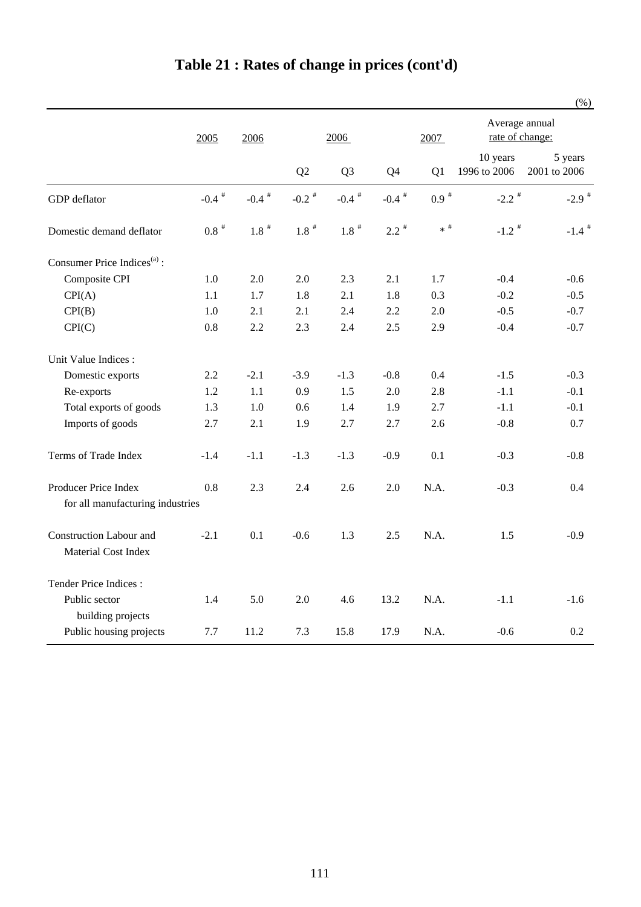# Table 21 : Rates of change in prices (cont'd)

(%)

| | 2005 | 2006 | 2006 | | | 2007 | Average annual rate of change: | |
|---|---|---|---|---|---|---|---|---|
| | | | Q2 | Q3 | Q4 | Q1 | 10 years 1996 to 2006 | 5 years 2001 to 2006 |
| GDP deflator | -0.4 # | -0.4 # | -0.2 # | -0.4 # | -0.4 # | 0.9 # | -2.2 # | -2.9 # |
| Domestic demand deflator | 0.8 # | 1.8 # | 1.8 # | 1.8 # | 2.2 # | * # | -1.2 # | -1.4 # |
| Consumer Price Indices[(a)] : | | | | | | | | |
| Composite CPI | 1.0 | 2.0 | 2.0 | 2.3 | 2.1 | 1.7 | -0.4 | -0.6 |
| CPI(A) | 1.1 | 1.7 | 1.8 | 2.1 | 1.8 | 0.3 | -0.2 | -0.5 |
| CPI(B) | 1.0 | 2.1 | 2.1 | 2.4 | 2.2 | 2.0 | -0.5 | -0.7 |
| CPI(C) | 0.8 | 2.2 | 2.3 | 2.4 | 2.5 | 2.9 | -0.4 | -0.7 |
| Unit Value Indices : | | | | | | | | |
| Domestic exports | 2.2 | -2.1 | -3.9 | -1.3 | -0.8 | 0.4 | -1.5 | -0.3 |
| Re-exports | 1.2 | 1.1 | 0.9 | 1.5 | 2.0 | 2.8 | -1.1 | -0.1 |
| Total exports of goods | 1.3 | 1.0 | 0.6 | 1.4 | 1.9 | 2.7 | -1.1 | -0.1 |
| Imports of goods | 2.7 | 2.1 | 1.9 | 2.7 | 2.7 | 2.6 | -0.8 | 0.7 |
| Terms of Trade Index | -1.4 | -1.1 | -1.3 | -1.3 | -0.9 | 0.1 | -0.3 | -0.8 |
| Producer Price Index for all manufacturing industries | 0.8 | 2.3 | 2.4 | 2.6 | 2.0 | N.A. | -0.3 | 0.4 |
| Construction Labour and Material Cost Index | -2.1 | 0.1 | -0.6 | 1.3 | 2.5 | N.A. | 1.5 | -0.9 |
| Tender Price Indices : | | | | | | | | |
| Public sector building projects | 1.4 | 5.0 | 2.0 | 4.6 | 13.2 | N.A. | -1.1 | -1.6 |
| Public housing projects | 7.7 | 11.2 | 7.3 | 15.8 | 17.9 | N.A. | -0.6 | 0.2 |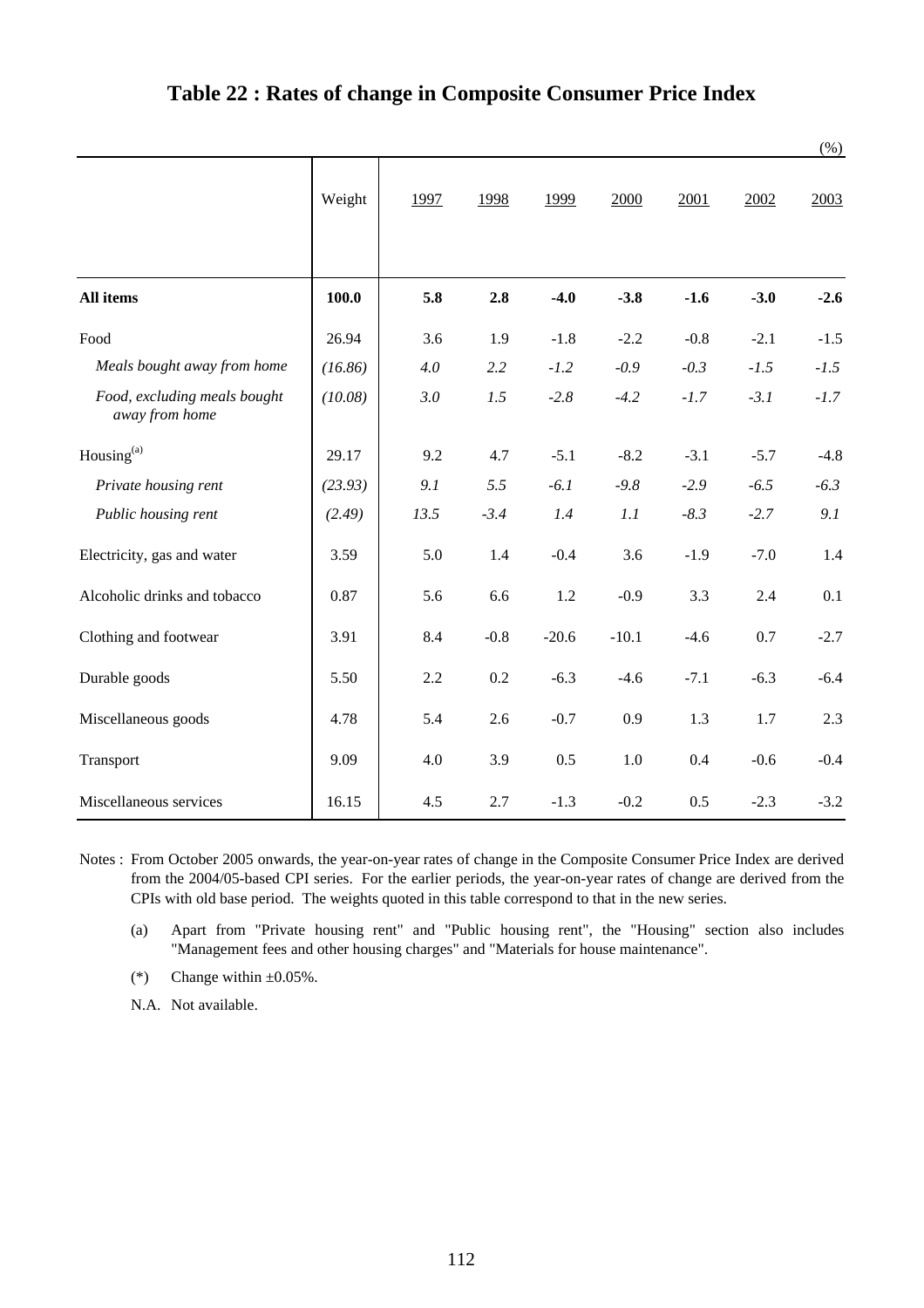# Table 22 : Rates of change in Composite Consumer Price Index

(%)

| | Weight | 1997 | 1998 | 1999 | 2000 | 2001 | 2002 | 2003 |
|---|---|---|---|---|---|---|---|---|
| **All items** | **100.0** | **5.8** | **2.8** | **-4.0** | **-3.8** | **-1.6** | **-3.0** | **-2.6** |
| Food | 26.94 | 3.6 | 1.9 | -1.8 | -2.2 | -0.8 | -2.1 | -1.5 |
| *Meals bought away from home* | *(16.86)* | *4.0* | *2.2* | *-1.2* | *-0.9* | *-0.3* | *-1.5* | *-1.5* |
| *Food, excluding meals bought away from home* | *(10.08)* | *3.0* | *1.5* | *-2.8* | *-4.2* | *-1.7* | *-3.1* | *-1.7* |
| Housing[(a)] | 29.17 | 9.2 | 4.7 | -5.1 | -8.2 | -3.1 | -5.7 | -4.8 |
| *Private housing rent* | *(23.93)* | *9.1* | *5.5* | *-6.1* | *-9.8* | *-2.9* | *-6.5* | *-6.3* |
| *Public housing rent* | *(2.49)* | *13.5* | *-3.4* | *1.4* | *1.1* | *-8.3* | *-2.7* | *9.1* |
| Electricity, gas and water | 3.59 | 5.0 | 1.4 | -0.4 | 3.6 | -1.9 | -7.0 | 1.4 |
| Alcoholic drinks and tobacco | 0.87 | 5.6 | 6.6 | 1.2 | -0.9 | 3.3 | 2.4 | 0.1 |
| Clothing and footwear | 3.91 | 8.4 | -0.8 | -20.6 | -10.1 | -4.6 | 0.7 | -2.7 |
| Durable goods | 5.50 | 2.2 | 0.2 | -6.3 | -4.6 | -7.1 | -6.3 | -6.4 |
| Miscellaneous goods | 4.78 | 5.4 | 2.6 | -0.7 | 0.9 | 1.3 | 1.7 | 2.3 |
| Transport | 9.09 | 4.0 | 3.9 | 0.5 | 1.0 | 0.4 | -0.6 | -0.4 |
| Miscellaneous services | 16.15 | 4.5 | 2.7 | -1.3 | -0.2 | 0.5 | -2.3 | -3.2 |

Notes : From October 2005 onwards, the year-on-year rates of change in the Composite Consumer Price Index are derived from the 2004/05-based CPI series. For the earlier periods, the year-on-year rates of change are derived from the CPIs with old base period. The weights quoted in this table correspond to that in the new series.

(a) Apart from "Private housing rent" and "Public housing rent", the "Housing" section also includes "Management fees and other housing charges" and "Materials for house maintenance".

(*) Change within ±0.05%.

N.A. Not available.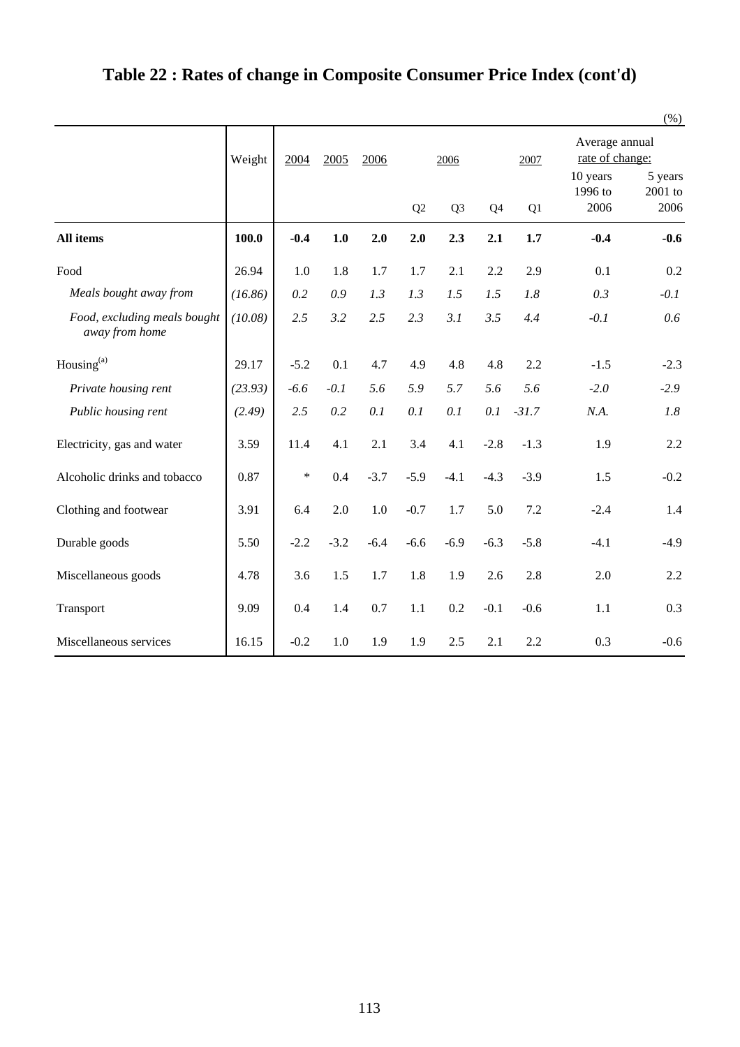# Table 22 : Rates of change in Composite Consumer Price Index (cont'd)

(%)

| | Weight | 2004 | 2005 | 2006 | 2006 Q2 | 2006 Q3 | 2006 Q4 | 2007 Q1 | Average annual rate of change: 10 years 1996 to 2006 | Average annual rate of change: 5 years 2001 to 2006 |
|---|---|---|---|---|---|---|---|---|---|---|
| **All items** | **100.0** | **-0.4** | **1.0** | **2.0** | **2.0** | **2.3** | **2.1** | **1.7** | **-0.4** | **-0.6** |
| Food | 26.94 | 1.0 | 1.8 | 1.7 | 1.7 | 2.1 | 2.2 | 2.9 | 0.1 | 0.2 |
| *Meals bought away from* | *(16.86)* | *0.2* | *0.9* | *1.3* | *1.3* | *1.5* | *1.5* | *1.8* | *0.3* | *-0.1* |
| *Food, excluding meals bought away from home* | *(10.08)* | *2.5* | *3.2* | *2.5* | *2.3* | *3.1* | *3.5* | *4.4* | *-0.1* | *0.6* |
| Housing[(a)] | 29.17 | -5.2 | 0.1 | 4.7 | 4.9 | 4.8 | 4.8 | 2.2 | -1.5 | -2.3 |
| *Private housing rent* | *(23.93)* | *-6.6* | *-0.1* | *5.6* | *5.9* | *5.7* | *5.6* | *5.6* | *-2.0* | *-2.9* |
| *Public housing rent* | *(2.49)* | *2.5* | *0.2* | *0.1* | *0.1* | *0.1* | *0.1* | *-31.7* | *N.A.* | *1.8* |
| Electricity, gas and water | 3.59 | 11.4 | 4.1 | 2.1 | 3.4 | 4.1 | -2.8 | -1.3 | 1.9 | 2.2 |
| Alcoholic drinks and tobacco | 0.87 | * | 0.4 | -3.7 | -5.9 | -4.1 | -4.3 | -3.9 | 1.5 | -0.2 |
| Clothing and footwear | 3.91 | 6.4 | 2.0 | 1.0 | -0.7 | 1.7 | 5.0 | 7.2 | -2.4 | 1.4 |
| Durable goods | 5.50 | -2.2 | -3.2 | -6.4 | -6.6 | -6.9 | -6.3 | -5.8 | -4.1 | -4.9 |
| Miscellaneous goods | 4.78 | 3.6 | 1.5 | 1.7 | 1.8 | 1.9 | 2.6 | 2.8 | 2.0 | 2.2 |
| Transport | 9.09 | 0.4 | 1.4 | 0.7 | 1.1 | 0.2 | -0.1 | -0.6 | 1.1 | 0.3 |
| Miscellaneous services | 16.15 | -0.2 | 1.0 | 1.9 | 1.9 | 2.5 | 2.1 | 2.2 | 0.3 | -0.6 |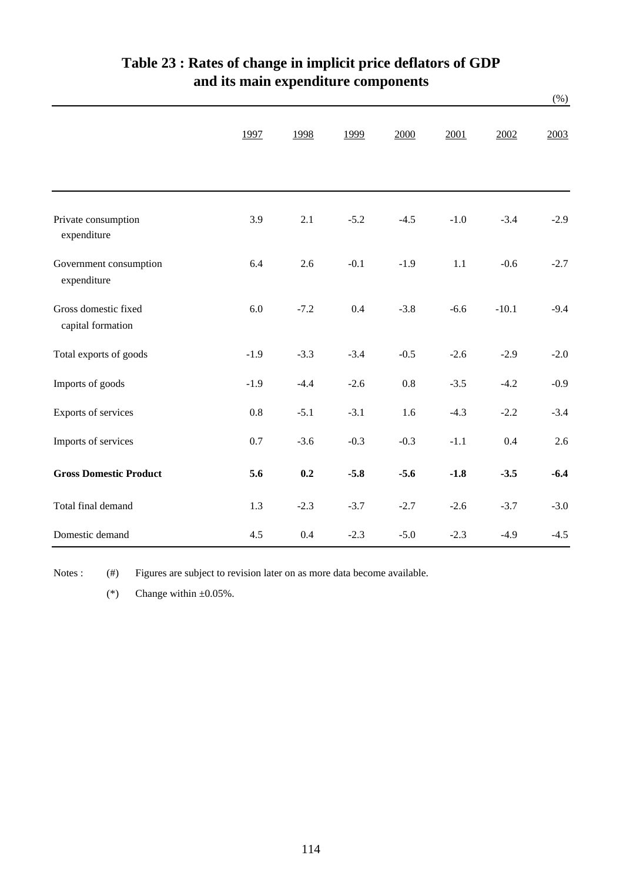# Table 23 : Rates of change in implicit price deflators of GDP and its main expenditure components

(%)

| | 1997 | 1998 | 1999 | 2000 | 2001 | 2002 | 2003 |
|---|---|---|---|---|---|---|---|
| Private consumption expenditure | 3.9 | 2.1 | -5.2 | -4.5 | -1.0 | -3.4 | -2.9 |
| Government consumption expenditure | 6.4 | 2.6 | -0.1 | -1.9 | 1.1 | -0.6 | -2.7 |
| Gross domestic fixed capital formation | 6.0 | -7.2 | 0.4 | -3.8 | -6.6 | -10.1 | -9.4 |
| Total exports of goods | -1.9 | -3.3 | -3.4 | -0.5 | -2.6 | -2.9 | -2.0 |
| Imports of goods | -1.9 | -4.4 | -2.6 | 0.8 | -3.5 | -4.2 | -0.9 |
| Exports of services | 0.8 | -5.1 | -3.1 | 1.6 | -4.3 | -2.2 | -3.4 |
| Imports of services | 0.7 | -3.6 | -0.3 | -0.3 | -1.1 | 0.4 | 2.6 |
| **Gross Domestic Product** | **5.6** | **0.2** | **-5.8** | **-5.6** | **-1.8** | **-3.5** | **-6.4** |
| Total final demand | 1.3 | -2.3 | -3.7 | -2.7 | -2.6 | -3.7 | -3.0 |
| Domestic demand | 4.5 | 0.4 | -2.3 | -5.0 | -2.3 | -4.9 | -4.5 |

Notes : (#) Figures are subject to revision later on as more data become available.

(*) Change within ±0.05%.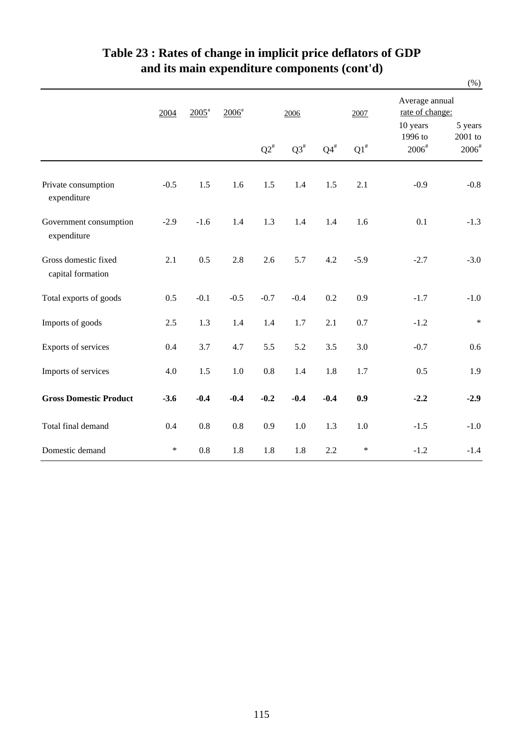# Table 23 : Rates of change in implicit price deflators of GDP and its main expenditure components (cont'd)

(%)

| | 2004 | 2005# | 2006# | 2006 | | | 2007 | Average annual rate of change: | |
|---|---|---|---|---|---|---|---|---|---|
| | | | | Q2# | Q3# | Q4# | Q1# | 10 years 1996 to 2006# | 5 years 2001 to 2006# |
| Private consumption expenditure | -0.5 | 1.5 | 1.6 | 1.5 | 1.4 | 1.5 | 2.1 | -0.9 | -0.8 |
| Government consumption expenditure | -2.9 | -1.6 | 1.4 | 1.3 | 1.4 | 1.4 | 1.6 | 0.1 | -1.3 |
| Gross domestic fixed capital formation | 2.1 | 0.5 | 2.8 | 2.6 | 5.7 | 4.2 | -5.9 | -2.7 | -3.0 |
| Total exports of goods | 0.5 | -0.1 | -0.5 | -0.7 | -0.4 | 0.2 | 0.9 | -1.7 | -1.0 |
| Imports of goods | 2.5 | 1.3 | 1.4 | 1.4 | 1.7 | 2.1 | 0.7 | -1.2 | * |
| Exports of services | 0.4 | 3.7 | 4.7 | 5.5 | 5.2 | 3.5 | 3.0 | -0.7 | 0.6 |
| Imports of services | 4.0 | 1.5 | 1.0 | 0.8 | 1.4 | 1.8 | 1.7 | 0.5 | 1.9 |
| **Gross Domestic Product** | **-3.6** | **-0.4** | **-0.4** | **-0.2** | **-0.4** | **-0.4** | **0.9** | **-2.2** | **-2.9** |
| Total final demand | 0.4 | 0.8 | 0.8 | 0.9 | 1.0 | 1.3 | 1.0 | -1.5 | -1.0 |
| Domestic demand | * | 0.8 | 1.8 | 1.8 | 1.8 | 2.2 | * | -1.2 | -1.4 |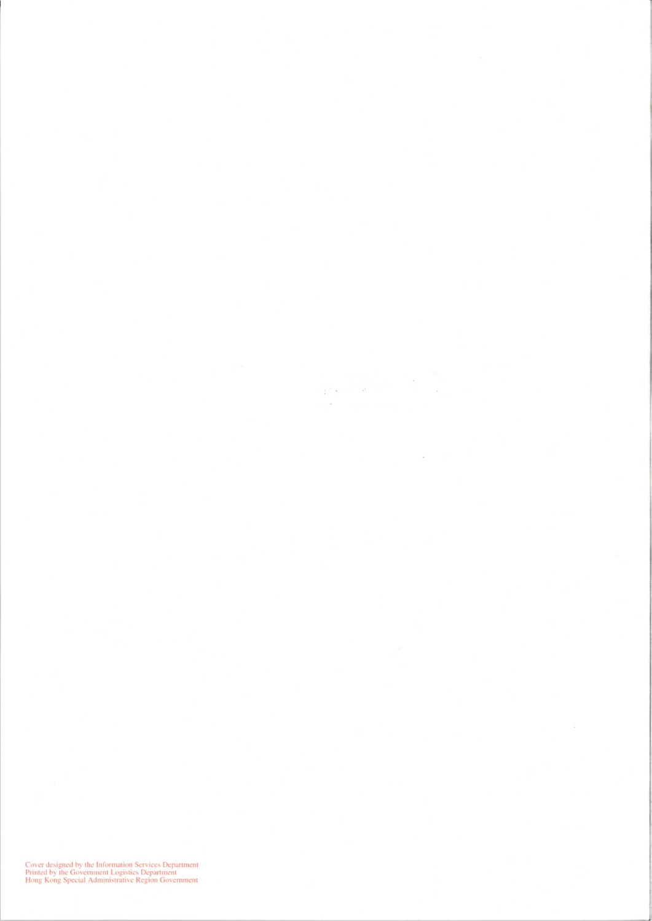Cover designed by the Information Services Department
Printed by the Government Logistics Department
Hong Kong Special Administrative Region Government